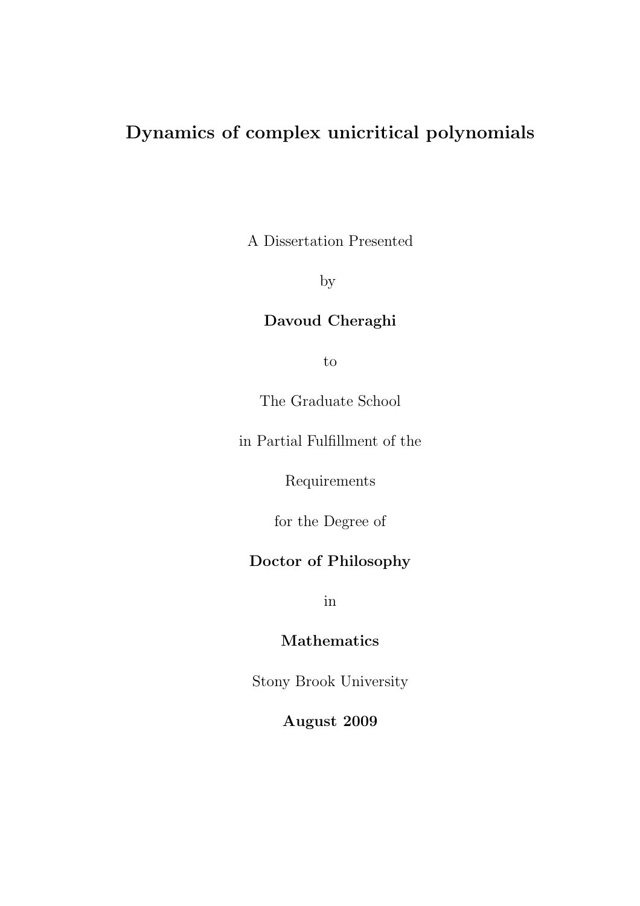# Dynamics of complex unicritical polynomials

A Dissertation Presented

by

**Davoud Cheraghi**

to

The Graduate School

in Partial Fulfillment of the

Requirements

for the Degree of

**Doctor of Philosophy**

in

**Mathematics**

Stony Brook University

**August 2009**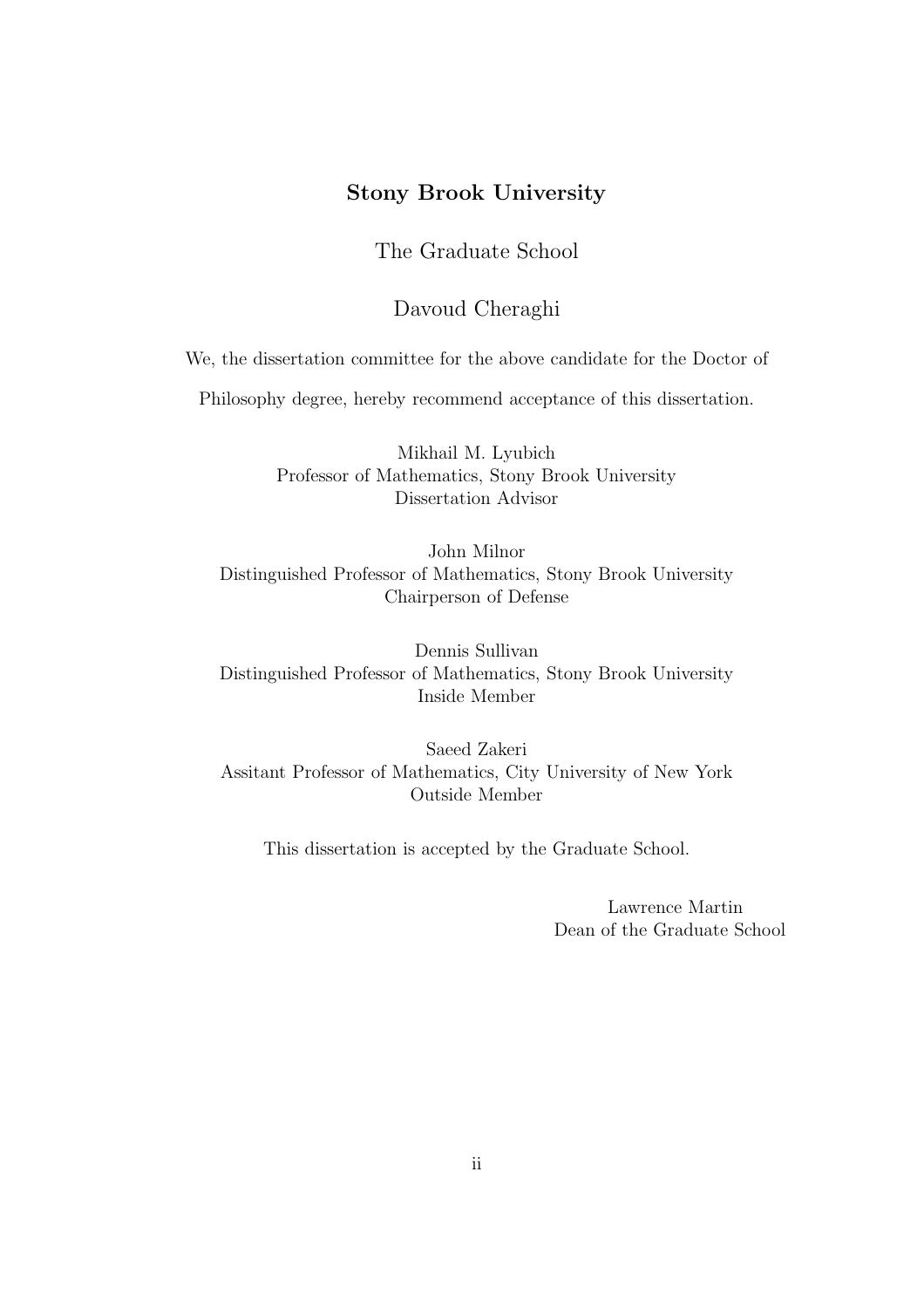**Stony Brook University**

The Graduate School

Davoud Cheraghi

We, the dissertation committee for the above candidate for the Doctor of Philosophy degree, hereby recommend acceptance of this dissertation.

Mikhail M. Lyubich
Professor of Mathematics, Stony Brook University
Dissertation Advisor

John Milnor
Distinguished Professor of Mathematics, Stony Brook University
Chairperson of Defense

Dennis Sullivan
Distinguished Professor of Mathematics, Stony Brook University
Inside Member

Saeed Zakeri
Assitant Professor of Mathematics, City University of New York
Outside Member

This dissertation is accepted by the Graduate School.

Lawrence Martin
Dean of the Graduate School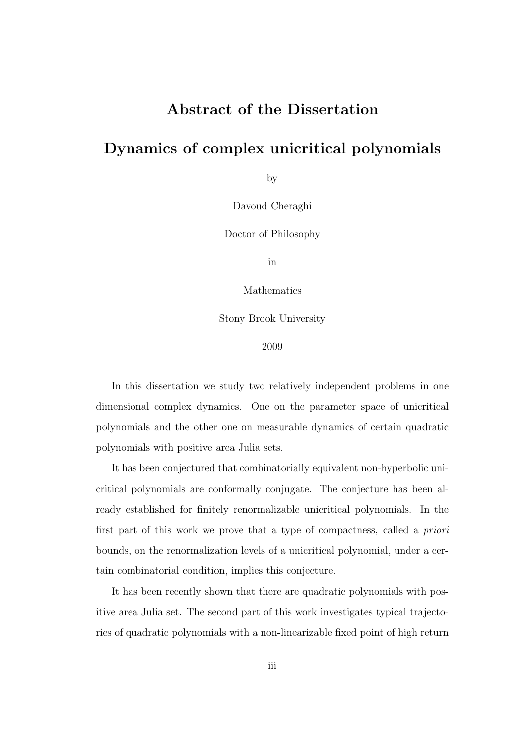# Abstract of the Dissertation

# Dynamics of complex unicritical polynomials

by

Davoud Cheraghi

Doctor of Philosophy

in

Mathematics

Stony Brook University

2009

In this dissertation we study two relatively independent problems in one dimensional complex dynamics. One on the parameter space of unicritical polynomials and the other one on measurable dynamics of certain quadratic polynomials with positive area Julia sets.

It has been conjectured that combinatorially equivalent non-hyperbolic unicritical polynomials are conformally conjugate. The conjecture has been already established for finitely renormalizable unicritical polynomials. In the first part of this work we prove that a type of compactness, called a *priori* bounds, on the renormalization levels of a unicritical polynomial, under a certain combinatorial condition, implies this conjecture.

It has been recently shown that there are quadratic polynomials with positive area Julia set. The second part of this work investigates typical trajectories of quadratic polynomials with a non-linearizable fixed point of high return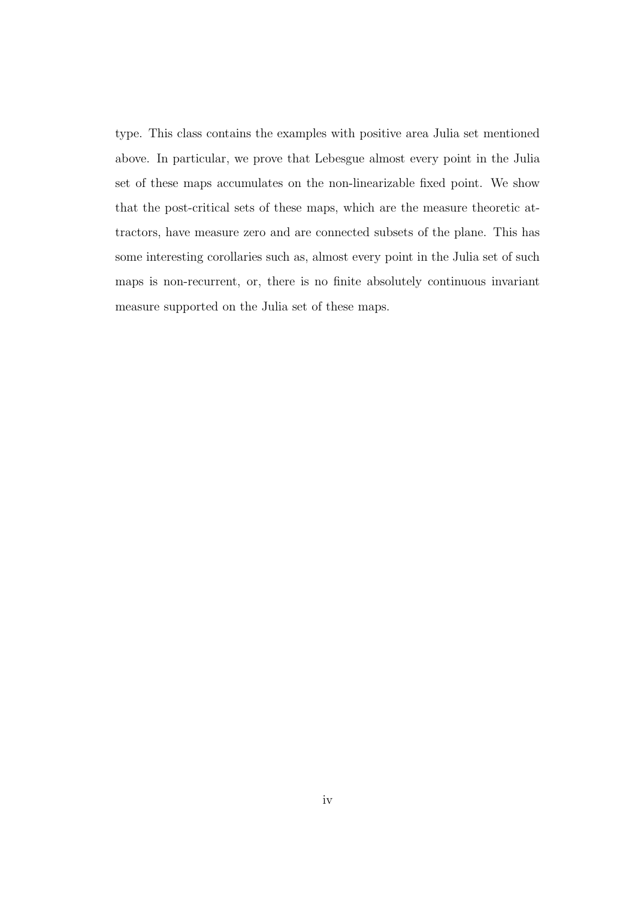type. This class contains the examples with positive area Julia set mentioned above. In particular, we prove that Lebesgue almost every point in the Julia set of these maps accumulates on the non-linearizable fixed point. We show that the post-critical sets of these maps, which are the measure theoretic attractors, have measure zero and are connected subsets of the plane. This has some interesting corollaries such as, almost every point in the Julia set of such maps is non-recurrent, or, there is no finite absolutely continuous invariant measure supported on the Julia set of these maps.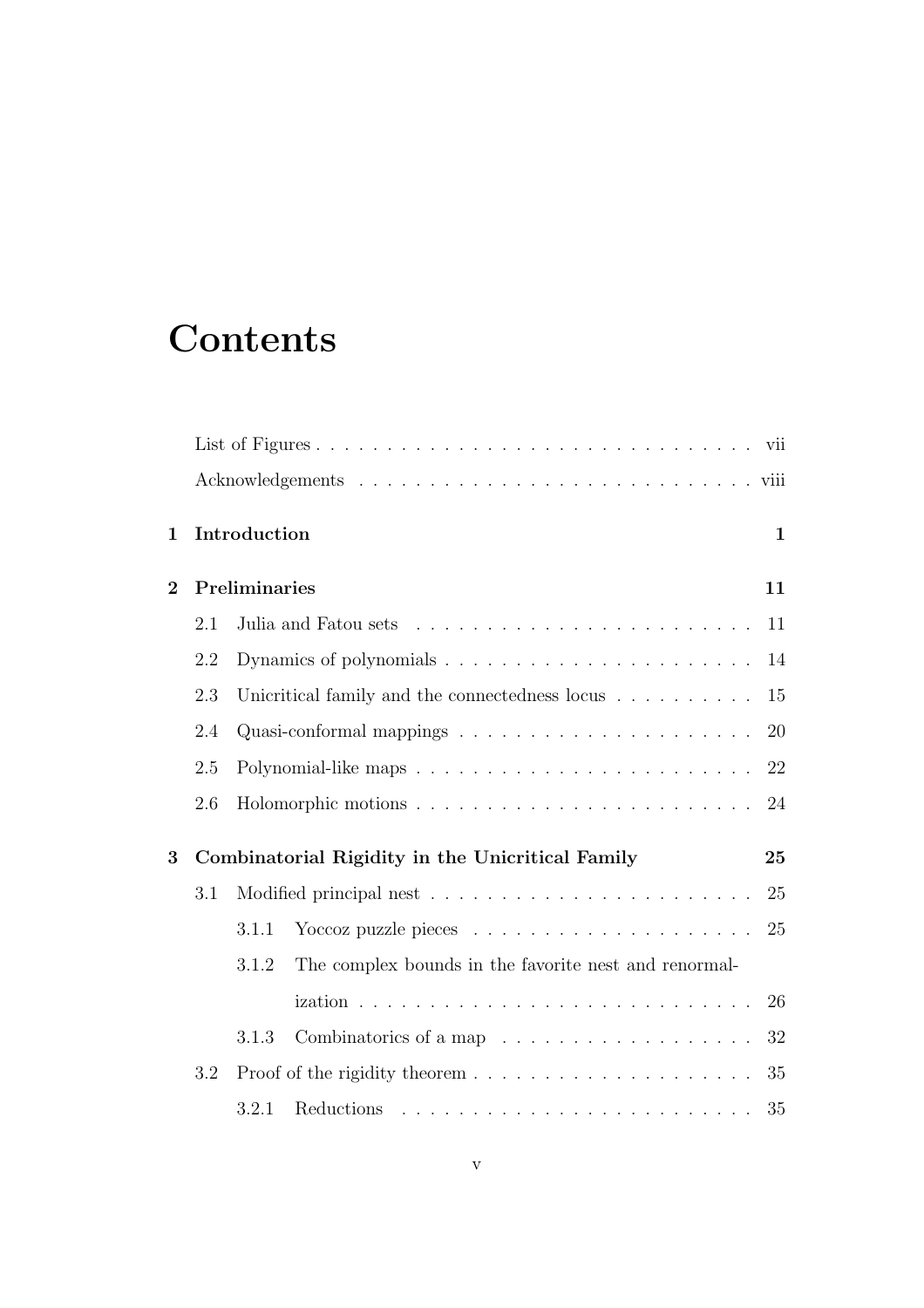# Contents

List of Figures . . . . . . . . . . . . . . . . . . . . . . . . . . . . . . . vii

Acknowledgements . . . . . . . . . . . . . . . . . . . . . . . . . . . viii

**1 Introduction** **1**

**2 Preliminaries** **11**

2.1 Julia and Fatou sets . . . . . . . . . . . . . . . . . . . . . . . . 11

2.2 Dynamics of polynomials . . . . . . . . . . . . . . . . . . . . . . 14

2.3 Unicritical family and the connectedness locus . . . . . . . . . . 15

2.4 Quasi-conformal mappings . . . . . . . . . . . . . . . . . . . . . 20

2.5 Polynomial-like maps . . . . . . . . . . . . . . . . . . . . . . . . 22

2.6 Holomorphic motions . . . . . . . . . . . . . . . . . . . . . . . . 24

**3 Combinatorial Rigidity in the Unicritical Family** **25**

3.1 Modified principal nest . . . . . . . . . . . . . . . . . . . . . . . 25

3.1.1 Yoccoz puzzle pieces . . . . . . . . . . . . . . . . . . . . 25

3.1.2 The complex bounds in the favorite nest and renormalization . . . . . . . . . . . . . . . . . . . . . . . . . . . . 26

3.1.3 Combinatorics of a map . . . . . . . . . . . . . . . . . . 32

3.2 Proof of the rigidity theorem . . . . . . . . . . . . . . . . . . . . 35

3.2.1 Reductions . . . . . . . . . . . . . . . . . . . . . . . . . 35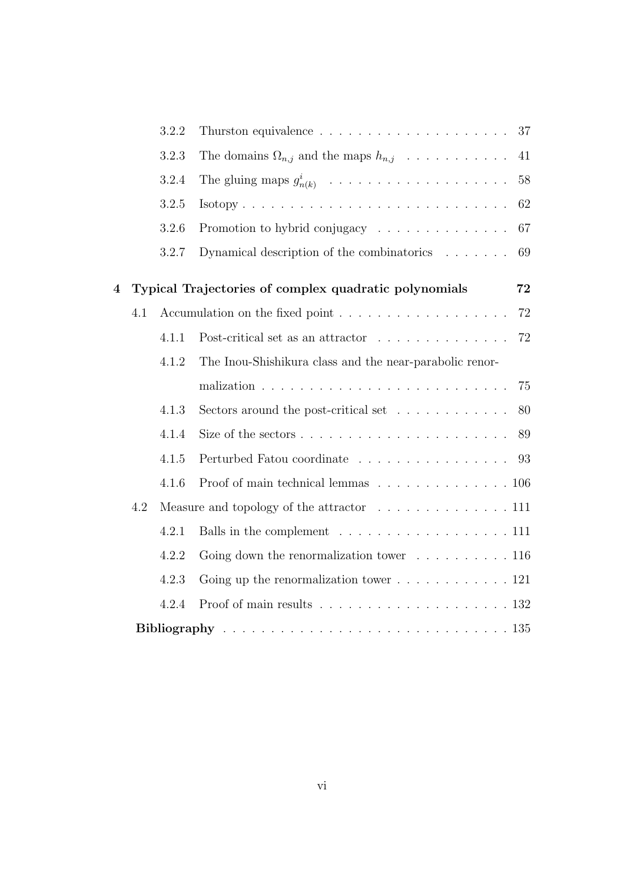3.2.2 Thurston equivalence . . . . . . . . . . . . . . . . . . . . 37

3.2.3 The domains $\Omega_{n,j}$ and the maps $h_{n,j}$ . . . . . . . . . . . 41

3.2.4 The gluing maps $g^i_{n(k)}$ . . . . . . . . . . . . . . . . . . . 58

3.2.5 Isotopy . . . . . . . . . . . . . . . . . . . . . . . . . . . 62

3.2.6 Promotion to hybrid conjugacy . . . . . . . . . . . . . . 67

3.2.7 Dynamical description of the combinatorics . . . . . . . 69

**4 Typical Trajectories of complex quadratic polynomials 72**

4.1 Accumulation on the fixed point . . . . . . . . . . . . . . . . . . 72

4.1.1 Post-critical set as an attractor . . . . . . . . . . . . . . 72

4.1.2 The Inou-Shishikura class and the near-parabolic renormalization . . . . . . . . . . . . . . . . . . . . . . . . . 75

4.1.3 Sectors around the post-critical set . . . . . . . . . . . . 80

4.1.4 Size of the sectors . . . . . . . . . . . . . . . . . . . . . 89

4.1.5 Perturbed Fatou coordinate . . . . . . . . . . . . . . . . 93

4.1.6 Proof of main technical lemmas . . . . . . . . . . . . . . 106

4.2 Measure and topology of the attractor . . . . . . . . . . . . . . 111

4.2.1 Balls in the complement . . . . . . . . . . . . . . . . . . 111

4.2.2 Going down the renormalization tower . . . . . . . . . . 116

4.2.3 Going up the renormalization tower . . . . . . . . . . . . 121

4.2.4 Proof of main results . . . . . . . . . . . . . . . . . . . . 132

**Bibliography** . . . . . . . . . . . . . . . . . . . . . . . . . . . . . 135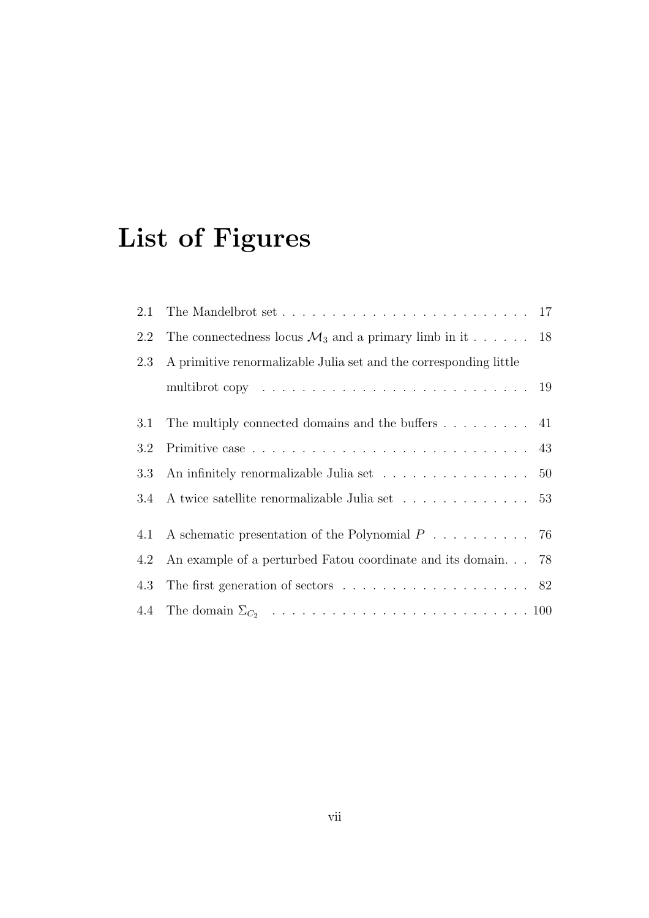# List of Figures

2.1 The Mandelbrot set . . . . . . . . . . . . . . . . . . . . . . . . . 17
2.2 The connectedness locus $\mathcal{M}_3$ and a primary limb in it . . . . . . 18
2.3 A primitive renormalizable Julia set and the corresponding little multibrot copy . . . . . . . . . . . . . . . . . . . . . . . . . . 19

3.1 The multiply connected domains and the buffers . . . . . . . . . 41
3.2 Primitive case . . . . . . . . . . . . . . . . . . . . . . . . . . . . 43
3.3 An infinitely renormalizable Julia set . . . . . . . . . . . . . . . 50
3.4 A twice satellite renormalizable Julia set . . . . . . . . . . . . . 53

4.1 A schematic presentation of the Polynomial $P$ . . . . . . . . . . 76
4.2 An example of a perturbed Fatou coordinate and its domain. . . 78
4.3 The first generation of sectors . . . . . . . . . . . . . . . . . . . 82
4.4 The domain $\Sigma_{C_2}$ . . . . . . . . . . . . . . . . . . . . . . . . . 100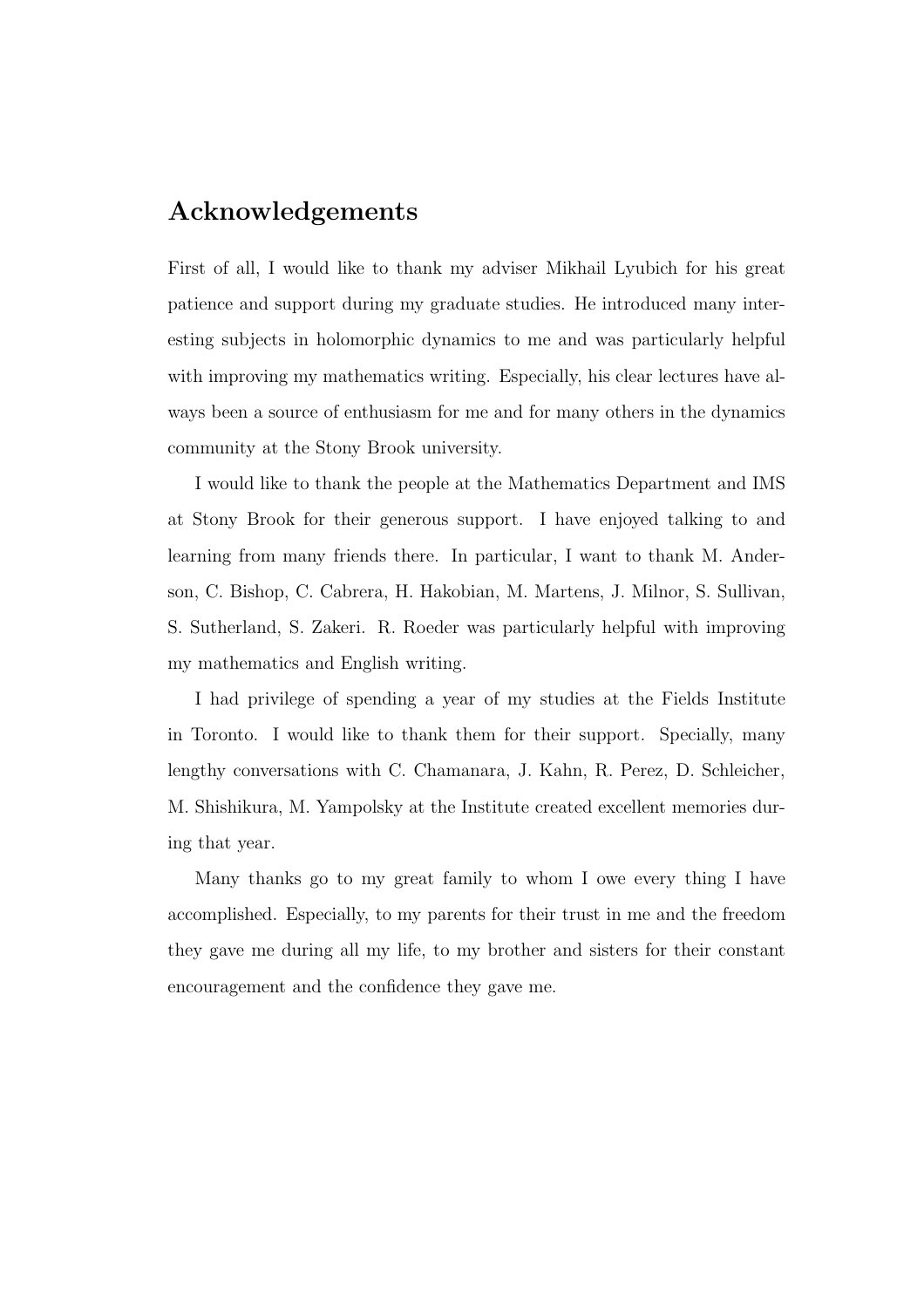## Acknowledgements

First of all, I would like to thank my adviser Mikhail Lyubich for his great patience and support during my graduate studies. He introduced many interesting subjects in holomorphic dynamics to me and was particularly helpful with improving my mathematics writing. Especially, his clear lectures have always been a source of enthusiasm for me and for many others in the dynamics community at the Stony Brook university.

I would like to thank the people at the Mathematics Department and IMS at Stony Brook for their generous support. I have enjoyed talking to and learning from many friends there. In particular, I want to thank M. Anderson, C. Bishop, C. Cabrera, H. Hakobian, M. Martens, J. Milnor, S. Sullivan, S. Sutherland, S. Zakeri. R. Roeder was particularly helpful with improving my mathematics and English writing.

I had privilege of spending a year of my studies at the Fields Institute in Toronto. I would like to thank them for their support. Specially, many lengthy conversations with C. Chamanara, J. Kahn, R. Perez, D. Schleicher, M. Shishikura, M. Yampolsky at the Institute created excellent memories during that year.

Many thanks go to my great family to whom I owe every thing I have accomplished. Especially, to my parents for their trust in me and the freedom they gave me during all my life, to my brother and sisters for their constant encouragement and the confidence they gave me.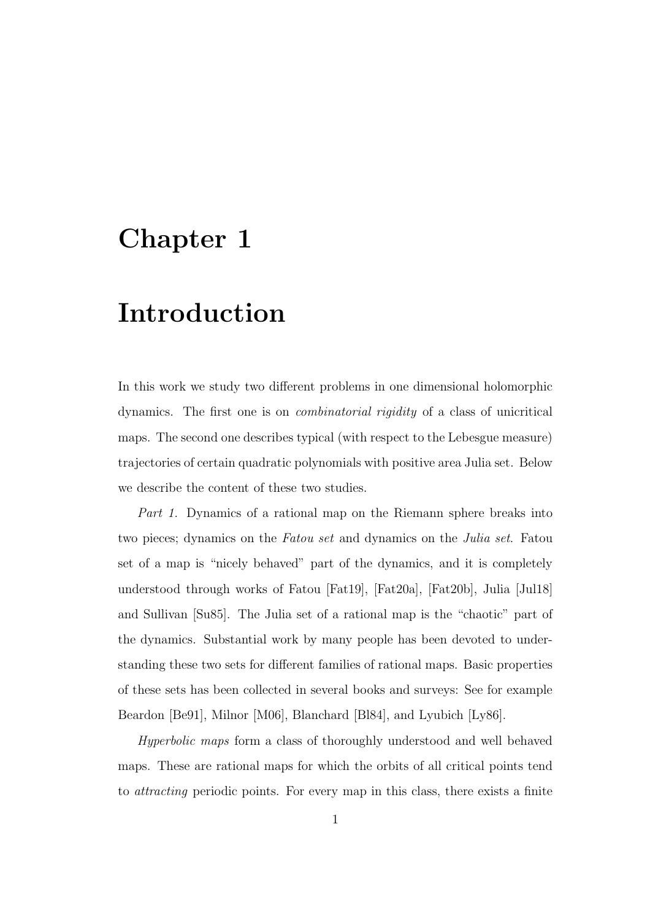# Chapter 1

# Introduction

In this work we study two different problems in one dimensional holomorphic dynamics. The first one is on *combinatorial rigidity* of a class of unicritical maps. The second one describes typical (with respect to the Lebesgue measure) trajectories of certain quadratic polynomials with positive area Julia set. Below we describe the content of these two studies.

*Part 1.* Dynamics of a rational map on the Riemann sphere breaks into two pieces; dynamics on the *Fatou set* and dynamics on the *Julia set*. Fatou set of a map is "nicely behaved" part of the dynamics, and it is completely understood through works of Fatou [Fat19], [Fat20a], [Fat20b], Julia [Jul18] and Sullivan [Su85]. The Julia set of a rational map is the "chaotic" part of the dynamics. Substantial work by many people has been devoted to understanding these two sets for different families of rational maps. Basic properties of these sets has been collected in several books and surveys: See for example Beardon [Be91], Milnor [M06], Blanchard [Bl84], and Lyubich [Ly86].

*Hyperbolic maps* form a class of thoroughly understood and well behaved maps. These are rational maps for which the orbits of all critical points tend to *attracting* periodic points. For every map in this class, there exists a finite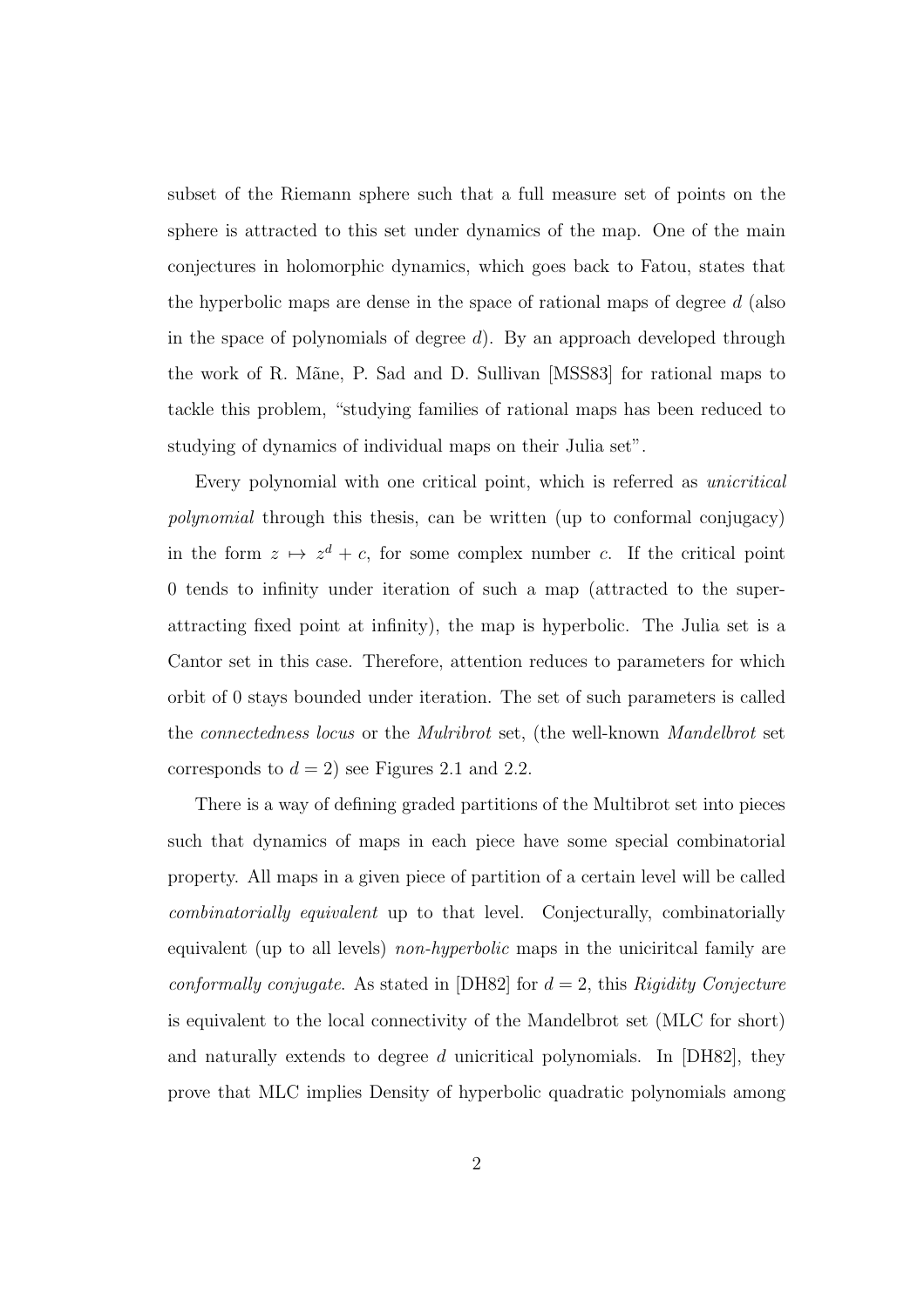subset of the Riemann sphere such that a full measure set of points on the sphere is attracted to this set under dynamics of the map. One of the main conjectures in holomorphic dynamics, which goes back to Fatou, states that the hyperbolic maps are dense in the space of rational maps of degree $d$ (also in the space of polynomials of degree $d$). By an approach developed through the work of R. Mãne, P. Sad and D. Sullivan [MSS83] for rational maps to tackle this problem, "studying families of rational maps has been reduced to studying of dynamics of individual maps on their Julia set".

Every polynomial with one critical point, which is referred as *unicritical polynomial* through this thesis, can be written (up to conformal conjugacy) in the form $z \mapsto z^d + c$, for some complex number $c$. If the critical point 0 tends to infinity under iteration of such a map (attracted to the super-attracting fixed point at infinity), the map is hyperbolic. The Julia set is a Cantor set in this case. Therefore, attention reduces to parameters for which orbit of 0 stays bounded under iteration. The set of such parameters is called the *connectedness locus* or the *Mulribrot* set, (the well-known *Mandelbrot* set corresponds to $d = 2$) see Figures 2.1 and 2.2.

There is a way of defining graded partitions of the Multibrot set into pieces such that dynamics of maps in each piece have some special combinatorial property. All maps in a given piece of partition of a certain level will be called *combinatorially equivalent* up to that level. Conjecturally, combinatorially equivalent (up to all levels) *non-hyperbolic* maps in the uniciritcal family are *conformally conjugate*. As stated in [DH82] for $d = 2$, this *Rigidity Conjecture* is equivalent to the local connectivity of the Mandelbrot set (MLC for short) and naturally extends to degree $d$ unicritical polynomials. In [DH82], they prove that MLC implies Density of hyperbolic quadratic polynomials among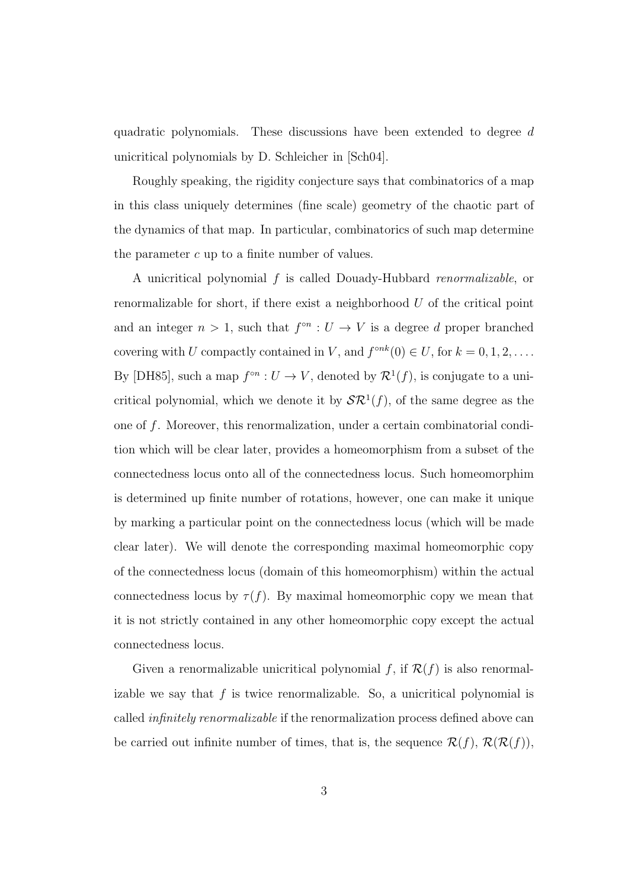quadratic polynomials. These discussions have been extended to degree $d$ unicritical polynomials by D. Schleicher in [Sch04].

Roughly speaking, the rigidity conjecture says that combinatorics of a map in this class uniquely determines (fine scale) geometry of the chaotic part of the dynamics of that map. In particular, combinatorics of such map determine the parameter $c$ up to a finite number of values.

A unicritical polynomial $f$ is called Douady-Hubbard *renormalizable*, or renormalizable for short, if there exist a neighborhood $U$ of the critical point and an integer $n > 1$, such that $f^{\circ n} : U \to V$ is a degree $d$ proper branched covering with $U$ compactly contained in $V$, and $f^{\circ nk}(0) \in U$, for $k = 0, 1, 2, \ldots$. By [DH85], such a map $f^{\circ n} : U \to V$, denoted by $\mathcal{R}^1(f)$, is conjugate to a unicritical polynomial, which we denote it by $\mathcal{SR}^1(f)$, of the same degree as the one of $f$. Moreover, this renormalization, under a certain combinatorial condition which will be clear later, provides a homeomorphism from a subset of the connectedness locus onto all of the connectedness locus. Such homeomorphim is determined up finite number of rotations, however, one can make it unique by marking a particular point on the connectedness locus (which will be made clear later). We will denote the corresponding maximal homeomorphic copy of the connectedness locus (domain of this homeomorphism) within the actual connectedness locus by $\tau(f)$. By maximal homeomorphic copy we mean that it is not strictly contained in any other homeomorphic copy except the actual connectedness locus.

Given a renormalizable unicritical polynomial $f$, if $\mathcal{R}(f)$ is also renormalizable we say that $f$ is twice renormalizable. So, a unicritical polynomial is called *infinitely renormalizable* if the renormalization process defined above can be carried out infinite number of times, that is, the sequence $\mathcal{R}(f)$, $\mathcal{R}(\mathcal{R}(f))$,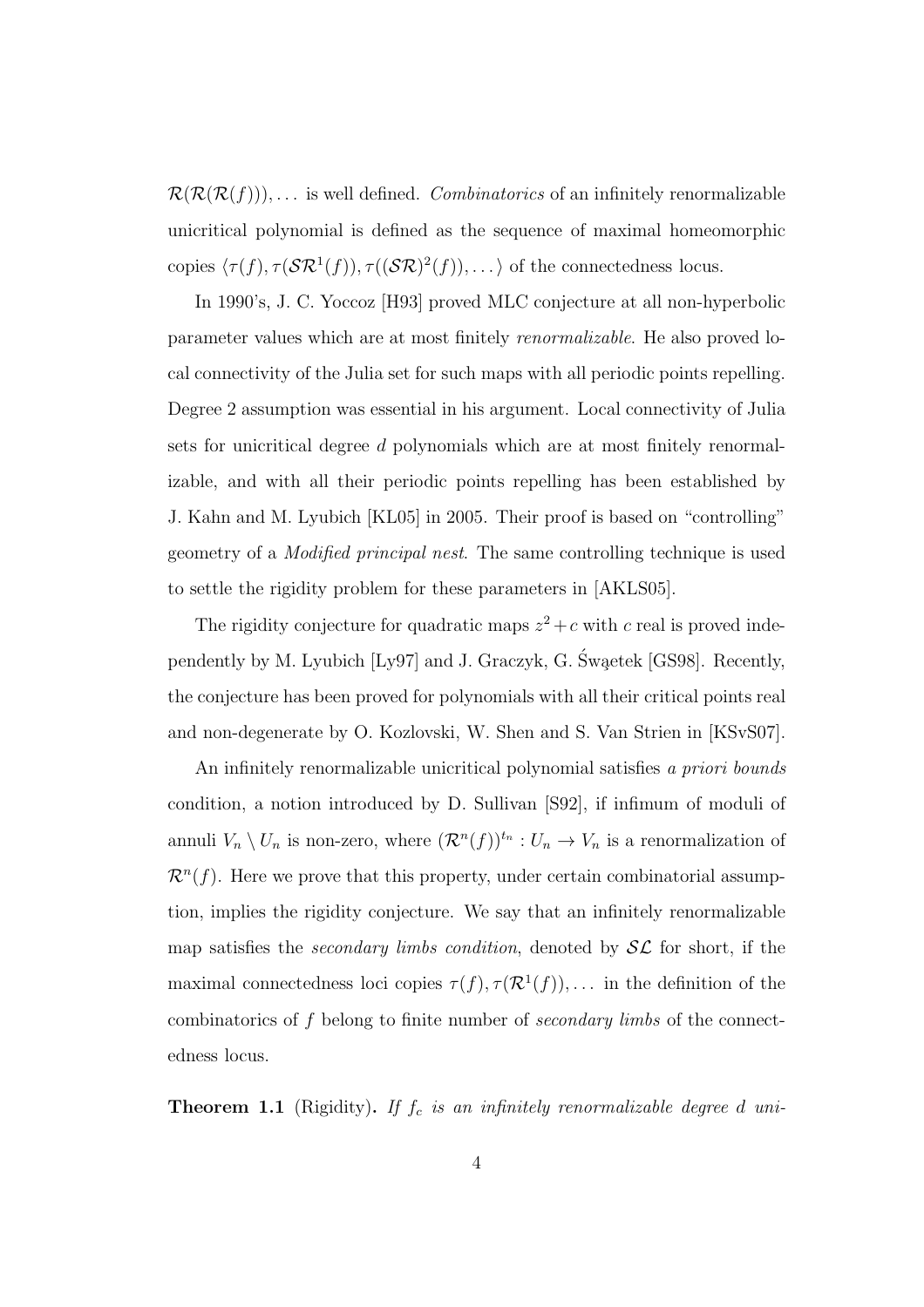$\mathcal{R}(\mathcal{R}(\mathcal{R}(f))), \ldots$ is well defined. *Combinatorics* of an infinitely renormalizable unicritical polynomial is defined as the sequence of maximal homeomorphic copies $\langle \tau(f), \tau(\mathcal{SR}^1(f)), \tau((\mathcal{SR})^2(f)), \ldots \rangle$ of the connectedness locus.

In 1990's, J. C. Yoccoz [H93] proved MLC conjecture at all non-hyperbolic parameter values which are at most finitely *renormalizable*. He also proved local connectivity of the Julia set for such maps with all periodic points repelling. Degree 2 assumption was essential in his argument. Local connectivity of Julia sets for unicritical degree $d$ polynomials which are at most finitely renormalizable, and with all their periodic points repelling has been established by J. Kahn and M. Lyubich [KL05] in 2005. Their proof is based on "controlling" geometry of a *Modified principal nest*. The same controlling technique is used to settle the rigidity problem for these parameters in [AKLS05].

The rigidity conjecture for quadratic maps $z^2 + c$ with $c$ real is proved independently by M. Lyubich [Ly97] and J. Graczyk, G. Świątek [GS98]. Recently, the conjecture has been proved for polynomials with all their critical points real and non-degenerate by O. Kozlovski, W. Shen and S. Van Strien in [KSvS07].

An infinitely renormalizable unicritical polynomial satisfies *a priori bounds* condition, a notion introduced by D. Sullivan [S92], if infimum of moduli of annuli $V_n \setminus U_n$ is non-zero, where $(\mathcal{R}^n(f))^{t_n} : U_n \to V_n$ is a renormalization of $\mathcal{R}^n(f)$. Here we prove that this property, under certain combinatorial assumption, implies the rigidity conjecture. We say that an infinitely renormalizable map satisfies the *secondary limbs condition*, denoted by $\mathcal{SL}$ for short, if the maximal connectedness loci copies $\tau(f), \tau(\mathcal{R}^1(f)), \ldots$ in the definition of the combinatorics of $f$ belong to finite number of *secondary limbs* of the connectedness locus.

**Theorem 1.1** (Rigidity)**.** *If $f_c$ is an infinitely renormalizable degree $d$ uni-*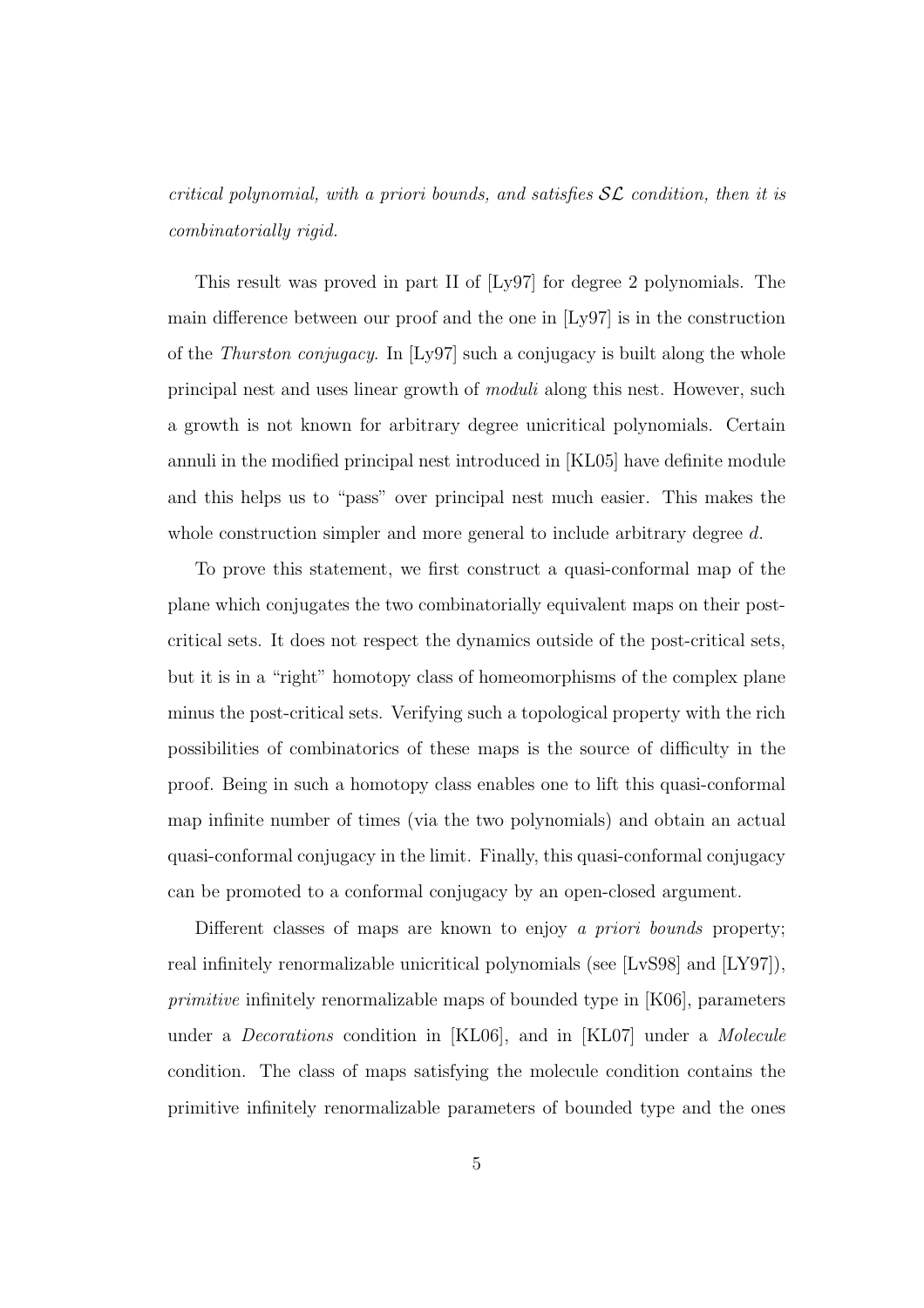*critical polynomial, with a priori bounds, and satisfies $\mathcal{SL}$ condition, then it is combinatorially rigid.*

This result was proved in part II of [Ly97] for degree 2 polynomials. The main difference between our proof and the one in [Ly97] is in the construction of the *Thurston conjugacy*. In [Ly97] such a conjugacy is built along the whole principal nest and uses linear growth of *moduli* along this nest. However, such a growth is not known for arbitrary degree unicritical polynomials. Certain annuli in the modified principal nest introduced in [KL05] have definite module and this helps us to "pass" over principal nest much easier. This makes the whole construction simpler and more general to include arbitrary degree $d$.

To prove this statement, we first construct a quasi-conformal map of the plane which conjugates the two combinatorially equivalent maps on their post-critical sets. It does not respect the dynamics outside of the post-critical sets, but it is in a "right" homotopy class of homeomorphisms of the complex plane minus the post-critical sets. Verifying such a topological property with the rich possibilities of combinatorics of these maps is the source of difficulty in the proof. Being in such a homotopy class enables one to lift this quasi-conformal map infinite number of times (via the two polynomials) and obtain an actual quasi-conformal conjugacy in the limit. Finally, this quasi-conformal conjugacy can be promoted to a conformal conjugacy by an open-closed argument.

Different classes of maps are known to enjoy *a priori bounds* property; real infinitely renormalizable unicritical polynomials (see [LvS98] and [LY97]), *primitive* infinitely renormalizable maps of bounded type in [K06], parameters under a *Decorations* condition in [KL06], and in [KL07] under a *Molecule* condition. The class of maps satisfying the molecule condition contains the primitive infinitely renormalizable parameters of bounded type and the ones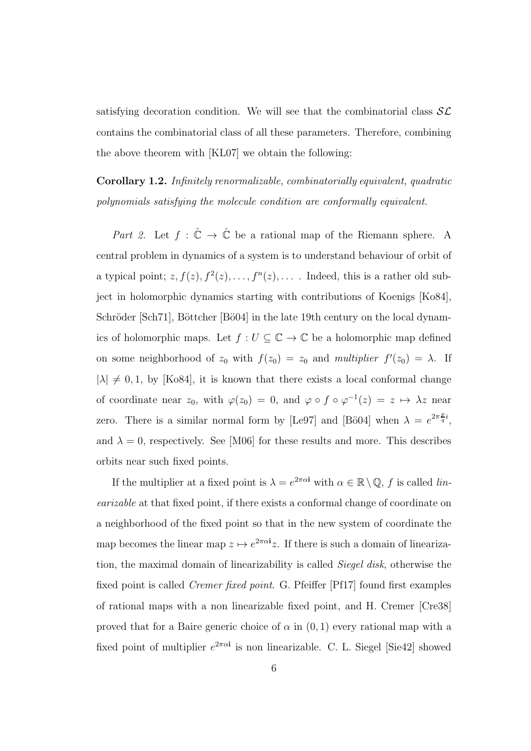satisfying decoration condition. We will see that the combinatorial class $\mathcal{SL}$ contains the combinatorial class of all these parameters. Therefore, combining the above theorem with [KL07] we obtain the following:

**Corollary 1.2.** *Infinitely renormalizable, combinatorially equivalent, quadratic polynomials satisfying the molecule condition are conformally equivalent.*

*Part 2.* Let $f : \hat{\mathbb{C}} \to \hat{\mathbb{C}}$ be a rational map of the Riemann sphere. A central problem in dynamics of a system is to understand behaviour of orbit of a typical point; $z, f(z), f^2(z), \ldots, f^n(z), \ldots$ . Indeed, this is a rather old subject in holomorphic dynamics starting with contributions of Koenigs [Ko84], Schröder [Sch71], Böttcher [Bö04] in the late 19th century on the local dynamics of holomorphic maps. Let $f : U \subseteq \mathbb{C} \to \mathbb{C}$ be a holomorphic map defined on some neighborhood of $z_0$ with $f(z_0) = z_0$ and *multiplier* $f'(z_0) = \lambda$. If $|\lambda| \neq 0, 1$, by [Ko84], it is known that there exists a local conformal change of coordinate near $z_0$, with $\varphi(z_0) = 0$, and $\varphi \circ f \circ \varphi^{-1}(z) = z \mapsto \lambda z$ near zero. There is a similar normal form by [Le97] and [Bö04] when $\lambda = e^{2\pi \frac{p}{q} i}$, and $\lambda = 0$, respectively. See [M06] for these results and more. This describes orbits near such fixed points.

If the multiplier at a fixed point is $\lambda = e^{2\pi\alpha\mathbf{i}}$ with $\alpha \in \mathbb{R} \setminus \mathbb{Q}$, $f$ is called *linearizable* at that fixed point, if there exists a conformal change of coordinate on a neighborhood of the fixed point so that in the new system of coordinate the map becomes the linear map $z \mapsto e^{2\pi\alpha\mathbf{i}} z$. If there is such a domain of linearization, the maximal domain of linearizability is called *Siegel disk*, otherwise the fixed point is called *Cremer fixed point*. G. Pfeiffer [Pf17] found first examples of rational maps with a non linearizable fixed point, and H. Cremer [Cre38] proved that for a Baire generic choice of $\alpha$ in $(0, 1)$ every rational map with a fixed point of multiplier $e^{2\pi\alpha\mathbf{i}}$ is non linearizable. C. L. Siegel [Sie42] showed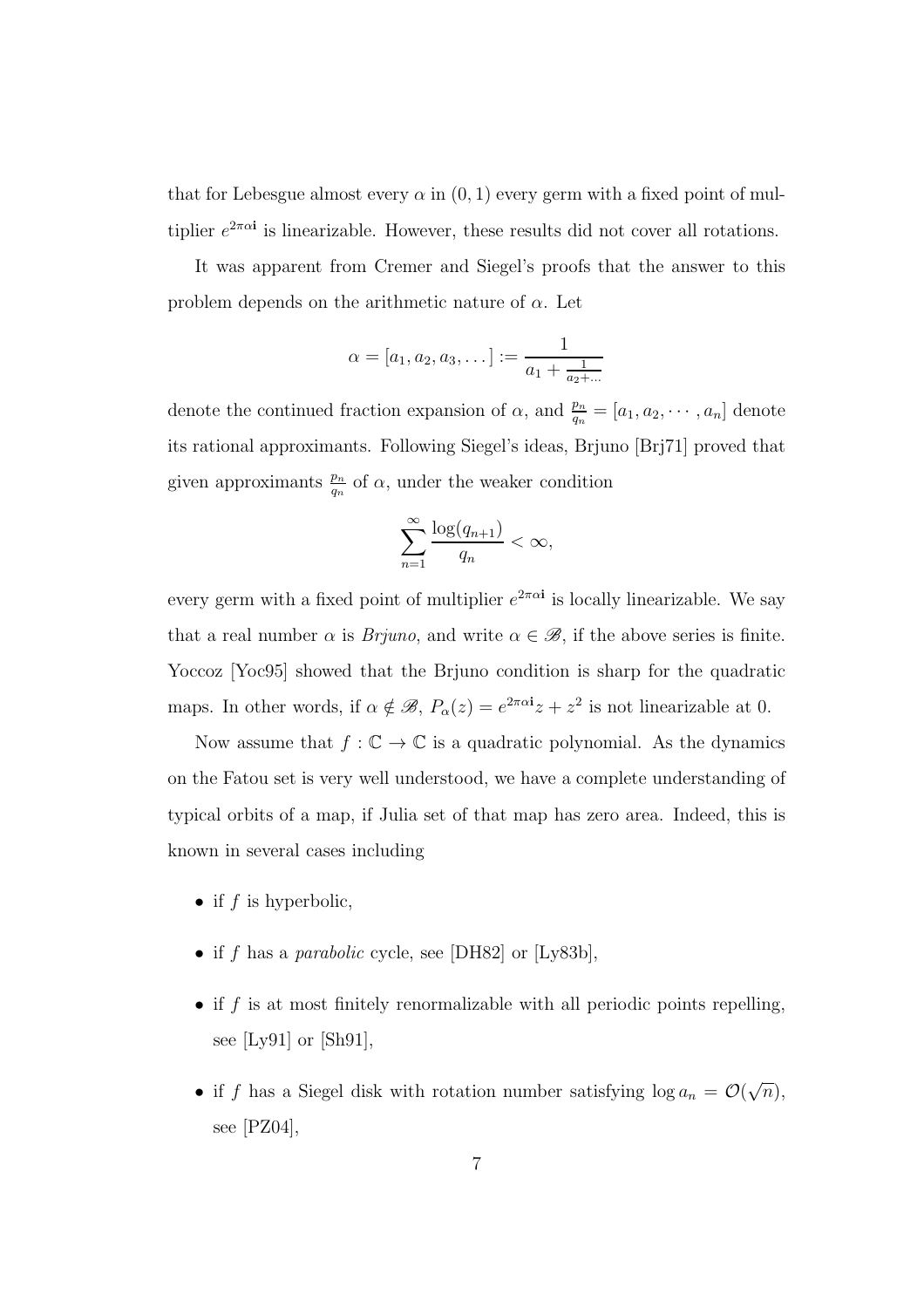that for Lebesgue almost every $\alpha$ in $(0, 1)$ every germ with a fixed point of multiplier $e^{2\pi\alpha\mathbf{i}}$ is linearizable. However, these results did not cover all rotations.

It was apparent from Cremer and Siegel's proofs that the answer to this problem depends on the arithmetic nature of $\alpha$. Let

$$\alpha = [a_1, a_2, a_3, \dots] := \cfrac{1}{a_1 + \frac{1}{a_2 + \dots}}$$

denote the continued fraction expansion of $\alpha$, and $\frac{p_n}{q_n} = [a_1, a_2, \cdots, a_n]$ denote its rational approximants. Following Siegel's ideas, Brjuno [Brj71] proved that given approximants $\frac{p_n}{q_n}$ of $\alpha$, under the weaker condition

$$\sum_{n=1}^{\infty} \frac{\log(q_{n+1})}{q_n} < \infty,$$

every germ with a fixed point of multiplier $e^{2\pi\alpha\mathbf{i}}$ is locally linearizable. We say that a real number $\alpha$ is *Brjuno*, and write $\alpha \in \mathscr{B}$, if the above series is finite. Yoccoz [Yoc95] showed that the Brjuno condition is sharp for the quadratic maps. In other words, if $\alpha \notin \mathscr{B}$, $P_\alpha(z) = e^{2\pi\alpha\mathbf{i}}z + z^2$ is not linearizable at 0.

Now assume that $f : \mathbb{C} \to \mathbb{C}$ is a quadratic polynomial. As the dynamics on the Fatou set is very well understood, we have a complete understanding of typical orbits of a map, if Julia set of that map has zero area. Indeed, this is known in several cases including

- if $f$ is hyperbolic,
- if $f$ has a *parabolic* cycle, see [DH82] or [Ly83b],
- if $f$ is at most finitely renormalizable with all periodic points repelling, see [Ly91] or [Sh91],
- if $f$ has a Siegel disk with rotation number satisfying $\log a_n = \mathcal{O}(\sqrt{n})$, see [PZ04],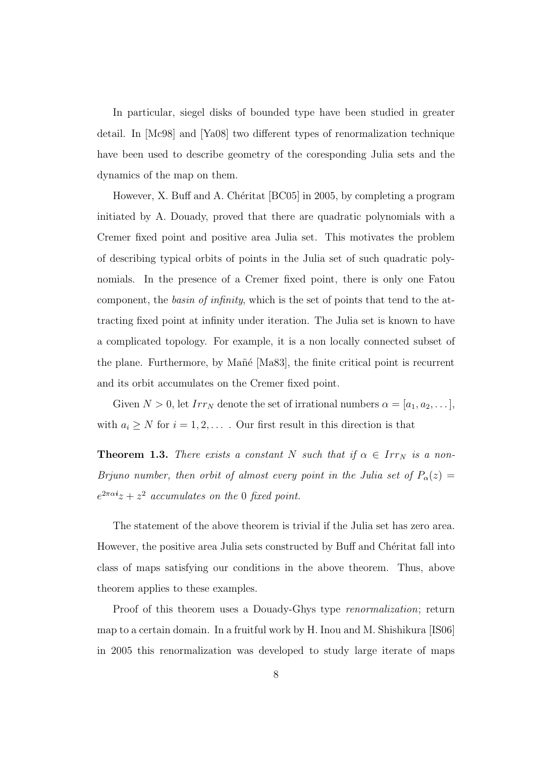In particular, siegel disks of bounded type have been studied in greater detail. In [Mc98] and [Ya08] two different types of renormalization technique have been used to describe geometry of the coresponding Julia sets and the dynamics of the map on them.

However, X. Buff and A. Chéritat [BC05] in 2005, by completing a program initiated by A. Douady, proved that there are quadratic polynomials with a Cremer fixed point and positive area Julia set. This motivates the problem of describing typical orbits of points in the Julia set of such quadratic polynomials. In the presence of a Cremer fixed point, there is only one Fatou component, the *basin of infinity*, which is the set of points that tend to the attracting fixed point at infinity under iteration. The Julia set is known to have a complicated topology. For example, it is a non locally connected subset of the plane. Furthermore, by Mañé [Ma83], the finite critical point is recurrent and its orbit accumulates on the Cremer fixed point.

Given $N > 0$, let $Irr_N$ denote the set of irrational numbers $\alpha = [a_1, a_2, \ldots]$, with $a_i \geq N$ for $i = 1, 2, \ldots$ . Our first result in this direction is that

**Theorem 1.3.** *There exists a constant $N$ such that if $\alpha \in Irr_N$ is a non-Brjuno number, then orbit of almost every point in the Julia set of $P_\alpha(z) = e^{2\pi\alpha i}z + z^2$ accumulates on the 0 fixed point.*

The statement of the above theorem is trivial if the Julia set has zero area. However, the positive area Julia sets constructed by Buff and Chéritat fall into class of maps satisfying our conditions in the above theorem. Thus, above theorem applies to these examples.

Proof of this theorem uses a Douady-Ghys type *renormalization*; return map to a certain domain. In a fruitful work by H. Inou and M. Shishikura [IS06] in 2005 this renormalization was developed to study large iterate of maps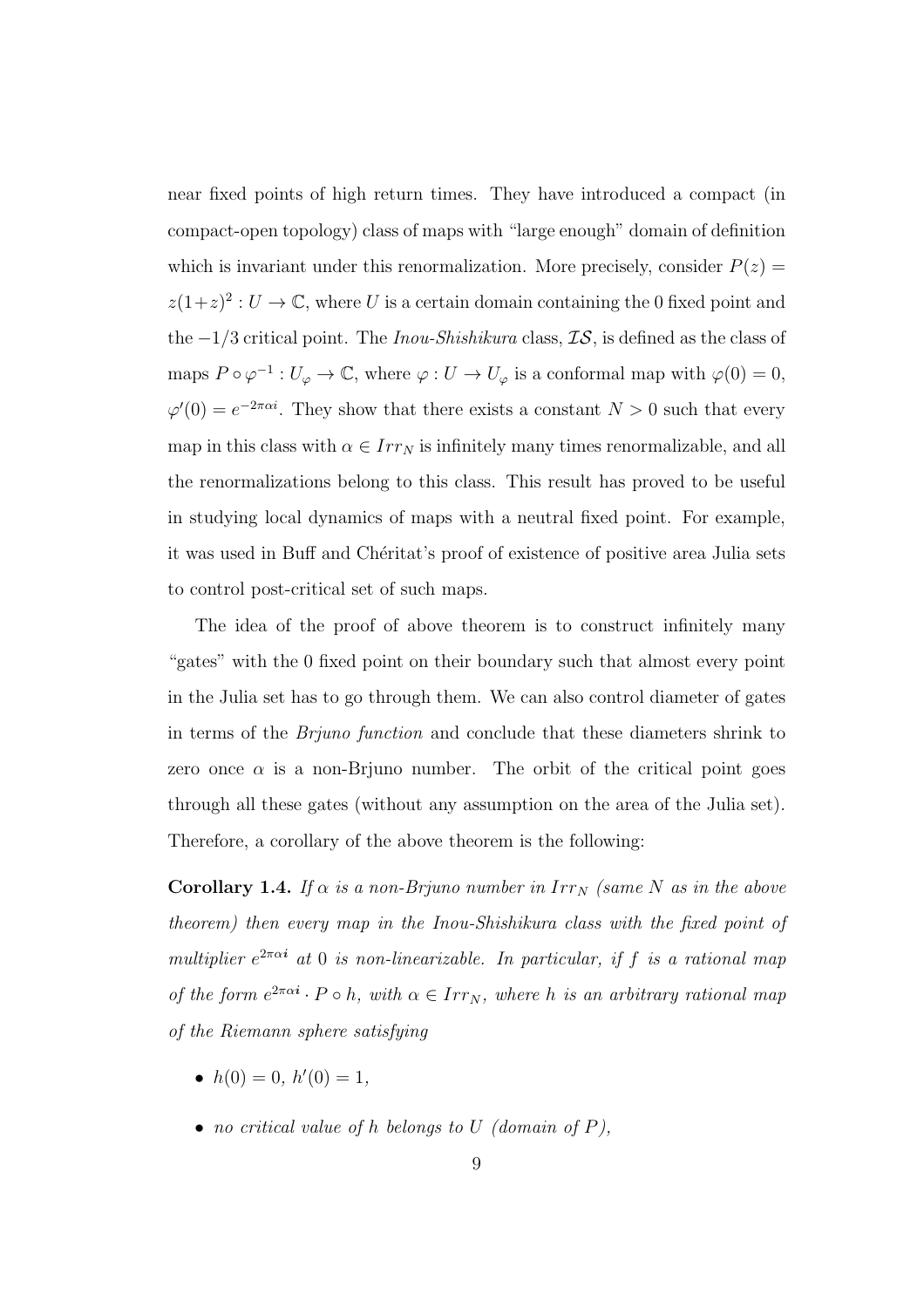near fixed points of high return times. They have introduced a compact (in compact-open topology) class of maps with "large enough" domain of definition which is invariant under this renormalization. More precisely, consider $P(z) = z(1+z)^2 : U \to \mathbb{C}$, where $U$ is a certain domain containing the 0 fixed point and the $-1/3$ critical point. The *Inou-Shishikura* class, $\mathcal{IS}$, is defined as the class of maps $P \circ \varphi^{-1} : U_\varphi \to \mathbb{C}$, where $\varphi : U \to U_\varphi$ is a conformal map with $\varphi(0) = 0$, $\varphi'(0) = e^{-2\pi\alpha i}$. They show that there exists a constant $N > 0$ such that every map in this class with $\alpha \in Irr_N$ is infinitely many times renormalizable, and all the renormalizations belong to this class. This result has proved to be useful in studying local dynamics of maps with a neutral fixed point. For example, it was used in Buff and Chéritat's proof of existence of positive area Julia sets to control post-critical set of such maps.

The idea of the proof of above theorem is to construct infinitely many "gates" with the 0 fixed point on their boundary such that almost every point in the Julia set has to go through them. We can also control diameter of gates in terms of the *Brjuno function* and conclude that these diameters shrink to zero once $\alpha$ is a non-Brjuno number. The orbit of the critical point goes through all these gates (without any assumption on the area of the Julia set). Therefore, a corollary of the above theorem is the following:

**Corollary 1.4.** *If $\alpha$ is a non-Brjuno number in $Irr_N$ (same $N$ as in the above theorem) then every map in the Inou-Shishikura class with the fixed point of multiplier $e^{2\pi\alpha i}$ at 0 is non-linearizable. In particular, if $f$ is a rational map of the form $e^{2\pi\alpha i} \cdot P \circ h$, with $\alpha \in Irr_N$, where $h$ is an arbitrary rational map of the Riemann sphere satisfying*

- *$h(0) = 0$, $h'(0) = 1$,*
- *no critical value of $h$ belongs to $U$ (domain of $P$),*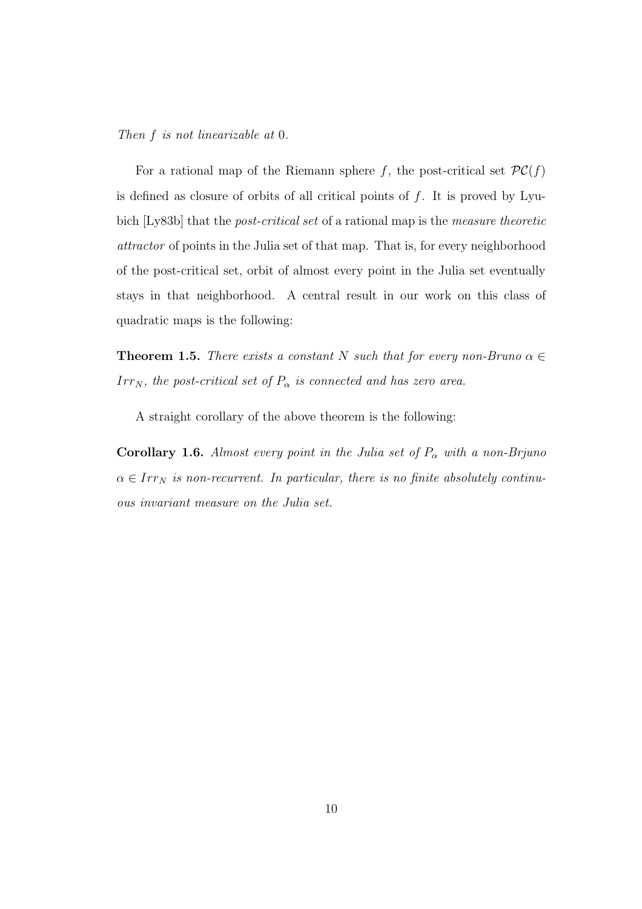*Then $f$ is not linearizable at* 0.

For a rational map of the Riemann sphere $f$, the post-critical set $\mathcal{PC}(f)$ is defined as closure of orbits of all critical points of $f$. It is proved by Lyubich [Ly83b] that the *post-critical set* of a rational map is the *measure theoretic attractor* of points in the Julia set of that map. That is, for every neighborhood of the post-critical set, orbit of almost every point in the Julia set eventually stays in that neighborhood. A central result in our work on this class of quadratic maps is the following:

**Theorem 1.5.** *There exists a constant $N$ such that for every non-Bruno $\alpha \in Irr_N$, the post-critical set of $P_\alpha$ is connected and has zero area.*

A straight corollary of the above theorem is the following:

**Corollary 1.6.** *Almost every point in the Julia set of $P_\alpha$ with a non-Brjuno $\alpha \in Irr_N$ is non-recurrent. In particular, there is no finite absolutely continuous invariant measure on the Julia set.*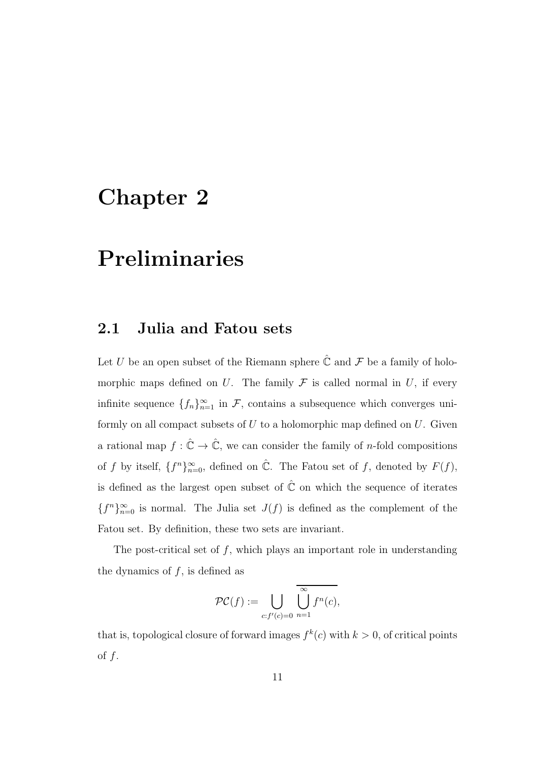# Chapter 2

# Preliminaries

## 2.1 Julia and Fatou sets

Let $U$ be an open subset of the Riemann sphere $\hat{\mathbb{C}}$ and $\mathcal{F}$ be a family of holomorphic maps defined on $U$. The family $\mathcal{F}$ is called normal in $U$, if every infinite sequence $\{f_n\}_{n=1}^{\infty}$ in $\mathcal{F}$, contains a subsequence which converges uniformly on all compact subsets of $U$ to a holomorphic map defined on $U$. Given a rational map $f : \hat{\mathbb{C}} \to \hat{\mathbb{C}}$, we can consider the family of $n$-fold compositions of $f$ by itself, $\{f^n\}_{n=0}^{\infty}$, defined on $\hat{\mathbb{C}}$. The Fatou set of $f$, denoted by $F(f)$, is defined as the largest open subset of $\hat{\mathbb{C}}$ on which the sequence of iterates $\{f^n\}_{n=0}^{\infty}$ is normal. The Julia set $J(f)$ is defined as the complement of the Fatou set. By definition, these two sets are invariant.

The post-critical set of $f$, which plays an important role in understanding the dynamics of $f$, is defined as

$$\mathcal{PC}(f) := \bigcup_{c: f'(c)=0} \overline{\bigcup_{n=1}^{\infty} f^n(c)},$$

that is, topological closure of forward images $f^k(c)$ with $k > 0$, of critical points of $f$.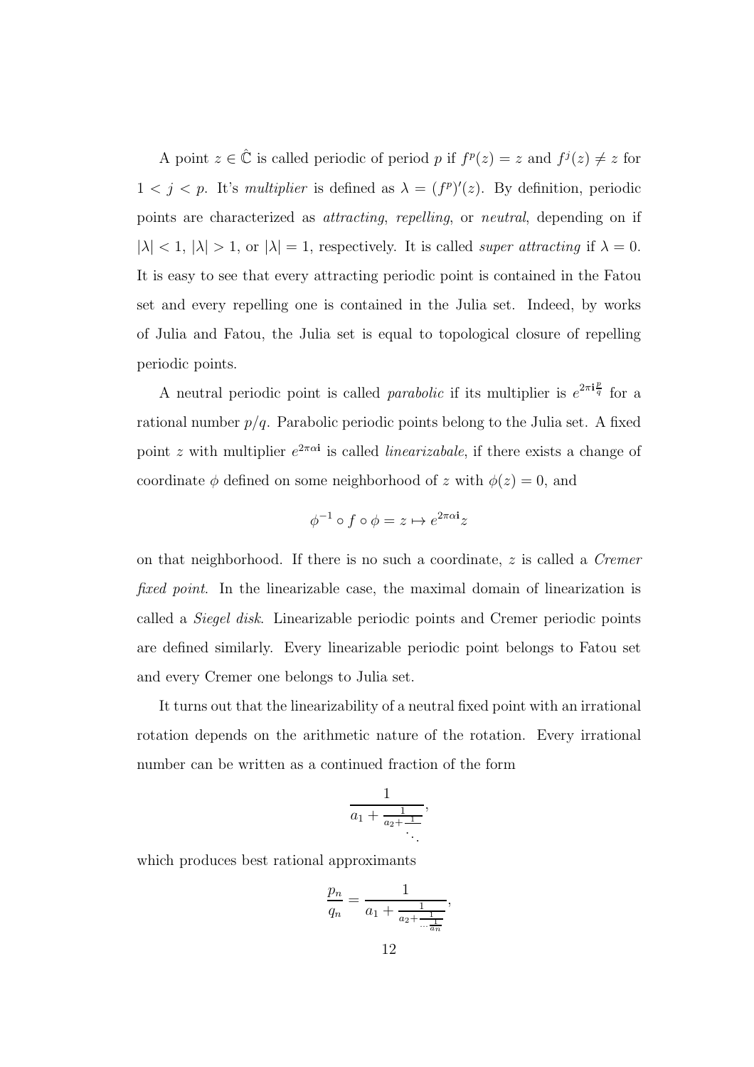A point $z \in \hat{\mathbb{C}}$ is called periodic of period $p$ if $f^p(z) = z$ and $f^j(z) \neq z$ for $1 < j < p$. It's *multiplier* is defined as $\lambda = (f^p)'(z)$. By definition, periodic points are characterized as *attracting*, *repelling*, or *neutral*, depending on if $|\lambda| < 1$, $|\lambda| > 1$, or $|\lambda| = 1$, respectively. It is called *super attracting* if $\lambda = 0$. It is easy to see that every attracting periodic point is contained in the Fatou set and every repelling one is contained in the Julia set. Indeed, by works of Julia and Fatou, the Julia set is equal to topological closure of repelling periodic points.

A neutral periodic point is called *parabolic* if its multiplier is $e^{2\pi \mathbf{i} \frac{p}{q}}$ for a rational number $p/q$. Parabolic periodic points belong to the Julia set. A fixed point $z$ with multiplier $e^{2\pi\alpha \mathbf{i}}$ is called *linearizabale*, if there exists a change of coordinate $\phi$ defined on some neighborhood of $z$ with $\phi(z) = 0$, and

$$\phi^{-1} \circ f \circ \phi = z \mapsto e^{2\pi\alpha \mathbf{i}} z$$

on that neighborhood. If there is no such a coordinate, $z$ is called a *Cremer fixed point*. In the linearizable case, the maximal domain of linearization is called a *Siegel disk*. Linearizable periodic points and Cremer periodic points are defined similarly. Every linearizable periodic point belongs to Fatou set and every Cremer one belongs to Julia set.

It turns out that the linearizability of a neutral fixed point with an irrational rotation depends on the arithmetic nature of the rotation. Every irrational number can be written as a continued fraction of the form

$$\cfrac{1}{a_1 + \cfrac{1}{a_2 + \cfrac{1}{\ddots}}},$$

which produces best rational approximants

$$\frac{p_n}{q_n} = \cfrac{1}{a_1 + \cfrac{1}{a_2 + \cfrac{1}{\cdots \frac{1}{a_n}}}},$$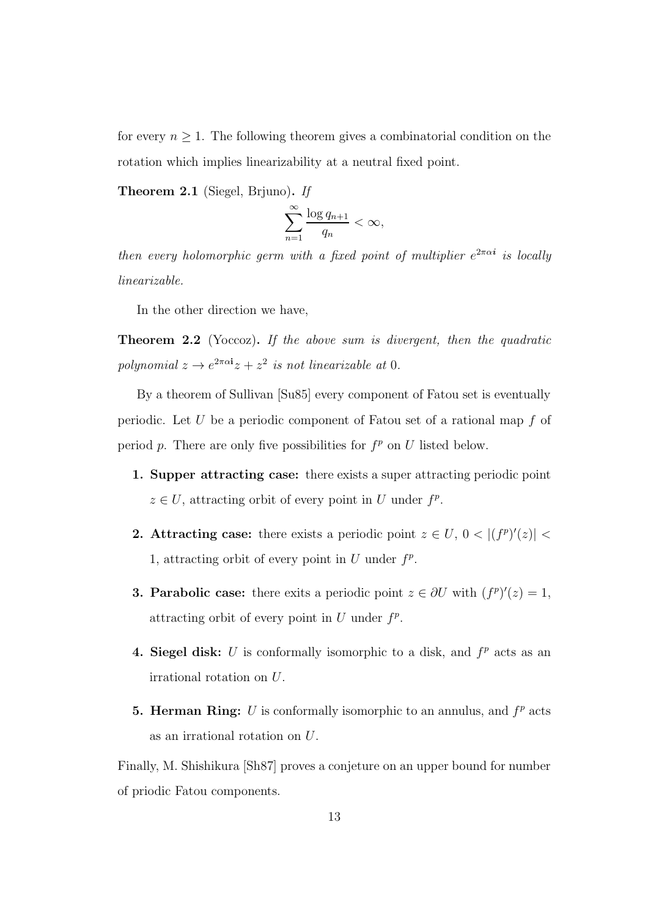for every $n \geq 1$. The following theorem gives a combinatorial condition on the rotation which implies linearizability at a neutral fixed point.

**Theorem 2.1** (Siegel, Brjuno)**.** *If*

$$\sum_{n=1}^{\infty} \frac{\log q_{n+1}}{q_n} < \infty,$$

*then every holomorphic germ with a fixed point of multiplier $e^{2\pi\alpha \mathbf{i}}$ is locally linearizable.*

In the other direction we have,

**Theorem 2.2** (Yoccoz)**.** *If the above sum is divergent, then the quadratic polynomial $z \to e^{2\pi\alpha\mathbf{i}}z + z^2$ is not linearizable at 0.*

By a theorem of Sullivan [Su85] every component of Fatou set is eventually periodic. Let $U$ be a periodic component of Fatou set of a rational map $f$ of period $p$. There are only five possibilities for $f^p$ on $U$ listed below.

1. **Supper attracting case:** there exists a super attracting periodic point $z \in U$, attracting orbit of every point in $U$ under $f^p$.
2. **Attracting case:** there exists a periodic point $z \in U$, $0 < |(f^p)'(z)| < 1$, attracting orbit of every point in $U$ under $f^p$.
3. **Parabolic case:** there exits a periodic point $z \in \partial U$ with $(f^p)'(z) = 1$, attracting orbit of every point in $U$ under $f^p$.
4. **Siegel disk:** $U$ is conformally isomorphic to a disk, and $f^p$ acts as an irrational rotation on $U$.
5. **Herman Ring:** $U$ is conformally isomorphic to an annulus, and $f^p$ acts as an irrational rotation on $U$.

Finally, M. Shishikura [Sh87] proves a conjeture on an upper bound for number of priodic Fatou components.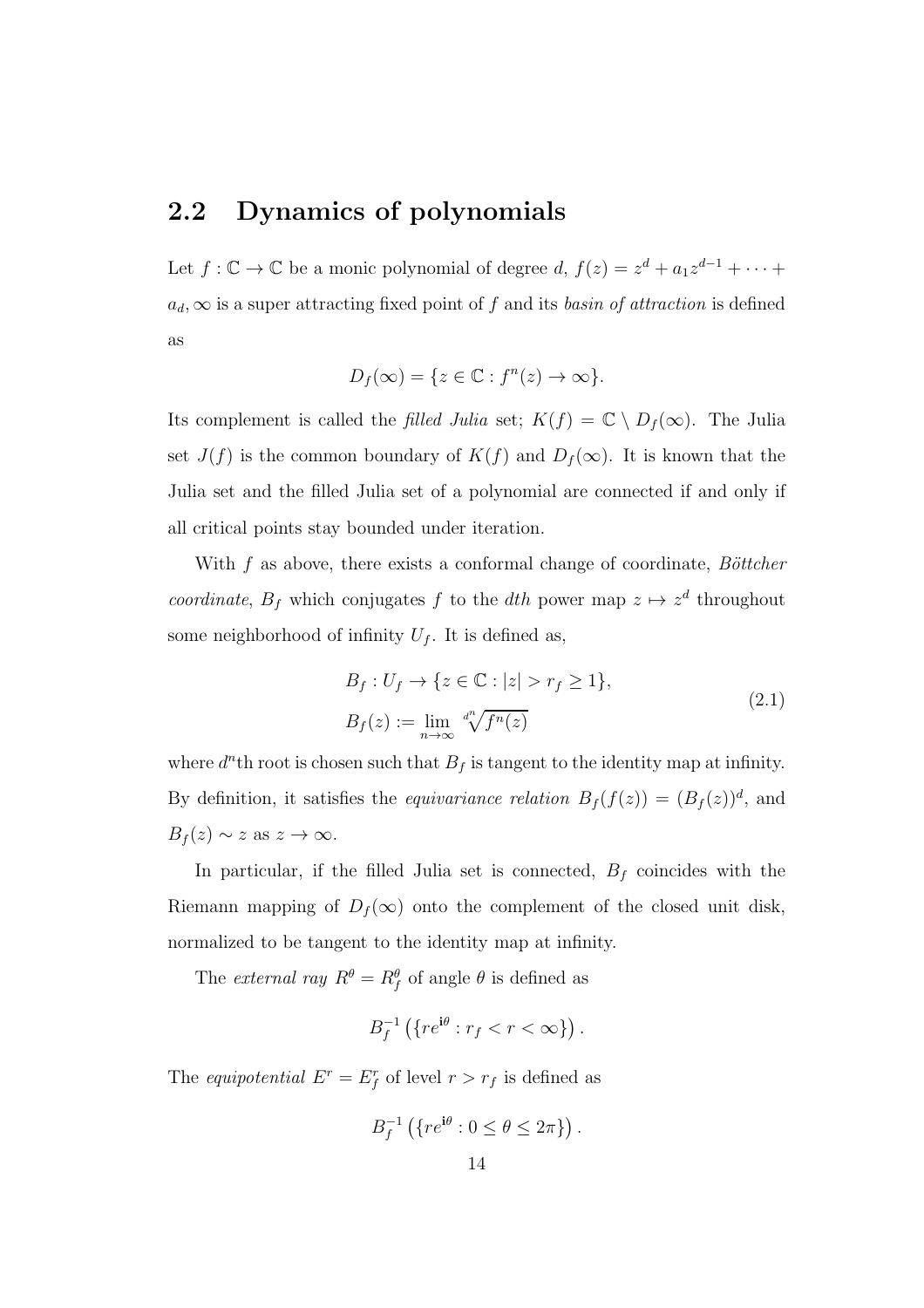## 2.2 Dynamics of polynomials

Let $f : \mathbb{C} \to \mathbb{C}$ be a monic polynomial of degree $d$, $f(z) = z^d + a_1 z^{d-1} + \cdots + a_d, \infty$ is a super attracting fixed point of $f$ and its *basin of attraction* is defined as

$$D_f(\infty) = \{z \in \mathbb{C} : f^n(z) \to \infty\}.$$

Its complement is called the *filled Julia* set; $K(f) = \mathbb{C} \setminus D_f(\infty)$. The Julia set $J(f)$ is the common boundary of $K(f)$ and $D_f(\infty)$. It is known that the Julia set and the filled Julia set of a polynomial are connected if and only if all critical points stay bounded under iteration.

With $f$ as above, there exists a conformal change of coordinate, *Böttcher coordinate*, $B_f$ which conjugates $f$ to the *dth* power map $z \mapsto z^d$ throughout some neighborhood of infinity $U_f$. It is defined as,

$$\begin{aligned} &B_f : U_f \to \{z \in \mathbb{C} : |z| > r_f \geq 1\}, \\ &B_f(z) := \lim_{n\to\infty} \sqrt[d^n]{f^n(z)} \end{aligned} \tag{2.1}$$

where $d^n$th root is chosen such that $B_f$ is tangent to the identity map at infinity. By definition, it satisfies the *equivariance relation* $B_f(f(z)) = (B_f(z))^d$, and $B_f(z) \sim z$ as $z \to \infty$.

In particular, if the filled Julia set is connected, $B_f$ coincides with the Riemann mapping of $D_f(\infty)$ onto the complement of the closed unit disk, normalized to be tangent to the identity map at infinity.

The *external ray* $R^\theta = R_f^\theta$ of angle $\theta$ is defined as

$$B_f^{-1}\left(\{re^{\mathbf{i}\theta} : r_f < r < \infty\}\right).$$

The *equipotential* $E^r = E_f^r$ of level $r > r_f$ is defined as

$$B_f^{-1}\left(\{re^{\mathbf{i}\theta} : 0 \leq \theta \leq 2\pi\}\right).$$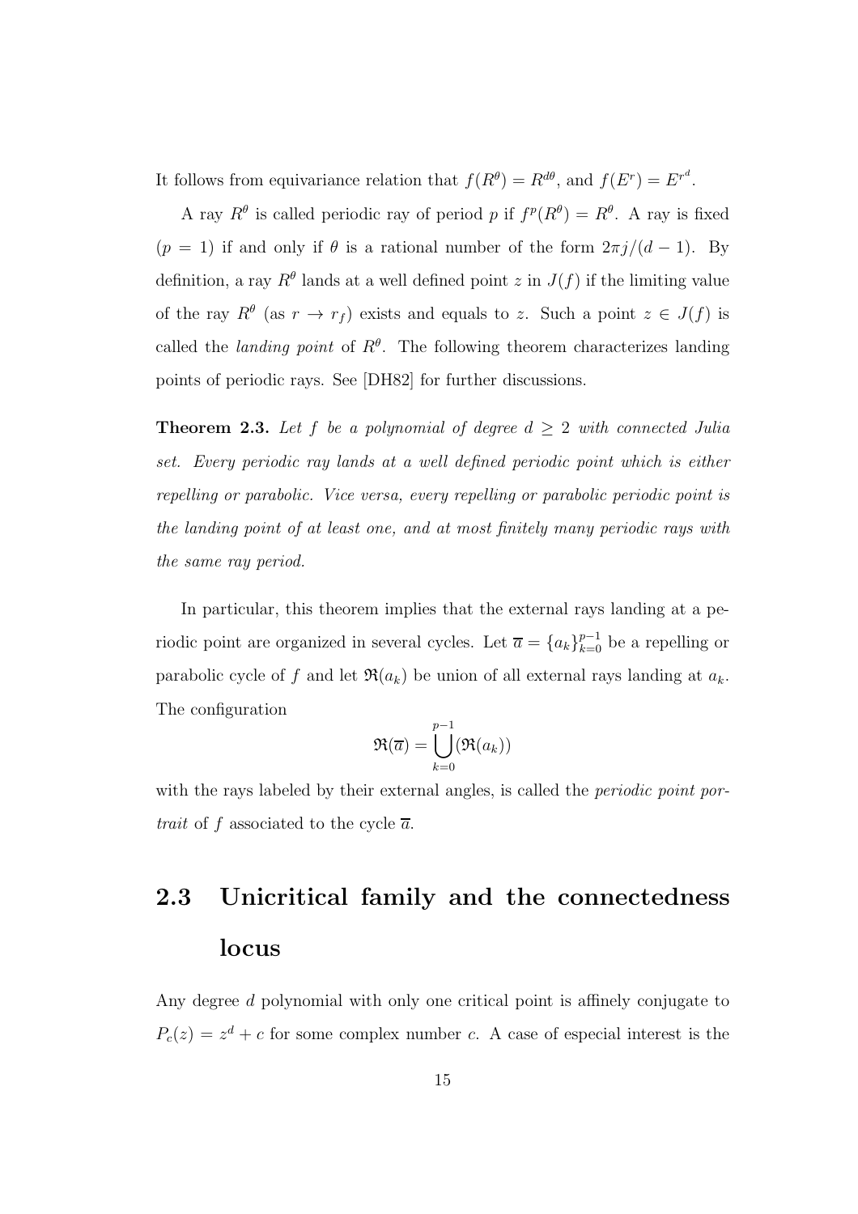It follows from equivariance relation that $f(R^\theta) = R^{d\theta}$, and $f(E^r) = E^{r^d}$.

A ray $R^\theta$ is called periodic ray of period $p$ if $f^p(R^\theta) = R^\theta$. A ray is fixed ($p = 1$) if and only if $\theta$ is a rational number of the form $2\pi j/(d-1)$. By definition, a ray $R^\theta$ lands at a well defined point $z$ in $J(f)$ if the limiting value of the ray $R^\theta$ (as $r \to r_f$) exists and equals to $z$. Such a point $z \in J(f)$ is called the *landing point* of $R^\theta$. The following theorem characterizes landing points of periodic rays. See [DH82] for further discussions.

**Theorem 2.3.** *Let $f$ be a polynomial of degree $d \geq 2$ with connected Julia set. Every periodic ray lands at a well defined periodic point which is either repelling or parabolic. Vice versa, every repelling or parabolic periodic point is the landing point of at least one, and at most finitely many periodic rays with the same ray period.*

In particular, this theorem implies that the external rays landing at a periodic point are organized in several cycles. Let $\overline{a} = \{a_k\}_{k=0}^{p-1}$ be a repelling or parabolic cycle of $f$ and let $\mathfrak{R}(a_k)$ be union of all external rays landing at $a_k$. The configuration

$$\mathfrak{R}(\overline{a}) = \bigcup_{k=0}^{p-1} (\mathfrak{R}(a_k))$$

with the rays labeled by their external angles, is called the *periodic point portrait* of $f$ associated to the cycle $\overline{a}$.

## 2.3 Unicritical family and the connectedness locus

Any degree $d$ polynomial with only one critical point is affinely conjugate to $P_c(z) = z^d + c$ for some complex number $c$. A case of especial interest is the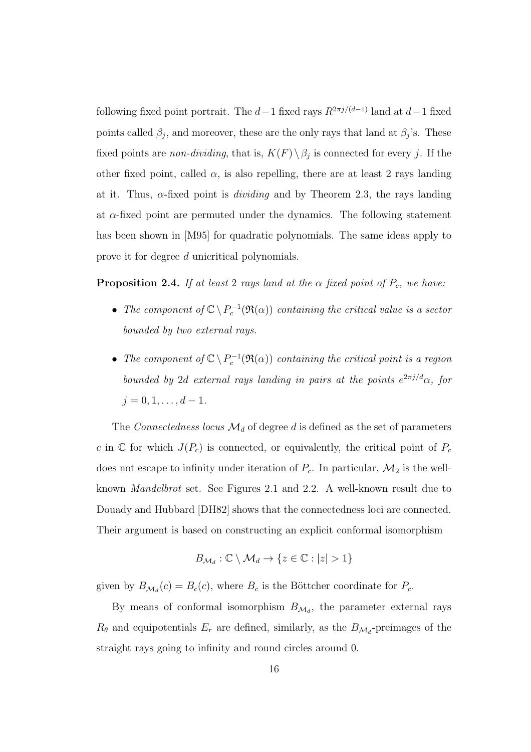following fixed point portrait. The $d-1$ fixed rays $R^{2\pi j/(d-1)}$ land at $d-1$ fixed points called $\beta_j$, and moreover, these are the only rays that land at $\beta_j$'s. These fixed points are *non-dividing*, that is, $K(F) \setminus \beta_j$ is connected for every $j$. If the other fixed point, called $\alpha$, is also repelling, there are at least 2 rays landing at it. Thus, $\alpha$-fixed point is *dividing* and by Theorem 2.3, the rays landing at $\alpha$-fixed point are permuted under the dynamics. The following statement has been shown in [M95] for quadratic polynomials. The same ideas apply to prove it for degree $d$ unicritical polynomials.

**Proposition 2.4.** *If at least 2 rays land at the $\alpha$ fixed point of $P_c$, we have:*

- *The component of $\mathbb{C} \setminus P_c^{-1}(\Re(\alpha))$ containing the critical value is a sector bounded by two external rays.*
- *The component of $\mathbb{C} \setminus P_c^{-1}(\Re(\alpha))$ containing the critical point is a region bounded by $2d$ external rays landing in pairs at the points $e^{2\pi j/d}\alpha$, for $j = 0, 1, \ldots, d-1$.*

The *Connectedness locus* $\mathcal{M}_d$ of degree $d$ is defined as the set of parameters $c$ in $\mathbb{C}$ for which $J(P_c)$ is connected, or equivalently, the critical point of $P_c$ does not escape to infinity under iteration of $P_c$. In particular, $\mathcal{M}_2$ is the well-known *Mandelbrot* set. See Figures 2.1 and 2.2. A well-known result due to Douady and Hubbard [DH82] shows that the connectedness loci are connected. Their argument is based on constructing an explicit conformal isomorphism

$$B_{\mathcal{M}_d} : \mathbb{C} \setminus \mathcal{M}_d \to \{z \in \mathbb{C} : |z| > 1\}$$

given by $B_{\mathcal{M}_d}(c) = B_c(c)$, where $B_c$ is the Böttcher coordinate for $P_c$.

By means of conformal isomorphism $B_{\mathcal{M}_d}$, the parameter external rays $R_\theta$ and equipotentials $E_r$ are defined, similarly, as the $B_{\mathcal{M}_d}$-preimages of the straight rays going to infinity and round circles around 0.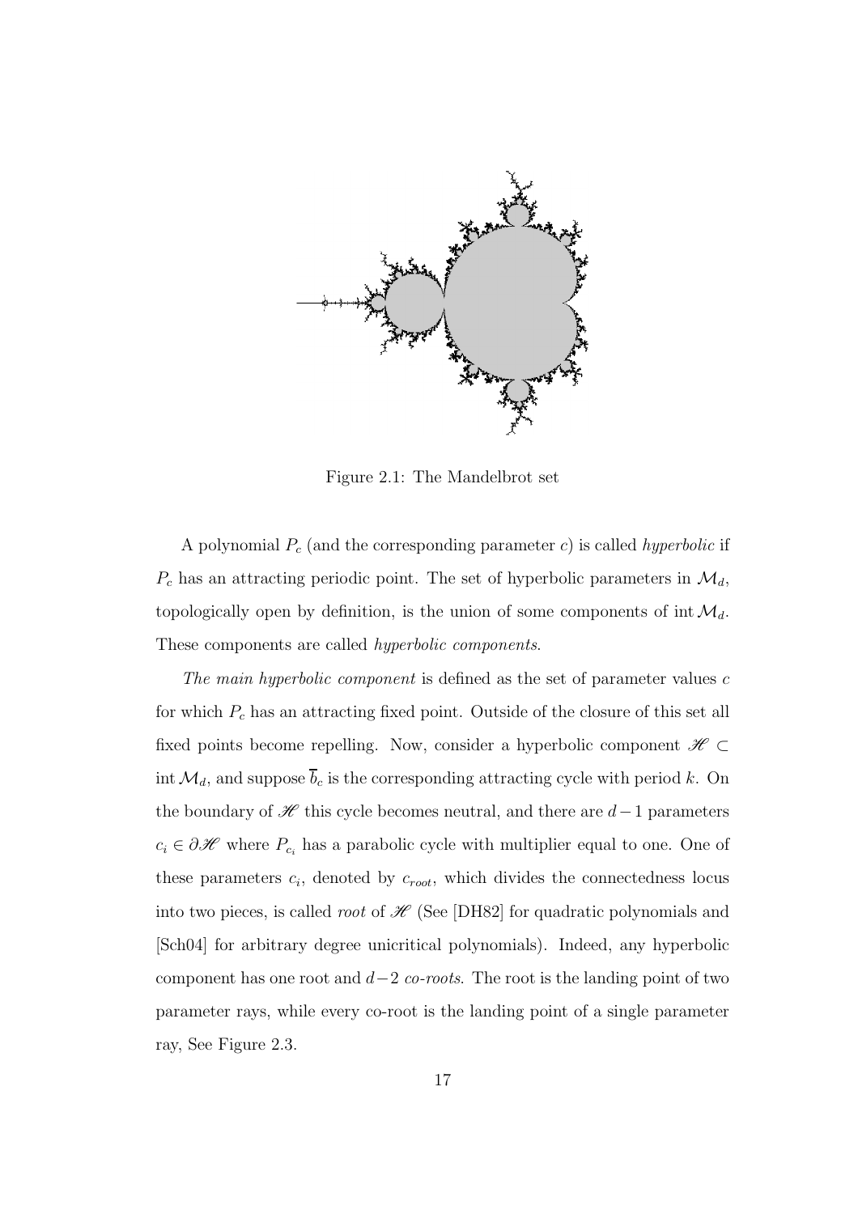Figure 2.1: The Mandelbrot set

A polynomial $P_c$ (and the corresponding parameter $c$) is called *hyperbolic* if $P_c$ has an attracting periodic point. The set of hyperbolic parameters in $\mathcal{M}_d$, topologically open by definition, is the union of some components of $\operatorname{int} \mathcal{M}_d$. These components are called *hyperbolic components*.

*The main hyperbolic component* is defined as the set of parameter values $c$ for which $P_c$ has an attracting fixed point. Outside of the closure of this set all fixed points become repelling. Now, consider a hyperbolic component $\mathscr{H} \subset \operatorname{int} \mathcal{M}_d$, and suppose $\overline{b}_c$ is the corresponding attracting cycle with period $k$. On the boundary of $\mathscr{H}$ this cycle becomes neutral, and there are $d-1$ parameters $c_i \in \partial \mathscr{H}$ where $P_{c_i}$ has a parabolic cycle with multiplier equal to one. One of these parameters $c_i$, denoted by $c_{root}$, which divides the connectedness locus into two pieces, is called *root* of $\mathscr{H}$ (See [DH82] for quadratic polynomials and [Sch04] for arbitrary degree unicritical polynomials). Indeed, any hyperbolic component has one root and $d-2$ *co-roots*. The root is the landing point of two parameter rays, while every co-root is the landing point of a single parameter ray, See Figure 2.3.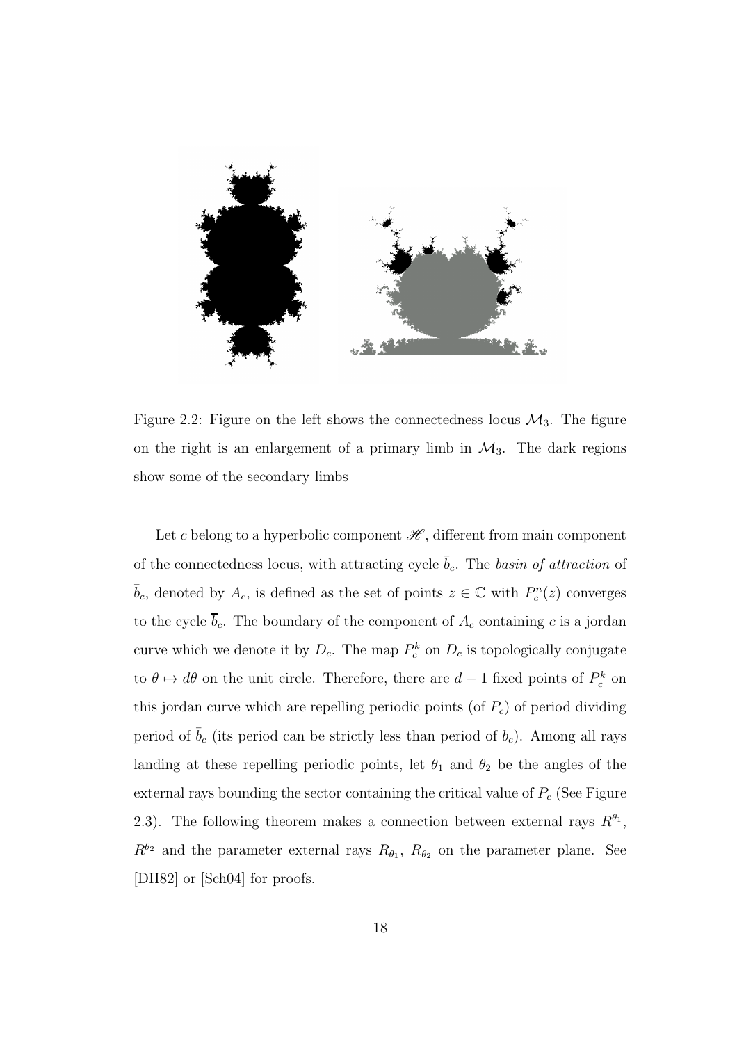Figure 2.2: Figure on the left shows the connectedness locus $\mathcal{M}_3$. The figure on the right is an enlargement of a primary limb in $\mathcal{M}_3$. The dark regions show some of the secondary limbs

Let $c$ belong to a hyperbolic component $\mathscr{H}$, different from main component of the connectedness locus, with attracting cycle $\bar{b}_c$. The *basin of attraction* of $\bar{b}_c$, denoted by $A_c$, is defined as the set of points $z \in \mathbb{C}$ with $P_c^n(z)$ converges to the cycle $\overline{b}_c$. The boundary of the component of $A_c$ containing $c$ is a jordan curve which we denote it by $D_c$. The map $P_c^k$ on $D_c$ is topologically conjugate to $\theta \mapsto d\theta$ on the unit circle. Therefore, there are $d-1$ fixed points of $P_c^k$ on this jordan curve which are repelling periodic points (of $P_c$) of period dividing period of $\bar{b}_c$ (its period can be strictly less than period of $b_c$). Among all rays landing at these repelling periodic points, let $\theta_1$ and $\theta_2$ be the angles of the external rays bounding the sector containing the critical value of $P_c$ (See Figure 2.3). The following theorem makes a connection between external rays $R^{\theta_1}$, $R^{\theta_2}$ and the parameter external rays $R_{\theta_1}$, $R_{\theta_2}$ on the parameter plane. See [DH82] or [Sch04] for proofs.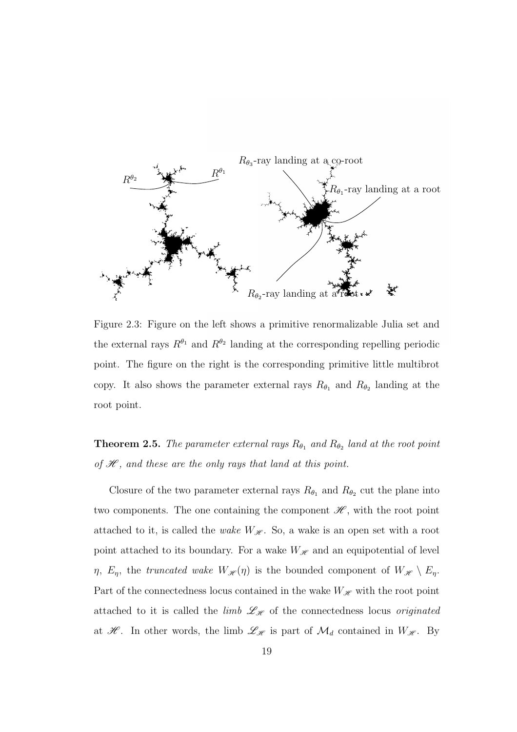$R^{\theta_2}$

$R^{\theta_1}$

$R_{\theta_3}$-ray landing at a co-root

$R_{\theta_1}$-ray landing at a root

$R_{\theta_2}$-ray landing at a root

Figure 2.3: Figure on the left shows a primitive renormalizable Julia set and the external rays $R^{\theta_1}$ and $R^{\theta_2}$ landing at the corresponding repelling periodic point. The figure on the right is the corresponding primitive little multibrot copy. It also shows the parameter external rays $R_{\theta_1}$ and $R_{\theta_2}$ landing at the root point.

**Theorem 2.5.** *The parameter external rays $R_{\theta_1}$ and $R_{\theta_2}$ land at the root point of $\mathscr{H}$, and these are the only rays that land at this point.*

Closure of the two parameter external rays $R_{\theta_1}$ and $R_{\theta_2}$ cut the plane into two components. The one containing the component $\mathscr{H}$, with the root point attached to it, is called the *wake* $W_{\mathscr{H}}$. So, a wake is an open set with a root point attached to its boundary. For a wake $W_{\mathscr{H}}$ and an equipotential of level $\eta$, $E_\eta$, the *truncated wake* $W_{\mathscr{H}}(\eta)$ is the bounded component of $W_{\mathscr{H}} \setminus E_\eta$. Part of the connectedness locus contained in the wake $W_{\mathscr{H}}$ with the root point attached to it is called the *limb* $\mathscr{L}_{\mathscr{H}}$ of the connectedness locus *originated* at $\mathscr{H}$. In other words, the limb $\mathscr{L}_{\mathscr{H}}$ is part of $\mathcal{M}_d$ contained in $W_{\mathscr{H}}$. By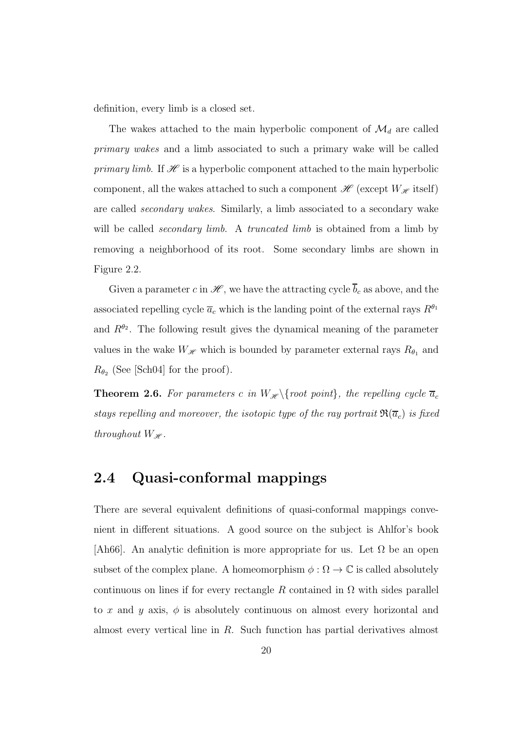definition, every limb is a closed set.

The wakes attached to the main hyperbolic component of $\mathcal{M}_d$ are called *primary wakes* and a limb associated to such a primary wake will be called *primary limb*. If $\mathscr{H}$ is a hyperbolic component attached to the main hyperbolic component, all the wakes attached to such a component $\mathscr{H}$ (except $W_{\mathscr{H}}$ itself) are called *secondary wakes*. Similarly, a limb associated to a secondary wake will be called *secondary limb*. A *truncated limb* is obtained from a limb by removing a neighborhood of its root. Some secondary limbs are shown in Figure 2.2.

Given a parameter $c$ in $\mathscr{H}$, we have the attracting cycle $\overline{b}_c$ as above, and the associated repelling cycle $\overline{a}_c$ which is the landing point of the external rays $R^{\theta_1}$ and $R^{\theta_2}$. The following result gives the dynamical meaning of the parameter values in the wake $W_{\mathscr{H}}$ which is bounded by parameter external rays $R_{\theta_1}$ and $R_{\theta_2}$ (See [Sch04] for the proof).

**Theorem 2.6.** *For parameters $c$ in $W_{\mathscr{H}} \backslash \{root\ point\}$, the repelling cycle $\overline{a}_c$ stays repelling and moreover, the isotopic type of the ray portrait $\mathfrak{R}(\overline{a}_c)$ is fixed throughout $W_{\mathscr{H}}$.*

## 2.4 Quasi-conformal mappings

There are several equivalent definitions of quasi-conformal mappings convenient in different situations. A good source on the subject is Ahlfor's book [Ah66]. An analytic definition is more appropriate for us. Let $\Omega$ be an open subset of the complex plane. A homeomorphism $\phi : \Omega \to \mathbb{C}$ is called absolutely continuous on lines if for every rectangle $R$ contained in $\Omega$ with sides parallel to $x$ and $y$ axis, $\phi$ is absolutely continuous on almost every horizontal and almost every vertical line in $R$. Such function has partial derivatives almost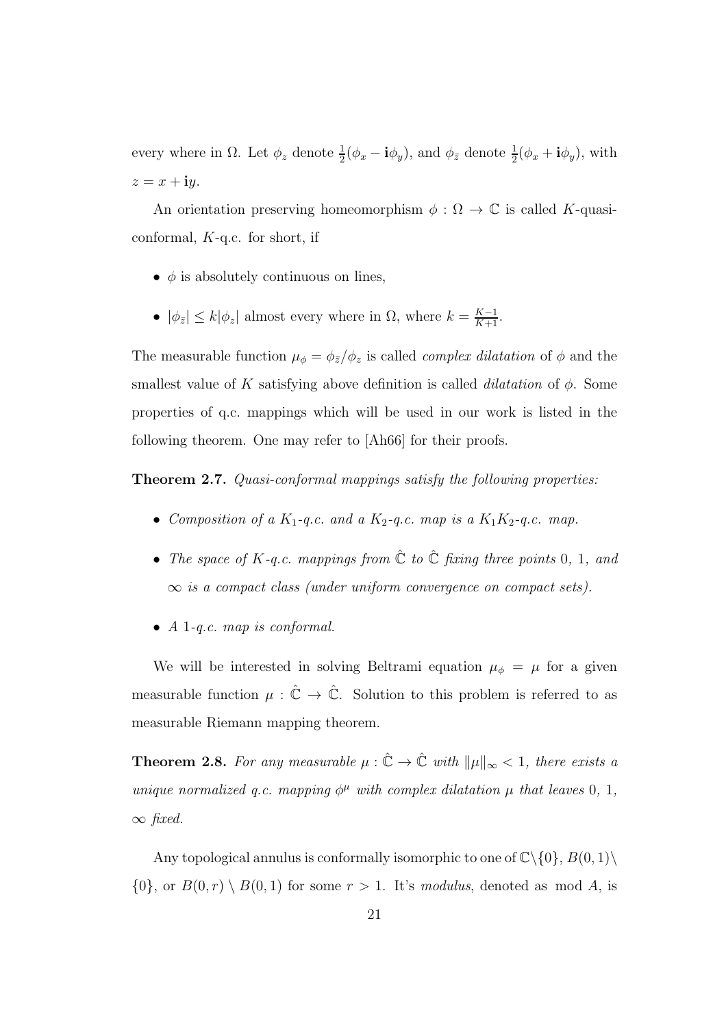every where in $\Omega$. Let $\phi_z$ denote $\frac{1}{2}(\phi_x - \mathbf{i}\phi_y)$, and $\phi_{\bar{z}}$ denote $\frac{1}{2}(\phi_x + \mathbf{i}\phi_y)$, with $z = x + \mathbf{i}y$.

An orientation preserving homeomorphism $\phi : \Omega \to \mathbb{C}$ is called $K$-quasi-conformal, $K$-q.c. for short, if

- $\phi$ is absolutely continuous on lines,
- $|\phi_{\bar{z}}| \leq k|\phi_z|$ almost every where in $\Omega$, where $k = \frac{K-1}{K+1}$.

The measurable function $\mu_\phi = \phi_{\bar{z}}/\phi_z$ is called *complex dilatation* of $\phi$ and the smallest value of $K$ satisfying above definition is called *dilatation* of $\phi$. Some properties of q.c. mappings which will be used in our work is listed in the following theorem. One may refer to [Ah66] for their proofs.

**Theorem 2.7.** *Quasi-conformal mappings satisfy the following properties:*

- *Composition of a $K_1$-q.c. and a $K_2$-q.c. map is a $K_1K_2$-q.c. map.*
- *The space of $K$-q.c. mappings from $\hat{\mathbb{C}}$ to $\hat{\mathbb{C}}$ fixing three points $0$, $1$, and $\infty$ is a compact class (under uniform convergence on compact sets).*
- *A $1$-q.c. map is conformal.*

We will be interested in solving Beltrami equation $\mu_\phi = \mu$ for a given measurable function $\mu : \hat{\mathbb{C}} \to \hat{\mathbb{C}}$. Solution to this problem is referred to as measurable Riemann mapping theorem.

**Theorem 2.8.** *For any measurable $\mu : \hat{\mathbb{C}} \to \hat{\mathbb{C}}$ with $\|\mu\|_\infty < 1$, there exists a unique normalized q.c. mapping $\phi^\mu$ with complex dilatation $\mu$ that leaves $0$, $1$, $\infty$ fixed.*

Any topological annulus is conformally isomorphic to one of $\mathbb{C}\setminus\{0\}$, $B(0,1)\setminus\{0\}$, or $B(0,r) \setminus B(0,1)$ for some $r > 1$. It's *modulus*, denoted as $\bmod A$, is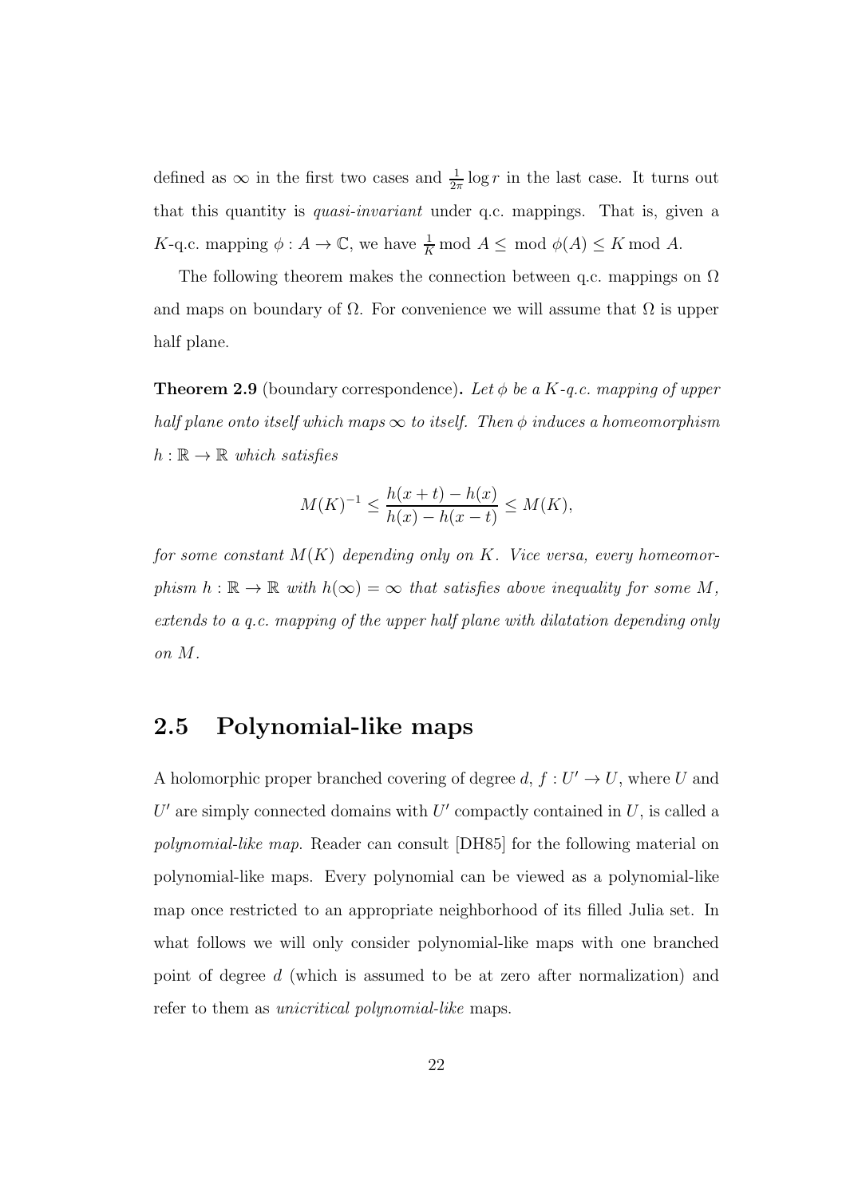defined as $\infty$ in the first two cases and $\frac{1}{2\pi}\log r$ in the last case. It turns out that this quantity is *quasi-invariant* under q.c. mappings. That is, given a $K$-q.c. mapping $\phi : A \to \mathbb{C}$, we have $\frac{1}{K} \bmod A \leq \bmod \phi(A) \leq K \bmod A$.

The following theorem makes the connection between q.c. mappings on $\Omega$ and maps on boundary of $\Omega$. For convenience we will assume that $\Omega$ is upper half plane.

**Theorem 2.9** (boundary correspondence)**.** *Let $\phi$ be a $K$-q.c. mapping of upper half plane onto itself which maps $\infty$ to itself. Then $\phi$ induces a homeomorphism $h : \mathbb{R} \to \mathbb{R}$ which satisfies*

$$M(K)^{-1} \leq \frac{h(x+t) - h(x)}{h(x) - h(x-t)} \leq M(K),$$

*for some constant $M(K)$ depending only on $K$. Vice versa, every homeomorphism $h : \mathbb{R} \to \mathbb{R}$ with $h(\infty) = \infty$ that satisfies above inequality for some $M$, extends to a q.c. mapping of the upper half plane with dilatation depending only on $M$.*

## 2.5 Polynomial-like maps

A holomorphic proper branched covering of degree $d$, $f : U' \to U$, where $U$ and $U'$ are simply connected domains with $U'$ compactly contained in $U$, is called a *polynomial-like map*. Reader can consult [DH85] for the following material on polynomial-like maps. Every polynomial can be viewed as a polynomial-like map once restricted to an appropriate neighborhood of its filled Julia set. In what follows we will only consider polynomial-like maps with one branched point of degree $d$ (which is assumed to be at zero after normalization) and refer to them as *unicritical polynomial-like* maps.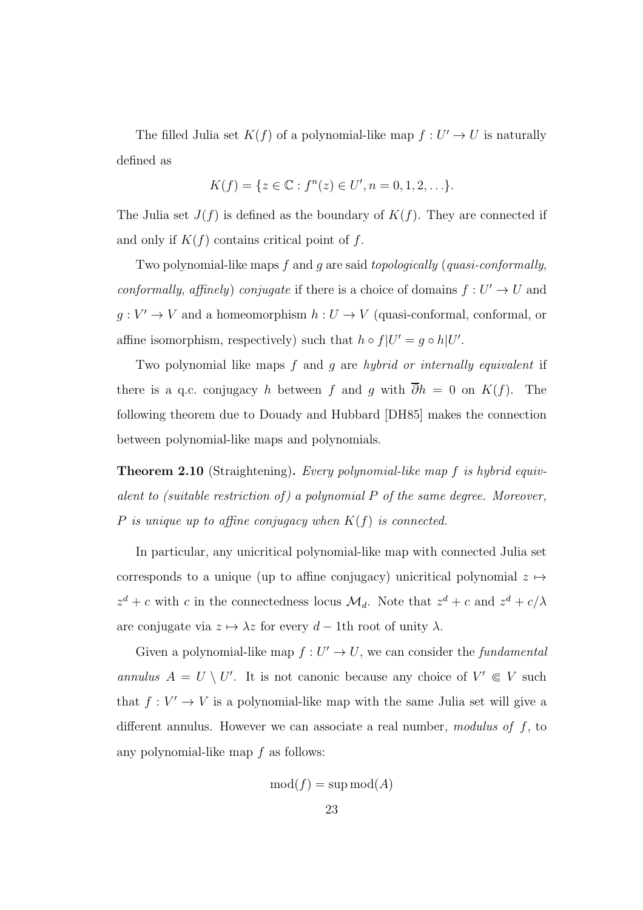The filled Julia set $K(f)$ of a polynomial-like map $f : U' \to U$ is naturally defined as

$$K(f) = \{z \in \mathbb{C} : f^n(z) \in U', n = 0, 1, 2, \ldots\}.$$

The Julia set $J(f)$ is defined as the boundary of $K(f)$. They are connected if and only if $K(f)$ contains critical point of $f$.

Two polynomial-like maps $f$ and $g$ are said *topologically* (*quasi-conformally*, *conformally*, *affinely*) *conjugate* if there is a choice of domains $f : U' \to U$ and $g : V' \to V$ and a homeomorphism $h : U \to V$ (quasi-conformal, conformal, or affine isomorphism, respectively) such that $h \circ f|U' = g \circ h|U'$.

Two polynomial like maps $f$ and $g$ are *hybrid or internally equivalent* if there is a q.c. conjugacy $h$ between $f$ and $g$ with $\overline{\partial} h = 0$ on $K(f)$. The following theorem due to Douady and Hubbard [DH85] makes the connection between polynomial-like maps and polynomials.

**Theorem 2.10** (Straightening)**.** *Every polynomial-like map $f$ is hybrid equivalent to (suitable restriction of) a polynomial $P$ of the same degree. Moreover, $P$ is unique up to affine conjugacy when $K(f)$ is connected.*

In particular, any unicritical polynomial-like map with connected Julia set corresponds to a unique (up to affine conjugacy) unicritical polynomial $z \mapsto z^d + c$ with $c$ in the connectedness locus $\mathcal{M}_d$. Note that $z^d + c$ and $z^d + c/\lambda$ are conjugate via $z \mapsto \lambda z$ for every $d-1$th root of unity $\lambda$.

Given a polynomial-like map $f : U' \to U$, we can consider the *fundamental annulus* $A = U \setminus U'$. It is not canonic because any choice of $V' \Subset V$ such that $f : V' \to V$ is a polynomial-like map with the same Julia set will give a different annulus. However we can associate a real number, *modulus of* $f$, to any polynomial-like map $f$ as follows:

$$\operatorname{mod}(f) = \sup \operatorname{mod}(A)$$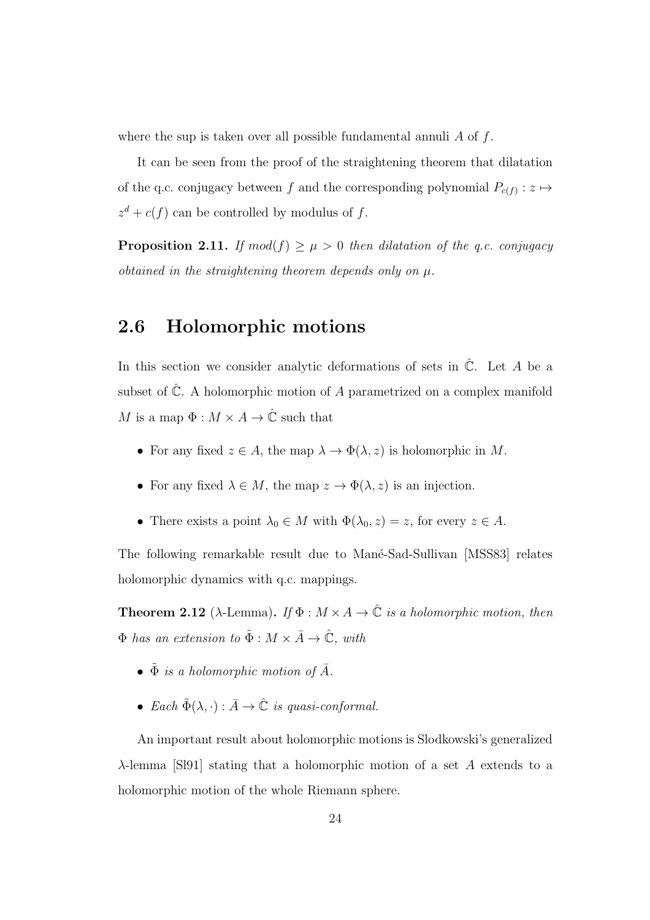where the sup is taken over all possible fundamental annuli $A$ of $f$.

It can be seen from the proof of the straightening theorem that dilatation of the q.c. conjugacy between $f$ and the corresponding polynomial $P_{c(f)} : z \mapsto z^d + c(f)$ can be controlled by modulus of $f$.

**Proposition 2.11.** *If $mod(f) \geq \mu > 0$ then dilatation of the q.c. conjugacy obtained in the straightening theorem depends only on $\mu$.*

## 2.6 Holomorphic motions

In this section we consider analytic deformations of sets in $\hat{\mathbb{C}}$. Let $A$ be a subset of $\hat{\mathbb{C}}$. A holomorphic motion of $A$ parametrized on a complex manifold $M$ is a map $\Phi : M \times A \to \hat{\mathbb{C}}$ such that

- For any fixed $z \in A$, the map $\lambda \to \Phi(\lambda, z)$ is holomorphic in $M$.
- For any fixed $\lambda \in M$, the map $z \to \Phi(\lambda, z)$ is an injection.
- There exists a point $\lambda_0 \in M$ with $\Phi(\lambda_0, z) = z$, for every $z \in A$.

The following remarkable result due to Mané-Sad-Sullivan [MSS83] relates holomorphic dynamics with q.c. mappings.

**Theorem 2.12** ($\lambda$-Lemma)**.** *If $\Phi : M \times A \to \hat{\mathbb{C}}$ is a holomorphic motion, then $\Phi$ has an extension to $\tilde{\Phi} : M \times \bar{A} \to \hat{\mathbb{C}}$, with*

- *$\tilde{\Phi}$ is a holomorphic motion of $\bar{A}$.*
- *Each $\tilde{\Phi}(\lambda, \cdot) : \bar{A} \to \hat{\mathbb{C}}$ is quasi-conformal.*

An important result about holomorphic motions is Slodkowski's generalized $\lambda$-lemma [Sl91] stating that a holomorphic motion of a set $A$ extends to a holomorphic motion of the whole Riemann sphere.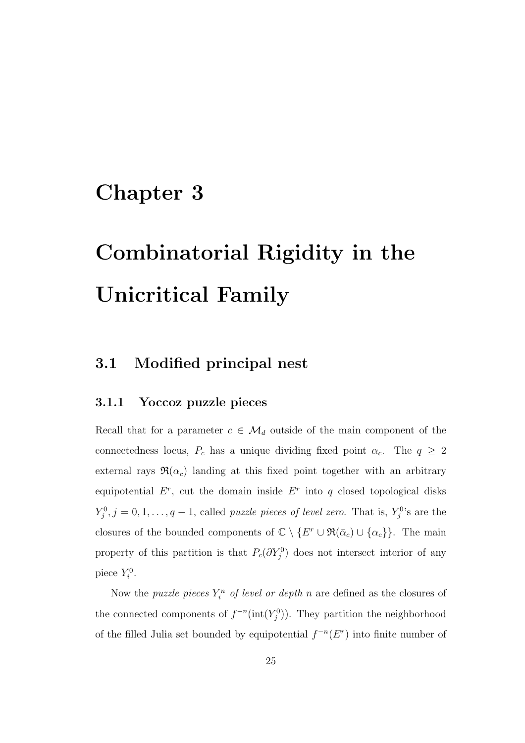# Chapter 3

# Combinatorial Rigidity in the Unicritical Family

## 3.1 Modified principal nest

### 3.1.1 Yoccoz puzzle pieces

Recall that for a parameter $c \in \mathcal{M}_d$ outside of the main component of the connectedness locus, $P_c$ has a unique dividing fixed point $\alpha_c$. The $q \geq 2$ external rays $\mathfrak{R}(\alpha_c)$ landing at this fixed point together with an arbitrary equipotential $E^r$, cut the domain inside $E^r$ into $q$ closed topological disks $Y_j^0, j = 0, 1, \ldots, q-1$, called *puzzle pieces of level zero*. That is, $Y_j^0$'s are the closures of the bounded components of $\mathbb{C} \setminus \{E^r \cup \mathfrak{R}(\bar{\alpha}_c) \cup \{\alpha_c\}\}$. The main property of this partition is that $P_c(\partial Y_j^0)$ does not intersect interior of any piece $Y_i^0$.

Now the *puzzle pieces $Y_i^n$ of level or depth $n$* are defined as the closures of the connected components of $f^{-n}(\text{int}(Y_j^0))$. They partition the neighborhood of the filled Julia set bounded by equipotential $f^{-n}(E^r)$ into finite number of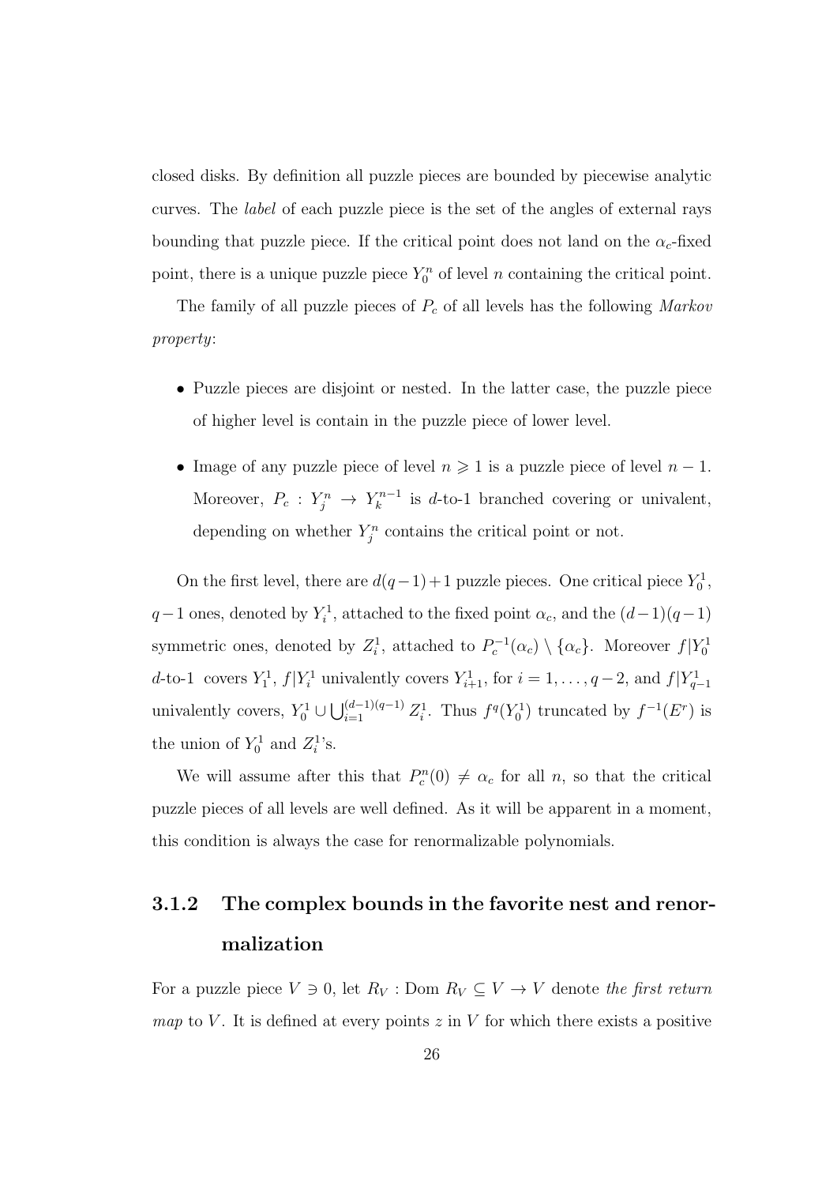closed disks. By definition all puzzle pieces are bounded by piecewise analytic curves. The *label* of each puzzle piece is the set of the angles of external rays bounding that puzzle piece. If the critical point does not land on the $\alpha_c$-fixed point, there is a unique puzzle piece $Y_0^n$ of level $n$ containing the critical point.

The family of all puzzle pieces of $P_c$ of all levels has the following *Markov property*:

- Puzzle pieces are disjoint or nested. In the latter case, the puzzle piece of higher level is contain in the puzzle piece of lower level.
- Image of any puzzle piece of level $n \geqslant 1$ is a puzzle piece of level $n-1$. Moreover, $P_c : Y_j^n \to Y_k^{n-1}$ is $d$-to-1 branched covering or univalent, depending on whether $Y_j^n$ contains the critical point or not.

On the first level, there are $d(q-1)+1$ puzzle pieces. One critical piece $Y_0^1$, $q-1$ ones, denoted by $Y_i^1$, attached to the fixed point $\alpha_c$, and the $(d-1)(q-1)$ symmetric ones, denoted by $Z_i^1$, attached to $P_c^{-1}(\alpha_c) \setminus \{\alpha_c\}$. Moreover $f|Y_0^1$ $d$-to-1 covers $Y_1^1$, $f|Y_i^1$ univalently covers $Y_{i+1}^1$, for $i = 1, \ldots, q-2$, and $f|Y_{q-1}^1$ univalently covers, $Y_0^1 \cup \bigcup_{i=1}^{(d-1)(q-1)} Z_i^1$. Thus $f^q(Y_0^1)$ truncated by $f^{-1}(E^r)$ is the union of $Y_0^1$ and $Z_i^1$'s.

We will assume after this that $P_c^n(0) \neq \alpha_c$ for all $n$, so that the critical puzzle pieces of all levels are well defined. As it will be apparent in a moment, this condition is always the case for renormalizable polynomials.

### 3.1.2 The complex bounds in the favorite nest and renormalization

For a puzzle piece $V \ni 0$, let $R_V : \text{Dom } R_V \subseteq V \to V$ denote *the first return map* to $V$. It is defined at every points $z$ in $V$ for which there exists a positive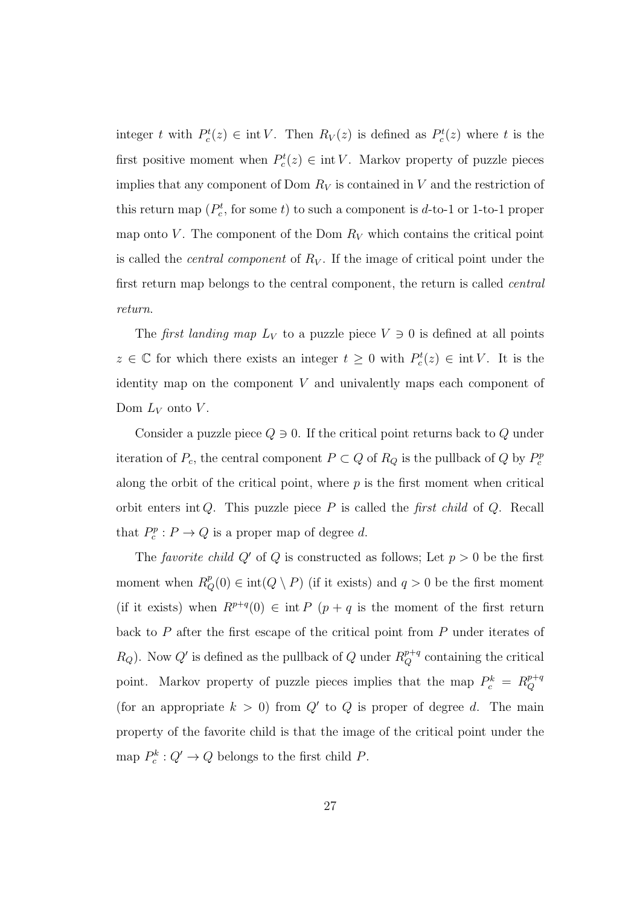integer $t$ with $P_c^t(z) \in \operatorname{int} V$. Then $R_V(z)$ is defined as $P_c^t(z)$ where $t$ is the first positive moment when $P_c^t(z) \in \operatorname{int} V$. Markov property of puzzle pieces implies that any component of Dom $R_V$ is contained in $V$ and the restriction of this return map ($P_c^t$, for some $t$) to such a component is $d$-to-1 or 1-to-1 proper map onto $V$. The component of the Dom $R_V$ which contains the critical point is called the *central component* of $R_V$. If the image of critical point under the first return map belongs to the central component, the return is called *central return*.

The *first landing map* $L_V$ to a puzzle piece $V \ni 0$ is defined at all points $z \in \mathbb{C}$ for which there exists an integer $t \geq 0$ with $P_c^t(z) \in \operatorname{int} V$. It is the identity map on the component $V$ and univalently maps each component of Dom $L_V$ onto $V$.

Consider a puzzle piece $Q \ni 0$. If the critical point returns back to $Q$ under iteration of $P_c$, the central component $P \subset Q$ of $R_Q$ is the pullback of $Q$ by $P_c^p$ along the orbit of the critical point, where $p$ is the first moment when critical orbit enters $\operatorname{int} Q$. This puzzle piece $P$ is called the *first child* of $Q$. Recall that $P_c^p : P \to Q$ is a proper map of degree $d$.

The *favorite child* $Q'$ of $Q$ is constructed as follows; Let $p > 0$ be the first moment when $R_Q^p(0) \in \operatorname{int}(Q \setminus P)$ (if it exists) and $q > 0$ be the first moment (if it exists) when $R^{p+q}(0) \in \operatorname{int} P$ ($p + q$ is the moment of the first return back to $P$ after the first escape of the critical point from $P$ under iterates of $R_Q$). Now $Q'$ is defined as the pullback of $Q$ under $R_Q^{p+q}$ containing the critical point. Markov property of puzzle pieces implies that the map $P_c^k = R_Q^{p+q}$ (for an appropriate $k > 0$) from $Q'$ to $Q$ is proper of degree $d$. The main property of the favorite child is that the image of the critical point under the map $P_c^k : Q' \to Q$ belongs to the first child $P$.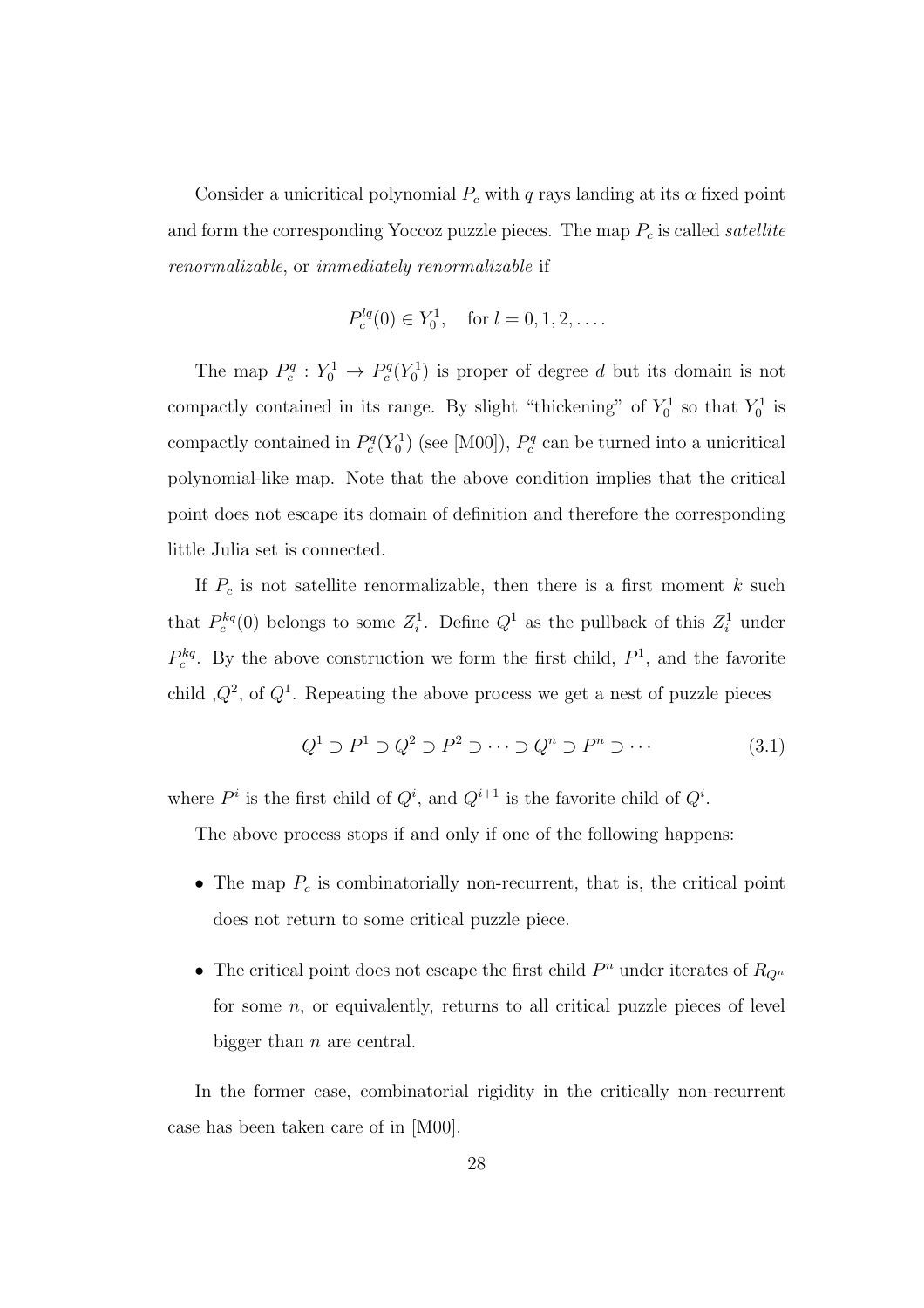Consider a unicritical polynomial $P_c$ with $q$ rays landing at its $\alpha$ fixed point and form the corresponding Yoccoz puzzle pieces. The map $P_c$ is called *satellite renormalizable*, or *immediately renormalizable* if

$$P_c^{lq}(0) \in Y_0^1, \quad \text{for } l = 0, 1, 2, \ldots.$$

The map $P_c^q : Y_0^1 \to P_c^q(Y_0^1)$ is proper of degree $d$ but its domain is not compactly contained in its range. By slight "thickening" of $Y_0^1$ so that $Y_0^1$ is compactly contained in $P_c^q(Y_0^1)$ (see [M00]), $P_c^q$ can be turned into a unicritical polynomial-like map. Note that the above condition implies that the critical point does not escape its domain of definition and therefore the corresponding little Julia set is connected.

If $P_c$ is not satellite renormalizable, then there is a first moment $k$ such that $P_c^{kq}(0)$ belongs to some $Z_i^1$. Define $Q^1$ as the pullback of this $Z_i^1$ under $P_c^{kq}$. By the above construction we form the first child, $P^1$, and the favorite child ,$Q^2$, of $Q^1$. Repeating the above process we get a nest of puzzle pieces

$$Q^1 \supset P^1 \supset Q^2 \supset P^2 \supset \cdots \supset Q^n \supset P^n \supset \cdots \tag{3.1}$$

where $P^i$ is the first child of $Q^i$, and $Q^{i+1}$ is the favorite child of $Q^i$.

The above process stops if and only if one of the following happens:

- The map $P_c$ is combinatorially non-recurrent, that is, the critical point does not return to some critical puzzle piece.
- The critical point does not escape the first child $P^n$ under iterates of $R_{Q^n}$ for some $n$, or equivalently, returns to all critical puzzle pieces of level bigger than $n$ are central.

In the former case, combinatorial rigidity in the critically non-recurrent case has been taken care of in [M00].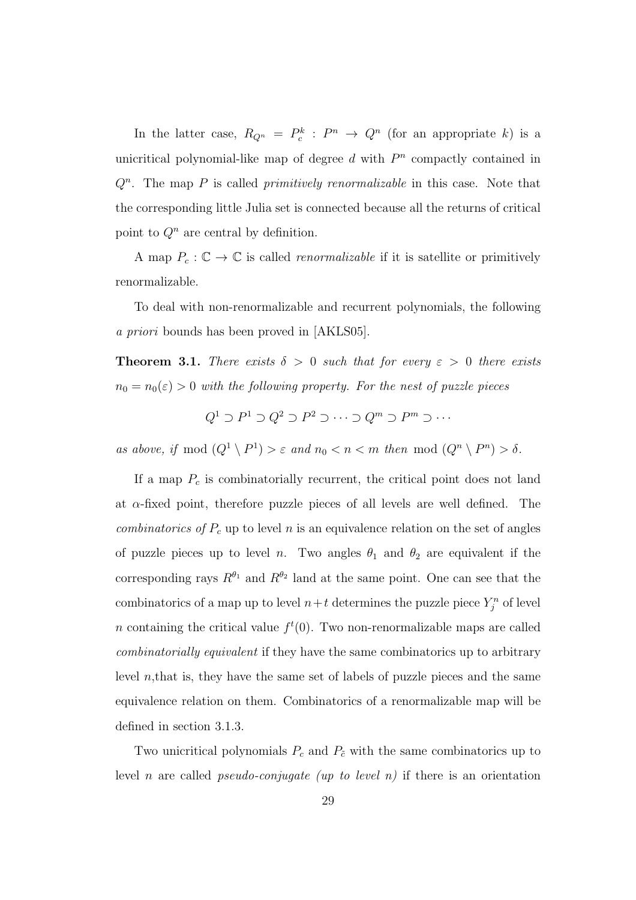In the latter case, $R_{Q^n} = P_c^k : P^n \to Q^n$ (for an appropriate $k$) is a unicritical polynomial-like map of degree $d$ with $P^n$ compactly contained in $Q^n$. The map $P$ is called *primitively renormalizable* in this case. Note that the corresponding little Julia set is connected because all the returns of critical point to $Q^n$ are central by definition.

A map $P_c : \mathbb{C} \to \mathbb{C}$ is called *renormalizable* if it is satellite or primitively renormalizable.

To deal with non-renormalizable and recurrent polynomials, the following *a priori* bounds has been proved in [AKLS05].

**Theorem 3.1.** *There exists $\delta > 0$ such that for every $\varepsilon > 0$ there exists $n_0 = n_0(\varepsilon) > 0$ with the following property. For the nest of puzzle pieces*

$$Q^1 \supset P^1 \supset Q^2 \supset P^2 \supset \cdots \supset Q^m \supset P^m \supset \cdots$$

*as above, if* $\mathrm{mod}\ (Q^1 \setminus P^1) > \varepsilon$ *and* $n_0 < n < m$ *then* $\mathrm{mod}\ (Q^n \setminus P^n) > \delta$.

If a map $P_c$ is combinatorially recurrent, the critical point does not land at $\alpha$-fixed point, therefore puzzle pieces of all levels are well defined. The *combinatorics of $P_c$* up to level $n$ is an equivalence relation on the set of angles of puzzle pieces up to level $n$. Two angles $\theta_1$ and $\theta_2$ are equivalent if the corresponding rays $R^{\theta_1}$ and $R^{\theta_2}$ land at the same point. One can see that the combinatorics of a map up to level $n+t$ determines the puzzle piece $Y_j^n$ of level $n$ containing the critical value $f^t(0)$. Two non-renormalizable maps are called *combinatorially equivalent* if they have the same combinatorics up to arbitrary level $n$,that is, they have the same set of labels of puzzle pieces and the same equivalence relation on them. Combinatorics of a renormalizable map will be defined in section 3.1.3.

Two unicritical polynomials $P_c$ and $P_{\tilde{c}}$ with the same combinatorics up to level $n$ are called *pseudo-conjugate (up to level $n$)* if there is an orientation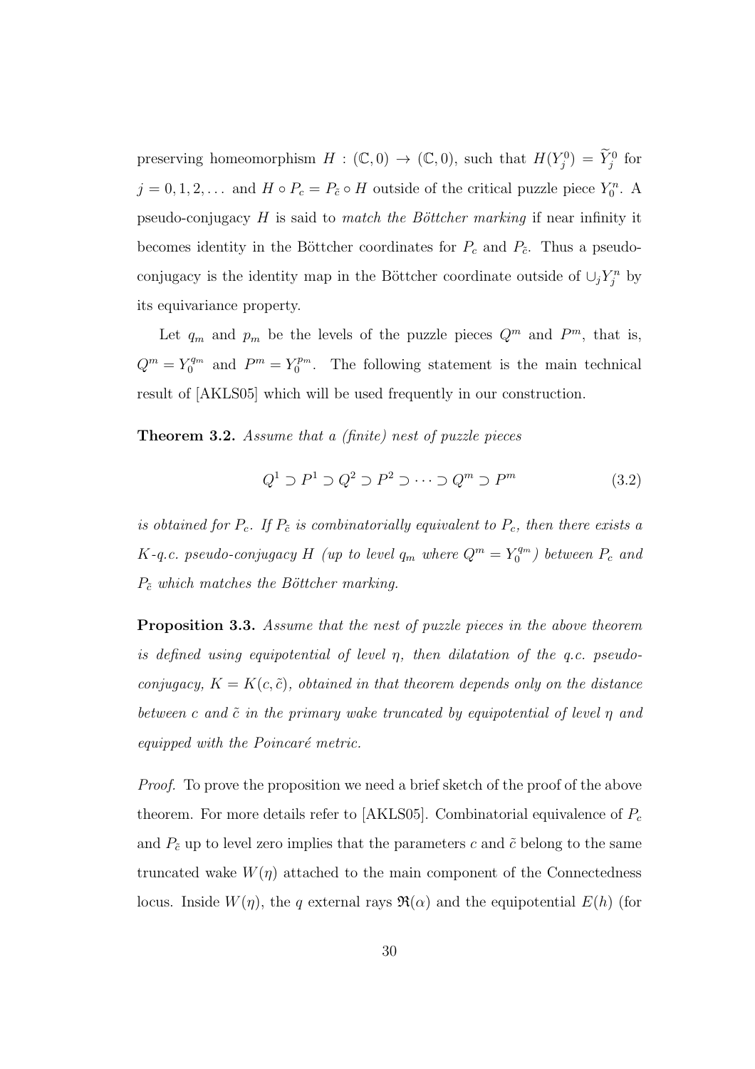preserving homeomorphism $H : (\mathbb{C}, 0) \to (\mathbb{C}, 0)$, such that $H(Y_j^0) = \widetilde{Y}_j^0$ for $j = 0, 1, 2, \dots$ and $H \circ P_c = P_{\tilde{c}} \circ H$ outside of the critical puzzle piece $Y_0^n$. A pseudo-conjugacy $H$ is said to *match the Böttcher marking* if near infinity it becomes identity in the Böttcher coordinates for $P_c$ and $P_{\tilde{c}}$. Thus a pseudo-conjugacy is the identity map in the Böttcher coordinate outside of $\cup_j Y_j^n$ by its equivariance property.

Let $q_m$ and $p_m$ be the levels of the puzzle pieces $Q^m$ and $P^m$, that is, $Q^m = Y_0^{q_m}$ and $P^m = Y_0^{p_m}$. The following statement is the main technical result of [AKLS05] which will be used frequently in our construction.

**Theorem 3.2.** *Assume that a (finite) nest of puzzle pieces*

$$Q^1 \supset P^1 \supset Q^2 \supset P^2 \supset \cdots \supset Q^m \supset P^m \tag{3.2}$$

*is obtained for $P_c$. If $P_{\tilde{c}}$ is combinatorially equivalent to $P_c$, then there exists a $K$-q.c. pseudo-conjugacy $H$ (up to level $q_m$ where $Q^m = Y_0^{q_m}$) between $P_c$ and $P_{\tilde{c}}$ which matches the Böttcher marking.*

**Proposition 3.3.** *Assume that the nest of puzzle pieces in the above theorem is defined using equipotential of level $\eta$, then dilatation of the q.c. pseudo-conjugacy, $K = K(c, \tilde{c})$, obtained in that theorem depends only on the distance between $c$ and $\tilde{c}$ in the primary wake truncated by equipotential of level $\eta$ and equipped with the Poincaré metric.*

*Proof.* To prove the proposition we need a brief sketch of the proof of the above theorem. For more details refer to [AKLS05]. Combinatorial equivalence of $P_c$ and $P_{\tilde{c}}$ up to level zero implies that the parameters $c$ and $\tilde{c}$ belong to the same truncated wake $W(\eta)$ attached to the main component of the Connectedness locus. Inside $W(\eta)$, the $q$ external rays $\mathfrak{R}(\alpha)$ and the equipotential $E(h)$ (for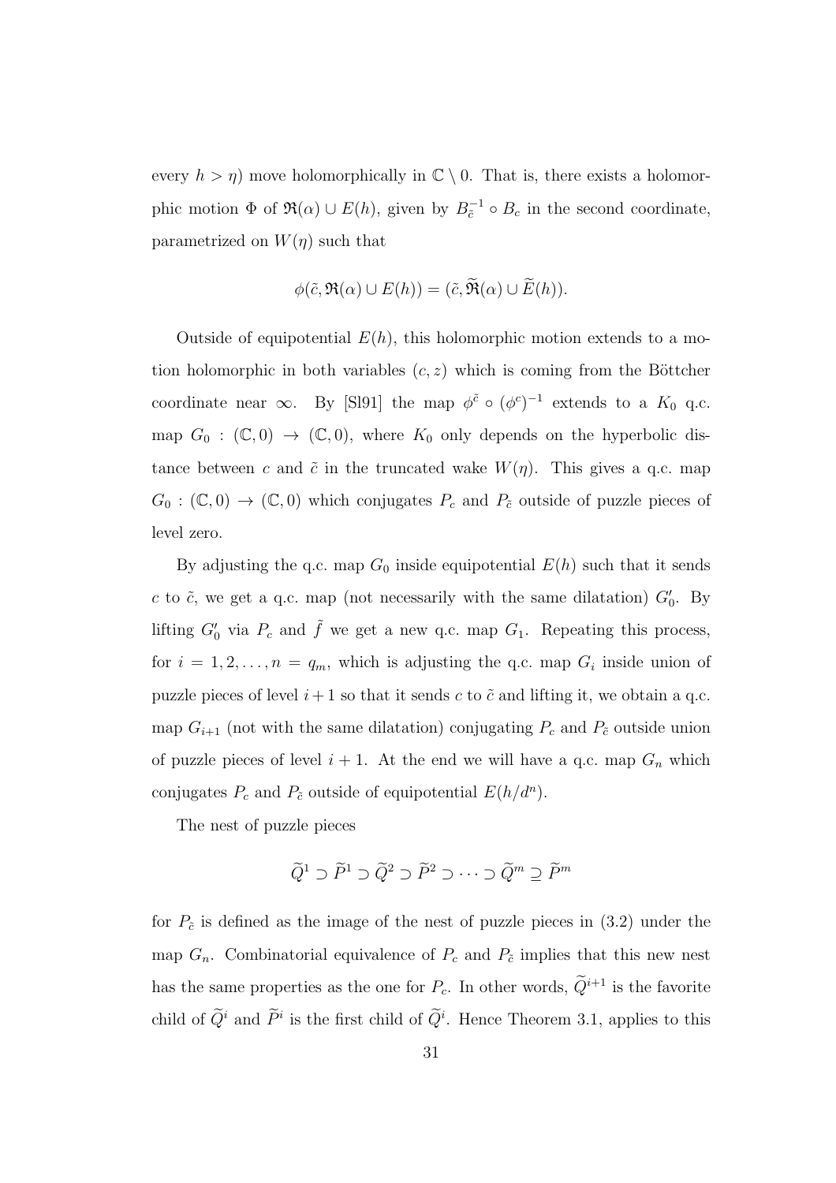every $h > \eta$) move holomorphically in $\mathbb{C} \setminus 0$. That is, there exists a holomorphic motion $\Phi$ of $\mathfrak{R}(\alpha) \cup E(h)$, given by $B_{\tilde{c}}^{-1} \circ B_c$ in the second coordinate, parametrized on $W(\eta)$ such that

$$\phi(\tilde{c}, \mathfrak{R}(\alpha) \cup E(h)) = (\tilde{c}, \widetilde{\mathfrak{R}}(\alpha) \cup \widetilde{E}(h)).$$

Outside of equipotential $E(h)$, this holomorphic motion extends to a motion holomorphic in both variables $(c, z)$ which is coming from the Böttcher coordinate near $\infty$. By [Sl91] the map $\phi^{\tilde{c}} \circ (\phi^c)^{-1}$ extends to a $K_0$ q.c. map $G_0 : (\mathbb{C}, 0) \to (\mathbb{C}, 0)$, where $K_0$ only depends on the hyperbolic distance between $c$ and $\tilde{c}$ in the truncated wake $W(\eta)$. This gives a q.c. map $G_0 : (\mathbb{C}, 0) \to (\mathbb{C}, 0)$ which conjugates $P_c$ and $P_{\tilde{c}}$ outside of puzzle pieces of level zero.

By adjusting the q.c. map $G_0$ inside equipotential $E(h)$ such that it sends $c$ to $\tilde{c}$, we get a q.c. map (not necessarily with the same dilatation) $G_0'$. By lifting $G_0'$ via $P_c$ and $\tilde{f}$ we get a new q.c. map $G_1$. Repeating this process, for $i = 1, 2, \ldots, n = q_m$, which is adjusting the q.c. map $G_i$ inside union of puzzle pieces of level $i+1$ so that it sends $c$ to $\tilde{c}$ and lifting it, we obtain a q.c. map $G_{i+1}$ (not with the same dilatation) conjugating $P_c$ and $P_{\tilde{c}}$ outside union of puzzle pieces of level $i+1$. At the end we will have a q.c. map $G_n$ which conjugates $P_c$ and $P_{\tilde{c}}$ outside of equipotential $E(h/d^n)$.

The nest of puzzle pieces

$$\widetilde{Q}^1 \supset \widetilde{P}^1 \supset \widetilde{Q}^2 \supset \widetilde{P}^2 \supset \cdots \supset \widetilde{Q}^m \supseteq \widetilde{P}^m$$

for $P_{\tilde{c}}$ is defined as the image of the nest of puzzle pieces in (3.2) under the map $G_n$. Combinatorial equivalence of $P_c$ and $P_{\tilde{c}}$ implies that this new nest has the same properties as the one for $P_c$. In other words, $\widetilde{Q}^{i+1}$ is the favorite child of $\widetilde{Q}^i$ and $\widetilde{P}^i$ is the first child of $\widetilde{Q}^i$. Hence Theorem 3.1, applies to this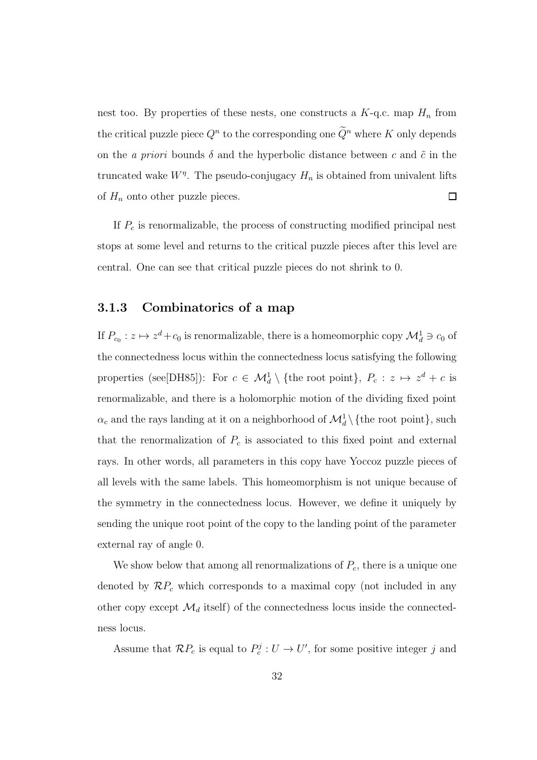nest too. By properties of these nests, one constructs a $K$-q.c. map $H_n$ from the critical puzzle piece $Q^n$ to the corresponding one $\widetilde{Q}^n$ where $K$ only depends on the *a priori* bounds $\delta$ and the hyperbolic distance between $c$ and $\tilde{c}$ in the truncated wake $W^\eta$. The pseudo-conjugacy $H_n$ is obtained from univalent lifts of $H_n$ onto other puzzle pieces. $\square$

If $P_c$ is renormalizable, the process of constructing modified principal nest stops at some level and returns to the critical puzzle pieces after this level are central. One can see that critical puzzle pieces do not shrink to 0.

### 3.1.3 Combinatorics of a map

If $P_{c_0} : z \mapsto z^d + c_0$ is renormalizable, there is a homeomorphic copy $\mathcal{M}_d^1 \ni c_0$ of the connectedness locus within the connectedness locus satisfying the following properties (see[DH85]): For $c \in \mathcal{M}_d^1 \setminus \{\text{the root point}\}$, $P_c : z \mapsto z^d + c$ is renormalizable, and there is a holomorphic motion of the dividing fixed point $\alpha_c$ and the rays landing at it on a neighborhood of $\mathcal{M}_d^1 \setminus \{\text{the root point}\}$, such that the renormalization of $P_c$ is associated to this fixed point and external rays. In other words, all parameters in this copy have Yoccoz puzzle pieces of all levels with the same labels. This homeomorphism is not unique because of the symmetry in the connectedness locus. However, we define it uniquely by sending the unique root point of the copy to the landing point of the parameter external ray of angle 0.

We show below that among all renormalizations of $P_c$, there is a unique one denoted by $\mathcal{R}P_c$ which corresponds to a maximal copy (not included in any other copy except $\mathcal{M}_d$ itself) of the connectedness locus inside the connectedness locus.

Assume that $\mathcal{R}P_c$ is equal to $P_c^j : U \to U'$, for some positive integer $j$ and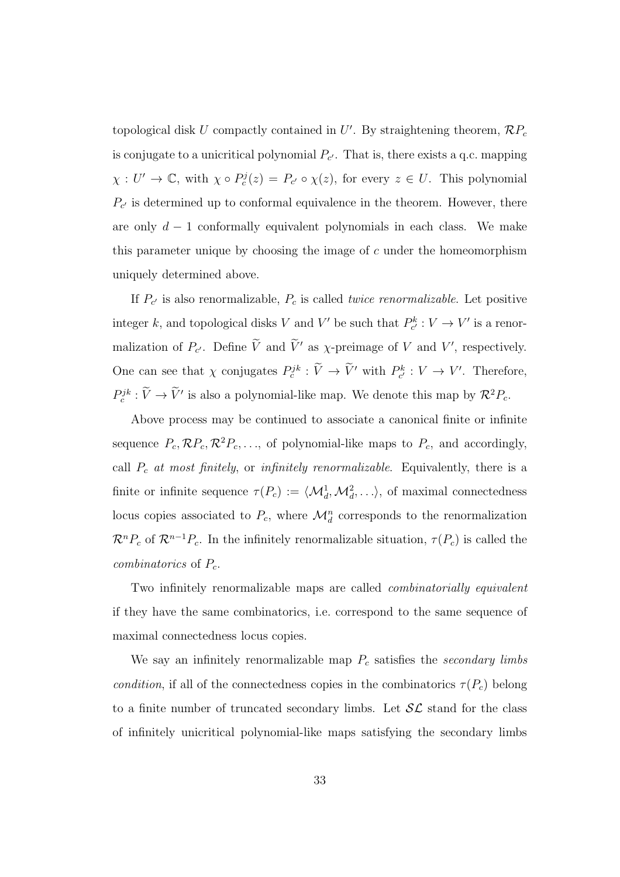topological disk $U$ compactly contained in $U'$. By straightening theorem, $\mathcal{R}P_c$ is conjugate to a unicritical polynomial $P_{c'}$. That is, there exists a q.c. mapping $\chi : U' \to \mathbb{C}$, with $\chi \circ P_c^j(z) = P_{c'} \circ \chi(z)$, for every $z \in U$. This polynomial $P_{c'}$ is determined up to conformal equivalence in the theorem. However, there are only $d-1$ conformally equivalent polynomials in each class. We make this parameter unique by choosing the image of $c$ under the homeomorphism uniquely determined above.

If $P_{c'}$ is also renormalizable, $P_c$ is called *twice renormalizable*. Let positive integer $k$, and topological disks $V$ and $V'$ be such that $P_{c'}^k : V \to V'$ is a renormalization of $P_{c'}$. Define $\widetilde{V}$ and $\widetilde{V}'$ as $\chi$-preimage of $V$ and $V'$, respectively. One can see that $\chi$ conjugates $P_c^{jk} : \widetilde{V} \to \widetilde{V}'$ with $P_{c'}^k : V \to V'$. Therefore, $P_c^{jk} : \widetilde{V} \to \widetilde{V}'$ is also a polynomial-like map. We denote this map by $\mathcal{R}^2 P_c$.

Above process may be continued to associate a canonical finite or infinite sequence $P_c, \mathcal{R}P_c, \mathcal{R}^2 P_c, \ldots$, of polynomial-like maps to $P_c$, and accordingly, call $P_c$ *at most finitely*, or *infinitely renormalizable.* Equivalently, there is a finite or infinite sequence $\tau(P_c) := \langle \mathcal{M}_d^1, \mathcal{M}_d^2, \ldots \rangle$, of maximal connectedness locus copies associated to $P_c$, where $\mathcal{M}_d^n$ corresponds to the renormalization $\mathcal{R}^n P_c$ of $\mathcal{R}^{n-1} P_c$. In the infinitely renormalizable situation, $\tau(P_c)$ is called the *combinatorics* of $P_c$.

Two infinitely renormalizable maps are called *combinatorially equivalent* if they have the same combinatorics, i.e. correspond to the same sequence of maximal connectedness locus copies.

We say an infinitely renormalizable map $P_c$ satisfies the *secondary limbs condition*, if all of the connectedness copies in the combinatorics $\tau(P_c)$ belong to a finite number of truncated secondary limbs. Let $\mathcal{SL}$ stand for the class of infinitely unicritical polynomial-like maps satisfying the secondary limbs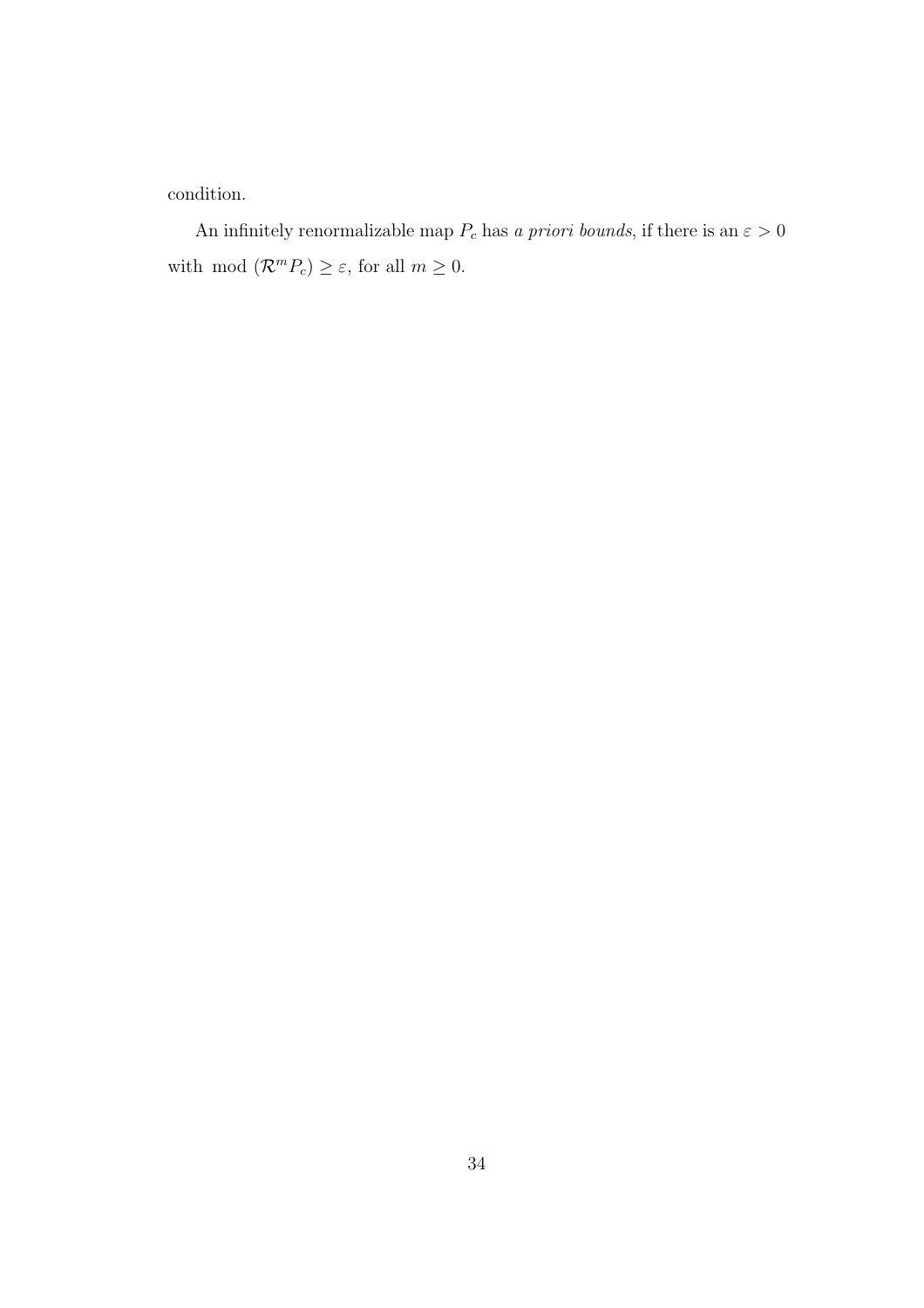condition.

An infinitely renormalizable map $P_c$ has *a priori bounds*, if there is an $\varepsilon > 0$ with $\text{mod}\,(\mathcal{R}^m P_c) \geq \varepsilon$, for all $m \geq 0$.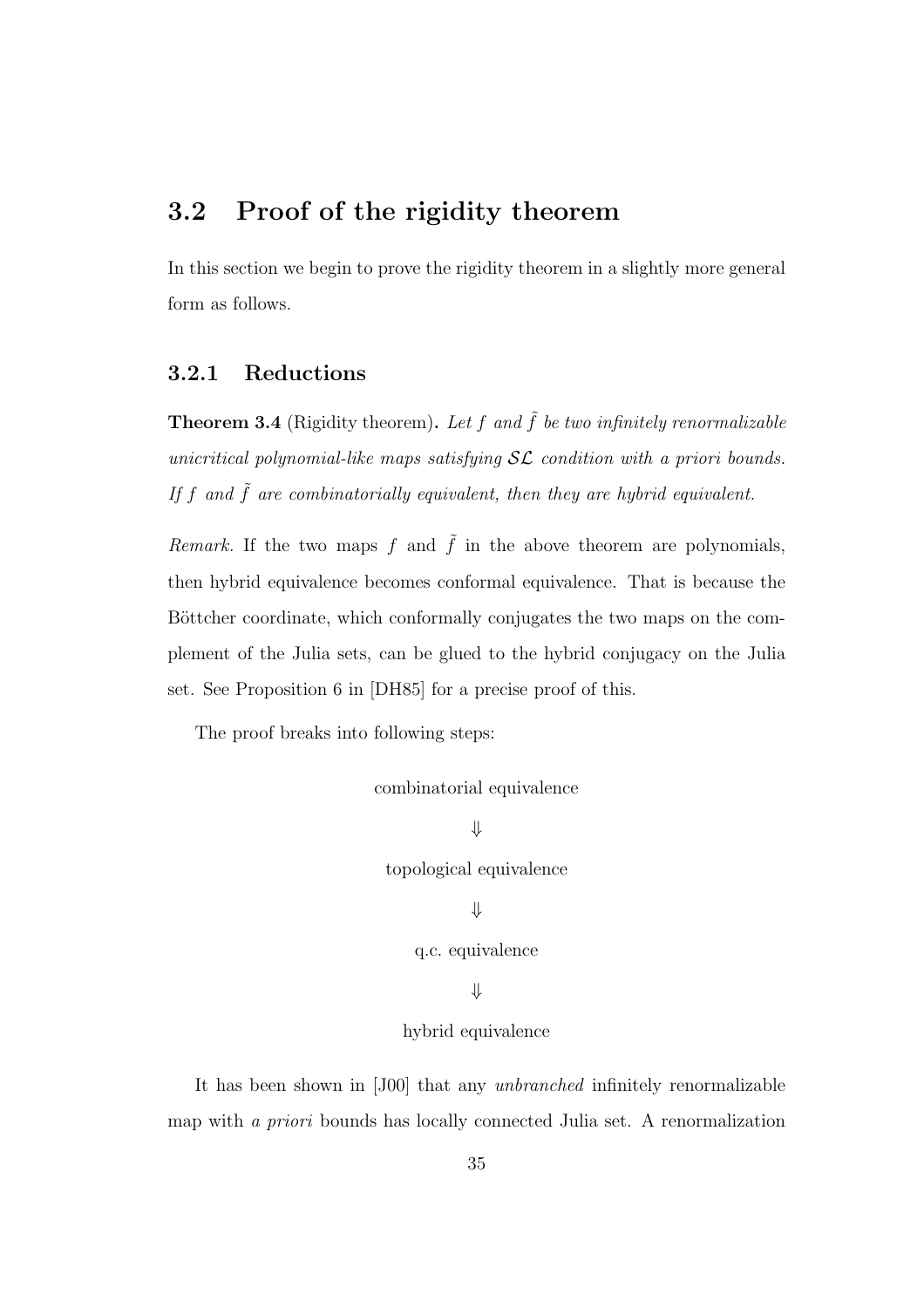## 3.2 Proof of the rigidity theorem

In this section we begin to prove the rigidity theorem in a slightly more general form as follows.

### 3.2.1 Reductions

**Theorem 3.4** (Rigidity theorem)**.** *Let $f$ and $\tilde{f}$ be two infinitely renormalizable unicritical polynomial-like maps satisfying $\mathcal{SL}$ condition with a priori bounds. If $f$ and $\tilde{f}$ are combinatorially equivalent, then they are hybrid equivalent.*

*Remark.* If the two maps $f$ and $\tilde{f}$ in the above theorem are polynomials, then hybrid equivalence becomes conformal equivalence. That is because the Böttcher coordinate, which conformally conjugates the two maps on the complement of the Julia sets, can be glued to the hybrid conjugacy on the Julia set. See Proposition 6 in [DH85] for a precise proof of this.

The proof breaks into following steps:

$$\begin{gathered}\text{combinatorial equivalence}\\ \Downarrow\\ \text{topological equivalence}\\ \Downarrow\\ \text{q.c. equivalence}\\ \Downarrow\\ \text{hybrid equivalence}\end{gathered}$$

It has been shown in [J00] that any *unbranched* infinitely renormalizable map with *a priori* bounds has locally connected Julia set. A renormalization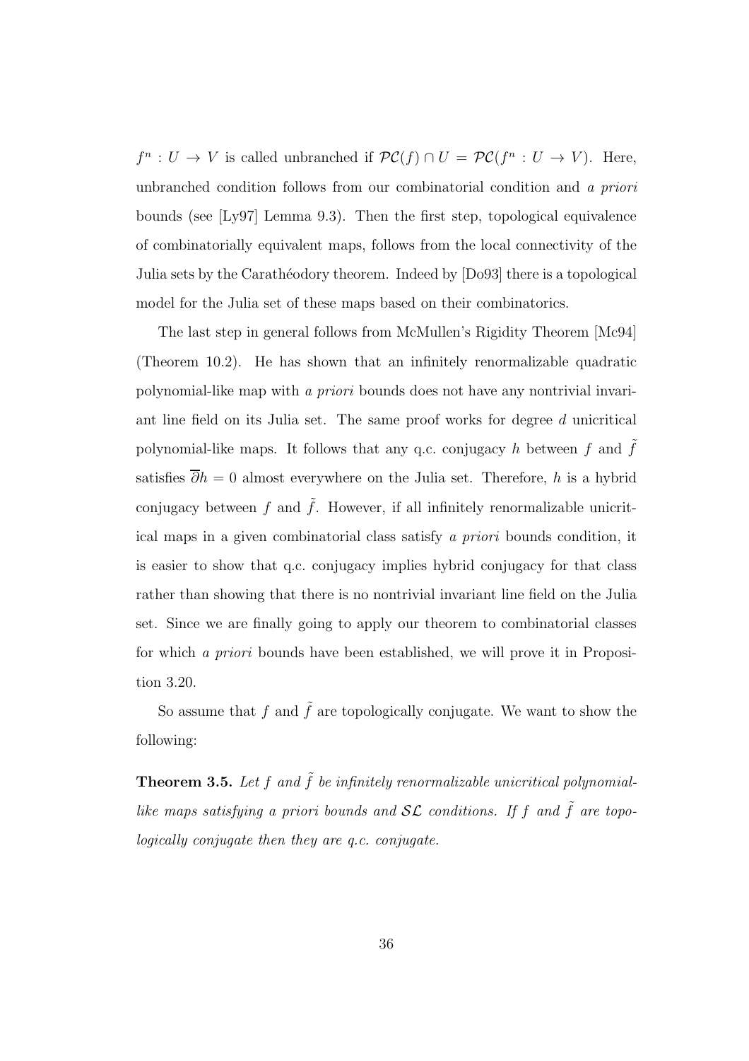$f^n : U \to V$ is called unbranched if $\mathcal{PC}(f) \cap U = \mathcal{PC}(f^n : U \to V)$. Here, unbranched condition follows from our combinatorial condition and *a priori* bounds (see [Ly97] Lemma 9.3). Then the first step, topological equivalence of combinatorially equivalent maps, follows from the local connectivity of the Julia sets by the Carathéodory theorem. Indeed by [Do93] there is a topological model for the Julia set of these maps based on their combinatorics.

The last step in general follows from McMullen's Rigidity Theorem [Mc94] (Theorem 10.2). He has shown that an infinitely renormalizable quadratic polynomial-like map with *a priori* bounds does not have any nontrivial invariant line field on its Julia set. The same proof works for degree $d$ unicritical polynomial-like maps. It follows that any q.c. conjugacy $h$ between $f$ and $\tilde{f}$ satisfies $\overline{\partial} h = 0$ almost everywhere on the Julia set. Therefore, $h$ is a hybrid conjugacy between $f$ and $\tilde{f}$. However, if all infinitely renormalizable unicritical maps in a given combinatorial class satisfy *a priori* bounds condition, it is easier to show that q.c. conjugacy implies hybrid conjugacy for that class rather than showing that there is no nontrivial invariant line field on the Julia set. Since we are finally going to apply our theorem to combinatorial classes for which *a priori* bounds have been established, we will prove it in Proposition 3.20.

So assume that $f$ and $\tilde{f}$ are topologically conjugate. We want to show the following:

**Theorem 3.5.** *Let $f$ and $\tilde{f}$ be infinitely renormalizable unicritical polynomial-like maps satisfying a priori bounds and $\mathcal{SL}$ conditions. If $f$ and $\tilde{f}$ are topologically conjugate then they are q.c. conjugate.*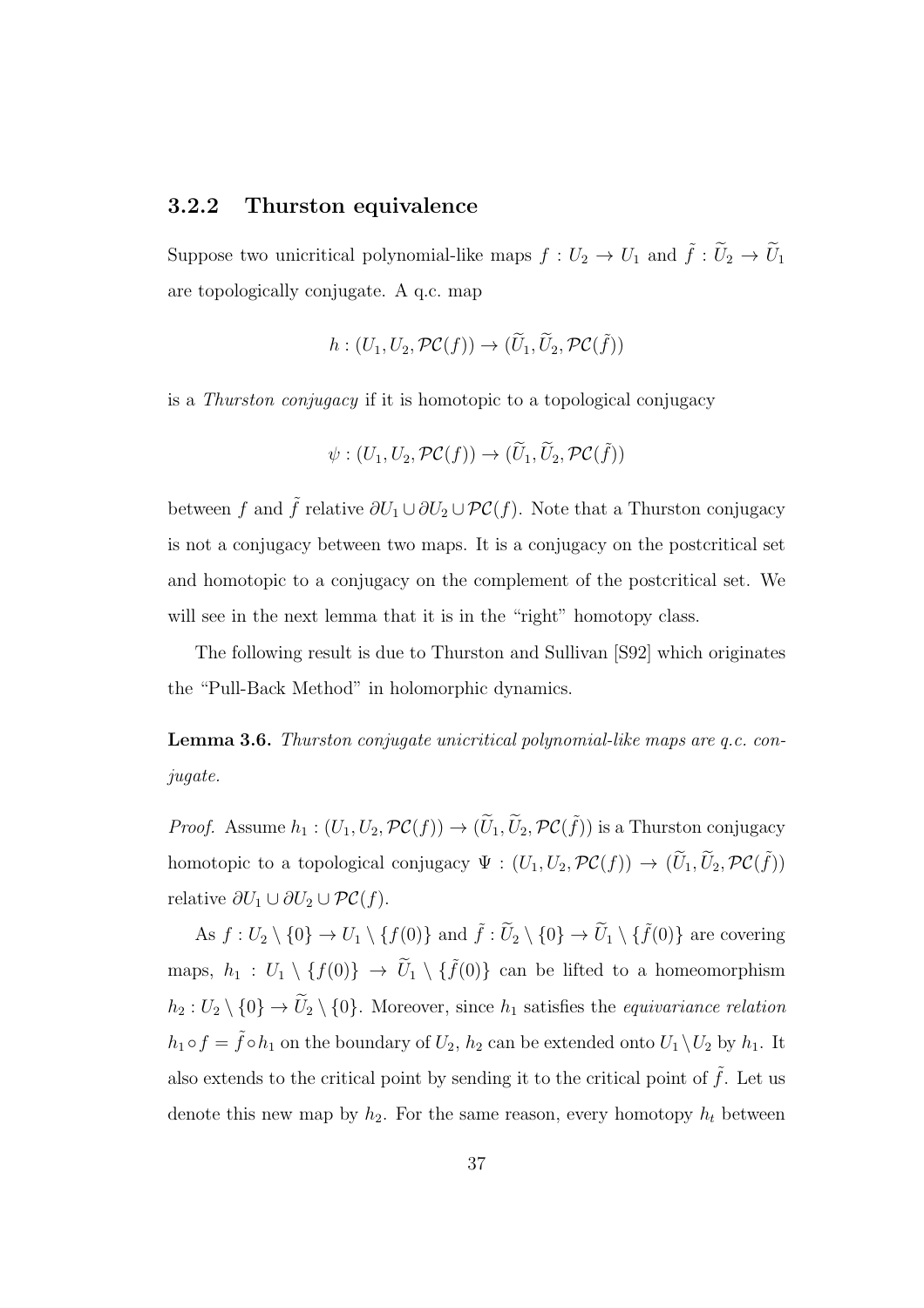### 3.2.2 Thurston equivalence

Suppose two unicritical polynomial-like maps $f : U_2 \to U_1$ and $\tilde{f} : \widetilde{U}_2 \to \widetilde{U}_1$ are topologically conjugate. A q.c. map

$$h : (U_1, U_2, \mathcal{PC}(f)) \to (\widetilde{U}_1, \widetilde{U}_2, \mathcal{PC}(\tilde{f}))$$

is a *Thurston conjugacy* if it is homotopic to a topological conjugacy

$$\psi : (U_1, U_2, \mathcal{PC}(f)) \to (\widetilde{U}_1, \widetilde{U}_2, \mathcal{PC}(\tilde{f}))$$

between $f$ and $\tilde{f}$ relative $\partial U_1 \cup \partial U_2 \cup \mathcal{PC}(f)$. Note that a Thurston conjugacy is not a conjugacy between two maps. It is a conjugacy on the postcritical set and homotopic to a conjugacy on the complement of the postcritical set. We will see in the next lemma that it is in the "right" homotopy class.

The following result is due to Thurston and Sullivan [S92] which originates the "Pull-Back Method" in holomorphic dynamics.

**Lemma 3.6.** *Thurston conjugate unicritical polynomial-like maps are q.c. conjugate.*

*Proof.* Assume $h_1 : (U_1, U_2, \mathcal{PC}(f)) \to (\widetilde{U}_1, \widetilde{U}_2, \mathcal{PC}(\tilde{f}))$ is a Thurston conjugacy homotopic to a topological conjugacy $\Psi : (U_1, U_2, \mathcal{PC}(f)) \to (\widetilde{U}_1, \widetilde{U}_2, \mathcal{PC}(\tilde{f}))$ relative $\partial U_1 \cup \partial U_2 \cup \mathcal{PC}(f)$.

As $f : U_2 \setminus \{0\} \to U_1 \setminus \{f(0)\}$ and $\tilde{f} : \widetilde{U}_2 \setminus \{0\} \to \widetilde{U}_1 \setminus \{\tilde{f}(0)\}$ are covering maps, $h_1 : U_1 \setminus \{f(0)\} \to \widetilde{U}_1 \setminus \{\tilde{f}(0)\}$ can be lifted to a homeomorphism $h_2 : U_2 \setminus \{0\} \to \widetilde{U}_2 \setminus \{0\}$. Moreover, since $h_1$ satisfies the *equivariance relation* $h_1 \circ f = \tilde{f} \circ h_1$ on the boundary of $U_2$, $h_2$ can be extended onto $U_1 \setminus U_2$ by $h_1$. It also extends to the critical point by sending it to the critical point of $\tilde{f}$. Let us denote this new map by $h_2$. For the same reason, every homotopy $h_t$ between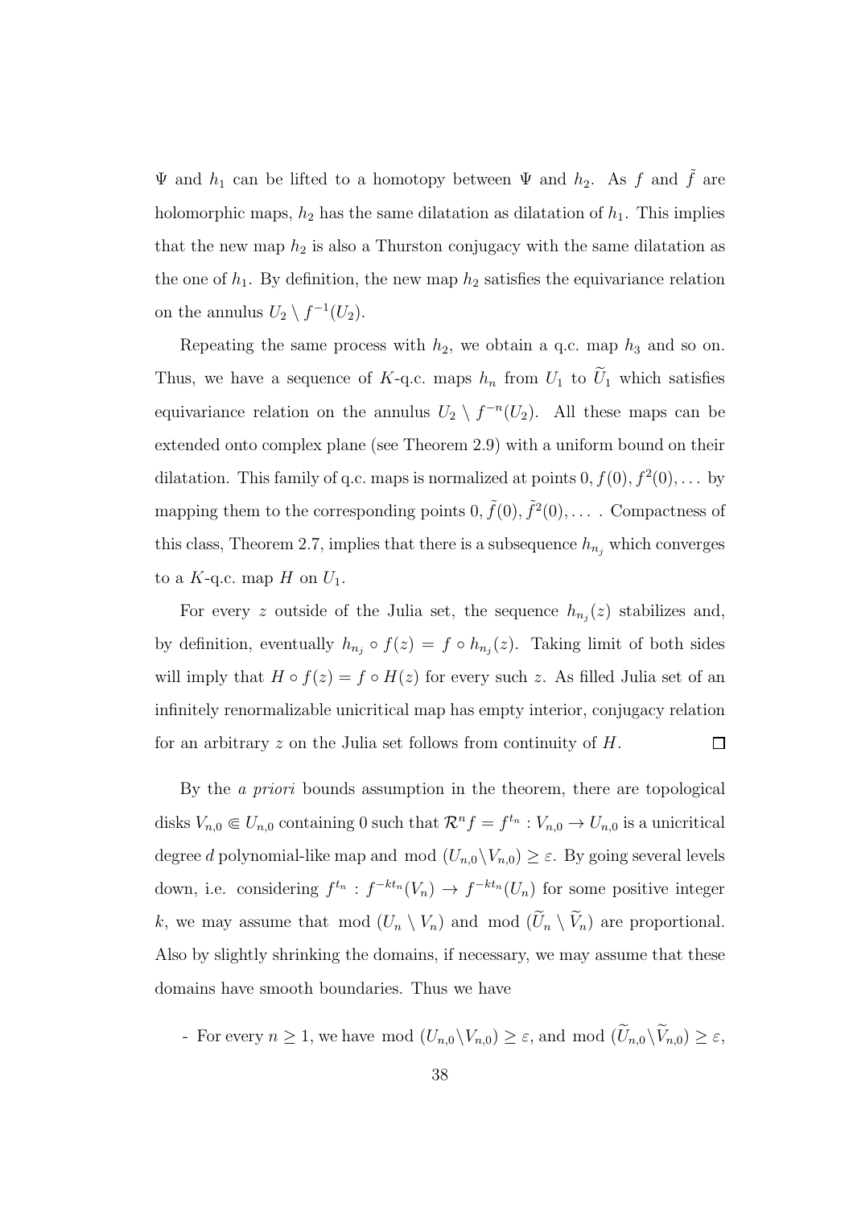$\Psi$ and $h_1$ can be lifted to a homotopy between $\Psi$ and $h_2$. As $f$ and $\tilde{f}$ are holomorphic maps, $h_2$ has the same dilatation as dilatation of $h_1$. This implies that the new map $h_2$ is also a Thurston conjugacy with the same dilatation as the one of $h_1$. By definition, the new map $h_2$ satisfies the equivariance relation on the annulus $U_2 \setminus f^{-1}(U_2)$.

Repeating the same process with $h_2$, we obtain a q.c. map $h_3$ and so on. Thus, we have a sequence of $K$-q.c. maps $h_n$ from $U_1$ to $\widetilde{U}_1$ which satisfies equivariance relation on the annulus $U_2 \setminus f^{-n}(U_2)$. All these maps can be extended onto complex plane (see Theorem 2.9) with a uniform bound on their dilatation. This family of q.c. maps is normalized at points $0, f(0), f^2(0), \ldots$ by mapping them to the corresponding points $0, \tilde{f}(0), \tilde{f}^2(0), \ldots$ . Compactness of this class, Theorem 2.7, implies that there is a subsequence $h_{n_j}$ which converges to a $K$-q.c. map $H$ on $U_1$.

For every $z$ outside of the Julia set, the sequence $h_{n_j}(z)$ stabilizes and, by definition, eventually $h_{n_j} \circ f(z) = f \circ h_{n_j}(z)$. Taking limit of both sides will imply that $H \circ f(z) = f \circ H(z)$ for every such $z$. As filled Julia set of an infinitely renormalizable unicritical map has empty interior, conjugacy relation for an arbitrary $z$ on the Julia set follows from continuity of $H$. $\square$

By the *a priori* bounds assumption in the theorem, there are topological disks $V_{n,0} \Subset U_{n,0}$ containing 0 such that $\mathcal{R}^n f = f^{t_n} : V_{n,0} \to U_{n,0}$ is a unicritical degree $d$ polynomial-like map and $\bmod\,(U_{n,0} \setminus V_{n,0}) \geq \varepsilon$. By going several levels down, i.e. considering $f^{t_n} : f^{-kt_n}(V_n) \to f^{-kt_n}(U_n)$ for some positive integer $k$, we may assume that $\bmod\,(U_n \setminus V_n)$ and $\bmod\,(\widetilde{U}_n \setminus \widetilde{V}_n)$ are proportional. Also by slightly shrinking the domains, if necessary, we may assume that these domains have smooth boundaries. Thus we have

- For every $n \geq 1$, we have $\bmod\,(U_{n,0} \setminus V_{n,0}) \geq \varepsilon$, and $\bmod\,(\widetilde{U}_{n,0} \setminus \widetilde{V}_{n,0}) \geq \varepsilon$,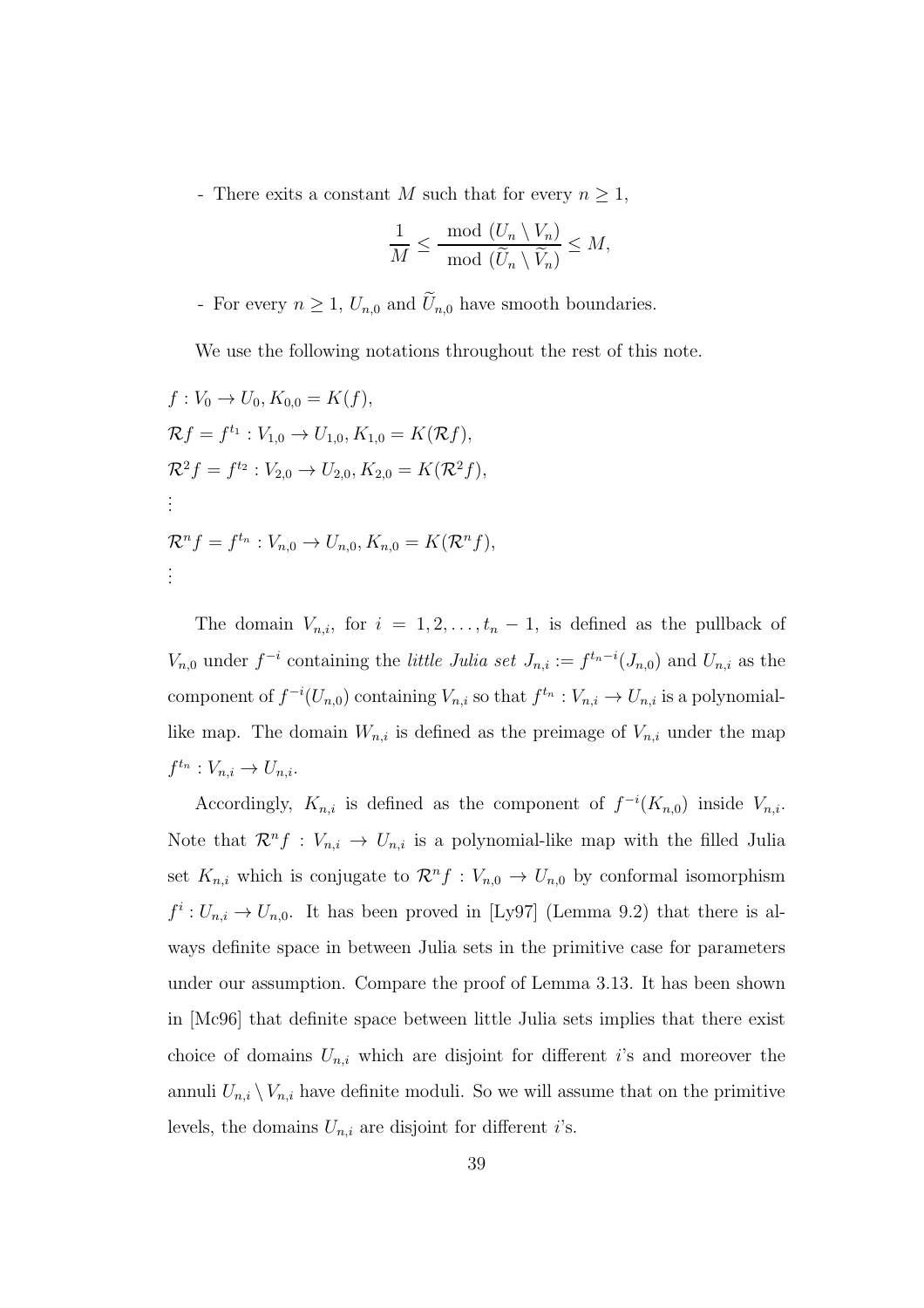- There exits a constant $M$ such that for every $n \geq 1$,

$$\frac{1}{M} \leq \frac{\text{mod }(U_n \setminus V_n)}{\text{mod }(\widetilde{U}_n \setminus \widetilde{V}_n)} \leq M,$$

- For every $n \geq 1$, $U_{n,0}$ and $\widetilde{U}_{n,0}$ have smooth boundaries.

We use the following notations throughout the rest of this note.

$$
\begin{aligned}
&f : V_0 \to U_0, K_{0,0} = K(f),\\
&\mathcal{R}f = f^{t_1} : V_{1,0} \to U_{1,0}, K_{1,0} = K(\mathcal{R}f),\\
&\mathcal{R}^2 f = f^{t_2} : V_{2,0} \to U_{2,0}, K_{2,0} = K(\mathcal{R}^2 f),\\
&\vdots\\
&\mathcal{R}^n f = f^{t_n} : V_{n,0} \to U_{n,0}, K_{n,0} = K(\mathcal{R}^n f),\\
&\vdots
\end{aligned}
$$

The domain $V_{n,i}$, for $i = 1, 2, \ldots, t_n - 1$, is defined as the pullback of $V_{n,0}$ under $f^{-i}$ containing the *little Julia set* $J_{n,i} := f^{t_n - i}(J_{n,0})$ and $U_{n,i}$ as the component of $f^{-i}(U_{n,0})$ containing $V_{n,i}$ so that $f^{t_n} : V_{n,i} \to U_{n,i}$ is a polynomial-like map. The domain $W_{n,i}$ is defined as the preimage of $V_{n,i}$ under the map $f^{t_n} : V_{n,i} \to U_{n,i}$.

Accordingly, $K_{n,i}$ is defined as the component of $f^{-i}(K_{n,0})$ inside $V_{n,i}$. Note that $\mathcal{R}^n f : V_{n,i} \to U_{n,i}$ is a polynomial-like map with the filled Julia set $K_{n,i}$ which is conjugate to $\mathcal{R}^n f : V_{n,0} \to U_{n,0}$ by conformal isomorphism $f^i : U_{n,i} \to U_{n,0}$. It has been proved in [Ly97] (Lemma 9.2) that there is always definite space in between Julia sets in the primitive case for parameters under our assumption. Compare the proof of Lemma 3.13. It has been shown in [Mc96] that definite space between little Julia sets implies that there exist choice of domains $U_{n,i}$ which are disjoint for different $i$'s and moreover the annuli $U_{n,i} \setminus V_{n,i}$ have definite moduli. So we will assume that on the primitive levels, the domains $U_{n,i}$ are disjoint for different $i$'s.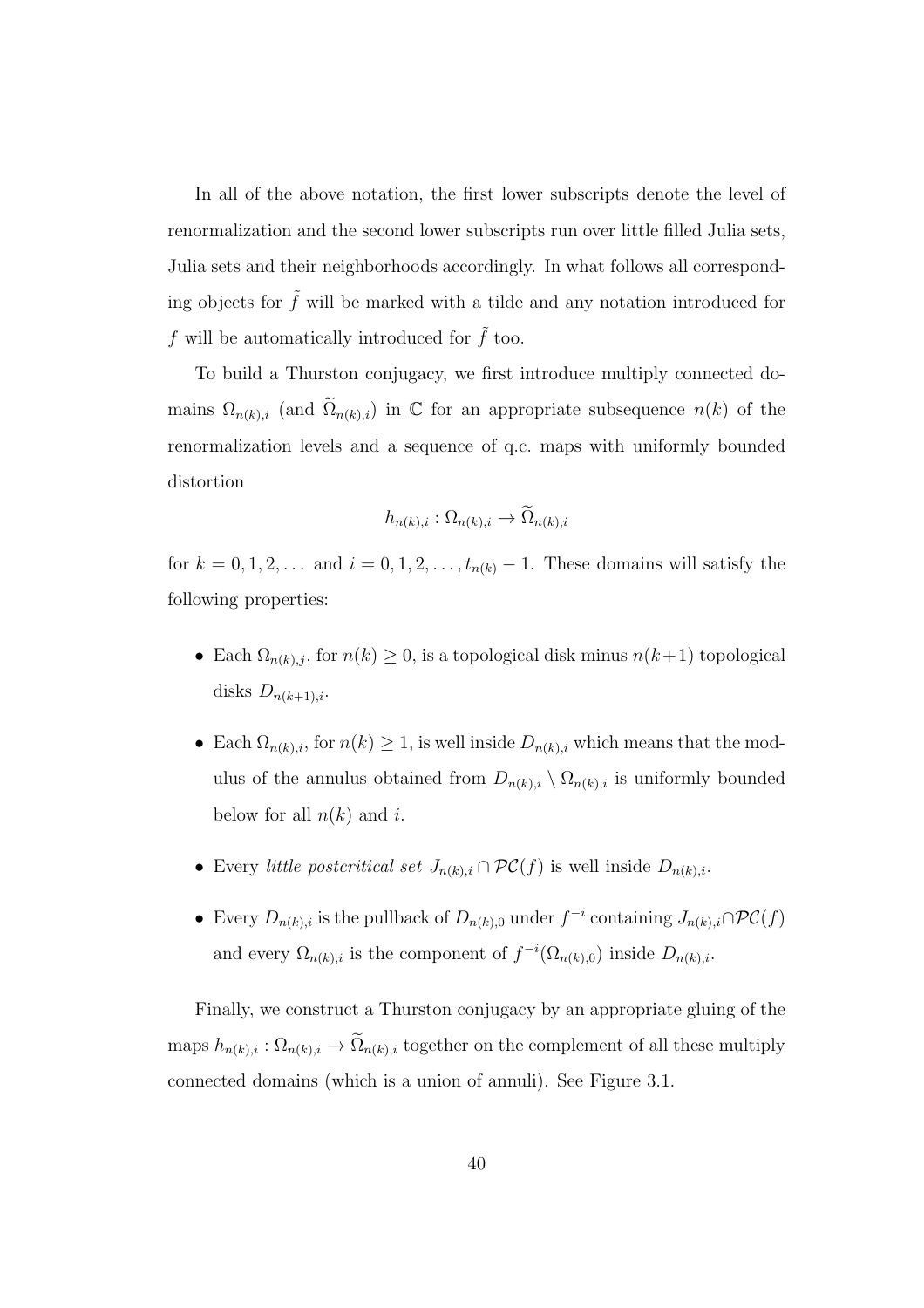In all of the above notation, the first lower subscripts denote the level of renormalization and the second lower subscripts run over little filled Julia sets, Julia sets and their neighborhoods accordingly. In what follows all corresponding objects for $\tilde{f}$ will be marked with a tilde and any notation introduced for $f$ will be automatically introduced for $\tilde{f}$ too.

To build a Thurston conjugacy, we first introduce multiply connected domains $\Omega_{n(k),i}$ (and $\widetilde{\Omega}_{n(k),i}$) in $\mathbb{C}$ for an appropriate subsequence $n(k)$ of the renormalization levels and a sequence of q.c. maps with uniformly bounded distortion

$$h_{n(k),i} : \Omega_{n(k),i} \to \widetilde{\Omega}_{n(k),i}$$

for $k = 0, 1, 2, \ldots$ and $i = 0, 1, 2, \ldots, t_{n(k)} - 1$. These domains will satisfy the following properties:

- Each $\Omega_{n(k),j}$, for $n(k) \geq 0$, is a topological disk minus $n(k+1)$ topological disks $D_{n(k+1),i}$.
- Each $\Omega_{n(k),i}$, for $n(k) \geq 1$, is well inside $D_{n(k),i}$ which means that the modulus of the annulus obtained from $D_{n(k),i} \setminus \Omega_{n(k),i}$ is uniformly bounded below for all $n(k)$ and $i$.
- Every *little postcritical set* $J_{n(k),i} \cap \mathcal{PC}(f)$ is well inside $D_{n(k),i}$.
- Every $D_{n(k),i}$ is the pullback of $D_{n(k),0}$ under $f^{-i}$ containing $J_{n(k),i} \cap \mathcal{PC}(f)$ and every $\Omega_{n(k),i}$ is the component of $f^{-i}(\Omega_{n(k),0})$ inside $D_{n(k),i}$.

Finally, we construct a Thurston conjugacy by an appropriate gluing of the maps $h_{n(k),i} : \Omega_{n(k),i} \to \widetilde{\Omega}_{n(k),i}$ together on the complement of all these multiply connected domains (which is a union of annuli). See Figure 3.1.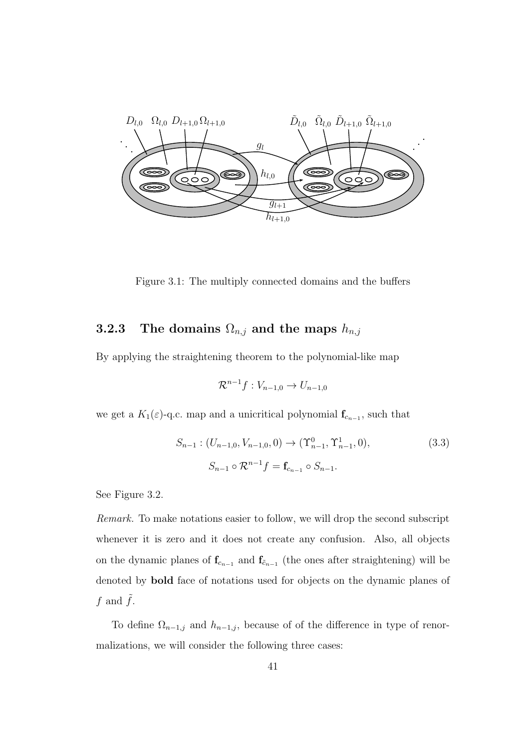$D_{l,0}$ $\Omega_{l,0}$ $D_{l+1,0}$ $\Omega_{l+1,0}$ $\tilde{D}_{l,0}$ $\tilde{\Omega}_{l,0}$ $\tilde{D}_{l+1,0}$ $\tilde{\Omega}_{l+1,0}$

$g_l$

$h_{l,0}$

$g_{l+1}$

$h_{l+1,0}$

Figure 3.1: The multiply connected domains and the buffers

### 3.2.3 The domains $\Omega_{n,j}$ and the maps $h_{n,j}$

By applying the straightening theorem to the polynomial-like map

$$\mathcal{R}^{n-1}f : V_{n-1,0} \to U_{n-1,0}$$

we get a $K_1(\varepsilon)$-q.c. map and a unicritical polynomial $\mathbf{f}_{c_{n-1}}$, such that

$$S_{n-1} : (U_{n-1,0}, V_{n-1,0}, 0) \to (\Upsilon^0_{n-1}, \Upsilon^1_{n-1}, 0), \tag{3.3}$$
$$S_{n-1} \circ \mathcal{R}^{n-1}f = \mathbf{f}_{c_{n-1}} \circ S_{n-1}.$$

See Figure 3.2.

*Remark.* To make notations easier to follow, we will drop the second subscript whenever it is zero and it does not create any confusion. Also, all objects on the dynamic planes of $\mathbf{f}_{c_{n-1}}$ and $\mathbf{f}_{\tilde{c}_{n-1}}$ (the ones after straightening) will be denoted by **bold** face of notations used for objects on the dynamic planes of $f$ and $\tilde{f}$.

To define $\Omega_{n-1,j}$ and $h_{n-1,j}$, because of of the difference in type of renormalizations, we will consider the following three cases: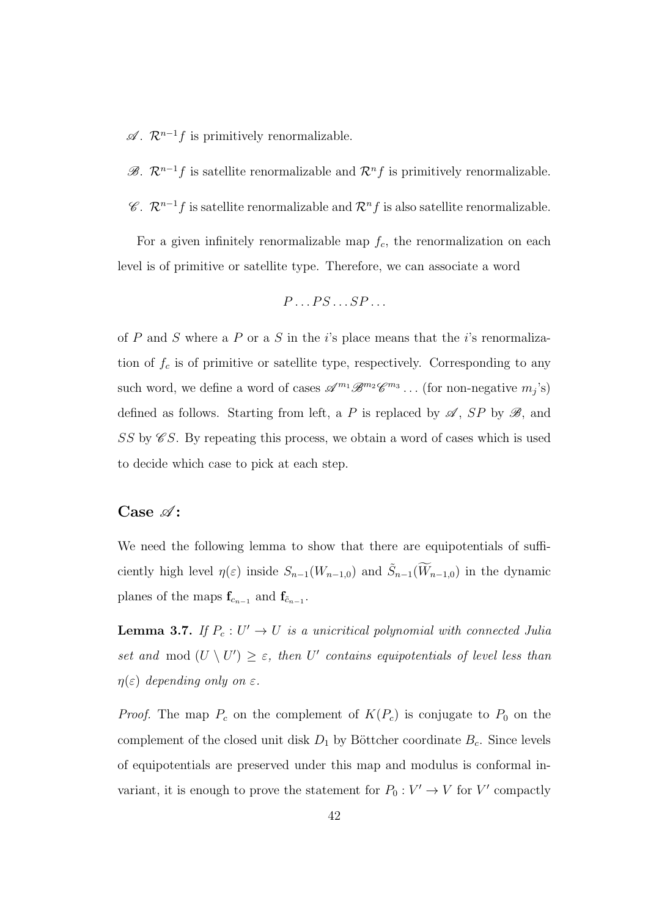$\mathscr{A}$. $\mathcal{R}^{n-1}f$ is primitively renormalizable.

$\mathscr{B}$. $\mathcal{R}^{n-1}f$ is satellite renormalizable and $\mathcal{R}^n f$ is primitively renormalizable.

$\mathscr{C}$. $\mathcal{R}^{n-1}f$ is satellite renormalizable and $\mathcal{R}^n f$ is also satellite renormalizable.

For a given infinitely renormalizable map $f_c$, the renormalization on each level is of primitive or satellite type. Therefore, we can associate a word

$$P \dots PS \dots SP \dots$$

of $P$ and $S$ where a $P$ or a $S$ in the $i$'s place means that the $i$'s renormalization of $f_c$ is of primitive or satellite type, respectively. Corresponding to any such word, we define a word of cases $\mathscr{A}^{m_1}\mathscr{B}^{m_2}\mathscr{C}^{m_3}\dots$ (for non-negative $m_j$'s) defined as follows. Starting from left, a $P$ is replaced by $\mathscr{A}$, $SP$ by $\mathscr{B}$, and $SS$ by $\mathscr{C}S$. By repeating this process, we obtain a word of cases which is used to decide which case to pick at each step.

## Case $\mathscr{A}$:

We need the following lemma to show that there are equipotentials of sufficiently high level $\eta(\varepsilon)$ inside $S_{n-1}(W_{n-1,0})$ and $\tilde{S}_{n-1}(\widetilde{W}_{n-1,0})$ in the dynamic planes of the maps $\mathbf{f}_{c_{n-1}}$ and $\mathbf{f}_{\tilde{c}_{n-1}}$.

**Lemma 3.7.** *If $P_c : U' \to U$ is a unicritical polynomial with connected Julia set and* $\operatorname{mod}(U \setminus U') \geq \varepsilon$, *then $U'$ contains equipotentials of level less than $\eta(\varepsilon)$ depending only on $\varepsilon$.*

*Proof.* The map $P_c$ on the complement of $K(P_c)$ is conjugate to $P_0$ on the complement of the closed unit disk $D_1$ by Böttcher coordinate $B_c$. Since levels of equipotentials are preserved under this map and modulus is conformal invariant, it is enough to prove the statement for $P_0 : V' \to V$ for $V'$ compactly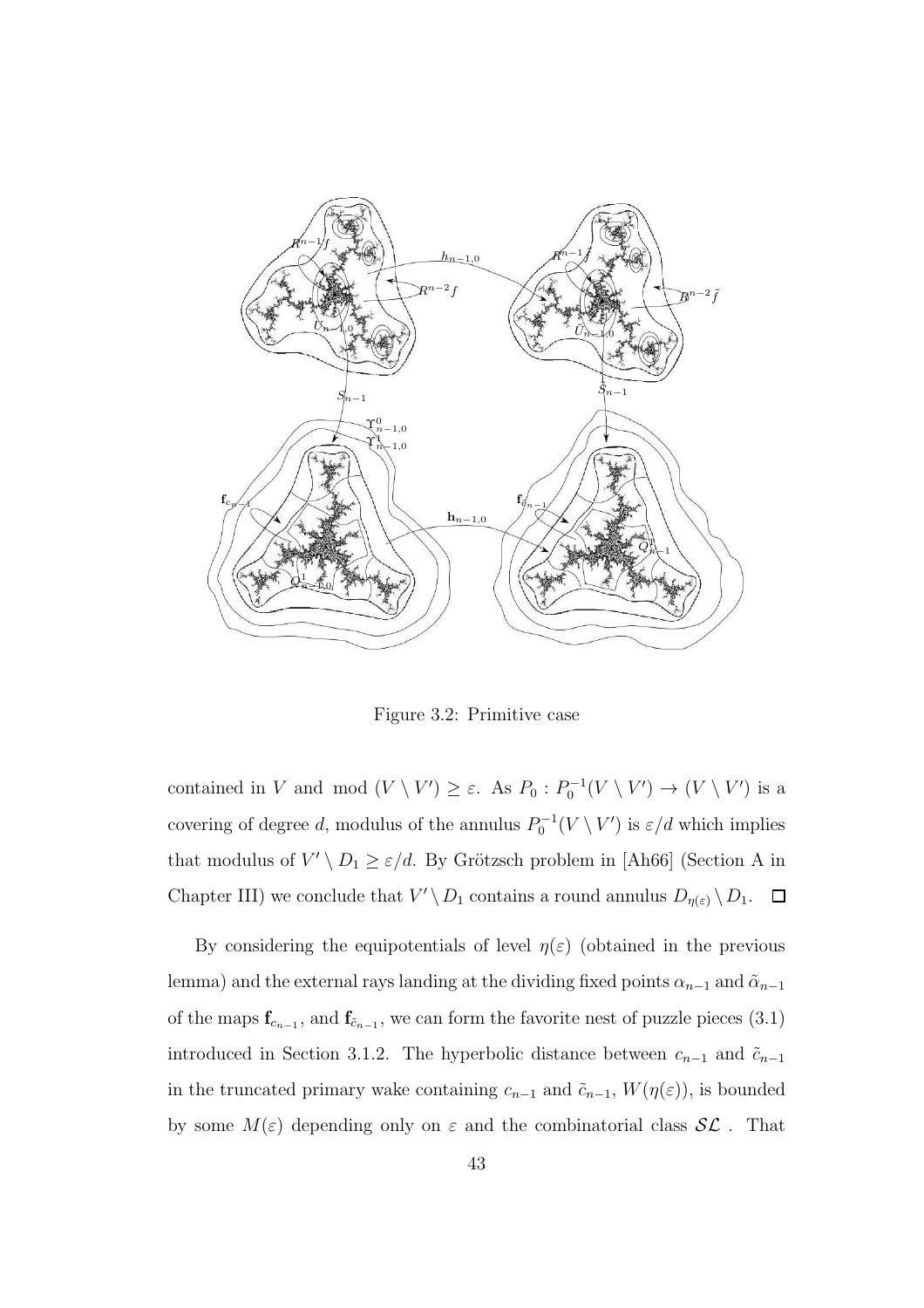Figure 3.2: Primitive case

contained in $V$ and $\bmod (V \setminus V') \geq \varepsilon$. As $P_0 : P_0^{-1}(V \setminus V') \to (V \setminus V')$ is a covering of degree $d$, modulus of the annulus $P_0^{-1}(V \setminus V')$ is $\varepsilon/d$ which implies that modulus of $V' \setminus D_1 \geq \varepsilon/d$. By Grötzsch problem in [Ah66] (Section A in Chapter III) we conclude that $V' \setminus D_1$ contains a round annulus $D_{\eta(\varepsilon)} \setminus D_1$. $\square$

By considering the equipotentials of level $\eta(\varepsilon)$ (obtained in the previous lemma) and the external rays landing at the dividing fixed points $\alpha_{n-1}$ and $\tilde{\alpha}_{n-1}$ of the maps $\mathbf{f}_{c_{n-1}}$, and $\mathbf{f}_{\tilde{c}_{n-1}}$, we can form the favorite nest of puzzle pieces (3.1) introduced in Section 3.1.2. The hyperbolic distance between $c_{n-1}$ and $\tilde{c}_{n-1}$ in the truncated primary wake containing $c_{n-1}$ and $\tilde{c}_{n-1}$, $W(\eta(\varepsilon))$, is bounded by some $M(\varepsilon)$ depending only on $\varepsilon$ and the combinatorial class $\mathcal{SL}$ . That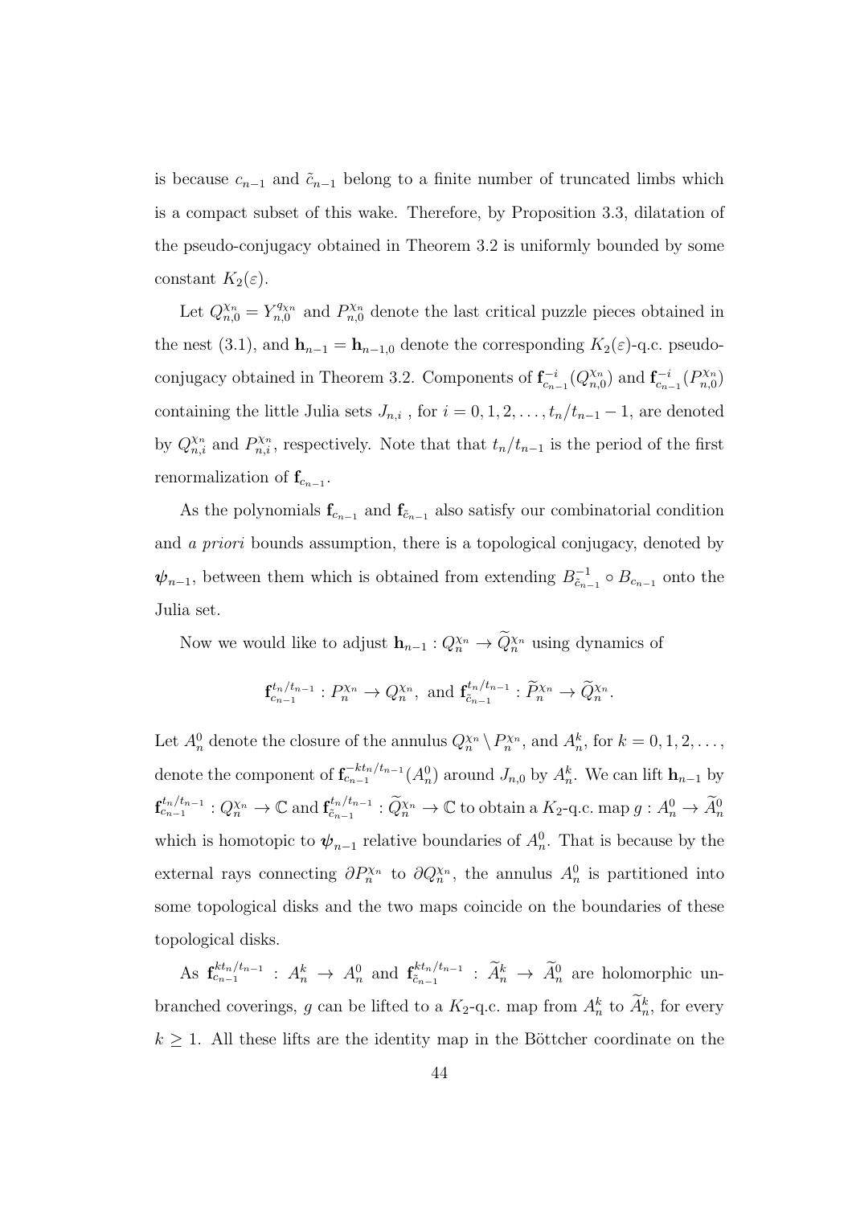is because $c_{n-1}$ and $\tilde{c}_{n-1}$ belong to a finite number of truncated limbs which is a compact subset of this wake. Therefore, by Proposition 3.3, dilatation of the pseudo-conjugacy obtained in Theorem 3.2 is uniformly bounded by some constant $K_2(\varepsilon)$.

Let $Q_{n,0}^{\chi_n} = Y_{n,0}^{q_{\chi_n}}$ and $P_{n,0}^{\chi_n}$ denote the last critical puzzle pieces obtained in the nest (3.1), and $\mathbf{h}_{n-1} = \mathbf{h}_{n-1,0}$ denote the corresponding $K_2(\varepsilon)$-q.c. pseudo-conjugacy obtained in Theorem 3.2. Components of $\mathbf{f}_{c_{n-1}}^{-i}(Q_{n,0}^{\chi_n})$ and $\mathbf{f}_{c_{n-1}}^{-i}(P_{n,0}^{\chi_n})$ containing the little Julia sets $J_{n,i}$ , for $i = 0, 1, 2, \ldots, t_n/t_{n-1} - 1$, are denoted by $Q_{n,i}^{\chi_n}$ and $P_{n,i}^{\chi_n}$, respectively. Note that that $t_n/t_{n-1}$ is the period of the first renormalization of $\mathbf{f}_{c_{n-1}}$.

As the polynomials $\mathbf{f}_{c_{n-1}}$ and $\mathbf{f}_{\tilde{c}_{n-1}}$ also satisfy our combinatorial condition and *a priori* bounds assumption, there is a topological conjugacy, denoted by $\boldsymbol{\psi}_{n-1}$, between them which is obtained from extending $B_{\tilde{c}_{n-1}}^{-1} \circ B_{c_{n-1}}$ onto the Julia set.

Now we would like to adjust $\mathbf{h}_{n-1} : Q_n^{\chi_n} \to \widetilde{Q}_n^{\chi_n}$ using dynamics of

$$\mathbf{f}_{c_{n-1}}^{t_n/t_{n-1}} : P_n^{\chi_n} \to Q_n^{\chi_n}, \text{ and } \mathbf{f}_{\tilde{c}_{n-1}}^{t_n/t_{n-1}} : \widetilde{P}_n^{\chi_n} \to \widetilde{Q}_n^{\chi_n}.$$

Let $A_n^0$ denote the closure of the annulus $Q_n^{\chi_n} \setminus P_n^{\chi_n}$, and $A_n^k$, for $k = 0, 1, 2, \ldots$, denote the component of $\mathbf{f}_{c_{n-1}}^{-kt_n/t_{n-1}}(A_n^0)$ around $J_{n,0}$ by $A_n^k$. We can lift $\mathbf{h}_{n-1}$ by $\mathbf{f}_{c_{n-1}}^{t_n/t_{n-1}} : Q_n^{\chi_n} \to \mathbb{C}$ and $\mathbf{f}_{\tilde{c}_{n-1}}^{t_n/t_{n-1}} : \widetilde{Q}_n^{\chi_n} \to \mathbb{C}$ to obtain a $K_2$-q.c. map $g : A_n^0 \to \widetilde{A}_n^0$ which is homotopic to $\boldsymbol{\psi}_{n-1}$ relative boundaries of $A_n^0$. That is because by the external rays connecting $\partial P_n^{\chi_n}$ to $\partial Q_n^{\chi_n}$, the annulus $A_n^0$ is partitioned into some topological disks and the two maps coincide on the boundaries of these topological disks.

As $\mathbf{f}_{c_{n-1}}^{kt_n/t_{n-1}} : A_n^k \to A_n^0$ and $\mathbf{f}_{\tilde{c}_{n-1}}^{kt_n/t_{n-1}} : \widetilde{A}_n^k \to \widetilde{A}_n^0$ are holomorphic unbranched coverings, $g$ can be lifted to a $K_2$-q.c. map from $A_n^k$ to $\widetilde{A}_n^k$, for every $k \geq 1$. All these lifts are the identity map in the Böttcher coordinate on the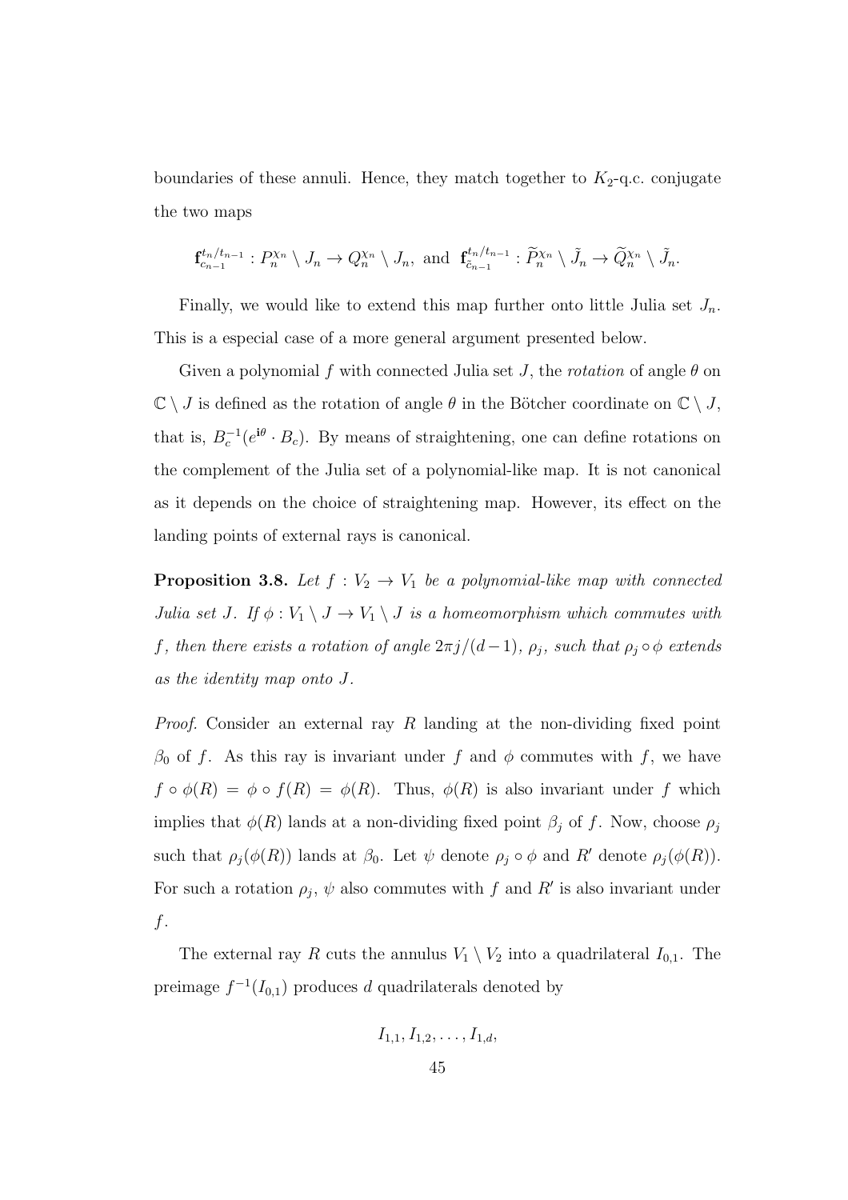boundaries of these annuli. Hence, they match together to $K_2$-q.c. conjugate the two maps

$$\mathbf{f}_{c_{n-1}}^{t_n/t_{n-1}} : P_n^{\chi_n} \setminus J_n \to Q_n^{\chi_n} \setminus J_n, \text{ and } \mathbf{f}_{\tilde{c}_{n-1}}^{t_n/t_{n-1}} : \widetilde{P}_n^{\chi_n} \setminus \tilde{J}_n \to \widetilde{Q}_n^{\chi_n} \setminus \tilde{J}_n.$$

Finally, we would like to extend this map further onto little Julia set $J_n$. This is a especial case of a more general argument presented below.

Given a polynomial $f$ with connected Julia set $J$, the *rotation* of angle $\theta$ on $\mathbb{C} \setminus J$ is defined as the rotation of angle $\theta$ in the Bötcher coordinate on $\mathbb{C} \setminus J$, that is, $B_c^{-1}(e^{\mathbf{i}\theta} \cdot B_c)$. By means of straightening, one can define rotations on the complement of the Julia set of a polynomial-like map. It is not canonical as it depends on the choice of straightening map. However, its effect on the landing points of external rays is canonical.

**Proposition 3.8.** *Let $f : V_2 \to V_1$ be a polynomial-like map with connected Julia set $J$. If $\phi : V_1 \setminus J \to V_1 \setminus J$ is a homeomorphism which commutes with $f$, then there exists a rotation of angle $2\pi j/(d-1)$, $\rho_j$, such that $\rho_j \circ \phi$ extends as the identity map onto $J$.*

*Proof.* Consider an external ray $R$ landing at the non-dividing fixed point $\beta_0$ of $f$. As this ray is invariant under $f$ and $\phi$ commutes with $f$, we have $f \circ \phi(R) = \phi \circ f(R) = \phi(R)$. Thus, $\phi(R)$ is also invariant under $f$ which implies that $\phi(R)$ lands at a non-dividing fixed point $\beta_j$ of $f$. Now, choose $\rho_j$ such that $\rho_j(\phi(R))$ lands at $\beta_0$. Let $\psi$ denote $\rho_j \circ \phi$ and $R'$ denote $\rho_j(\phi(R))$. For such a rotation $\rho_j$, $\psi$ also commutes with $f$ and $R'$ is also invariant under $f$.

The external ray $R$ cuts the annulus $V_1 \setminus V_2$ into a quadrilateral $I_{0,1}$. The preimage $f^{-1}(I_{0,1})$ produces $d$ quadrilaterals denoted by

$$I_{1,1}, I_{1,2}, \ldots, I_{1,d},$$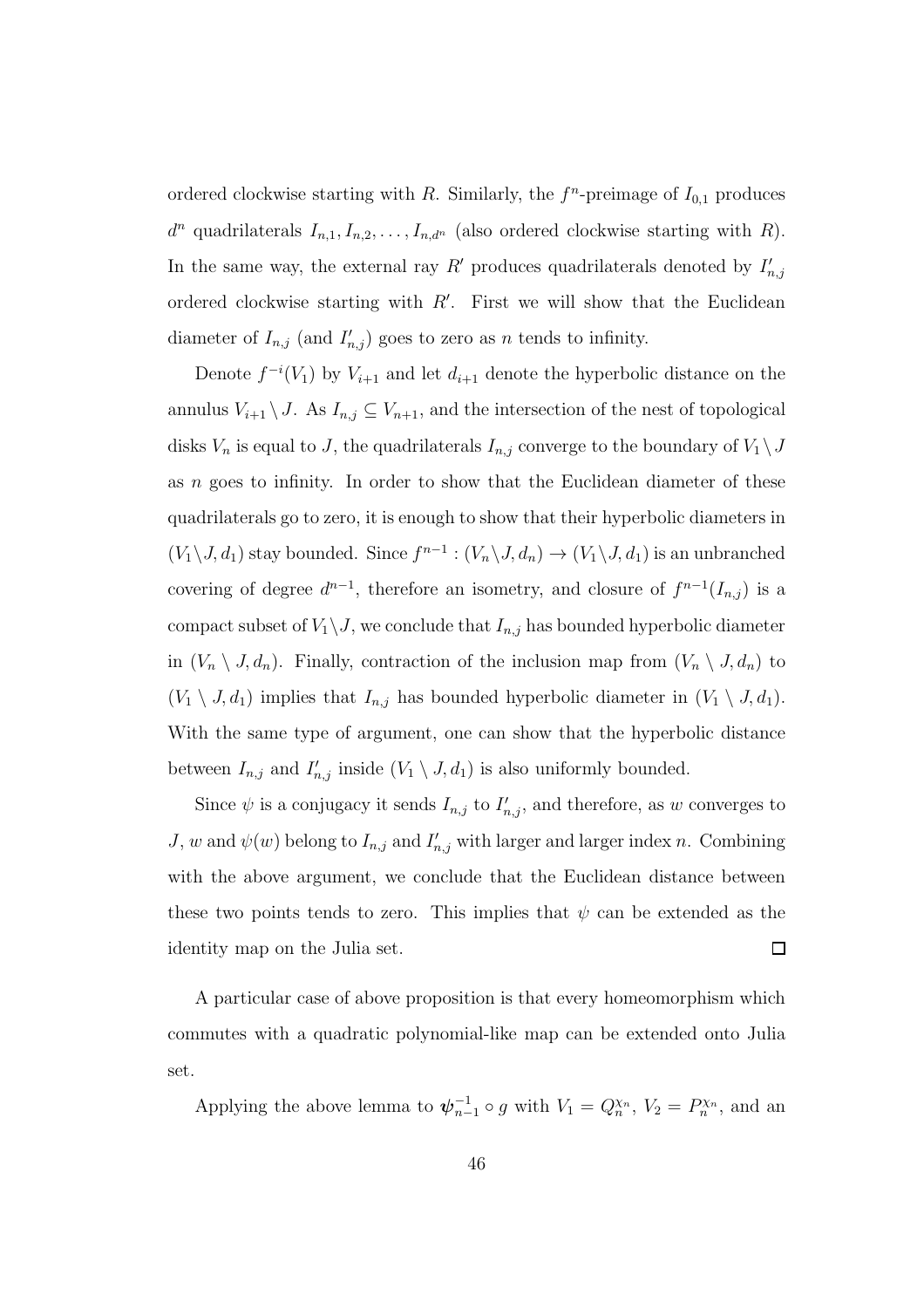ordered clockwise starting with $R$. Similarly, the $f^n$-preimage of $I_{0,1}$ produces $d^n$ quadrilaterals $I_{n,1}, I_{n,2}, \ldots, I_{n,d^n}$ (also ordered clockwise starting with $R$). In the same way, the external ray $R'$ produces quadrilaterals denoted by $I'_{n,j}$ ordered clockwise starting with $R'$. First we will show that the Euclidean diameter of $I_{n,j}$ (and $I'_{n,j}$) goes to zero as $n$ tends to infinity.

Denote $f^{-i}(V_1)$ by $V_{i+1}$ and let $d_{i+1}$ denote the hyperbolic distance on the annulus $V_{i+1} \setminus J$. As $I_{n,j} \subseteq V_{n+1}$, and the intersection of the nest of topological disks $V_n$ is equal to $J$, the quadrilaterals $I_{n,j}$ converge to the boundary of $V_1 \setminus J$ as $n$ goes to infinity. In order to show that the Euclidean diameter of these quadrilaterals go to zero, it is enough to show that their hyperbolic diameters in $(V_1 \setminus J, d_1)$ stay bounded. Since $f^{n-1} : (V_n \setminus J, d_n) \to (V_1 \setminus J, d_1)$ is an unbranched covering of degree $d^{n-1}$, therefore an isometry, and closure of $f^{n-1}(I_{n,j})$ is a compact subset of $V_1 \setminus J$, we conclude that $I_{n,j}$ has bounded hyperbolic diameter in $(V_n \setminus J, d_n)$. Finally, contraction of the inclusion map from $(V_n \setminus J, d_n)$ to $(V_1 \setminus J, d_1)$ implies that $I_{n,j}$ has bounded hyperbolic diameter in $(V_1 \setminus J, d_1)$. With the same type of argument, one can show that the hyperbolic distance between $I_{n,j}$ and $I'_{n,j}$ inside $(V_1 \setminus J, d_1)$ is also uniformly bounded.

Since $\psi$ is a conjugacy it sends $I_{n,j}$ to $I'_{n,j}$, and therefore, as $w$ converges to $J$, $w$ and $\psi(w)$ belong to $I_{n,j}$ and $I'_{n,j}$ with larger and larger index $n$. Combining with the above argument, we conclude that the Euclidean distance between these two points tends to zero. This implies that $\psi$ can be extended as the identity map on the Julia set. $\square$

A particular case of above proposition is that every homeomorphism which commutes with a quadratic polynomial-like map can be extended onto Julia set.

Applying the above lemma to $\boldsymbol{\psi}_{n-1}^{-1} \circ g$ with $V_1 = Q_n^{\chi_n}$, $V_2 = P_n^{\chi_n}$, and an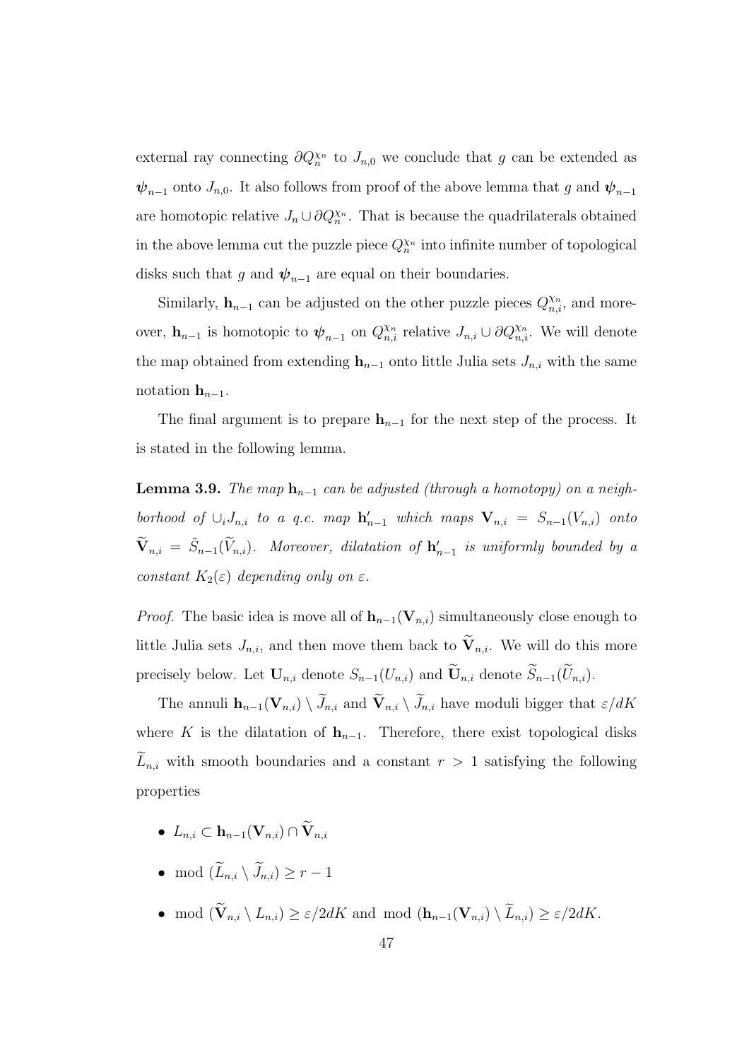external ray connecting $\partial Q_n^{\chi_n}$ to $J_{n,0}$ we conclude that $g$ can be extended as $\boldsymbol{\psi}_{n-1}$ onto $J_{n,0}$. It also follows from proof of the above lemma that $g$ and $\boldsymbol{\psi}_{n-1}$ are homotopic relative $J_n \cup \partial Q_n^{\chi_n}$. That is because the quadrilaterals obtained in the above lemma cut the puzzle piece $Q_n^{\chi_n}$ into infinite number of topological disks such that $g$ and $\boldsymbol{\psi}_{n-1}$ are equal on their boundaries.

Similarly, $\mathbf{h}_{n-1}$ can be adjusted on the other puzzle pieces $Q_{n,i}^{\chi_n}$, and moreover, $\mathbf{h}_{n-1}$ is homotopic to $\boldsymbol{\psi}_{n-1}$ on $Q_{n,i}^{\chi_n}$ relative $J_{n,i} \cup \partial Q_{n,i}^{\chi_n}$. We will denote the map obtained from extending $\mathbf{h}_{n-1}$ onto little Julia sets $J_{n,i}$ with the same notation $\mathbf{h}_{n-1}$.

The final argument is to prepare $\mathbf{h}_{n-1}$ for the next step of the process. It is stated in the following lemma.

**Lemma 3.9.** *The map $\mathbf{h}_{n-1}$ can be adjusted (through a homotopy) on a neighborhood of $\cup_i J_{n,i}$ to a q.c. map $\mathbf{h}'_{n-1}$ which maps $\mathbf{V}_{n,i} = S_{n-1}(V_{n,i})$ onto $\widetilde{\mathbf{V}}_{n,i} = \tilde{S}_{n-1}(\widetilde{V}_{n,i})$. Moreover, dilatation of $\mathbf{h}'_{n-1}$ is uniformly bounded by a constant $K_2(\varepsilon)$ depending only on $\varepsilon$.*

*Proof.* The basic idea is move all of $\mathbf{h}_{n-1}(\mathbf{V}_{n,i})$ simultaneously close enough to little Julia sets $J_{n,i}$, and then move them back to $\widetilde{\mathbf{V}}_{n,i}$. We will do this more precisely below. Let $\mathbf{U}_{n,i}$ denote $S_{n-1}(U_{n,i})$ and $\widetilde{\mathbf{U}}_{n,i}$ denote $\widetilde{S}_{n-1}(\widetilde{U}_{n,i})$.

The annuli $\mathbf{h}_{n-1}(\mathbf{V}_{n,i}) \setminus \widetilde{J}_{n,i}$ and $\widetilde{\mathbf{V}}_{n,i} \setminus \widetilde{J}_{n,i}$ have moduli bigger that $\varepsilon/dK$ where $K$ is the dilatation of $\mathbf{h}_{n-1}$. Therefore, there exist topological disks $\widetilde{L}_{n,i}$ with smooth boundaries and a constant $r > 1$ satisfying the following properties

- $L_{n,i} \subset \mathbf{h}_{n-1}(\mathbf{V}_{n,i}) \cap \widetilde{\mathbf{V}}_{n,i}$
- $\text{mod}\,(\widetilde{L}_{n,i} \setminus \widetilde{J}_{n,i}) \geq r - 1$
- $\text{mod}\,(\widetilde{\mathbf{V}}_{n,i} \setminus L_{n,i}) \geq \varepsilon/2dK$ and $\text{mod}\,(\mathbf{h}_{n-1}(\mathbf{V}_{n,i}) \setminus \widetilde{L}_{n,i}) \geq \varepsilon/2dK$.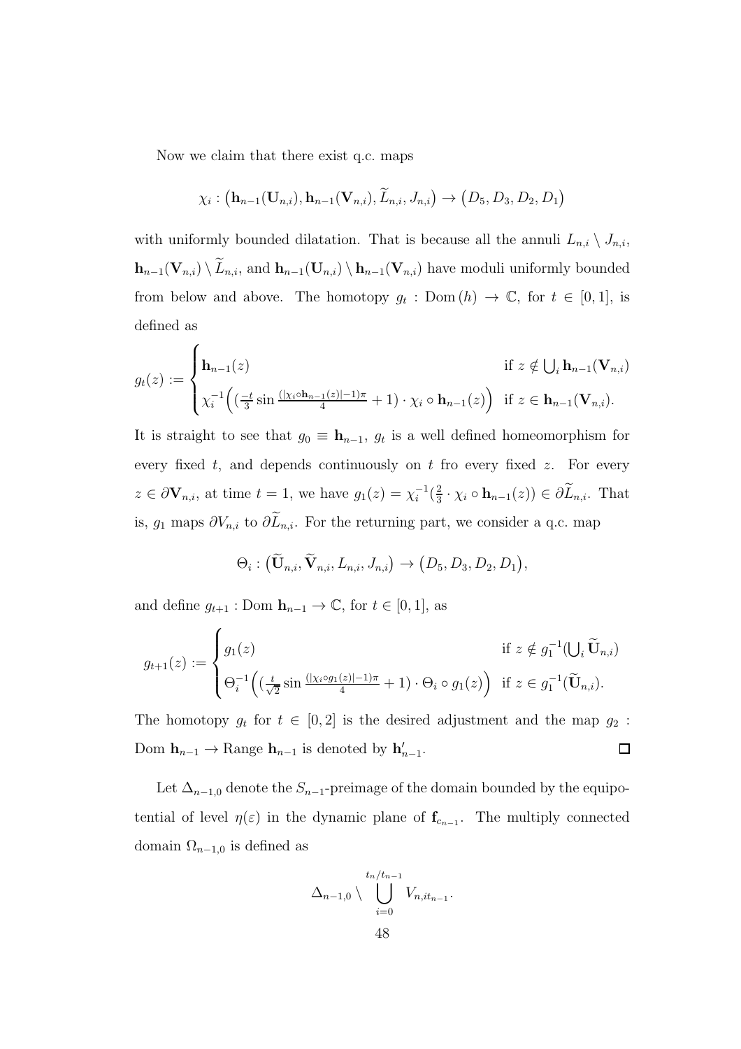Now we claim that there exist q.c. maps

$$\chi_i : \big(\mathbf{h}_{n-1}(\mathbf{U}_{n,i}), \mathbf{h}_{n-1}(\mathbf{V}_{n,i}), \widetilde{L}_{n,i}, J_{n,i}\big) \to \big(D_5, D_3, D_2, D_1\big)$$

with uniformly bounded dilatation. That is because all the annuli $L_{n,i} \setminus J_{n,i}$, $\mathbf{h}_{n-1}(\mathbf{V}_{n,i}) \setminus \widetilde{L}_{n,i}$, and $\mathbf{h}_{n-1}(\mathbf{U}_{n,i}) \setminus \mathbf{h}_{n-1}(\mathbf{V}_{n,i})$ have moduli uniformly bounded from below and above. The homotopy $g_t : \mathrm{Dom}\,(h) \to \mathbb{C}$, for $t \in [0,1]$, is defined as

$$g_t(z) := \begin{cases} \mathbf{h}_{n-1}(z) & \text{if } z \notin \bigcup_i \mathbf{h}_{n-1}(\mathbf{V}_{n,i}) \\ \chi_i^{-1}\Big( (\frac{-t}{3} \sin \frac{(|\chi_i \circ \mathbf{h}_{n-1}(z)| - 1)\pi}{4} + 1) \cdot \chi_i \circ \mathbf{h}_{n-1}(z) \Big) & \text{if } z \in \mathbf{h}_{n-1}(\mathbf{V}_{n,i}). \end{cases}$$

It is straight to see that $g_0 \equiv \mathbf{h}_{n-1}$, $g_t$ is a well defined homeomorphism for every fixed $t$, and depends continuously on $t$ fro every fixed $z$. For every $z \in \partial \mathbf{V}_{n,i}$, at time $t = 1$, we have $g_1(z) = \chi_i^{-1}(\frac{2}{3} \cdot \chi_i \circ \mathbf{h}_{n-1}(z)) \in \partial \widetilde{L}_{n,i}$. That is, $g_1$ maps $\partial V_{n,i}$ to $\partial \widetilde{L}_{n,i}$. For the returning part, we consider a q.c. map

$$\Theta_i : \big(\widetilde{\mathbf{U}}_{n,i}, \widetilde{\mathbf{V}}_{n,i}, L_{n,i}, J_{n,i}\big) \to \big(D_5, D_3, D_2, D_1\big),$$

and define $g_{t+1} : \mathrm{Dom}\; \mathbf{h}_{n-1} \to \mathbb{C}$, for $t \in [0,1]$, as

$$g_{t+1}(z) := \begin{cases} g_1(z) & \text{if } z \notin g_1^{-1}(\bigcup_i \widetilde{\mathbf{U}}_{n,i}) \\ \Theta_i^{-1}\Big( (\frac{t}{\sqrt{2}} \sin \frac{(|\chi_i \circ g_1(z)| - 1)\pi}{4} + 1) \cdot \Theta_i \circ g_1(z) \Big) & \text{if } z \in g_1^{-1}(\widetilde{\mathbf{U}}_{n,i}). \end{cases}$$

The homotopy $g_t$ for $t \in [0,2]$ is the desired adjustment and the map $g_2 :$ $\mathrm{Dom}\; \mathbf{h}_{n-1} \to \mathrm{Range}\; \mathbf{h}_{n-1}$ is denoted by $\mathbf{h}'_{n-1}$. $\square$

Let $\Delta_{n-1,0}$ denote the $S_{n-1}$-preimage of the domain bounded by the equipotential of level $\eta(\varepsilon)$ in the dynamic plane of $\mathbf{f}_{c_{n-1}}$. The multiply connected domain $\Omega_{n-1,0}$ is defined as

$$\Delta_{n-1,0} \setminus \bigcup_{i=0}^{t_n/t_{n-1}} V_{n,it_{n-1}}.$$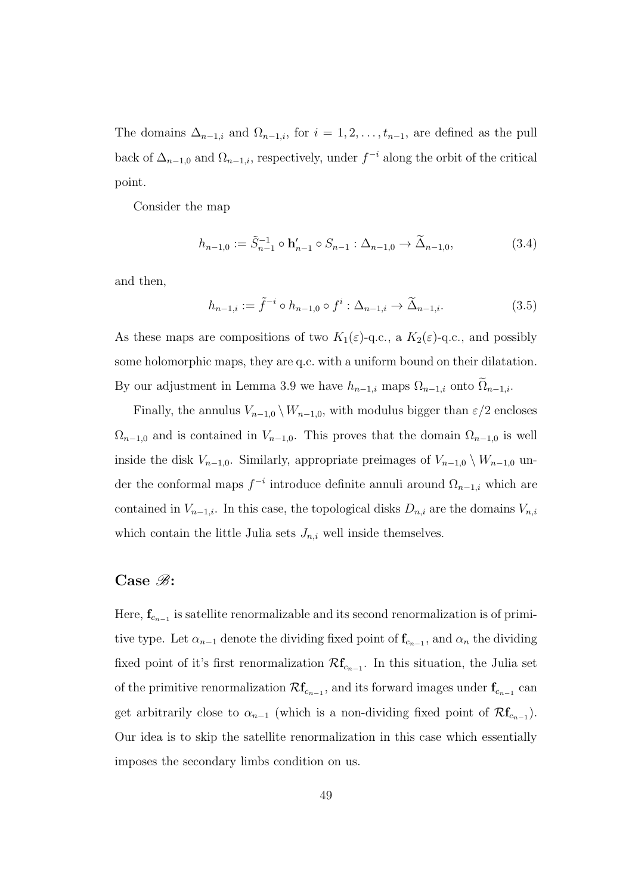The domains $\Delta_{n-1,i}$ and $\Omega_{n-1,i}$, for $i = 1, 2, \ldots, t_{n-1}$, are defined as the pull back of $\Delta_{n-1,0}$ and $\Omega_{n-1,i}$, respectively, under $f^{-i}$ along the orbit of the critical point.

Consider the map

$$h_{n-1,0} := \tilde{S}_{n-1}^{-1} \circ \mathbf{h}'_{n-1} \circ S_{n-1} : \Delta_{n-1,0} \to \widetilde{\Delta}_{n-1,0}, \tag{3.4}$$

and then,

$$h_{n-1,i} := \tilde{f}^{-i} \circ h_{n-1,0} \circ f^{i} : \Delta_{n-1,i} \to \widetilde{\Delta}_{n-1,i}. \tag{3.5}$$

As these maps are compositions of two $K_1(\varepsilon)$-q.c., a $K_2(\varepsilon)$-q.c., and possibly some holomorphic maps, they are q.c. with a uniform bound on their dilatation. By our adjustment in Lemma 3.9 we have $h_{n-1,i}$ maps $\Omega_{n-1,i}$ onto $\widetilde{\Omega}_{n-1,i}$.

Finally, the annulus $V_{n-1,0} \setminus W_{n-1,0}$, with modulus bigger than $\varepsilon/2$ encloses $\Omega_{n-1,0}$ and is contained in $V_{n-1,0}$. This proves that the domain $\Omega_{n-1,0}$ is well inside the disk $V_{n-1,0}$. Similarly, appropriate preimages of $V_{n-1,0} \setminus W_{n-1,0}$ under the conformal maps $f^{-i}$ introduce definite annuli around $\Omega_{n-1,i}$ which are contained in $V_{n-1,i}$. In this case, the topological disks $D_{n,i}$ are the domains $V_{n,i}$ which contain the little Julia sets $J_{n,i}$ well inside themselves.

## Case $\mathscr{B}$:

Here, $\mathbf{f}_{c_{n-1}}$ is satellite renormalizable and its second renormalization is of primitive type. Let $\alpha_{n-1}$ denote the dividing fixed point of $\mathbf{f}_{c_{n-1}}$, and $\alpha_n$ the dividing fixed point of it's first renormalization $\mathcal{R}\mathbf{f}_{c_{n-1}}$. In this situation, the Julia set of the primitive renormalization $\mathcal{R}\mathbf{f}_{c_{n-1}}$, and its forward images under $\mathbf{f}_{c_{n-1}}$ can get arbitrarily close to $\alpha_{n-1}$ (which is a non-dividing fixed point of $\mathcal{R}\mathbf{f}_{c_{n-1}}$). Our idea is to skip the satellite renormalization in this case which essentially imposes the secondary limbs condition on us.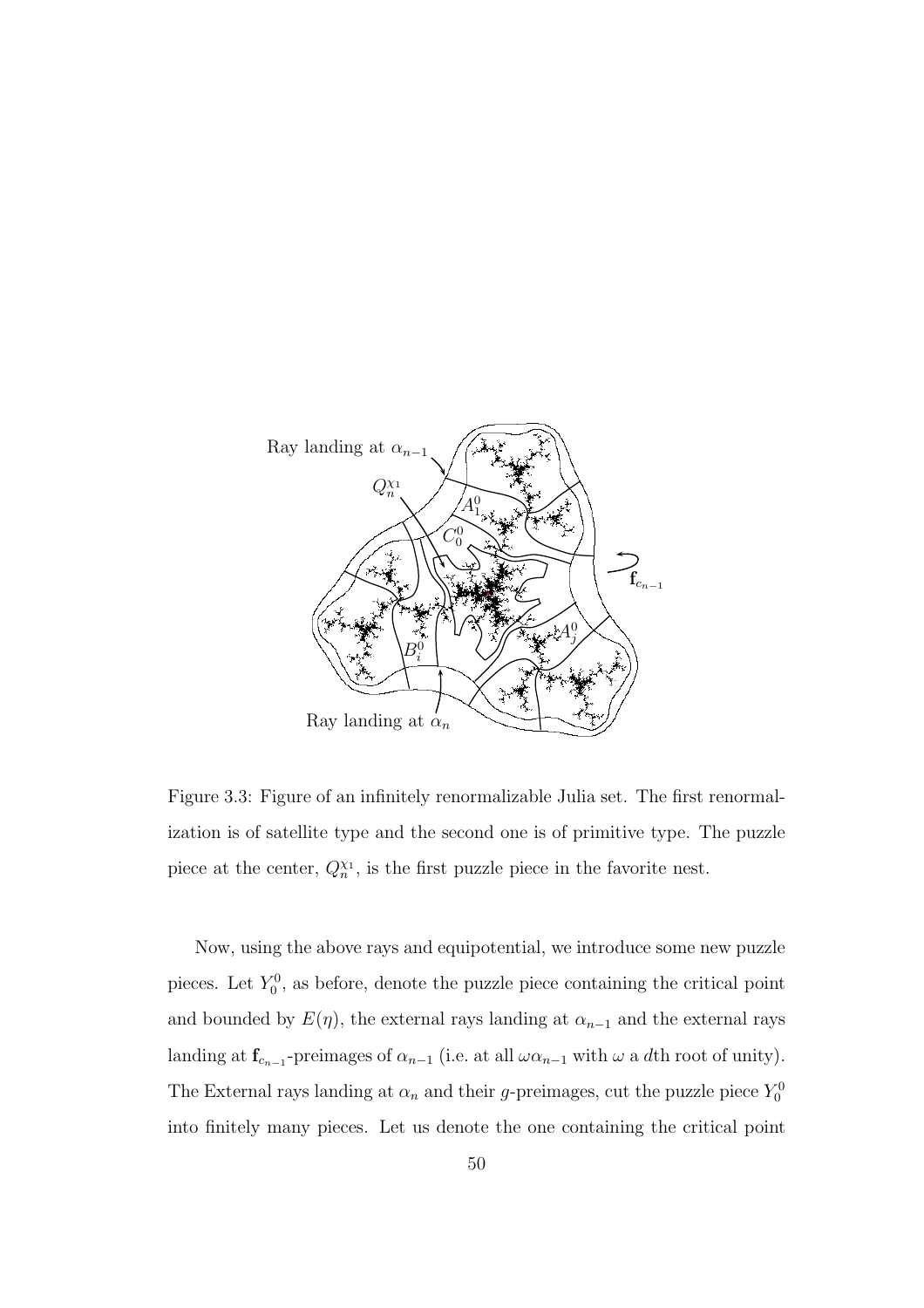Ray landing at $\alpha_{n-1}$

$Q_n^{\chi_1}$

$A_1^0$

$C_0^0$

$\mathbf{f}_{c_{n-1}}$

$B_i^0$

$A_j^0$

Ray landing at $\alpha_n$

Figure 3.3: Figure of an infinitely renormalizable Julia set. The first renormalization is of satellite type and the second one is of primitive type. The puzzle piece at the center, $Q_n^{\chi_1}$, is the first puzzle piece in the favorite nest.

Now, using the above rays and equipotential, we introduce some new puzzle pieces. Let $Y_0^0$, as before, denote the puzzle piece containing the critical point and bounded by $E(\eta)$, the external rays landing at $\alpha_{n-1}$ and the external rays landing at $\mathbf{f}_{c_{n-1}}$-preimages of $\alpha_{n-1}$ (i.e. at all $\omega\alpha_{n-1}$ with $\omega$ a $d$th root of unity). The External rays landing at $\alpha_n$ and their $g$-preimages, cut the puzzle piece $Y_0^0$ into finitely many pieces. Let us denote the one containing the critical point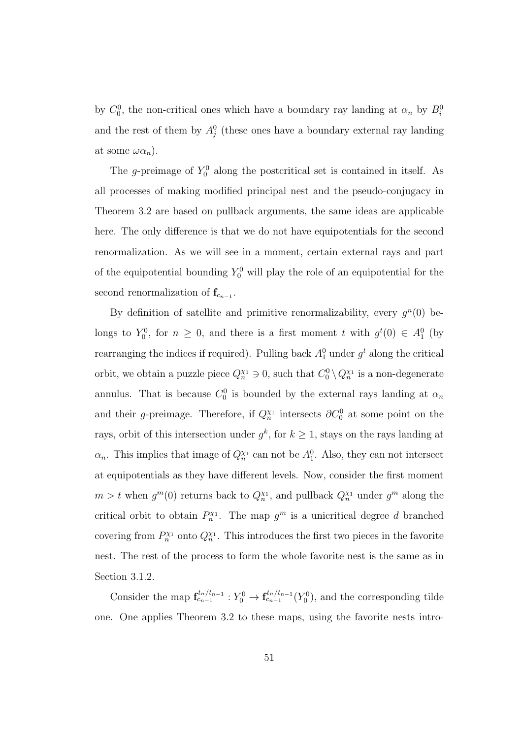by $C_0^0$, the non-critical ones which have a boundary ray landing at $\alpha_n$ by $B_i^0$ and the rest of them by $A_j^0$ (these ones have a boundary external ray landing at some $\omega\alpha_n$).

The $g$-preimage of $Y_0^0$ along the postcritical set is contained in itself. As all processes of making modified principal nest and the pseudo-conjugacy in Theorem 3.2 are based on pullback arguments, the same ideas are applicable here. The only difference is that we do not have equipotentials for the second renormalization. As we will see in a moment, certain external rays and part of the equipotential bounding $Y_0^0$ will play the role of an equipotential for the second renormalization of $\mathbf{f}_{c_{n-1}}$.

By definition of satellite and primitive renormalizability, every $g^n(0)$ belongs to $Y_0^0$, for $n \geq 0$, and there is a first moment $t$ with $g^t(0) \in A_1^0$ (by rearranging the indices if required). Pulling back $A_1^0$ under $g^t$ along the critical orbit, we obtain a puzzle piece $Q_n^{\chi_1} \ni 0$, such that $C_0^0 \setminus Q_n^{\chi_1}$ is a non-degenerate annulus. That is because $C_0^0$ is bounded by the external rays landing at $\alpha_n$ and their $g$-preimage. Therefore, if $Q_n^{\chi_1}$ intersects $\partial C_0^0$ at some point on the rays, orbit of this intersection under $g^k$, for $k \geq 1$, stays on the rays landing at $\alpha_n$. This implies that image of $Q_n^{\chi_1}$ can not be $A_1^0$. Also, they can not intersect at equipotentials as they have different levels. Now, consider the first moment $m > t$ when $g^m(0)$ returns back to $Q_n^{\chi_1}$, and pullback $Q_n^{\chi_1}$ under $g^m$ along the critical orbit to obtain $P_n^{\chi_1}$. The map $g^m$ is a unicritical degree $d$ branched covering from $P_n^{\chi_1}$ onto $Q_n^{\chi_1}$. This introduces the first two pieces in the favorite nest. The rest of the process to form the whole favorite nest is the same as in Section 3.1.2.

Consider the map $\mathbf{f}_{c_{n-1}}^{t_n/t_{n-1}} : Y_0^0 \to \mathbf{f}_{c_{n-1}}^{t_n/t_{n-1}}(Y_0^0)$, and the corresponding tilde one. One applies Theorem 3.2 to these maps, using the favorite nests intro-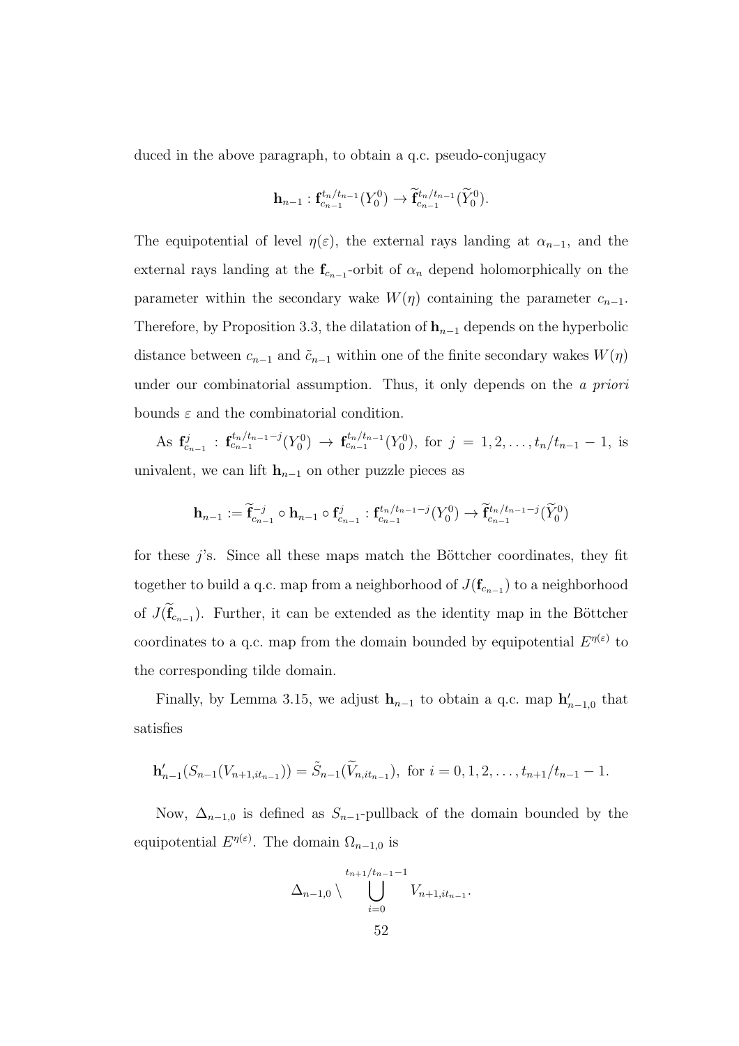duced in the above paragraph, to obtain a q.c. pseudo-conjugacy

$$\mathbf{h}_{n-1} : \mathbf{f}_{c_{n-1}}^{t_n/t_{n-1}}(Y_0^0) \to \widetilde{\mathbf{f}}_{c_{n-1}}^{t_n/t_{n-1}}(\widetilde{Y}_0^0).$$

The equipotential of level $\eta(\varepsilon)$, the external rays landing at $\alpha_{n-1}$, and the external rays landing at the $\mathbf{f}_{c_{n-1}}$-orbit of $\alpha_n$ depend holomorphically on the parameter within the secondary wake $W(\eta)$ containing the parameter $c_{n-1}$. Therefore, by Proposition 3.3, the dilatation of $\mathbf{h}_{n-1}$ depends on the hyperbolic distance between $c_{n-1}$ and $\tilde{c}_{n-1}$ within one of the finite secondary wakes $W(\eta)$ under our combinatorial assumption. Thus, it only depends on the *a priori* bounds $\varepsilon$ and the combinatorial condition.

As $\mathbf{f}_{c_{n-1}}^j : \mathbf{f}_{c_{n-1}}^{t_n/t_{n-1}-j}(Y_0^0) \to \mathbf{f}_{c_{n-1}}^{t_n/t_{n-1}}(Y_0^0)$, for $j = 1, 2, \ldots, t_n/t_{n-1} - 1$, is univalent, we can lift $\mathbf{h}_{n-1}$ on other puzzle pieces as

$$\mathbf{h}_{n-1} := \widetilde{\mathbf{f}}_{c_{n-1}}^{-j} \circ \mathbf{h}_{n-1} \circ \mathbf{f}_{c_{n-1}}^j : \mathbf{f}_{c_{n-1}}^{t_n/t_{n-1}-j}(Y_0^0) \to \widetilde{\mathbf{f}}_{c_{n-1}}^{t_n/t_{n-1}-j}(\widetilde{Y}_0^0)$$

for these $j$'s. Since all these maps match the Böttcher coordinates, they fit together to build a q.c. map from a neighborhood of $J(\mathbf{f}_{c_{n-1}})$ to a neighborhood of $J(\widetilde{\mathbf{f}}_{c_{n-1}})$. Further, it can be extended as the identity map in the Böttcher coordinates to a q.c. map from the domain bounded by equipotential $E^{\eta(\varepsilon)}$ to the corresponding tilde domain.

Finally, by Lemma 3.15, we adjust $\mathbf{h}_{n-1}$ to obtain a q.c. map $\mathbf{h}'_{n-1,0}$ that satisfies

$$\mathbf{h}'_{n-1}(S_{n-1}(V_{n+1,it_{n-1}})) = \tilde{S}_{n-1}(\widetilde{V}_{n,it_{n-1}}), \text{ for } i = 0, 1, 2, \ldots, t_{n+1}/t_{n-1} - 1.$$

Now, $\Delta_{n-1,0}$ is defined as $S_{n-1}$-pullback of the domain bounded by the equipotential $E^{\eta(\varepsilon)}$. The domain $\Omega_{n-1,0}$ is

$$\Delta_{n-1,0} \setminus \bigcup_{i=0}^{t_{n+1}/t_{n-1}-1} V_{n+1,it_{n-1}}.$$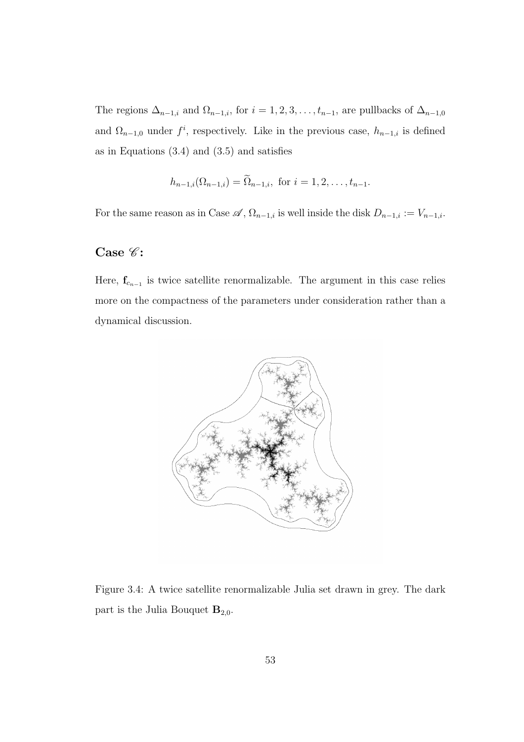The regions $\Delta_{n-1,i}$ and $\Omega_{n-1,i}$, for $i = 1, 2, 3, \ldots, t_{n-1}$, are pullbacks of $\Delta_{n-1,0}$ and $\Omega_{n-1,0}$ under $f^i$, respectively. Like in the previous case, $h_{n-1,i}$ is defined as in Equations (3.4) and (3.5) and satisfies

$$h_{n-1,i}(\Omega_{n-1,i}) = \widetilde{\Omega}_{n-1,i}, \text{ for } i = 1, 2, \ldots, t_{n-1}.$$

For the same reason as in Case $\mathscr{A}$, $\Omega_{n-1,i}$ is well inside the disk $D_{n-1,i} := V_{n-1,i}$.

## Case $\mathscr{C}$:

Here, $\mathbf{f}_{c_{n-1}}$ is twice satellite renormalizable. The argument in this case relies more on the compactness of the parameters under consideration rather than a dynamical discussion.

Figure 3.4: A twice satellite renormalizable Julia set drawn in grey. The dark part is the Julia Bouquet $\mathbf{B}_{2,0}$.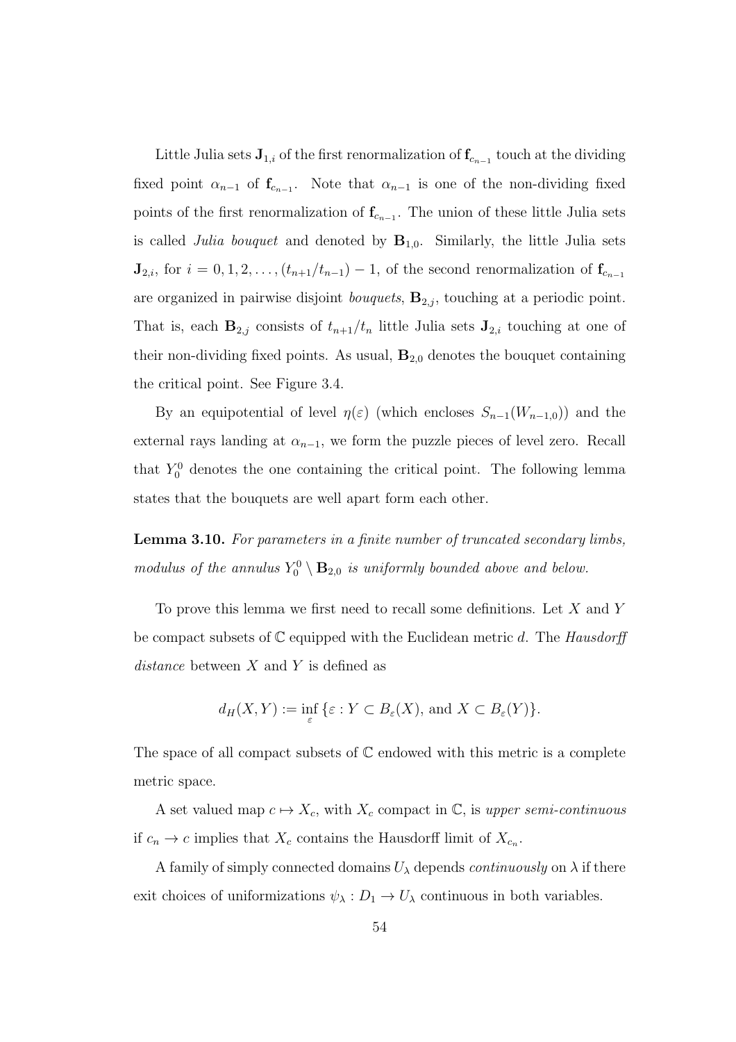Little Julia sets $\mathbf{J}_{1,i}$ of the first renormalization of $\mathbf{f}_{c_{n-1}}$ touch at the dividing fixed point $\alpha_{n-1}$ of $\mathbf{f}_{c_{n-1}}$. Note that $\alpha_{n-1}$ is one of the non-dividing fixed points of the first renormalization of $\mathbf{f}_{c_{n-1}}$. The union of these little Julia sets is called *Julia bouquet* and denoted by $\mathbf{B}_{1,0}$. Similarly, the little Julia sets $\mathbf{J}_{2,i}$, for $i = 0, 1, 2, \ldots, (t_{n+1}/t_{n-1}) - 1$, of the second renormalization of $\mathbf{f}_{c_{n-1}}$ are organized in pairwise disjoint *bouquets*, $\mathbf{B}_{2,j}$, touching at a periodic point. That is, each $\mathbf{B}_{2,j}$ consists of $t_{n+1}/t_n$ little Julia sets $\mathbf{J}_{2,i}$ touching at one of their non-dividing fixed points. As usual, $\mathbf{B}_{2,0}$ denotes the bouquet containing the critical point. See Figure 3.4.

By an equipotential of level $\eta(\varepsilon)$ (which encloses $S_{n-1}(W_{n-1,0})$) and the external rays landing at $\alpha_{n-1}$, we form the puzzle pieces of level zero. Recall that $Y_0^0$ denotes the one containing the critical point. The following lemma states that the bouquets are well apart form each other.

**Lemma 3.10.** *For parameters in a finite number of truncated secondary limbs, modulus of the annulus $Y_0^0 \setminus \mathbf{B}_{2,0}$ is uniformly bounded above and below.*

To prove this lemma we first need to recall some definitions. Let $X$ and $Y$ be compact subsets of $\mathbb{C}$ equipped with the Euclidean metric $d$. The *Hausdorff distance* between $X$ and $Y$ is defined as

$$d_H(X, Y) := \inf_{\varepsilon} \{\varepsilon : Y \subset B_\varepsilon(X), \text{ and } X \subset B_\varepsilon(Y)\}.$$

The space of all compact subsets of $\mathbb{C}$ endowed with this metric is a complete metric space.

A set valued map $c \mapsto X_c$, with $X_c$ compact in $\mathbb{C}$, is *upper semi-continuous* if $c_n \to c$ implies that $X_c$ contains the Hausdorff limit of $X_{c_n}$.

A family of simply connected domains $U_\lambda$ depends *continuously* on $\lambda$ if there exit choices of uniformizations $\psi_\lambda : D_1 \to U_\lambda$ continuous in both variables.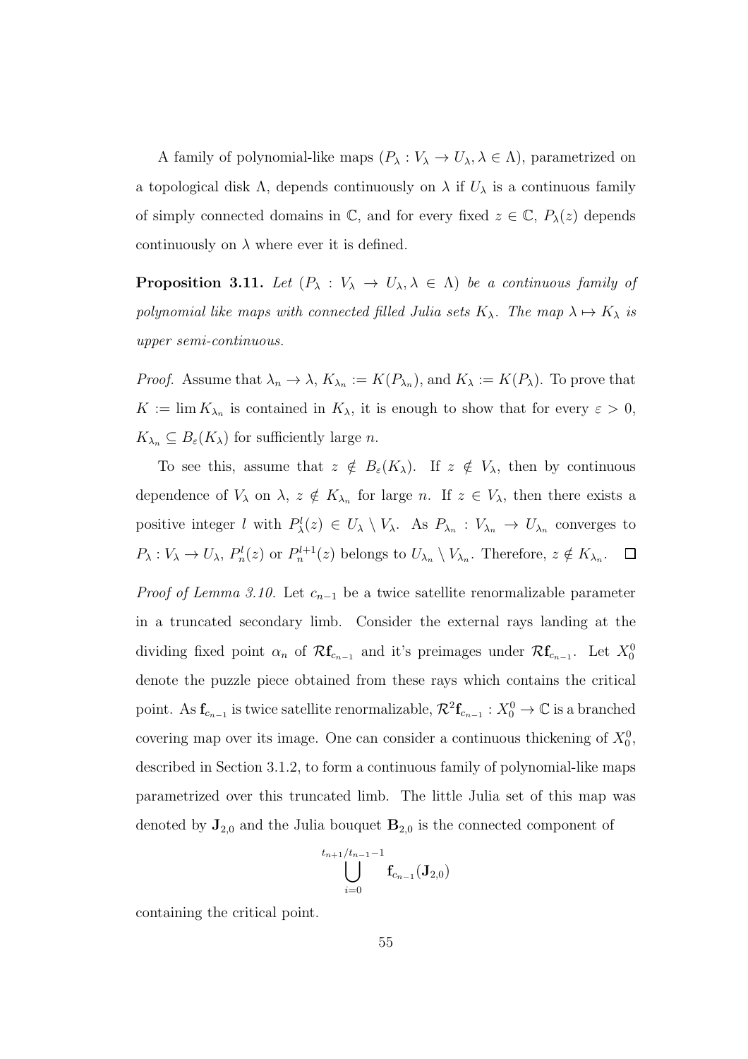A family of polynomial-like maps $(P_\lambda : V_\lambda \to U_\lambda, \lambda \in \Lambda)$, parametrized on a topological disk $\Lambda$, depends continuously on $\lambda$ if $U_\lambda$ is a continuous family of simply connected domains in $\mathbb{C}$, and for every fixed $z \in \mathbb{C}$, $P_\lambda(z)$ depends continuously on $\lambda$ where ever it is defined.

**Proposition 3.11.** *Let $(P_\lambda : V_\lambda \to U_\lambda, \lambda \in \Lambda)$ be a continuous family of polynomial like maps with connected filled Julia sets $K_\lambda$. The map $\lambda \mapsto K_\lambda$ is upper semi-continuous.*

*Proof.* Assume that $\lambda_n \to \lambda$, $K_{\lambda_n} := K(P_{\lambda_n})$, and $K_\lambda := K(P_\lambda)$. To prove that $K := \lim K_{\lambda_n}$ is contained in $K_\lambda$, it is enough to show that for every $\varepsilon > 0$, $K_{\lambda_n} \subseteq B_\varepsilon(K_\lambda)$ for sufficiently large $n$.

To see this, assume that $z \notin B_\varepsilon(K_\lambda)$. If $z \notin V_\lambda$, then by continuous dependence of $V_\lambda$ on $\lambda$, $z \notin K_{\lambda_n}$ for large $n$. If $z \in V_\lambda$, then there exists a positive integer $l$ with $P^l_\lambda(z) \in U_\lambda \setminus V_\lambda$. As $P_{\lambda_n} : V_{\lambda_n} \to U_{\lambda_n}$ converges to $P_\lambda : V_\lambda \to U_\lambda$, $P^l_n(z)$ or $P^{l+1}_n(z)$ belongs to $U_{\lambda_n} \setminus V_{\lambda_n}$. Therefore, $z \notin K_{\lambda_n}$. $\square$

*Proof of Lemma 3.10.* Let $c_{n-1}$ be a twice satellite renormalizable parameter in a truncated secondary limb. Consider the external rays landing at the dividing fixed point $\alpha_n$ of $\mathcal{R}\mathbf{f}_{c_{n-1}}$ and it's preimages under $\mathcal{R}\mathbf{f}_{c_{n-1}}$. Let $X^0_0$ denote the puzzle piece obtained from these rays which contains the critical point. As $\mathbf{f}_{c_{n-1}}$ is twice satellite renormalizable, $\mathcal{R}^2\mathbf{f}_{c_{n-1}} : X^0_0 \to \mathbb{C}$ is a branched covering map over its image. One can consider a continuous thickening of $X^0_0$, described in Section 3.1.2, to form a continuous family of polynomial-like maps parametrized over this truncated limb. The little Julia set of this map was denoted by $\mathbf{J}_{2,0}$ and the Julia bouquet $\mathbf{B}_{2,0}$ is the connected component of

$$\bigcup_{i=0}^{t_{n+1}/t_{n-1}-1} \mathbf{f}_{c_{n-1}}(\mathbf{J}_{2,0})$$

containing the critical point.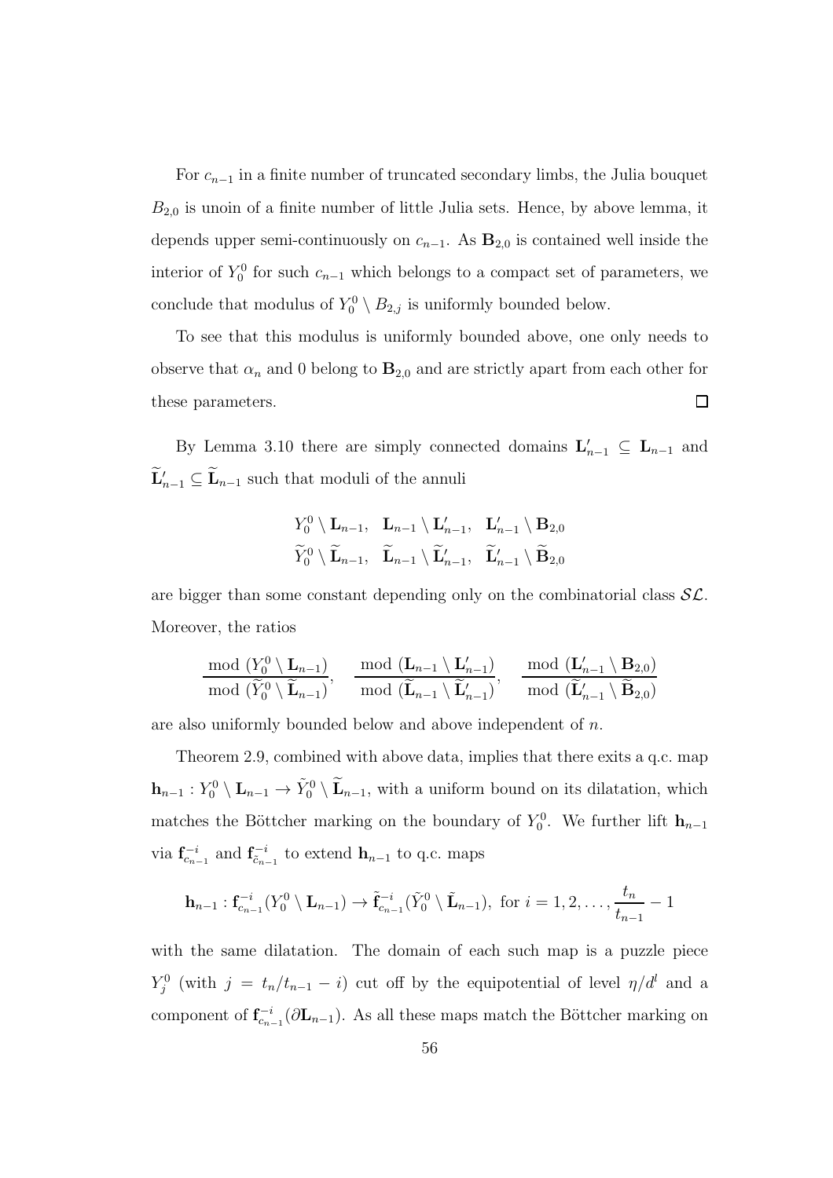For $c_{n-1}$ in a finite number of truncated secondary limbs, the Julia bouquet $B_{2,0}$ is unoin of a finite number of little Julia sets. Hence, by above lemma, it depends upper semi-continuously on $c_{n-1}$. As $\mathbf{B}_{2,0}$ is contained well inside the interior of $Y_0^0$ for such $c_{n-1}$ which belongs to a compact set of parameters, we conclude that modulus of $Y_0^0 \setminus B_{2,j}$ is uniformly bounded below.

To see that this modulus is uniformly bounded above, one only needs to observe that $\alpha_n$ and 0 belong to $\mathbf{B}_{2,0}$ and are strictly apart from each other for these parameters. $\square$

By Lemma 3.10 there are simply connected domains $\mathbf{L}'_{n-1} \subseteq \mathbf{L}_{n-1}$ and $\widetilde{\mathbf{L}}'_{n-1} \subseteq \widetilde{\mathbf{L}}_{n-1}$ such that moduli of the annuli

$$Y_0^0 \setminus \mathbf{L}_{n-1}, \quad \mathbf{L}_{n-1} \setminus \mathbf{L}'_{n-1}, \quad \mathbf{L}'_{n-1} \setminus \mathbf{B}_{2,0}$$
$$\widetilde{Y}_0^0 \setminus \widetilde{\mathbf{L}}_{n-1}, \quad \widetilde{\mathbf{L}}_{n-1} \setminus \widetilde{\mathbf{L}}'_{n-1}, \quad \widetilde{\mathbf{L}}'_{n-1} \setminus \widetilde{\mathbf{B}}_{2,0}$$

are bigger than some constant depending only on the combinatorial class $\mathcal{SL}$. Moreover, the ratios

$$\frac{\text{mod } (Y_0^0 \setminus \mathbf{L}_{n-1})}{\text{mod } (\widetilde{Y}_0^0 \setminus \widetilde{\mathbf{L}}_{n-1})}, \quad \frac{\text{mod } (\mathbf{L}_{n-1} \setminus \mathbf{L}'_{n-1})}{\text{mod } (\widetilde{\mathbf{L}}_{n-1} \setminus \widetilde{\mathbf{L}}'_{n-1})}, \quad \frac{\text{mod } (\mathbf{L}'_{n-1} \setminus \mathbf{B}_{2,0})}{\text{mod } (\widetilde{\mathbf{L}}'_{n-1} \setminus \widetilde{\mathbf{B}}_{2,0})}$$

are also uniformly bounded below and above independent of $n$.

Theorem 2.9, combined with above data, implies that there exits a q.c. map $\mathbf{h}_{n-1} : Y_0^0 \setminus \mathbf{L}_{n-1} \to \tilde{Y}_0^0 \setminus \widetilde{\mathbf{L}}_{n-1}$, with a uniform bound on its dilatation, which matches the Böttcher marking on the boundary of $Y_0^0$. We further lift $\mathbf{h}_{n-1}$ via $\mathbf{f}_{c_{n-1}}^{-i}$ and $\mathbf{f}_{\tilde{c}_{n-1}}^{-i}$ to extend $\mathbf{h}_{n-1}$ to q.c. maps

$$\mathbf{h}_{n-1} : \mathbf{f}_{c_{n-1}}^{-i}(Y_0^0 \setminus \mathbf{L}_{n-1}) \to \tilde{\mathbf{f}}_{\tilde{c}_{n-1}}^{-i}(\tilde{Y}_0^0 \setminus \tilde{\mathbf{L}}_{n-1}), \text{ for } i = 1, 2, \ldots, \frac{t_n}{t_{n-1}} - 1$$

with the same dilatation. The domain of each such map is a puzzle piece $Y_j^0$ (with $j = t_n/t_{n-1} - i$) cut off by the equipotential of level $\eta/d^l$ and a component of $\mathbf{f}_{c_{n-1}}^{-i}(\partial \mathbf{L}_{n-1})$. As all these maps match the Böttcher marking on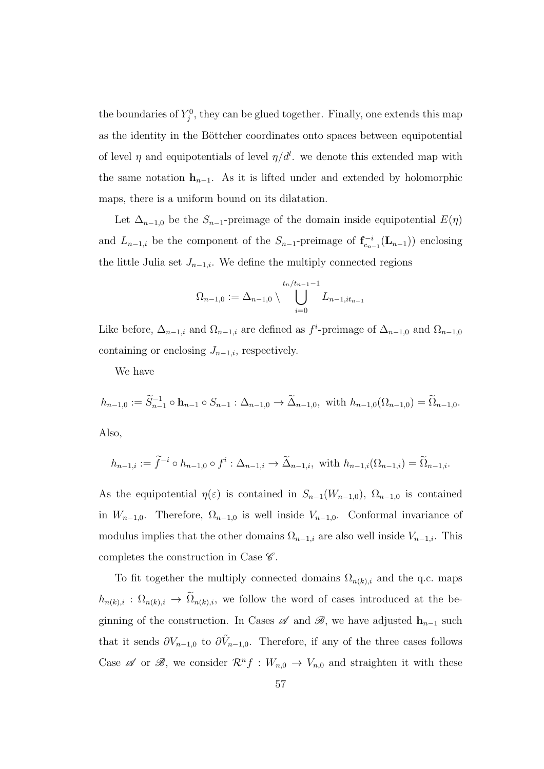the boundaries of $Y_j^0$, they can be glued together. Finally, one extends this map as the identity in the Böttcher coordinates onto spaces between equipotential of level $\eta$ and equipotentials of level $\eta/d^l$. we denote this extended map with the same notation $\mathbf{h}_{n-1}$. As it is lifted under and extended by holomorphic maps, there is a uniform bound on its dilatation.

Let $\Delta_{n-1,0}$ be the $S_{n-1}$-preimage of the domain inside equipotential $E(\eta)$ and $L_{n-1,i}$ be the component of the $S_{n-1}$-preimage of $\mathbf{f}_{c_{n-1}}^{-i}(\mathbf{L}_{n-1}))$ enclosing the little Julia set $J_{n-1,i}$. We define the multiply connected regions

$$\Omega_{n-1,0} := \Delta_{n-1,0} \setminus \bigcup_{i=0}^{t_n/t_{n-1}-1} L_{n-1,it_{n-1}}$$

Like before, $\Delta_{n-1,i}$ and $\Omega_{n-1,i}$ are defined as $f^i$-preimage of $\Delta_{n-1,0}$ and $\Omega_{n-1,0}$ containing or enclosing $J_{n-1,i}$, respectively.

We have

$$h_{n-1,0} := \widetilde{S}_{n-1}^{-1} \circ \mathbf{h}_{n-1} \circ S_{n-1} : \Delta_{n-1,0} \to \widetilde{\Delta}_{n-1,0}, \text{ with } h_{n-1,0}(\Omega_{n-1,0}) = \widetilde{\Omega}_{n-1,0}.$$

Also,

$$h_{n-1,i} := \widetilde{f}^{-i} \circ h_{n-1,0} \circ f^i : \Delta_{n-1,i} \to \widetilde{\Delta}_{n-1,i}, \text{ with } h_{n-1,i}(\Omega_{n-1,i}) = \widetilde{\Omega}_{n-1,i}.$$

As the equipotential $\eta(\varepsilon)$ is contained in $S_{n-1}(W_{n-1,0})$, $\Omega_{n-1,0}$ is contained in $W_{n-1,0}$. Therefore, $\Omega_{n-1,0}$ is well inside $V_{n-1,0}$. Conformal invariance of modulus implies that the other domains $\Omega_{n-1,i}$ are also well inside $V_{n-1,i}$. This completes the construction in Case $\mathscr{C}$.

To fit together the multiply connected domains $\Omega_{n(k),i}$ and the q.c. maps $h_{n(k),i} : \Omega_{n(k),i} \to \widetilde{\Omega}_{n(k),i}$, we follow the word of cases introduced at the beginning of the construction. In Cases $\mathscr{A}$ and $\mathscr{B}$, we have adjusted $\mathbf{h}_{n-1}$ such that it sends $\partial V_{n-1,0}$ to $\partial \tilde{V}_{n-1,0}$. Therefore, if any of the three cases follows Case $\mathscr{A}$ or $\mathscr{B}$, we consider $\mathcal{R}^n f : W_{n,0} \to V_{n,0}$ and straighten it with these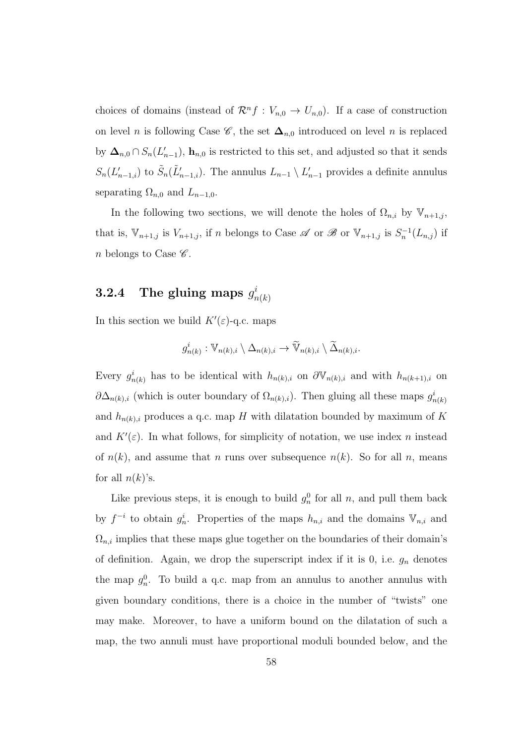choices of domains (instead of $\mathcal{R}^n f : V_{n,0} \to U_{n,0}$). If a case of construction on level $n$ is following Case $\mathscr{C}$, the set $\mathbf{\Delta}_{n,0}$ introduced on level $n$ is replaced by $\mathbf{\Delta}_{n,0} \cap S_n(L'_{n-1})$, $\mathbf{h}_{n,0}$ is restricted to this set, and adjusted so that it sends $S_n(L'_{n-1,i})$ to $\tilde{S}_n(\tilde{L}'_{n-1,i})$. The annulus $L_{n-1} \setminus L'_{n-1}$ provides a definite annulus separating $\Omega_{n,0}$ and $L_{n-1,0}$.

In the following two sections, we will denote the holes of $\Omega_{n,i}$ by $\mathbb{V}_{n+1,j}$, that is, $\mathbb{V}_{n+1,j}$ is $V_{n+1,j}$, if $n$ belongs to Case $\mathscr{A}$ or $\mathscr{B}$ or $\mathbb{V}_{n+1,j}$ is $S_n^{-1}(L_{n,j})$ if $n$ belongs to Case $\mathscr{C}$.

### 3.2.4 The gluing maps $g^i_{n(k)}$

In this section we build $K'(\varepsilon)$-q.c. maps

$$g^i_{n(k)} : \mathbb{V}_{n(k),i} \setminus \Delta_{n(k),i} \to \widetilde{\mathbb{V}}_{n(k),i} \setminus \widetilde{\Delta}_{n(k),i}.$$

Every $g^i_{n(k)}$ has to be identical with $h_{n(k),i}$ on $\partial \mathbb{V}_{n(k),i}$ and with $h_{n(k+1),i}$ on $\partial \Delta_{n(k),i}$ (which is outer boundary of $\Omega_{n(k),i}$). Then gluing all these maps $g^i_{n(k)}$ and $h_{n(k),i}$ produces a q.c. map $H$ with dilatation bounded by maximum of $K$ and $K'(\varepsilon)$. In what follows, for simplicity of notation, we use index $n$ instead of $n(k)$, and assume that $n$ runs over subsequence $n(k)$. So for all $n$, means for all $n(k)$'s.

Like previous steps, it is enough to build $g^0_n$ for all $n$, and pull them back by $f^{-i}$ to obtain $g^i_n$. Properties of the maps $h_{n,i}$ and the domains $\mathbb{V}_{n,i}$ and $\Omega_{n,i}$ implies that these maps glue together on the boundaries of their domain's of definition. Again, we drop the superscript index if it is 0, i.e. $g_n$ denotes the map $g^0_n$. To build a q.c. map from an annulus to another annulus with given boundary conditions, there is a choice in the number of "twists" one may make. Moreover, to have a uniform bound on the dilatation of such a map, the two annuli must have proportional moduli bounded below, and the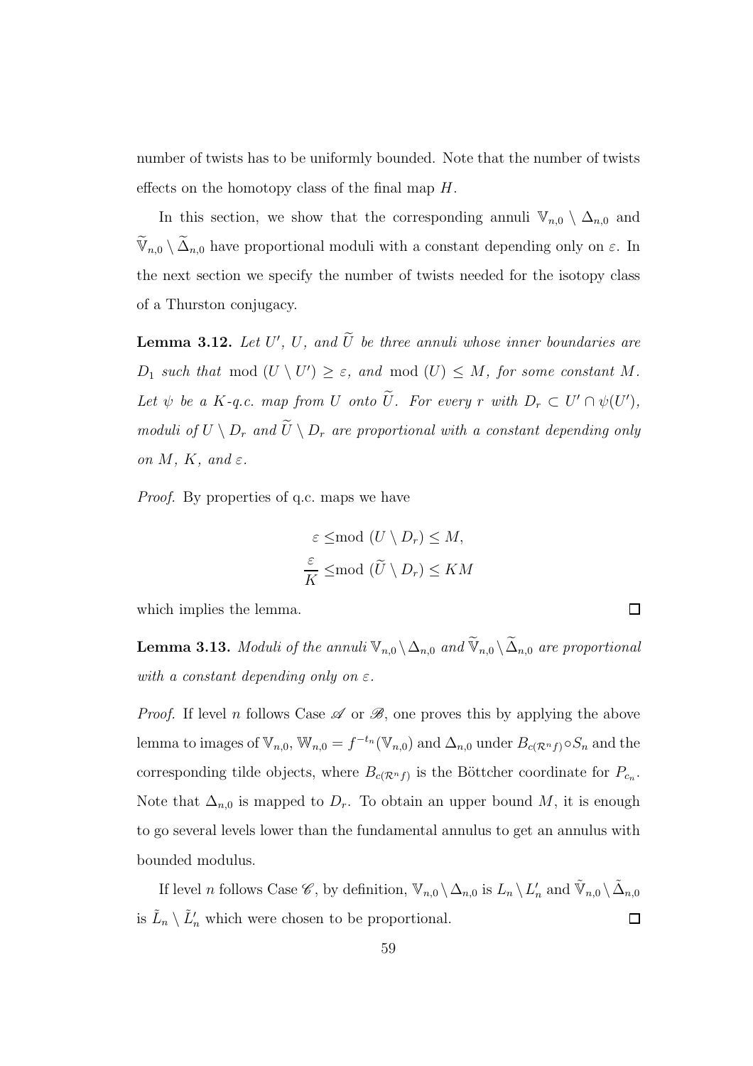number of twists has to be uniformly bounded. Note that the number of twists effects on the homotopy class of the final map $H$.

In this section, we show that the corresponding annuli $\mathbb{V}_{n,0} \setminus \Delta_{n,0}$ and $\widetilde{\mathbb{V}}_{n,0} \setminus \widetilde{\Delta}_{n,0}$ have proportional moduli with a constant depending only on $\varepsilon$. In the next section we specify the number of twists needed for the isotopy class of a Thurston conjugacy.

**Lemma 3.12.** *Let $U'$, $U$, and $\widetilde{U}$ be three annuli whose inner boundaries are $D_1$ such that* $\mathrm{mod}\,(U \setminus U') \geq \varepsilon$, *and* $\mathrm{mod}\,(U) \leq M$, *for some constant $M$. Let $\psi$ be a $K$-q.c. map from $U$ onto $\widetilde{U}$. For every $r$ with $D_r \subset U' \cap \psi(U')$, moduli of $U \setminus D_r$ and $\widetilde{U} \setminus D_r$ are proportional with a constant depending only on $M$, $K$, and $\varepsilon$.*

*Proof.* By properties of q.c. maps we have

$$\varepsilon \leq \mathrm{mod}\,(U \setminus D_r) \leq M,$$
$$\frac{\varepsilon}{K} \leq \mathrm{mod}\,(\widetilde{U} \setminus D_r) \leq KM$$

which implies the lemma. $\square$

**Lemma 3.13.** *Moduli of the annuli $\mathbb{V}_{n,0} \setminus \Delta_{n,0}$ and $\widetilde{\mathbb{V}}_{n,0} \setminus \widetilde{\Delta}_{n,0}$ are proportional with a constant depending only on $\varepsilon$.*

*Proof.* If level $n$ follows Case $\mathscr{A}$ or $\mathscr{B}$, one proves this by applying the above lemma to images of $\mathbb{V}_{n,0}$, $\mathbb{W}_{n,0} = f^{-t_n}(\mathbb{V}_{n,0})$ and $\Delta_{n,0}$ under $B_{c(\mathcal{R}^n f)} \circ S_n$ and the corresponding tilde objects, where $B_{c(\mathcal{R}^n f)}$ is the Böttcher coordinate for $P_{c_n}$. Note that $\Delta_{n,0}$ is mapped to $D_r$. To obtain an upper bound $M$, it is enough to go several levels lower than the fundamental annulus to get an annulus with bounded modulus.

If level $n$ follows Case $\mathscr{C}$, by definition, $\mathbb{V}_{n,0} \setminus \Delta_{n,0}$ is $L_n \setminus L'_n$ and $\tilde{\mathbb{V}}_{n,0} \setminus \tilde{\Delta}_{n,0}$ is $\tilde{L}_n \setminus \tilde{L}'_n$ which were chosen to be proportional. $\square$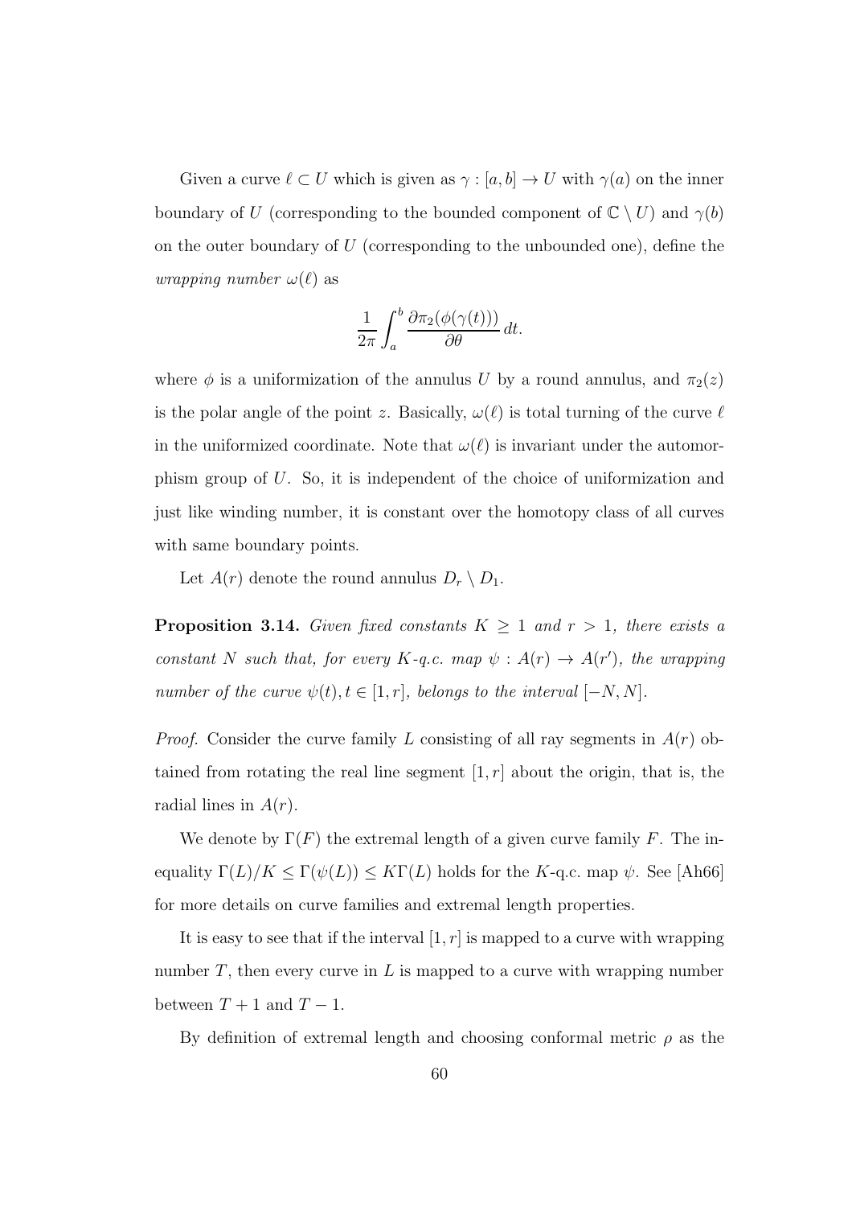Given a curve $\ell \subset U$ which is given as $\gamma : [a, b] \to U$ with $\gamma(a)$ on the inner boundary of $U$ (corresponding to the bounded component of $\mathbb{C} \setminus U$) and $\gamma(b)$ on the outer boundary of $U$ (corresponding to the unbounded one), define the *wrapping number* $\omega(\ell)$ as

$$\frac{1}{2\pi} \int_a^b \frac{\partial \pi_2(\phi(\gamma(t)))}{\partial \theta} \, dt.$$

where $\phi$ is a uniformization of the annulus $U$ by a round annulus, and $\pi_2(z)$ is the polar angle of the point $z$. Basically, $\omega(\ell)$ is total turning of the curve $\ell$ in the uniformized coordinate. Note that $\omega(\ell)$ is invariant under the automorphism group of $U$. So, it is independent of the choice of uniformization and just like winding number, it is constant over the homotopy class of all curves with same boundary points.

Let $A(r)$ denote the round annulus $D_r \setminus D_1$.

**Proposition 3.14.** *Given fixed constants $K \geq 1$ and $r > 1$, there exists a constant $N$ such that, for every $K$-q.c. map $\psi : A(r) \to A(r')$, the wrapping number of the curve $\psi(t), t \in [1, r]$, belongs to the interval $[-N, N]$.*

*Proof.* Consider the curve family $L$ consisting of all ray segments in $A(r)$ obtained from rotating the real line segment $[1, r]$ about the origin, that is, the radial lines in $A(r)$.

We denote by $\Gamma(F)$ the extremal length of a given curve family $F$. The inequality $\Gamma(L)/K \leq \Gamma(\psi(L)) \leq K\Gamma(L)$ holds for the $K$-q.c. map $\psi$. See [Ah66] for more details on curve families and extremal length properties.

It is easy to see that if the interval $[1, r]$ is mapped to a curve with wrapping number $T$, then every curve in $L$ is mapped to a curve with wrapping number between $T + 1$ and $T - 1$.

By definition of extremal length and choosing conformal metric $\rho$ as the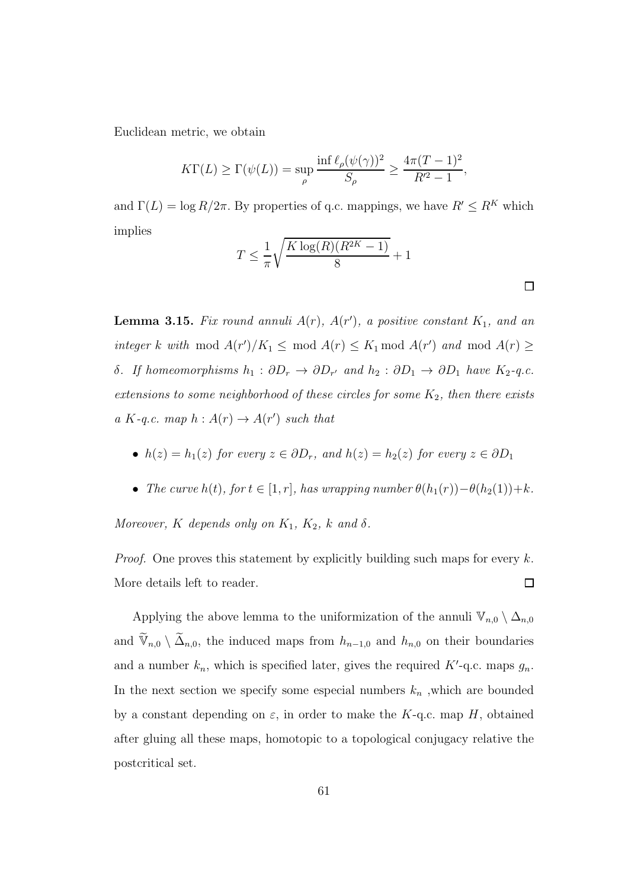Euclidean metric, we obtain

$$K\Gamma(L) \geq \Gamma(\psi(L)) = \sup_{\rho} \frac{\inf \ell_\rho(\psi(\gamma))^2}{S_\rho} \geq \frac{4\pi(T-1)^2}{R'^2 - 1},$$

and $\Gamma(L) = \log R/2\pi$. By properties of q.c. mappings, we have $R' \leq R^K$ which implies

$$T \leq \frac{1}{\pi}\sqrt{\frac{K\log(R)(R^{2K}-1)}{8}} + 1$$

$\square$

**Lemma 3.15.** *Fix round annuli $A(r)$, $A(r')$, a positive constant $K_1$, and an integer $k$ with $\mod A(r')/K_1 \leq \mod A(r) \leq K_1 \mod A(r')$ and $\mod A(r) \geq \delta$. If homeomorphisms $h_1 : \partial D_r \to \partial D_{r'}$ and $h_2 : \partial D_1 \to \partial D_1$ have $K_2$-q.c. extensions to some neighborhood of these circles for some $K_2$, then there exists a $K$-q.c. map $h : A(r) \to A(r')$ such that*

- *$h(z) = h_1(z)$ for every $z \in \partial D_r$, and $h(z) = h_2(z)$ for every $z \in \partial D_1$*
- *The curve $h(t)$, for $t \in [1, r]$, has wrapping number $\theta(h_1(r)) - \theta(h_2(1)) + k$.*

*Moreover, $K$ depends only on $K_1$, $K_2$, $k$ and $\delta$.*

*Proof.* One proves this statement by explicitly building such maps for every $k$. More details left to reader. $\square$

Applying the above lemma to the uniformization of the annuli $\mathbb{V}_{n,0} \setminus \Delta_{n,0}$ and $\widetilde{\mathbb{V}}_{n,0} \setminus \widetilde{\Delta}_{n,0}$, the induced maps from $h_{n-1,0}$ and $h_{n,0}$ on their boundaries and a number $k_n$, which is specified later, gives the required $K'$-q.c. maps $g_n$. In the next section we specify some especial numbers $k_n$ ,which are bounded by a constant depending on $\varepsilon$, in order to make the $K$-q.c. map $H$, obtained after gluing all these maps, homotopic to a topological conjugacy relative the postcritical set.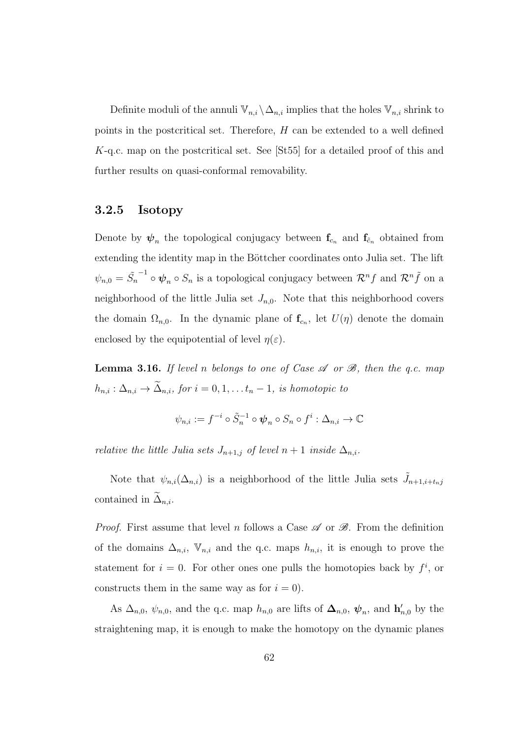Definite moduli of the annuli $\mathbb{V}_{n,i} \setminus \Delta_{n,i}$ implies that the holes $\mathbb{V}_{n,i}$ shrink to points in the postcritical set. Therefore, $H$ can be extended to a well defined $K$-q.c. map on the postcritical set. See [St55] for a detailed proof of this and further results on quasi-conformal removability.

### 3.2.5 Isotopy

Denote by $\boldsymbol{\psi}_n$ the topological conjugacy between $\mathbf{f}_{c_n}$ and $\mathbf{f}_{\tilde{c}_n}$ obtained from extending the identity map in the Böttcher coordinates onto Julia set. The lift $\psi_{n,0} = \tilde{S_n}^{-1} \circ \boldsymbol{\psi}_n \circ S_n$ is a topological conjugacy between $\mathcal{R}^n f$ and $\mathcal{R}^n \tilde{f}$ on a neighborhood of the little Julia set $J_{n,0}$. Note that this neighborhood covers the domain $\Omega_{n,0}$. In the dynamic plane of $\mathbf{f}_{c_n}$, let $U(\eta)$ denote the domain enclosed by the equipotential of level $\eta(\varepsilon)$.

**Lemma 3.16.** *If level $n$ belongs to one of Case $\mathscr{A}$ or $\mathscr{B}$, then the q.c. map $h_{n,i} : \Delta_{n,i} \to \widetilde{\Delta}_{n,i}$, for $i = 0, 1, \dots t_n - 1$, is homotopic to*

$$\psi_{n,i} := f^{-i} \circ \tilde{S}_n^{-1} \circ \boldsymbol{\psi}_n \circ S_n \circ f^i : \Delta_{n,i} \to \mathbb{C}$$

*relative the little Julia sets $J_{n+1,j}$ of level $n+1$ inside $\Delta_{n,i}$.*

Note that $\psi_{n,i}(\Delta_{n,i})$ is a neighborhood of the little Julia sets $\tilde{J}_{n+1,i+t_n j}$ contained in $\widetilde{\Delta}_{n,i}$.

*Proof.* First assume that level $n$ follows a Case $\mathscr{A}$ or $\mathscr{B}$. From the definition of the domains $\Delta_{n,i}$, $\mathbb{V}_{n,i}$ and the q.c. maps $h_{n,i}$, it is enough to prove the statement for $i = 0$. For other ones one pulls the homotopies back by $f^i$, or constructs them in the same way as for $i = 0$).

As $\Delta_{n,0}$, $\psi_{n,0}$, and the q.c. map $h_{n,0}$ are lifts of $\boldsymbol{\Delta}_{n,0}$, $\boldsymbol{\psi}_n$, and $\mathbf{h}'_{n,0}$ by the straightening map, it is enough to make the homotopy on the dynamic planes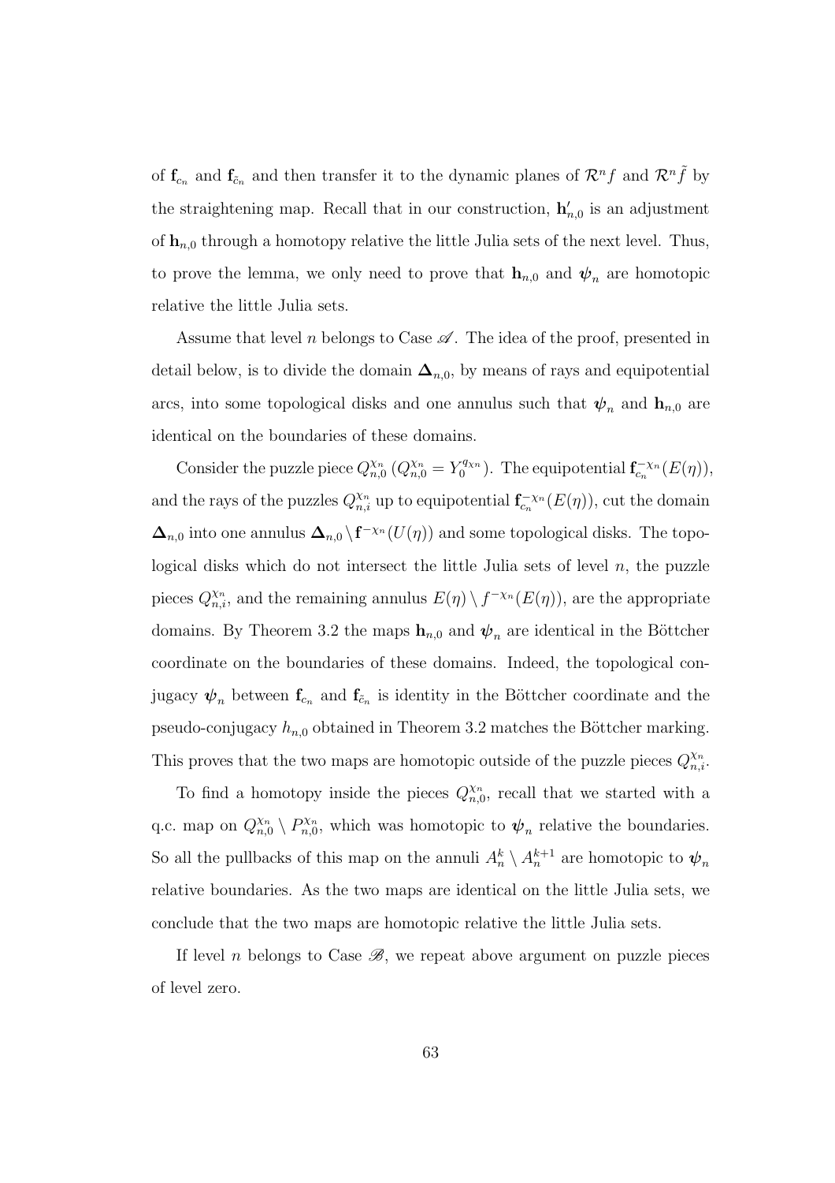of $\mathbf{f}_{c_n}$ and $\mathbf{f}_{\tilde{c}_n}$ and then transfer it to the dynamic planes of $\mathcal{R}^n f$ and $\mathcal{R}^n \tilde{f}$ by the straightening map. Recall that in our construction, $\mathbf{h}'_{n,0}$ is an adjustment of $\mathbf{h}_{n,0}$ through a homotopy relative the little Julia sets of the next level. Thus, to prove the lemma, we only need to prove that $\mathbf{h}_{n,0}$ and $\boldsymbol{\psi}_n$ are homotopic relative the little Julia sets.

Assume that level $n$ belongs to Case $\mathscr{A}$. The idea of the proof, presented in detail below, is to divide the domain $\boldsymbol{\Delta}_{n,0}$, by means of rays and equipotential arcs, into some topological disks and one annulus such that $\boldsymbol{\psi}_n$ and $\mathbf{h}_{n,0}$ are identical on the boundaries of these domains.

Consider the puzzle piece $Q^{\chi_n}_{n,0}$ ($Q^{\chi_n}_{n,0} = Y^{q_{\chi_n}}_0$). The equipotential $\mathbf{f}^{-\chi_n}_{c_n}(E(\eta))$, and the rays of the puzzles $Q^{\chi_n}_{n,i}$ up to equipotential $\mathbf{f}^{-\chi_n}_{c_n}(E(\eta))$, cut the domain $\boldsymbol{\Delta}_{n,0}$ into one annulus $\boldsymbol{\Delta}_{n,0} \setminus \mathbf{f}^{-\chi_n}(U(\eta))$ and some topological disks. The topological disks which do not intersect the little Julia sets of level $n$, the puzzle pieces $Q^{\chi_n}_{n,i}$, and the remaining annulus $E(\eta) \setminus f^{-\chi_n}(E(\eta))$, are the appropriate domains. By Theorem 3.2 the maps $\mathbf{h}_{n,0}$ and $\boldsymbol{\psi}_n$ are identical in the Böttcher coordinate on the boundaries of these domains. Indeed, the topological conjugacy $\boldsymbol{\psi}_n$ between $\mathbf{f}_{c_n}$ and $\mathbf{f}_{\tilde{c}_n}$ is identity in the Böttcher coordinate and the pseudo-conjugacy $h_{n,0}$ obtained in Theorem 3.2 matches the Böttcher marking. This proves that the two maps are homotopic outside of the puzzle pieces $Q^{\chi_n}_{n,i}$.

To find a homotopy inside the pieces $Q^{\chi_n}_{n,0}$, recall that we started with a q.c. map on $Q^{\chi_n}_{n,0} \setminus P^{\chi_n}_{n,0}$, which was homotopic to $\boldsymbol{\psi}_n$ relative the boundaries. So all the pullbacks of this map on the annuli $A^k_n \setminus A^{k+1}_n$ are homotopic to $\boldsymbol{\psi}_n$ relative boundaries. As the two maps are identical on the little Julia sets, we conclude that the two maps are homotopic relative the little Julia sets.

If level $n$ belongs to Case $\mathscr{B}$, we repeat above argument on puzzle pieces of level zero.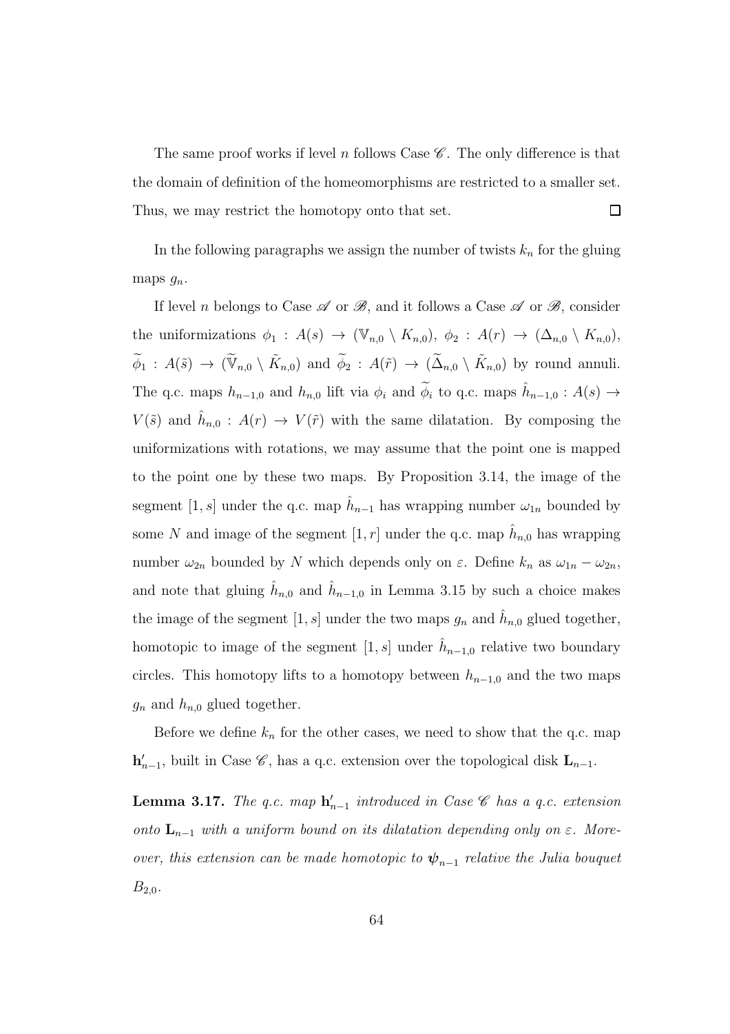The same proof works if level $n$ follows Case $\mathscr{C}$. The only difference is that the domain of definition of the homeomorphisms are restricted to a smaller set. Thus, we may restrict the homotopy onto that set. $\square$

In the following paragraphs we assign the number of twists $k_n$ for the gluing maps $g_n$.

If level $n$ belongs to Case $\mathscr{A}$ or $\mathscr{B}$, and it follows a Case $\mathscr{A}$ or $\mathscr{B}$, consider the uniformizations $\phi_1 : A(s) \to (\mathbb{V}_{n,0} \setminus K_{n,0})$, $\phi_2 : A(r) \to (\Delta_{n,0} \setminus K_{n,0})$, $\widetilde{\phi}_1 : A(\tilde{s}) \to (\widetilde{\mathbb{V}}_{n,0} \setminus \tilde{K}_{n,0})$ and $\widetilde{\phi}_2 : A(\tilde{r}) \to (\widetilde{\Delta}_{n,0} \setminus \tilde{K}_{n,0})$ by round annuli. The q.c. maps $h_{n-1,0}$ and $h_{n,0}$ lift via $\phi_i$ and $\widetilde{\phi}_i$ to q.c. maps $\hat{h}_{n-1,0} : A(s) \to V(\tilde{s})$ and $\hat{h}_{n,0} : A(r) \to V(\tilde{r})$ with the same dilatation. By composing the uniformizations with rotations, we may assume that the point one is mapped to the point one by these two maps. By Proposition 3.14, the image of the segment $[1, s]$ under the q.c. map $\hat{h}_{n-1}$ has wrapping number $\omega_{1n}$ bounded by some $N$ and image of the segment $[1, r]$ under the q.c. map $\hat{h}_{n,0}$ has wrapping number $\omega_{2n}$ bounded by $N$ which depends only on $\varepsilon$. Define $k_n$ as $\omega_{1n} - \omega_{2n}$, and note that gluing $\hat{h}_{n,0}$ and $\hat{h}_{n-1,0}$ in Lemma 3.15 by such a choice makes the image of the segment $[1, s]$ under the two maps $g_n$ and $\hat{h}_{n,0}$ glued together, homotopic to image of the segment $[1, s]$ under $\hat{h}_{n-1,0}$ relative two boundary circles. This homotopy lifts to a homotopy between $h_{n-1,0}$ and the two maps $g_n$ and $h_{n,0}$ glued together.

Before we define $k_n$ for the other cases, we need to show that the q.c. map $\mathbf{h}'_{n-1}$, built in Case $\mathscr{C}$, has a q.c. extension over the topological disk $\mathbf{L}_{n-1}$.

**Lemma 3.17.** *The q.c. map $\mathbf{h}'_{n-1}$ introduced in Case $\mathscr{C}$ has a q.c. extension onto $\mathbf{L}_{n-1}$ with a uniform bound on its dilatation depending only on $\varepsilon$. Moreover, this extension can be made homotopic to $\boldsymbol{\psi}_{n-1}$ relative the Julia bouquet $B_{2,0}$.*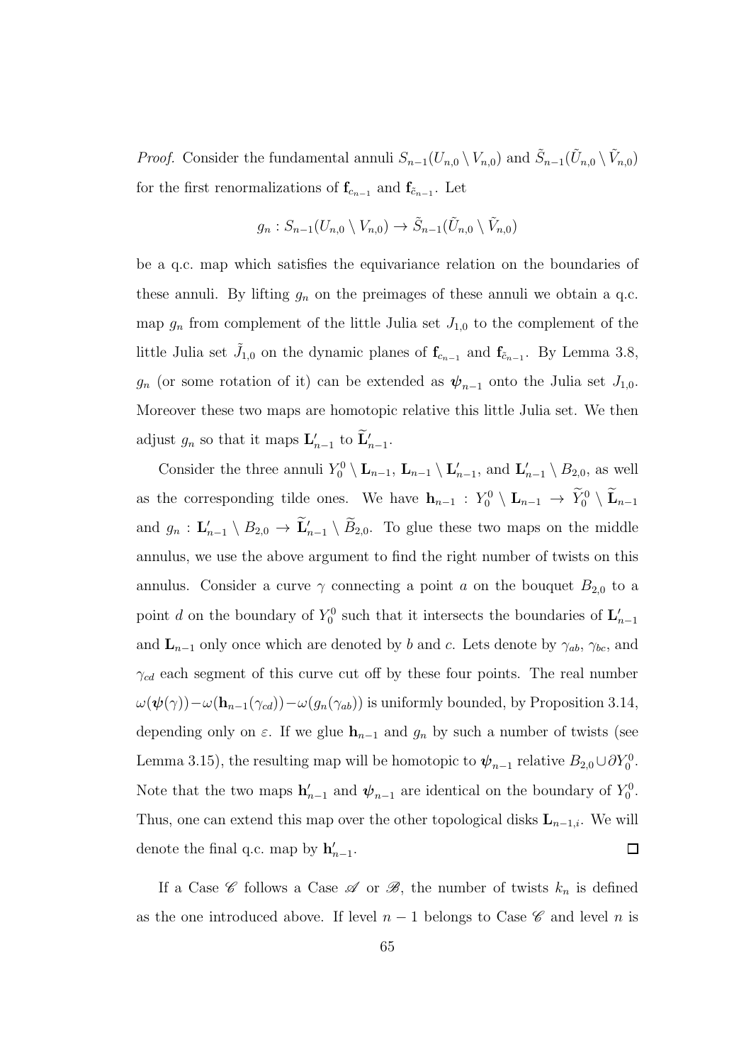*Proof.* Consider the fundamental annuli $S_{n-1}(U_{n,0} \setminus V_{n,0})$ and $\tilde{S}_{n-1}(\tilde{U}_{n,0} \setminus \tilde{V}_{n,0})$ for the first renormalizations of $\mathbf{f}_{c_{n-1}}$ and $\mathbf{f}_{\tilde{c}_{n-1}}$. Let

$$g_n : S_{n-1}(U_{n,0} \setminus V_{n,0}) \to \tilde{S}_{n-1}(\tilde{U}_{n,0} \setminus \tilde{V}_{n,0})$$

be a q.c. map which satisfies the equivariance relation on the boundaries of these annuli. By lifting $g_n$ on the preimages of these annuli we obtain a q.c. map $g_n$ from complement of the little Julia set $J_{1,0}$ to the complement of the little Julia set $\tilde{J}_{1,0}$ on the dynamic planes of $\mathbf{f}_{c_{n-1}}$ and $\mathbf{f}_{\tilde{c}_{n-1}}$. By Lemma 3.8, $g_n$ (or some rotation of it) can be extended as $\boldsymbol{\psi}_{n-1}$ onto the Julia set $J_{1,0}$. Moreover these two maps are homotopic relative this little Julia set. We then adjust $g_n$ so that it maps $\mathbf{L}'_{n-1}$ to $\widetilde{\mathbf{L}}'_{n-1}$.

Consider the three annuli $Y_0^0 \setminus \mathbf{L}_{n-1}$, $\mathbf{L}_{n-1} \setminus \mathbf{L}'_{n-1}$, and $\mathbf{L}'_{n-1} \setminus B_{2,0}$, as well as the corresponding tilde ones. We have $\mathbf{h}_{n-1} : Y_0^0 \setminus \mathbf{L}_{n-1} \to \widetilde{Y}_0^0 \setminus \widetilde{\mathbf{L}}_{n-1}$ and $g_n : \mathbf{L}'_{n-1} \setminus B_{2,0} \to \widetilde{\mathbf{L}}'_{n-1} \setminus \widetilde{B}_{2,0}$. To glue these two maps on the middle annulus, we use the above argument to find the right number of twists on this annulus. Consider a curve $\gamma$ connecting a point $a$ on the bouquet $B_{2,0}$ to a point $d$ on the boundary of $Y_0^0$ such that it intersects the boundaries of $\mathbf{L}'_{n-1}$ and $\mathbf{L}_{n-1}$ only once which are denoted by $b$ and $c$. Lets denote by $\gamma_{ab}$, $\gamma_{bc}$, and $\gamma_{cd}$ each segment of this curve cut off by these four points. The real number $\omega(\boldsymbol{\psi}(\gamma)) - \omega(\mathbf{h}_{n-1}(\gamma_{cd})) - \omega(g_n(\gamma_{ab}))$ is uniformly bounded, by Proposition 3.14, depending only on $\varepsilon$. If we glue $\mathbf{h}_{n-1}$ and $g_n$ by such a number of twists (see Lemma 3.15), the resulting map will be homotopic to $\boldsymbol{\psi}_{n-1}$ relative $B_{2,0} \cup \partial Y_0^0$. Note that the two maps $\mathbf{h}'_{n-1}$ and $\boldsymbol{\psi}_{n-1}$ are identical on the boundary of $Y_0^0$. Thus, one can extend this map over the other topological disks $\mathbf{L}_{n-1,i}$. We will denote the final q.c. map by $\mathbf{h}'_{n-1}$. □

If a Case $\mathscr{C}$ follows a Case $\mathscr{A}$ or $\mathscr{B}$, the number of twists $k_n$ is defined as the one introduced above. If level $n-1$ belongs to Case $\mathscr{C}$ and level $n$ is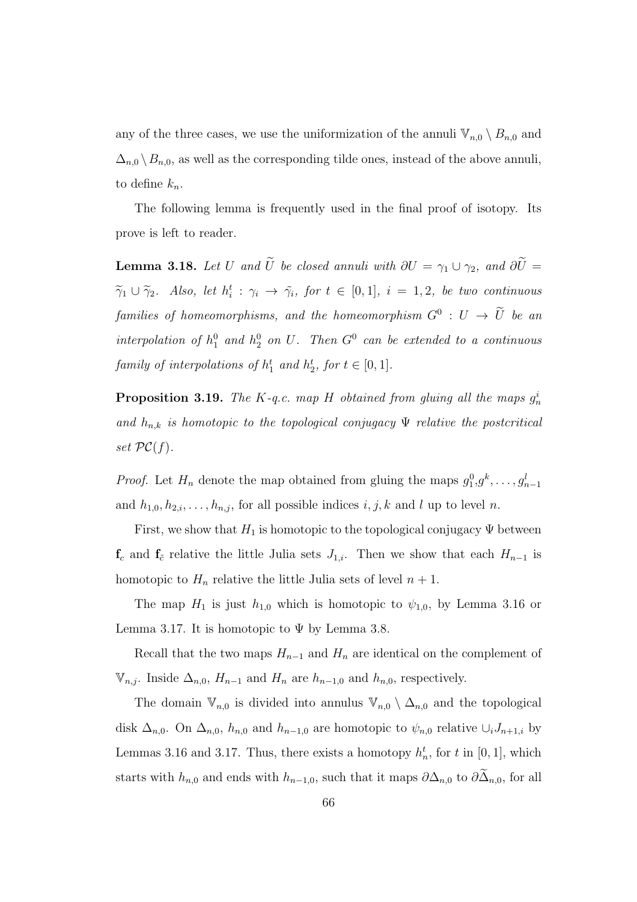any of the three cases, we use the uniformization of the annuli $\mathbb{V}_{n,0} \setminus B_{n,0}$ and $\Delta_{n,0} \setminus B_{n,0}$, as well as the corresponding tilde ones, instead of the above annuli, to define $k_n$.

The following lemma is frequently used in the final proof of isotopy. Its prove is left to reader.

**Lemma 3.18.** *Let $U$ and $\widetilde{U}$ be closed annuli with $\partial U = \gamma_1 \cup \gamma_2$, and $\partial \widetilde{U} = \widetilde{\gamma}_1 \cup \widetilde{\gamma}_2$. Also, let $h_i^t : \gamma_i \to \tilde{\gamma}_i$, for $t \in [0,1]$, $i = 1, 2$, be two continuous families of homeomorphisms, and the homeomorphism $G^0 : U \to \widetilde{U}$ be an interpolation of $h_1^0$ and $h_2^0$ on $U$. Then $G^0$ can be extended to a continuous family of interpolations of $h_1^t$ and $h_2^t$, for $t \in [0,1]$.*

**Proposition 3.19.** *The $K$-q.c. map $H$ obtained from gluing all the maps $g_n^i$ and $h_{n,k}$ is homotopic to the topological conjugacy $\Psi$ relative the postcritical set $\mathcal{PC}(f)$.*

*Proof.* Let $H_n$ denote the map obtained from gluing the maps $g_1^0, g^k, \ldots, g_{n-1}^l$ and $h_{1,0}, h_{2,i}, \ldots, h_{n,j}$, for all possible indices $i, j, k$ and $l$ up to level $n$.

First, we show that $H_1$ is homotopic to the topological conjugacy $\Psi$ between $\mathbf{f}_c$ and $\mathbf{f}_{\tilde{c}}$ relative the little Julia sets $J_{1,i}$. Then we show that each $H_{n-1}$ is homotopic to $H_n$ relative the little Julia sets of level $n+1$.

The map $H_1$ is just $h_{1,0}$ which is homotopic to $\psi_{1,0}$, by Lemma 3.16 or Lemma 3.17. It is homotopic to $\Psi$ by Lemma 3.8.

Recall that the two maps $H_{n-1}$ and $H_n$ are identical on the complement of $\mathbb{V}_{n,j}$. Inside $\Delta_{n,0}$, $H_{n-1}$ and $H_n$ are $h_{n-1,0}$ and $h_{n,0}$, respectively.

The domain $\mathbb{V}_{n,0}$ is divided into annulus $\mathbb{V}_{n,0} \setminus \Delta_{n,0}$ and the topological disk $\Delta_{n,0}$. On $\Delta_{n,0}$, $h_{n,0}$ and $h_{n-1,0}$ are homotopic to $\psi_{n,0}$ relative $\cup_i J_{n+1,i}$ by Lemmas 3.16 and 3.17. Thus, there exists a homotopy $h_n^t$, for $t$ in $[0,1]$, which starts with $h_{n,0}$ and ends with $h_{n-1,0}$, such that it maps $\partial \Delta_{n,0}$ to $\partial \widetilde{\Delta}_{n,0}$, for all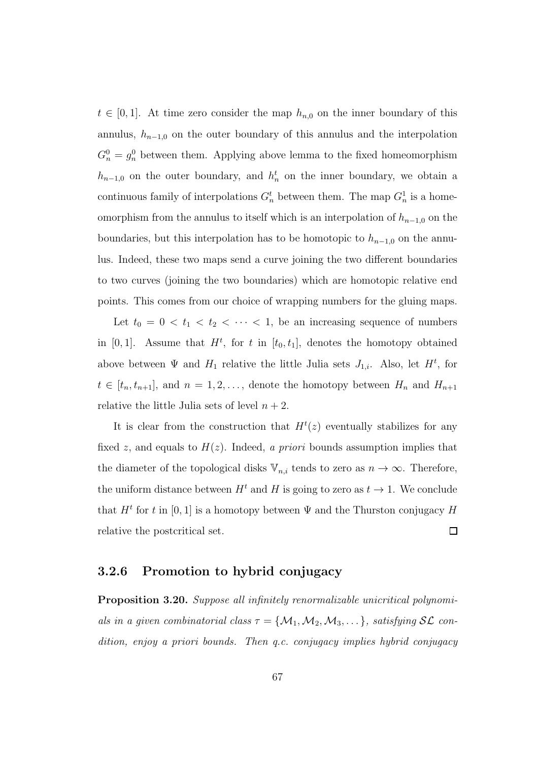$t \in [0, 1]$. At time zero consider the map $h_{n,0}$ on the inner boundary of this annulus, $h_{n-1,0}$ on the outer boundary of this annulus and the interpolation $G_n^0 = g_n^0$ between them. Applying above lemma to the fixed homeomorphism $h_{n-1,0}$ on the outer boundary, and $h_n^t$ on the inner boundary, we obtain a continuous family of interpolations $G_n^t$ between them. The map $G_n^1$ is a homeomorphism from the annulus to itself which is an interpolation of $h_{n-1,0}$ on the boundaries, but this interpolation has to be homotopic to $h_{n-1,0}$ on the annulus. Indeed, these two maps send a curve joining the two different boundaries to two curves (joining the two boundaries) which are homotopic relative end points. This comes from our choice of wrapping numbers for the gluing maps.

Let $t_0 = 0 < t_1 < t_2 < \cdots < 1$, be an increasing sequence of numbers in $[0, 1]$. Assume that $H^t$, for $t$ in $[t_0, t_1]$, denotes the homotopy obtained above between $\Psi$ and $H_1$ relative the little Julia sets $J_{1,i}$. Also, let $H^t$, for $t \in [t_n, t_{n+1}]$, and $n = 1, 2, \ldots$, denote the homotopy between $H_n$ and $H_{n+1}$ relative the little Julia sets of level $n + 2$.

It is clear from the construction that $H^t(z)$ eventually stabilizes for any fixed $z$, and equals to $H(z)$. Indeed, *a priori* bounds assumption implies that the diameter of the topological disks $\mathbb{V}_{n,i}$ tends to zero as $n \to \infty$. Therefore, the uniform distance between $H^t$ and $H$ is going to zero as $t \to 1$. We conclude that $H^t$ for $t$ in $[0, 1]$ is a homotopy between $\Psi$ and the Thurston conjugacy $H$ relative the postcritical set. $\square$

### 3.2.6 Promotion to hybrid conjugacy

**Proposition 3.20.** *Suppose all infinitely renormalizable unicritical polynomials in a given combinatorial class $\tau = \{\mathcal{M}_1, \mathcal{M}_2, \mathcal{M}_3, \ldots\}$, satisfying $\mathcal{SL}$ condition, enjoy a priori bounds. Then q.c. conjugacy implies hybrid conjugacy*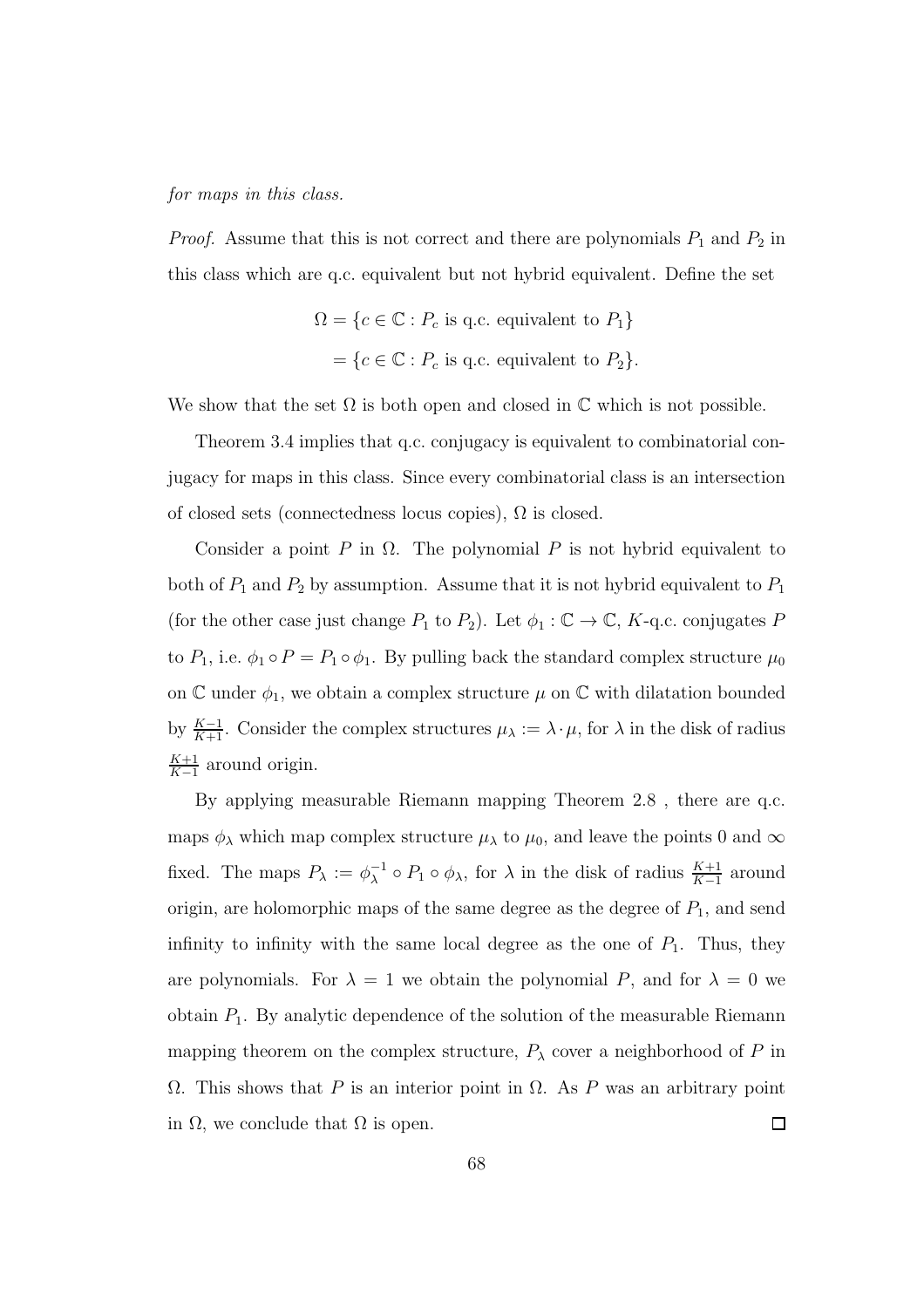*for maps in this class.*

*Proof.* Assume that this is not correct and there are polynomials $P_1$ and $P_2$ in this class which are q.c. equivalent but not hybrid equivalent. Define the set

$$\begin{aligned}\Omega &= \{c \in \mathbb{C} : P_c \text{ is q.c. equivalent to } P_1\} \\ &= \{c \in \mathbb{C} : P_c \text{ is q.c. equivalent to } P_2\}.\end{aligned}$$

We show that the set $\Omega$ is both open and closed in $\mathbb{C}$ which is not possible.

Theorem 3.4 implies that q.c. conjugacy is equivalent to combinatorial conjugacy for maps in this class. Since every combinatorial class is an intersection of closed sets (connectedness locus copies), $\Omega$ is closed.

Consider a point $P$ in $\Omega$. The polynomial $P$ is not hybrid equivalent to both of $P_1$ and $P_2$ by assumption. Assume that it is not hybrid equivalent to $P_1$ (for the other case just change $P_1$ to $P_2$). Let $\phi_1 : \mathbb{C} \to \mathbb{C}$, $K$-q.c. conjugates $P$ to $P_1$, i.e. $\phi_1 \circ P = P_1 \circ \phi_1$. By pulling back the standard complex structure $\mu_0$ on $\mathbb{C}$ under $\phi_1$, we obtain a complex structure $\mu$ on $\mathbb{C}$ with dilatation bounded by $\frac{K-1}{K+1}$. Consider the complex structures $\mu_\lambda := \lambda \cdot \mu$, for $\lambda$ in the disk of radius $\frac{K+1}{K-1}$ around origin.

By applying measurable Riemann mapping Theorem 2.8 , there are q.c. maps $\phi_\lambda$ which map complex structure $\mu_\lambda$ to $\mu_0$, and leave the points 0 and $\infty$ fixed. The maps $P_\lambda := \phi_\lambda^{-1} \circ P_1 \circ \phi_\lambda$, for $\lambda$ in the disk of radius $\frac{K+1}{K-1}$ around origin, are holomorphic maps of the same degree as the degree of $P_1$, and send infinity to infinity with the same local degree as the one of $P_1$. Thus, they are polynomials. For $\lambda = 1$ we obtain the polynomial $P$, and for $\lambda = 0$ we obtain $P_1$. By analytic dependence of the solution of the measurable Riemann mapping theorem on the complex structure, $P_\lambda$ cover a neighborhood of $P$ in $\Omega$. This shows that $P$ is an interior point in $\Omega$. As $P$ was an arbitrary point in $\Omega$, we conclude that $\Omega$ is open. $\square$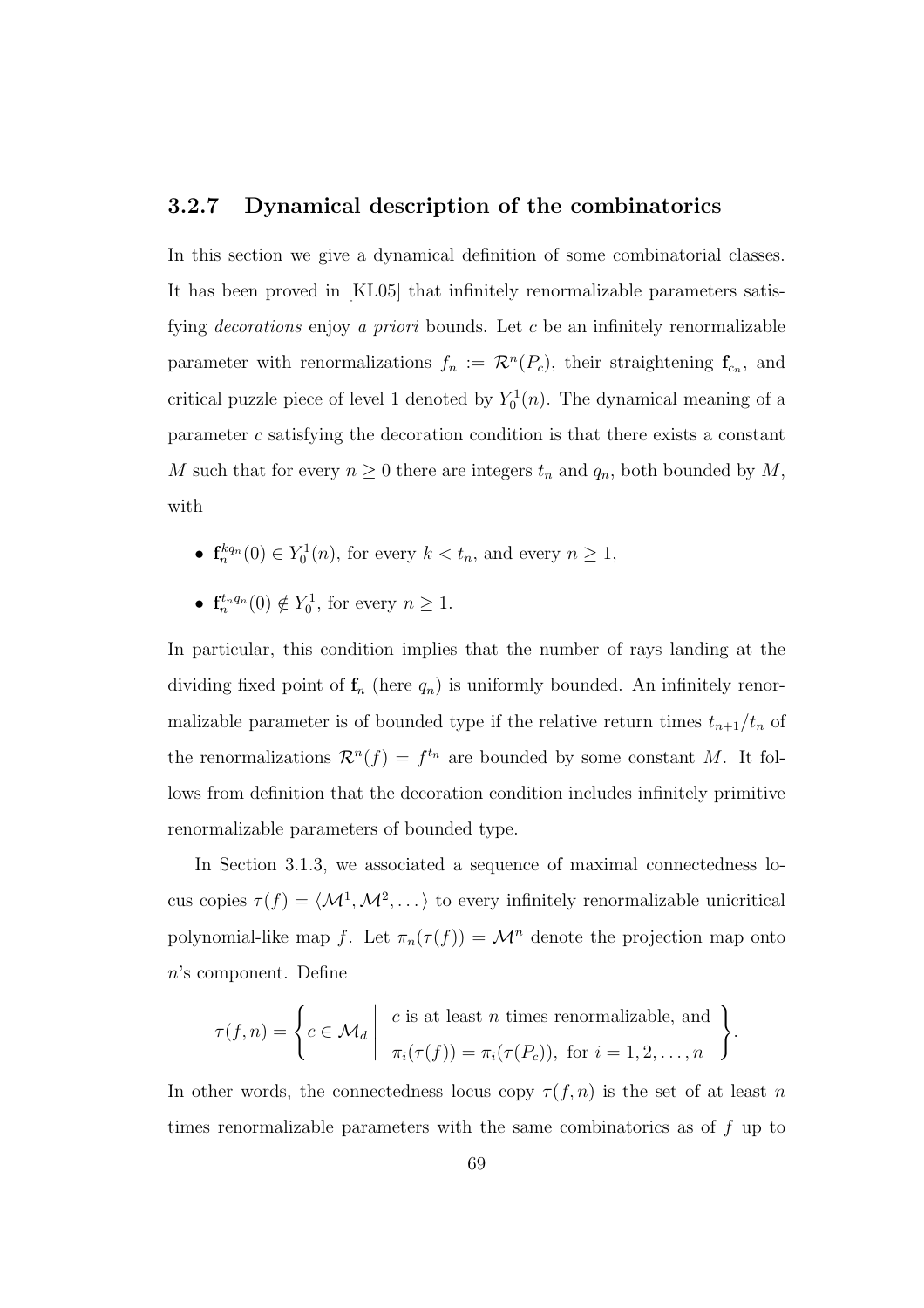### 3.2.7 Dynamical description of the combinatorics

In this section we give a dynamical definition of some combinatorial classes. It has been proved in [KL05] that infinitely renormalizable parameters satisfying *decorations* enjoy *a priori* bounds. Let $c$ be an infinitely renormalizable parameter with renormalizations $f_n := \mathcal{R}^n(P_c)$, their straightening $\mathbf{f}_{c_n}$, and critical puzzle piece of level 1 denoted by $Y_0^1(n)$. The dynamical meaning of a parameter $c$ satisfying the decoration condition is that there exists a constant $M$ such that for every $n \geq 0$ there are integers $t_n$ and $q_n$, both bounded by $M$, with

- $\mathbf{f}_n^{kq_n}(0) \in Y_0^1(n)$, for every $k < t_n$, and every $n \geq 1$,
- $\mathbf{f}_n^{t_n q_n}(0) \notin Y_0^1$, for every $n \geq 1$.

In particular, this condition implies that the number of rays landing at the dividing fixed point of $\mathbf{f}_n$ (here $q_n$) is uniformly bounded. An infinitely renormalizable parameter is of bounded type if the relative return times $t_{n+1}/t_n$ of the renormalizations $\mathcal{R}^n(f) = f^{t_n}$ are bounded by some constant $M$. It follows from definition that the decoration condition includes infinitely primitive renormalizable parameters of bounded type.

In Section 3.1.3, we associated a sequence of maximal connectedness locus copies $\tau(f) = \langle \mathcal{M}^1, \mathcal{M}^2, \dots \rangle$ to every infinitely renormalizable unicritical polynomial-like map $f$. Let $\pi_n(\tau(f)) = \mathcal{M}^n$ denote the projection map onto $n$'s component. Define

$$\tau(f,n) = \left\{ c \in \mathcal{M}_d \;\middle|\; \begin{array}{l} c \text{ is at least } n \text{ times renormalizable, and} \\ \pi_i(\tau(f)) = \pi_i(\tau(P_c)), \text{ for } i = 1, 2, \dots, n \end{array} \right\}.$$

In other words, the connectedness locus copy $\tau(f,n)$ is the set of at least $n$ times renormalizable parameters with the same combinatorics as of $f$ up to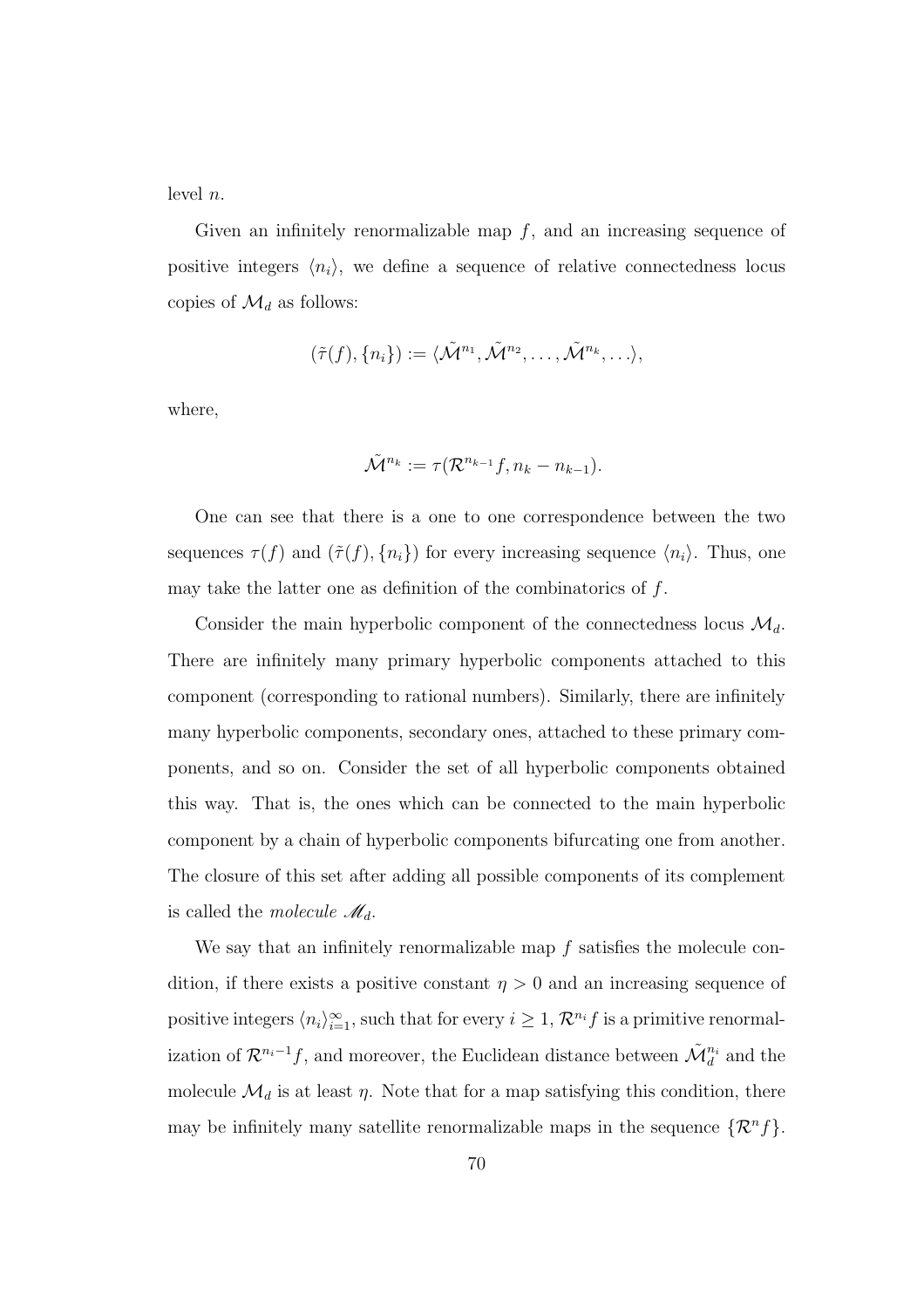level $n$.

Given an infinitely renormalizable map $f$, and an increasing sequence of positive integers $\langle n_i \rangle$, we define a sequence of relative connectedness locus copies of $\mathcal{M}_d$ as follows:

$$(\tilde{\tau}(f), \{n_i\}) := \langle \tilde{\mathcal{M}}^{n_1}, \tilde{\mathcal{M}}^{n_2}, \ldots, \tilde{\mathcal{M}}^{n_k}, \ldots \rangle,$$

where,

$$\tilde{\mathcal{M}}^{n_k} := \tau(\mathcal{R}^{n_{k-1}} f, n_k - n_{k-1}).$$

One can see that there is a one to one correspondence between the two sequences $\tau(f)$ and $(\tilde{\tau}(f), \{n_i\})$ for every increasing sequence $\langle n_i \rangle$. Thus, one may take the latter one as definition of the combinatorics of $f$.

Consider the main hyperbolic component of the connectedness locus $\mathcal{M}_d$. There are infinitely many primary hyperbolic components attached to this component (corresponding to rational numbers). Similarly, there are infinitely many hyperbolic components, secondary ones, attached to these primary components, and so on. Consider the set of all hyperbolic components obtained this way. That is, the ones which can be connected to the main hyperbolic component by a chain of hyperbolic components bifurcating one from another. The closure of this set after adding all possible components of its complement is called the *molecule* $\mathscr{M}_d$.

We say that an infinitely renormalizable map $f$ satisfies the molecule condition, if there exists a positive constant $\eta > 0$ and an increasing sequence of positive integers $\langle n_i \rangle_{i=1}^{\infty}$, such that for every $i \geq 1$, $\mathcal{R}^{n_i} f$ is a primitive renormalization of $\mathcal{R}^{n_i - 1} f$, and moreover, the Euclidean distance between $\tilde{\mathcal{M}}_d^{n_i}$ and the molecule $\mathcal{M}_d$ is at least $\eta$. Note that for a map satisfying this condition, there may be infinitely many satellite renormalizable maps in the sequence $\{\mathcal{R}^n f\}$.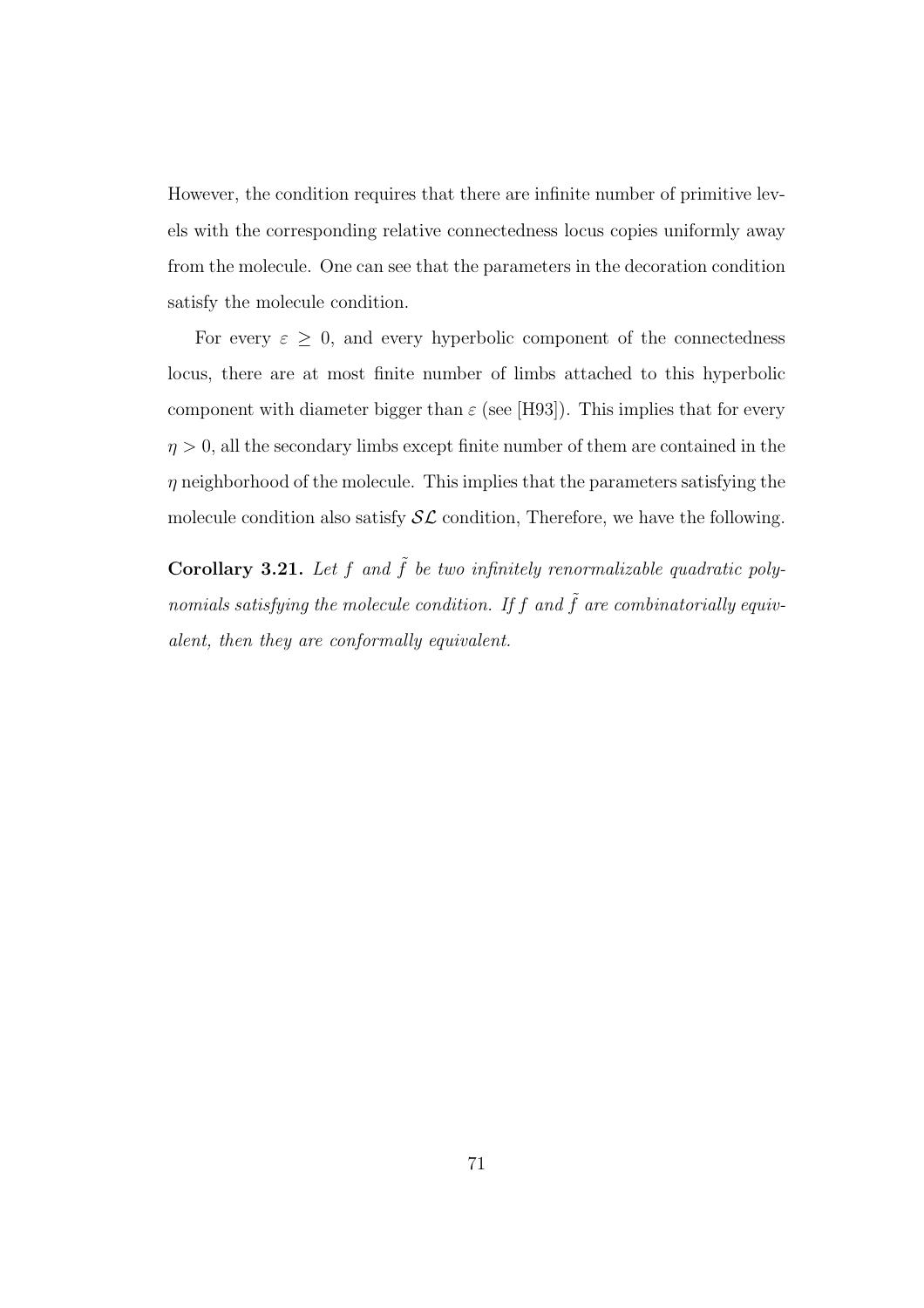However, the condition requires that there are infinite number of primitive levels with the corresponding relative connectedness locus copies uniformly away from the molecule. One can see that the parameters in the decoration condition satisfy the molecule condition.

For every $\varepsilon \geq 0$, and every hyperbolic component of the connectedness locus, there are at most finite number of limbs attached to this hyperbolic component with diameter bigger than $\varepsilon$ (see [H93]). This implies that for every $\eta > 0$, all the secondary limbs except finite number of them are contained in the $\eta$ neighborhood of the molecule. This implies that the parameters satisfying the molecule condition also satisfy $\mathcal{SL}$ condition, Therefore, we have the following.

**Corollary 3.21.** *Let $f$ and $\tilde{f}$ be two infinitely renormalizable quadratic polynomials satisfying the molecule condition. If $f$ and $\tilde{f}$ are combinatorially equivalent, then they are conformally equivalent.*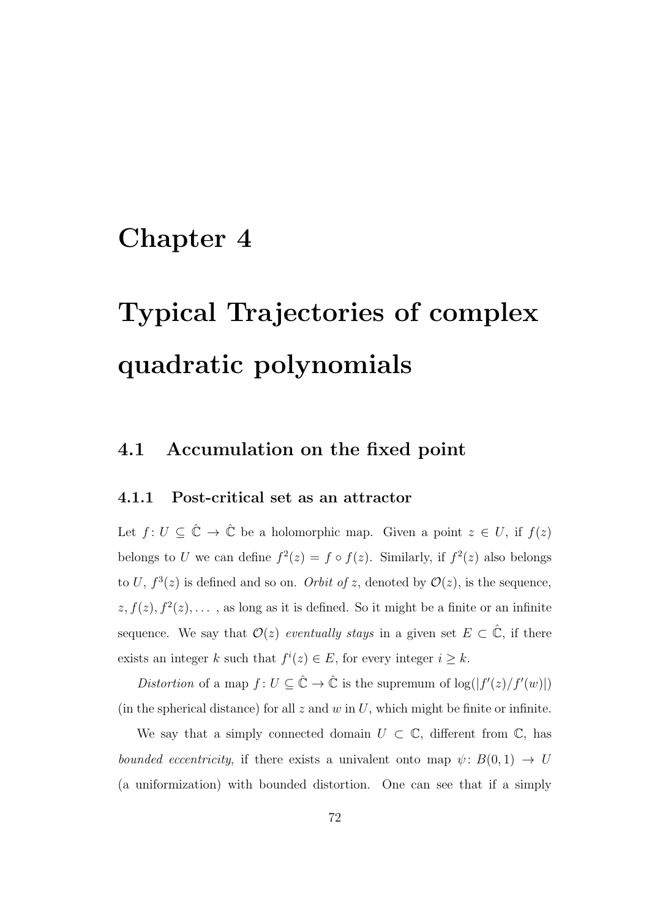# Chapter 4

# Typical Trajectories of complex quadratic polynomials

## 4.1 Accumulation on the fixed point

### 4.1.1 Post-critical set as an attractor

Let $f\colon U \subseteq \hat{\mathbb{C}} \to \hat{\mathbb{C}}$ be a holomorphic map. Given a point $z \in U$, if $f(z)$ belongs to $U$ we can define $f^2(z) = f \circ f(z)$. Similarly, if $f^2(z)$ also belongs to $U$, $f^3(z)$ is defined and so on. *Orbit of* $z$, denoted by $\mathcal{O}(z)$, is the sequence, $z, f(z), f^2(z), \ldots$ , as long as it is defined. So it might be a finite or an infinite sequence. We say that $\mathcal{O}(z)$ *eventually stays* in a given set $E \subset \hat{\mathbb{C}}$, if there exists an integer $k$ such that $f^i(z) \in E$, for every integer $i \geq k$.

*Distortion* of a map $f\colon U \subseteq \hat{\mathbb{C}} \to \hat{\mathbb{C}}$ is the supremum of $\log(|f'(z)/f'(w)|)$ (in the spherical distance) for all $z$ and $w$ in $U$, which might be finite or infinite.

We say that a simply connected domain $U \subset \mathbb{C}$, different from $\mathbb{C}$, has *bounded eccentricity*, if there exists a univalent onto map $\psi\colon B(0,1) \to U$ (a uniformization) with bounded distortion. One can see that if a simply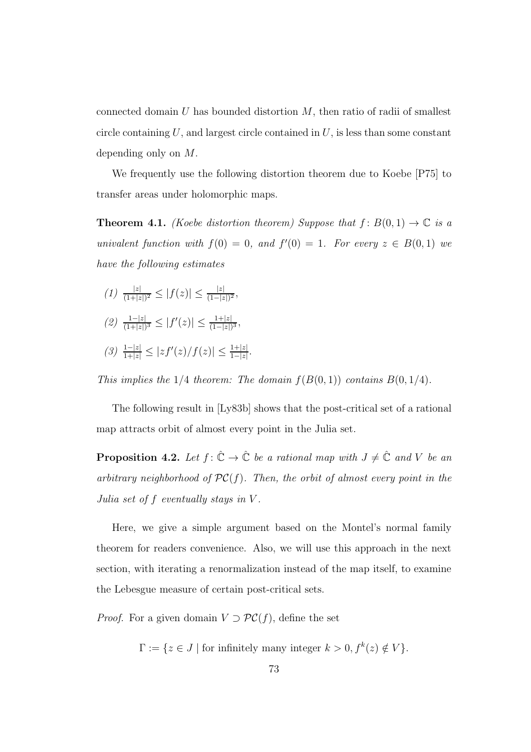connected domain $U$ has bounded distortion $M$, then ratio of radii of smallest circle containing $U$, and largest circle contained in $U$, is less than some constant depending only on $M$.

We frequently use the following distortion theorem due to Koebe [P75] to transfer areas under holomorphic maps.

**Theorem 4.1.** *(Koebe distortion theorem) Suppose that $f\colon B(0,1) \to \mathbb{C}$ is a univalent function with $f(0) = 0$, and $f'(0) = 1$. For every $z \in B(0,1)$ we have the following estimates*

*(1)* $\frac{|z|}{(1+|z|)^2} \leq |f(z)| \leq \frac{|z|}{(1-|z|)^2}$,

*(2)* $\frac{1-|z|}{(1+|z|)^3} \leq |f'(z)| \leq \frac{1+|z|}{(1-|z|)^3}$,

*(3)* $\frac{1-|z|}{1+|z|} \leq |zf'(z)/f(z)| \leq \frac{1+|z|}{1-|z|}$.

*This implies the $1/4$ theorem: The domain $f(B(0,1))$ contains $B(0,1/4)$.*

The following result in [Ly83b] shows that the post-critical set of a rational map attracts orbit of almost every point in the Julia set.

**Proposition 4.2.** *Let $f\colon \hat{\mathbb{C}} \to \hat{\mathbb{C}}$ be a rational map with $J \neq \hat{\mathbb{C}}$ and $V$ be an arbitrary neighborhood of $\mathcal{PC}(f)$. Then, the orbit of almost every point in the Julia set of $f$ eventually stays in $V$.*

Here, we give a simple argument based on the Montel's normal family theorem for readers convenience. Also, we will use this approach in the next section, with iterating a renormalization instead of the map itself, to examine the Lebesgue measure of certain post-critical sets.

*Proof.* For a given domain $V \supset \mathcal{PC}(f)$, define the set

$$\Gamma := \{z \in J \mid \text{for infinitely many integer } k > 0, f^k(z) \notin V\}.$$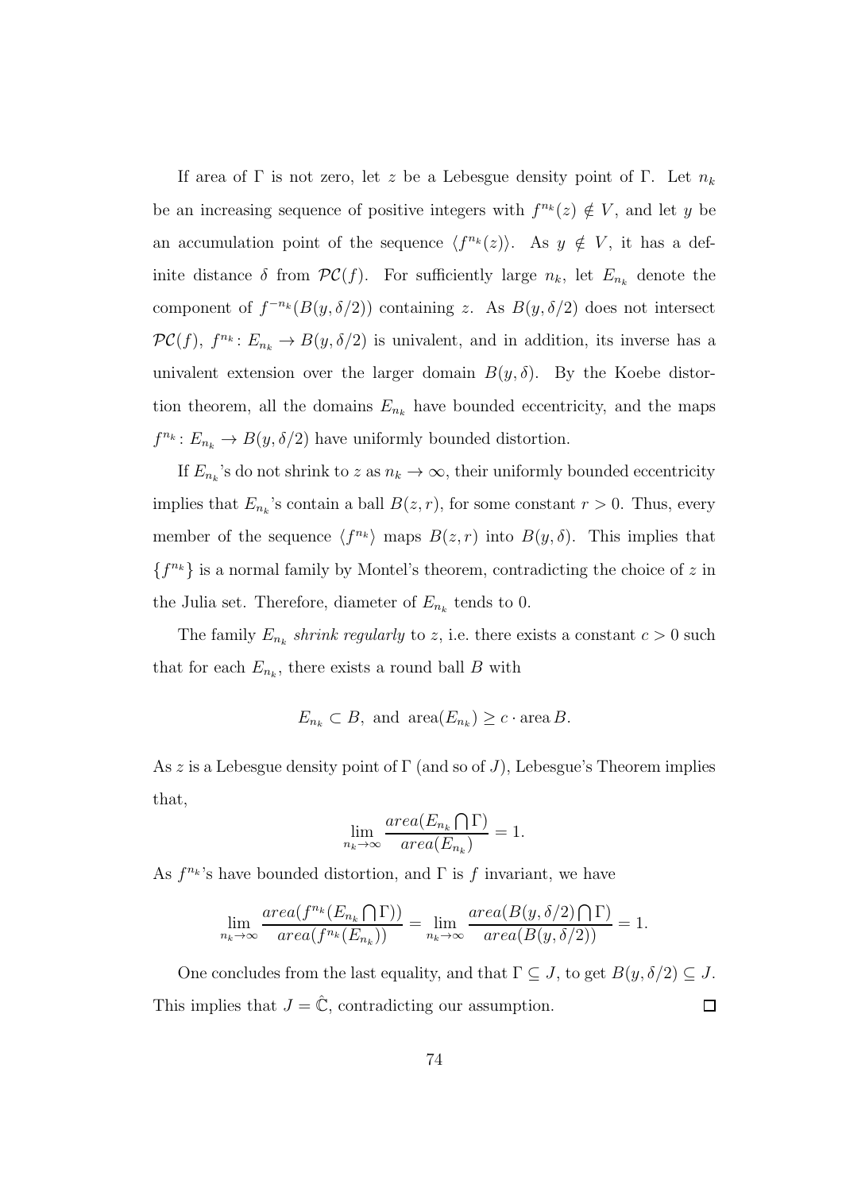If area of $\Gamma$ is not zero, let $z$ be a Lebesgue density point of $\Gamma$. Let $n_k$ be an increasing sequence of positive integers with $f^{n_k}(z) \notin V$, and let $y$ be an accumulation point of the sequence $\langle f^{n_k}(z) \rangle$. As $y \notin V$, it has a definite distance $\delta$ from $\mathcal{PC}(f)$. For sufficiently large $n_k$, let $E_{n_k}$ denote the component of $f^{-n_k}(B(y, \delta/2))$ containing $z$. As $B(y, \delta/2)$ does not intersect $\mathcal{PC}(f)$, $f^{n_k} \colon E_{n_k} \to B(y, \delta/2)$ is univalent, and in addition, its inverse has a univalent extension over the larger domain $B(y, \delta)$. By the Koebe distortion theorem, all the domains $E_{n_k}$ have bounded eccentricity, and the maps $f^{n_k} \colon E_{n_k} \to B(y, \delta/2)$ have uniformly bounded distortion.

If $E_{n_k}$'s do not shrink to $z$ as $n_k \to \infty$, their uniformly bounded eccentricity implies that $E_{n_k}$'s contain a ball $B(z, r)$, for some constant $r > 0$. Thus, every member of the sequence $\langle f^{n_k} \rangle$ maps $B(z, r)$ into $B(y, \delta)$. This implies that $\{f^{n_k}\}$ is a normal family by Montel's theorem, contradicting the choice of $z$ in the Julia set. Therefore, diameter of $E_{n_k}$ tends to 0.

The family $E_{n_k}$ *shrink regularly* to $z$, i.e. there exists a constant $c > 0$ such that for each $E_{n_k}$, there exists a round ball $B$ with

$$E_{n_k} \subset B, \text{ and } \operatorname{area}(E_{n_k}) \geq c \cdot \operatorname{area} B.$$

As $z$ is a Lebesgue density point of $\Gamma$ (and so of $J$), Lebesgue's Theorem implies that,

$$\lim_{n_k \to \infty} \frac{area(E_{n_k} \bigcap \Gamma)}{area(E_{n_k})} = 1.$$

As $f^{n_k}$'s have bounded distortion, and $\Gamma$ is $f$ invariant, we have

$$\lim_{n_k \to \infty} \frac{area(f^{n_k}(E_{n_k} \bigcap \Gamma))}{area(f^{n_k}(E_{n_k}))} = \lim_{n_k \to \infty} \frac{area(B(y, \delta/2) \bigcap \Gamma)}{area(B(y, \delta/2))} = 1.$$

One concludes from the last equality, and that $\Gamma \subseteq J$, to get $B(y, \delta/2) \subseteq J$. This implies that $J = \hat{\mathbb{C}}$, contradicting our assumption. $\square$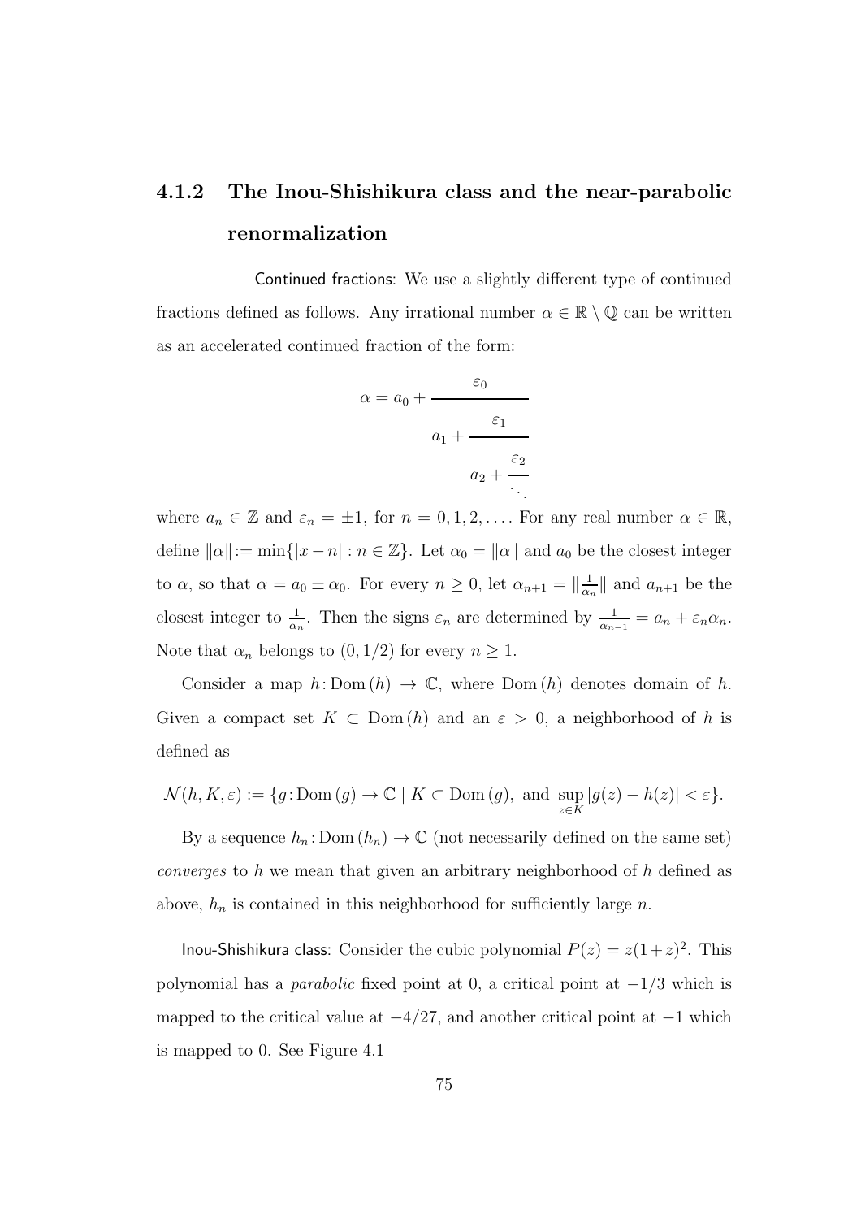### 4.1.2 The Inou-Shishikura class and the near-parabolic renormalization

Continued fractions: We use a slightly different type of continued fractions defined as follows. Any irrational number $\alpha \in \mathbb{R} \setminus \mathbb{Q}$ can be written as an accelerated continued fraction of the form:

$$\alpha = a_0 + \cfrac{\varepsilon_0}{a_1 + \cfrac{\varepsilon_1}{a_2 + \cfrac{\varepsilon_2}{\ddots}}}$$

where $a_n \in \mathbb{Z}$ and $\varepsilon_n = \pm 1$, for $n = 0, 1, 2, \ldots$. For any real number $\alpha \in \mathbb{R}$, define $\|\alpha\| := \min\{|x - n| : n \in \mathbb{Z}\}$. Let $\alpha_0 = \|\alpha\|$ and $a_0$ be the closest integer to $\alpha$, so that $\alpha = a_0 \pm \alpha_0$. For every $n \geq 0$, let $\alpha_{n+1} = \|\frac{1}{\alpha_n}\|$ and $a_{n+1}$ be the closest integer to $\frac{1}{\alpha_n}$. Then the signs $\varepsilon_n$ are determined by $\frac{1}{\alpha_{n-1}} = a_n + \varepsilon_n \alpha_n$. Note that $\alpha_n$ belongs to $(0, 1/2)$ for every $n \geq 1$.

Consider a map $h \colon \mathrm{Dom}\,(h) \to \mathbb{C}$, where $\mathrm{Dom}\,(h)$ denotes domain of $h$. Given a compact set $K \subset \mathrm{Dom}\,(h)$ and an $\varepsilon > 0$, a neighborhood of $h$ is defined as

$$\mathcal{N}(h, K, \varepsilon) := \{g \colon \mathrm{Dom}\,(g) \to \mathbb{C} \mid K \subset \mathrm{Dom}\,(g), \text{ and } \sup_{z \in K} |g(z) - h(z)| < \varepsilon\}.$$

By a sequence $h_n \colon \mathrm{Dom}\,(h_n) \to \mathbb{C}$ (not necessarily defined on the same set) *converges* to $h$ we mean that given an arbitrary neighborhood of $h$ defined as above, $h_n$ is contained in this neighborhood for sufficiently large $n$.

Inou-Shishikura class: Consider the cubic polynomial $P(z) = z(1+z)^2$. This polynomial has a *parabolic* fixed point at 0, a critical point at $-1/3$ which is mapped to the critical value at $-4/27$, and another critical point at $-1$ which is mapped to 0. See Figure 4.1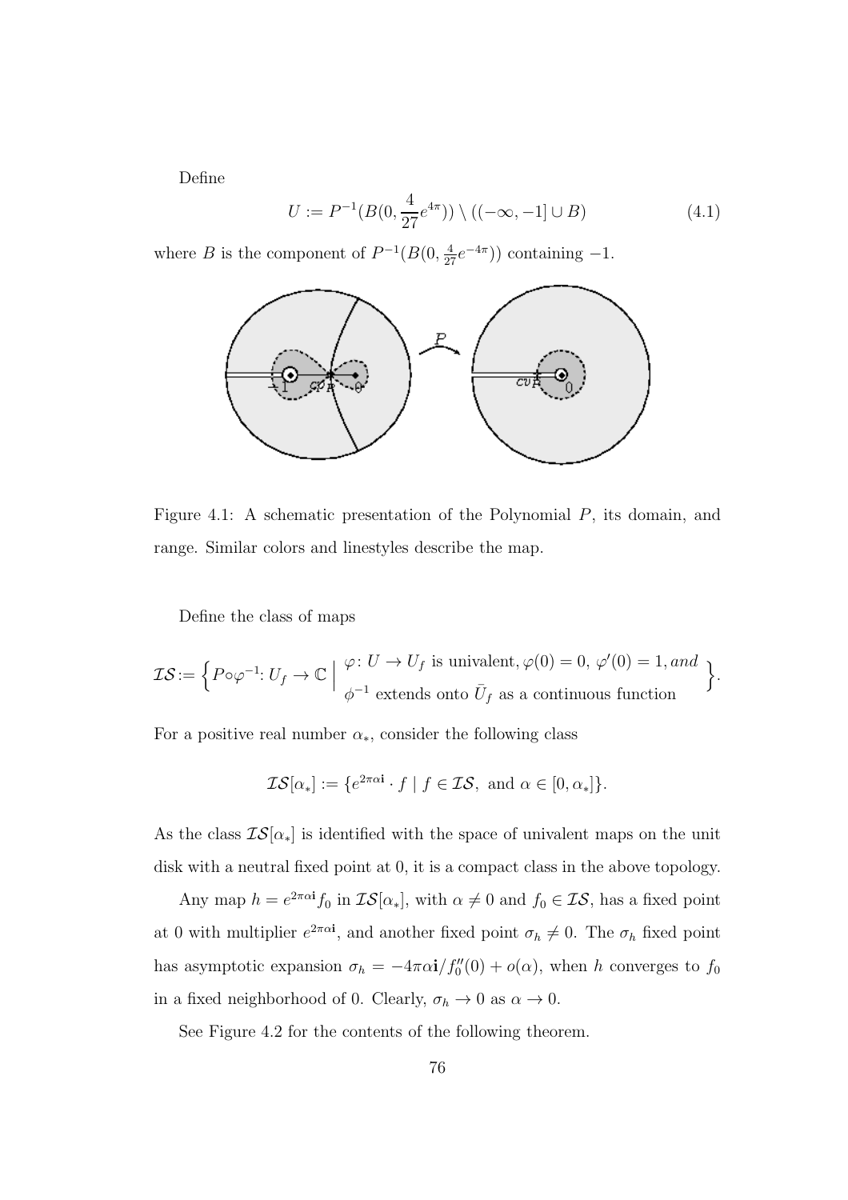Define

$$U := P^{-1}(B(0, \frac{4}{27}e^{4\pi})) \setminus ((-\infty, -1] \cup B) \tag{4.1}$$

where $B$ is the component of $P^{-1}(B(0, \frac{4}{27}e^{-4\pi}))$ containing $-1$.

Figure 4.1: A schematic presentation of the Polynomial $P$, its domain, and range. Similar colors and linestyles describe the map.

Define the class of maps

$$\mathcal{IS} := \left\{ P \circ \varphi^{-1} \colon U_f \to \mathbb{C} \;\middle|\; \begin{array}{l} \varphi \colon U \to U_f \text{ is univalent}, \varphi(0) = 0,\ \varphi'(0) = 1, \textit{and} \\ \phi^{-1} \text{ extends onto } \bar{U}_f \text{ as a continuous function} \end{array} \right\}.$$

For a positive real number $\alpha_*$, consider the following class

$$\mathcal{IS}[\alpha_*] := \{ e^{2\pi\alpha\mathbf{i}} \cdot f \mid f \in \mathcal{IS}, \text{ and } \alpha \in [0, \alpha_*] \}.$$

As the class $\mathcal{IS}[\alpha_*]$ is identified with the space of univalent maps on the unit disk with a neutral fixed point at 0, it is a compact class in the above topology.

Any map $h = e^{2\pi\alpha\mathbf{i}} f_0$ in $\mathcal{IS}[\alpha_*]$, with $\alpha \neq 0$ and $f_0 \in \mathcal{IS}$, has a fixed point at 0 with multiplier $e^{2\pi\alpha\mathbf{i}}$, and another fixed point $\sigma_h \neq 0$. The $\sigma_h$ fixed point has asymptotic expansion $\sigma_h = -4\pi\alpha\mathbf{i}/f_0''(0) + o(\alpha)$, when $h$ converges to $f_0$ in a fixed neighborhood of 0. Clearly, $\sigma_h \to 0$ as $\alpha \to 0$.

See Figure 4.2 for the contents of the following theorem.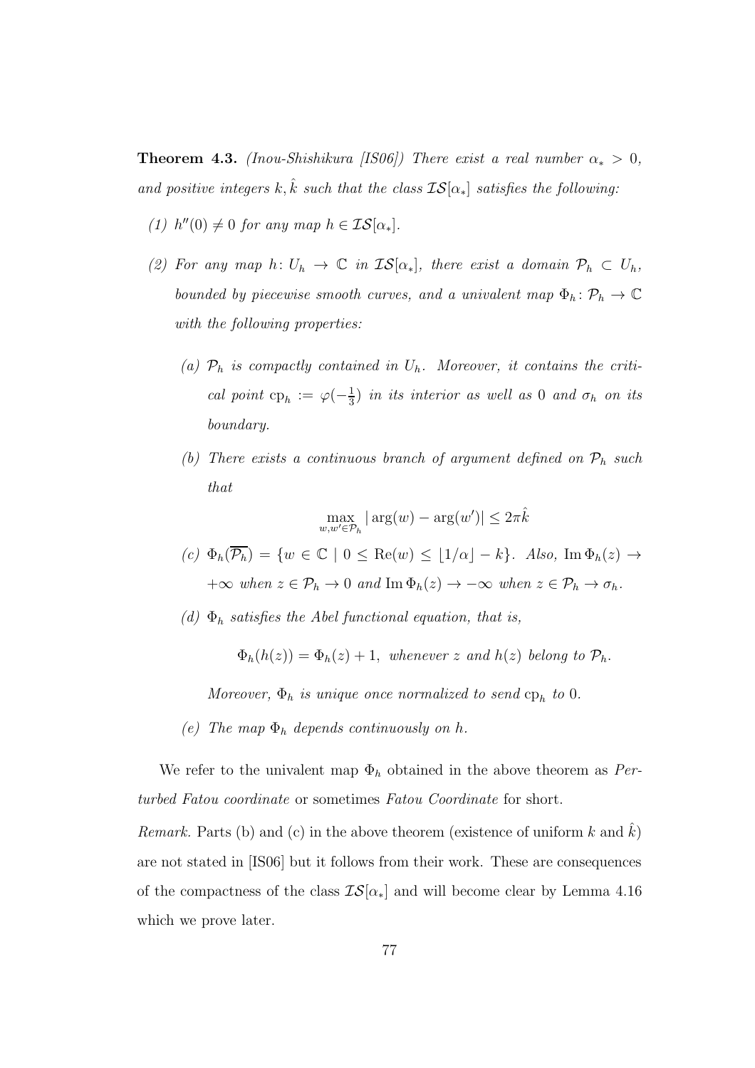**Theorem 4.3.** *(Inou-Shishikura [IS06]) There exist a real number $\alpha_* > 0$, and positive integers $k, \hat{k}$ such that the class $\mathcal{IS}[\alpha_*]$ satisfies the following:*

*(1) $h''(0) \neq 0$ for any map $h \in \mathcal{IS}[\alpha_*]$.*

*(2) For any map $h\colon U_h \to \mathbb{C}$ in $\mathcal{IS}[\alpha_*]$, there exist a domain $\mathcal{P}_h \subset U_h$, bounded by piecewise smooth curves, and a univalent map $\Phi_h\colon \mathcal{P}_h \to \mathbb{C}$ with the following properties:*

*(a) $\mathcal{P}_h$ is compactly contained in $U_h$. Moreover, it contains the critical point $\mathrm{cp}_h := \varphi(-\frac{1}{3})$ in its interior as well as $0$ and $\sigma_h$ on its boundary.*

*(b) There exists a continuous branch of argument defined on $\mathcal{P}_h$ such that*

$$\max_{w,w' \in \mathcal{P}_h} |\arg(w) - \arg(w')| \leq 2\pi\hat{k}$$

*(c) $\Phi_h(\overline{\mathcal{P}_h}) = \{w \in \mathbb{C} \mid 0 \leq \mathrm{Re}(w) \leq \lfloor 1/\alpha \rfloor - k\}$. Also, $\mathrm{Im}\, \Phi_h(z) \to +\infty$ when $z \in \mathcal{P}_h \to 0$ and $\mathrm{Im}\, \Phi_h(z) \to -\infty$ when $z \in \mathcal{P}_h \to \sigma_h$.*

*(d) $\Phi_h$ satisfies the Abel functional equation, that is,*

$$\Phi_h(h(z)) = \Phi_h(z) + 1, \text{ whenever } z \text{ and } h(z) \text{ belong to } \mathcal{P}_h.$$

*Moreover, $\Phi_h$ is unique once normalized to send $\mathrm{cp}_h$ to $0$.*

*(e) The map $\Phi_h$ depends continuously on $h$.*

We refer to the univalent map $\Phi_h$ obtained in the above theorem as *Perturbed Fatou coordinate* or sometimes *Fatou Coordinate* for short.

*Remark.* Parts (b) and (c) in the above theorem (existence of uniform $k$ and $\hat{k}$) are not stated in [IS06] but it follows from their work. These are consequences of the compactness of the class $\mathcal{IS}[\alpha_*]$ and will become clear by Lemma 4.16 which we prove later.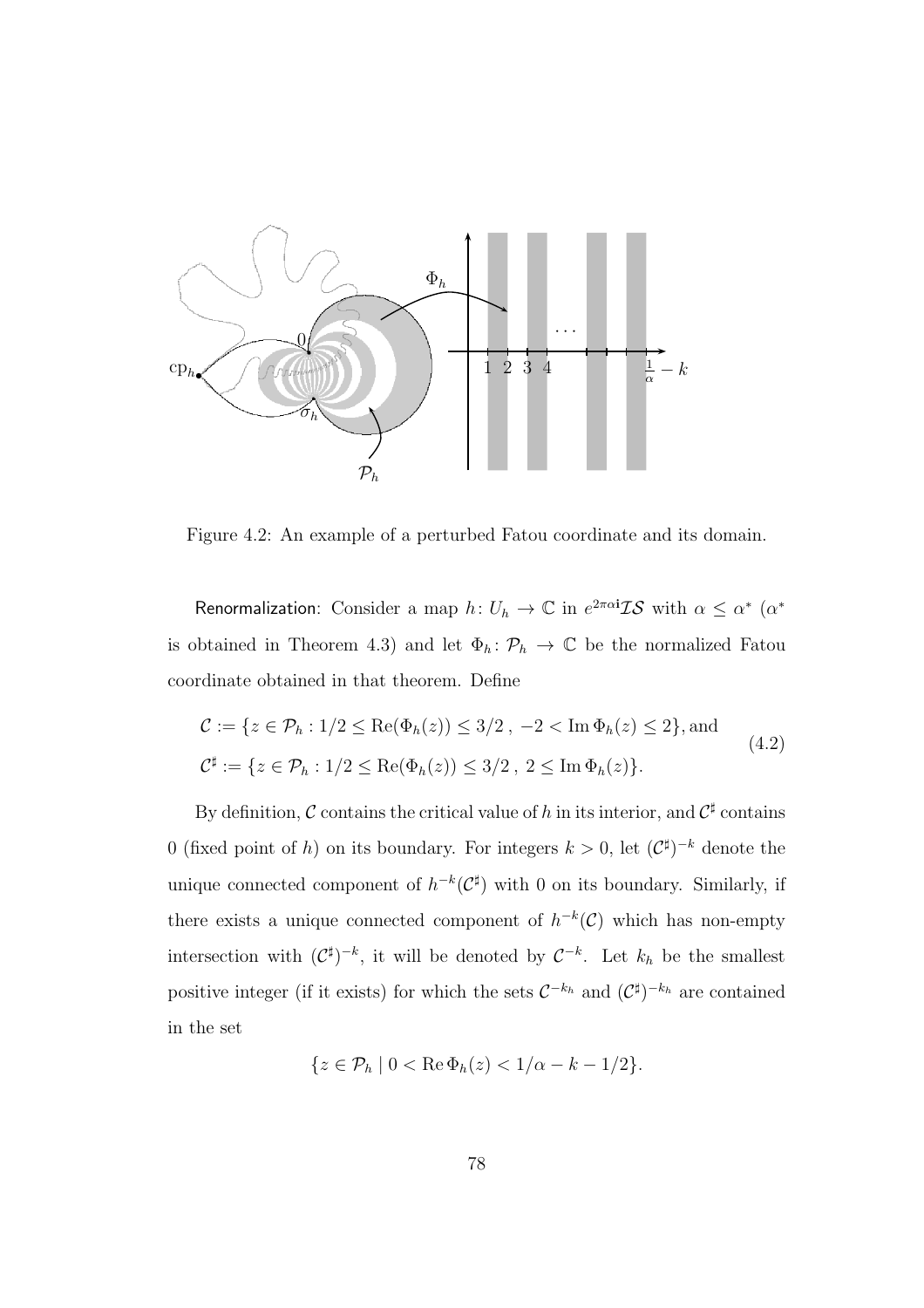$\Phi_h$

$\text{cp}_h$

$0$

$\sigma_h$

$\mathcal{P}_h$

1 2 3 4

$\frac{1}{\alpha} - k$

...

Figure 4.2: An example of a perturbed Fatou coordinate and its domain.

Renormalization: Consider a map $h\colon U_h \to \mathbb{C}$ in $e^{2\pi\alpha\mathbf{i}}\mathcal{IS}$ with $\alpha \leq \alpha^*$ ($\alpha^*$ is obtained in Theorem 4.3) and let $\Phi_h\colon \mathcal{P}_h \to \mathbb{C}$ be the normalized Fatou coordinate obtained in that theorem. Define

$$
\begin{aligned}
&\mathcal{C} := \{z \in \mathcal{P}_h : 1/2 \leq \operatorname{Re}(\Phi_h(z)) \leq 3/2\,,\ -2 < \operatorname{Im}\Phi_h(z) \leq 2\}, \text{and} \\
&\mathcal{C}^\sharp := \{z \in \mathcal{P}_h : 1/2 \leq \operatorname{Re}(\Phi_h(z)) \leq 3/2\,,\ 2 \leq \operatorname{Im}\Phi_h(z)\}.
\end{aligned}
\tag{4.2}
$$

By definition, $\mathcal{C}$ contains the critical value of $h$ in its interior, and $\mathcal{C}^\sharp$ contains $0$ (fixed point of $h$) on its boundary. For integers $k > 0$, let $(\mathcal{C}^\sharp)^{-k}$ denote the unique connected component of $h^{-k}(\mathcal{C}^\sharp)$ with $0$ on its boundary. Similarly, if there exists a unique connected component of $h^{-k}(\mathcal{C})$ which has non-empty intersection with $(\mathcal{C}^\sharp)^{-k}$, it will be denoted by $\mathcal{C}^{-k}$. Let $k_h$ be the smallest positive integer (if it exists) for which the sets $\mathcal{C}^{-k_h}$ and $(\mathcal{C}^\sharp)^{-k_h}$ are contained in the set

$$
\{z \in \mathcal{P}_h \mid 0 < \operatorname{Re}\Phi_h(z) < 1/\alpha - k - 1/2\}.
$$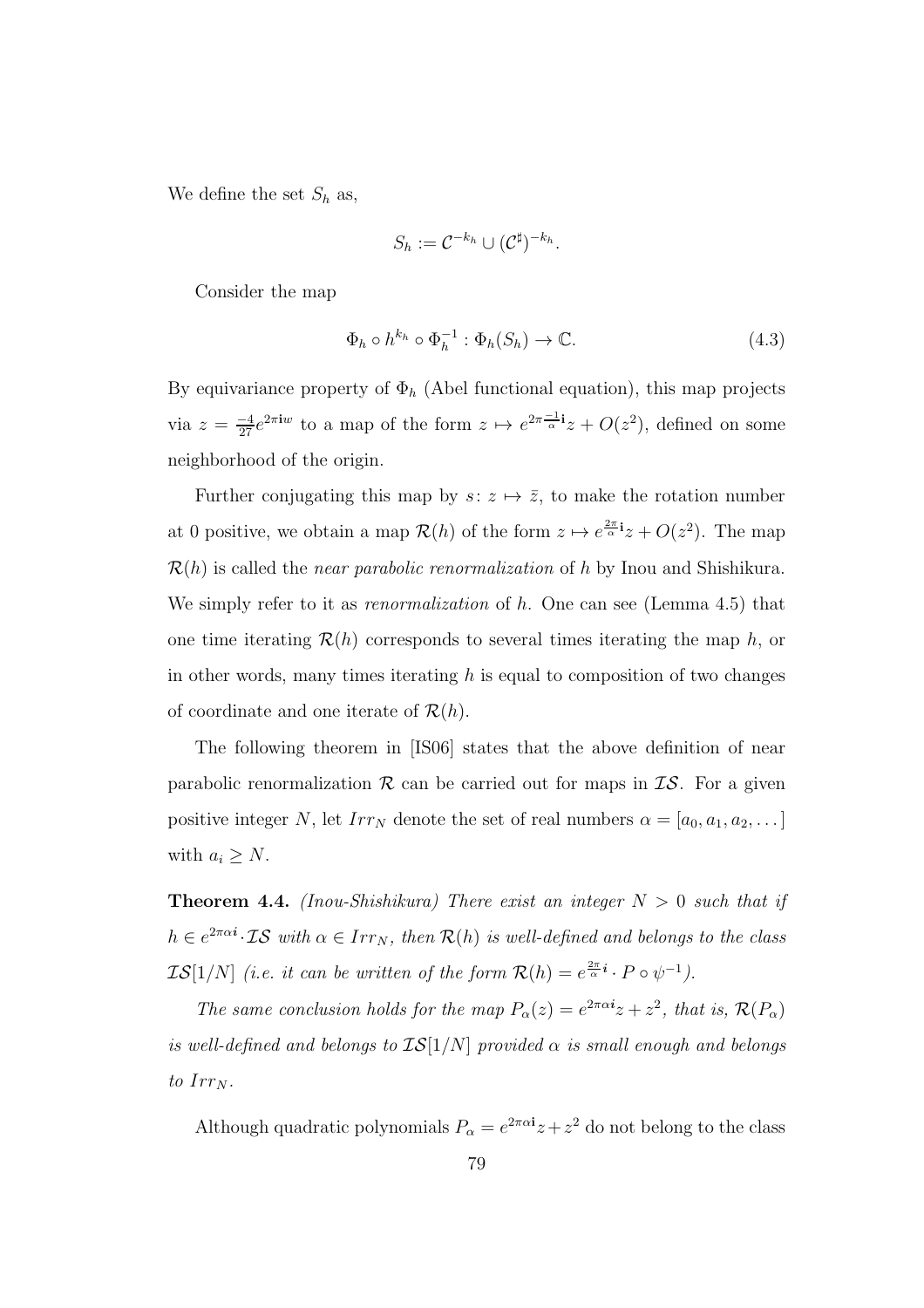We define the set $S_h$ as,

$$S_h := \mathcal{C}^{-k_h} \cup (\mathcal{C}^\sharp)^{-k_h}.$$

Consider the map

$$\Phi_h \circ h^{k_h} \circ \Phi_h^{-1} : \Phi_h(S_h) \to \mathbb{C}. \tag{4.3}$$

By equivariance property of $\Phi_h$ (Abel functional equation), this map projects via $z = \frac{-4}{27} e^{2\pi \mathbf{i} w}$ to a map of the form $z \mapsto e^{2\pi \frac{-1}{\alpha}\mathbf{i}} z + O(z^2)$, defined on some neighborhood of the origin.

Further conjugating this map by $s \colon z \mapsto \bar{z}$, to make the rotation number at 0 positive, we obtain a map $\mathcal{R}(h)$ of the form $z \mapsto e^{\frac{2\pi}{\alpha}\mathbf{i}} z + O(z^2)$. The map $\mathcal{R}(h)$ is called the *near parabolic renormalization* of $h$ by Inou and Shishikura. We simply refer to it as *renormalization* of $h$. One can see (Lemma 4.5) that one time iterating $\mathcal{R}(h)$ corresponds to several times iterating the map $h$, or in other words, many times iterating $h$ is equal to composition of two changes of coordinate and one iterate of $\mathcal{R}(h)$.

The following theorem in [IS06] states that the above definition of near parabolic renormalization $\mathcal{R}$ can be carried out for maps in $\mathcal{IS}$. For a given positive integer $N$, let $Irr_N$ denote the set of real numbers $\alpha = [a_0, a_1, a_2, \dots]$ with $a_i \geq N$.

**Theorem 4.4.** *(Inou-Shishikura) There exist an integer $N > 0$ such that if $h \in e^{2\pi\alpha \boldsymbol{i}} \cdot \mathcal{IS}$ with $\alpha \in Irr_N$, then $\mathcal{R}(h)$ is well-defined and belongs to the class $\mathcal{IS}[1/N]$ (i.e. it can be written of the form $\mathcal{R}(h) = e^{\frac{2\pi}{\alpha}\boldsymbol{i}} \cdot P \circ \psi^{-1}$).*

*The same conclusion holds for the map $P_\alpha(z) = e^{2\pi\alpha \boldsymbol{i}} z + z^2$, that is, $\mathcal{R}(P_\alpha)$ is well-defined and belongs to $\mathcal{IS}[1/N]$ provided $\alpha$ is small enough and belongs to $Irr_N$.*

Although quadratic polynomials $P_\alpha = e^{2\pi\alpha\mathbf{i}} z + z^2$ do not belong to the class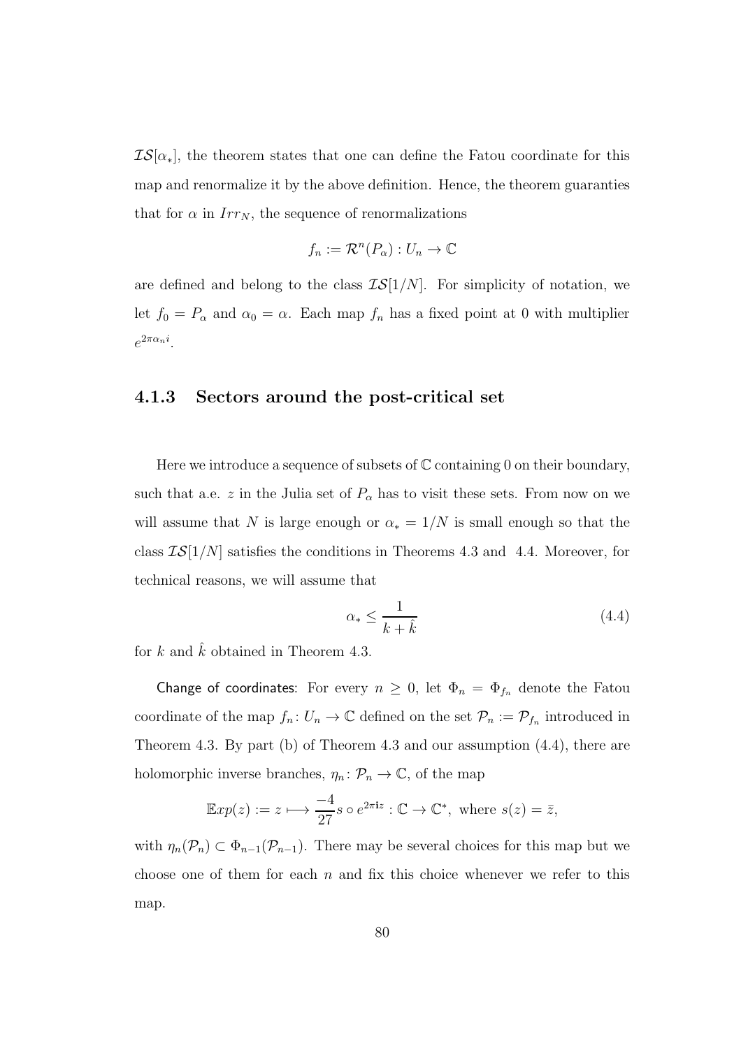$\mathcal{IS}[\alpha_*]$, the theorem states that one can define the Fatou coordinate for this map and renormalize it by the above definition. Hence, the theorem guaranties that for $\alpha$ in $Irr_N$, the sequence of renormalizations

$$f_n := \mathcal{R}^n(P_\alpha) : U_n \to \mathbb{C}$$

are defined and belong to the class $\mathcal{IS}[1/N]$. For simplicity of notation, we let $f_0 = P_\alpha$ and $\alpha_0 = \alpha$. Each map $f_n$ has a fixed point at 0 with multiplier $e^{2\pi\alpha_n i}$.

### 4.1.3 Sectors around the post-critical set

Here we introduce a sequence of subsets of $\mathbb{C}$ containing 0 on their boundary, such that a.e. $z$ in the Julia set of $P_\alpha$ has to visit these sets. From now on we will assume that $N$ is large enough or $\alpha_* = 1/N$ is small enough so that the class $\mathcal{IS}[1/N]$ satisfies the conditions in Theorems 4.3 and 4.4. Moreover, for technical reasons, we will assume that

$$\alpha_* \leq \frac{1}{k + \hat{k}} \tag{4.4}$$

for $k$ and $\hat{k}$ obtained in Theorem 4.3.

Change of coordinates: For every $n \geq 0$, let $\Phi_n = \Phi_{f_n}$ denote the Fatou coordinate of the map $f_n \colon U_n \to \mathbb{C}$ defined on the set $\mathcal{P}_n := \mathcal{P}_{f_n}$ introduced in Theorem 4.3. By part (b) of Theorem 4.3 and our assumption (4.4), there are holomorphic inverse branches, $\eta_n \colon \mathcal{P}_n \to \mathbb{C}$, of the map

$$\mathbb{E}xp(z) := z \longmapsto \frac{-4}{27} s \circ e^{2\pi \mathbf{i} z} : \mathbb{C} \to \mathbb{C}^*, \text{ where } s(z) = \bar{z},$$

with $\eta_n(\mathcal{P}_n) \subset \Phi_{n-1}(\mathcal{P}_{n-1})$. There may be several choices for this map but we choose one of them for each $n$ and fix this choice whenever we refer to this map.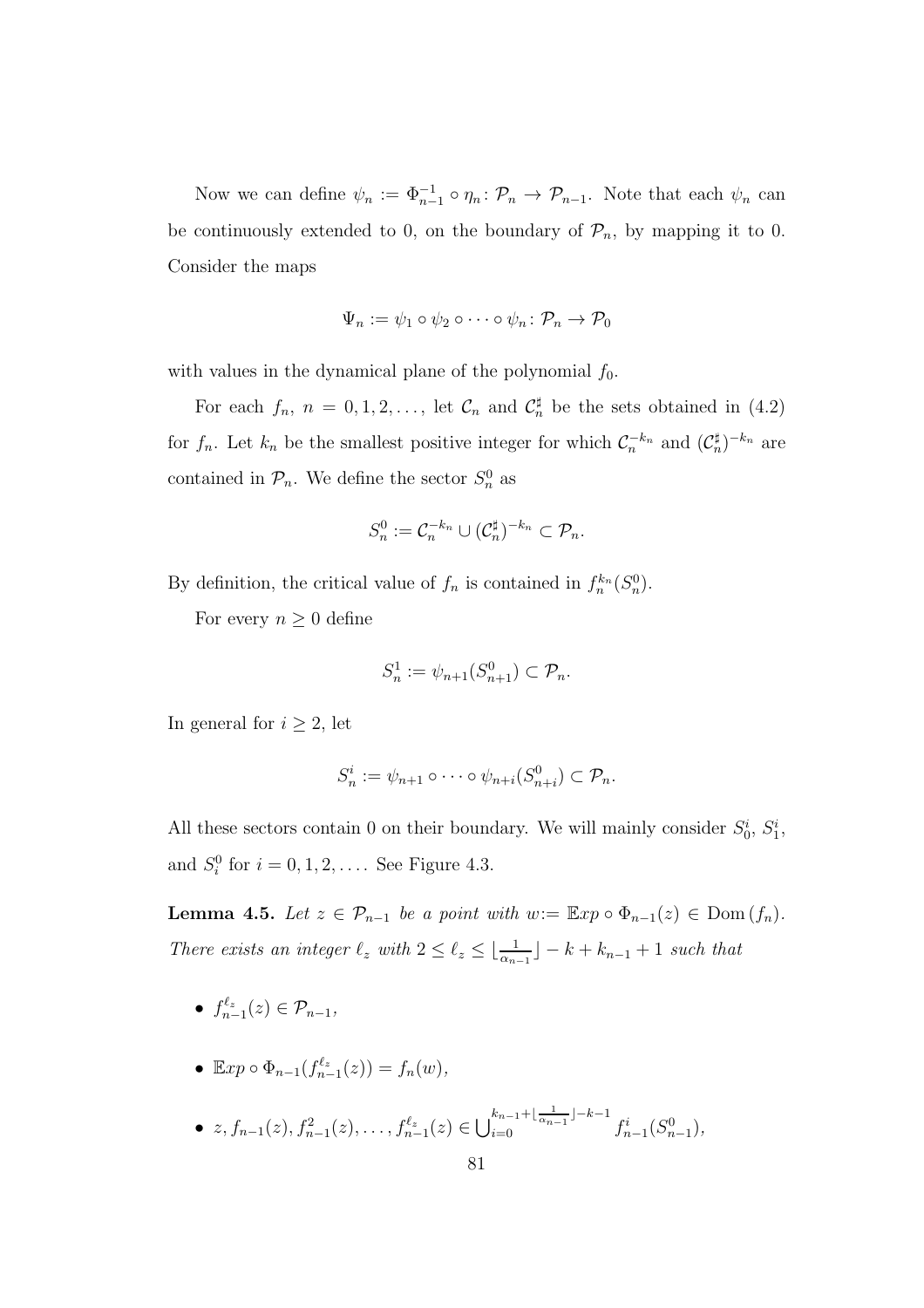Now we can define $\psi_n := \Phi_{n-1}^{-1} \circ \eta_n : \mathcal{P}_n \to \mathcal{P}_{n-1}$. Note that each $\psi_n$ can be continuously extended to 0, on the boundary of $\mathcal{P}_n$, by mapping it to 0. Consider the maps

$$\Psi_n := \psi_1 \circ \psi_2 \circ \cdots \circ \psi_n : \mathcal{P}_n \to \mathcal{P}_0$$

with values in the dynamical plane of the polynomial $f_0$.

For each $f_n$, $n = 0, 1, 2, \ldots$, let $\mathcal{C}_n$ and $\mathcal{C}_n^\sharp$ be the sets obtained in (4.2) for $f_n$. Let $k_n$ be the smallest positive integer for which $\mathcal{C}_n^{-k_n}$ and $(\mathcal{C}_n^\sharp)^{-k_n}$ are contained in $\mathcal{P}_n$. We define the sector $S_n^0$ as

$$S_n^0 := \mathcal{C}_n^{-k_n} \cup (\mathcal{C}_n^\sharp)^{-k_n} \subset \mathcal{P}_n.$$

By definition, the critical value of $f_n$ is contained in $f_n^{k_n}(S_n^0)$.

For every $n \geq 0$ define

$$S_n^1 := \psi_{n+1}(S_{n+1}^0) \subset \mathcal{P}_n.$$

In general for $i \geq 2$, let

$$S_n^i := \psi_{n+1} \circ \cdots \circ \psi_{n+i}(S_{n+i}^0) \subset \mathcal{P}_n.$$

All these sectors contain 0 on their boundary. We will mainly consider $S_0^i$, $S_1^i$, and $S_i^0$ for $i = 0, 1, 2, \ldots$. See Figure 4.3.

**Lemma 4.5.** *Let $z \in \mathcal{P}_{n-1}$ be a point with $w := \mathbb{E}xp \circ \Phi_{n-1}(z) \in \mathrm{Dom}\,(f_n)$. There exists an integer $\ell_z$ with $2 \leq \ell_z \leq \lfloor \frac{1}{\alpha_{n-1}} \rfloor - k + k_{n-1} + 1$ such that*

- $f_{n-1}^{\ell_z}(z) \in \mathcal{P}_{n-1}$,
- $\mathbb{E}xp \circ \Phi_{n-1}(f_{n-1}^{\ell_z}(z)) = f_n(w)$,
- $z, f_{n-1}(z), f_{n-1}^2(z), \ldots, f_{n-1}^{\ell_z}(z) \in \bigcup_{i=0}^{k_{n-1} + \lfloor \frac{1}{\alpha_{n-1}} \rfloor - k - 1} f_{n-1}^i(S_{n-1}^0)$,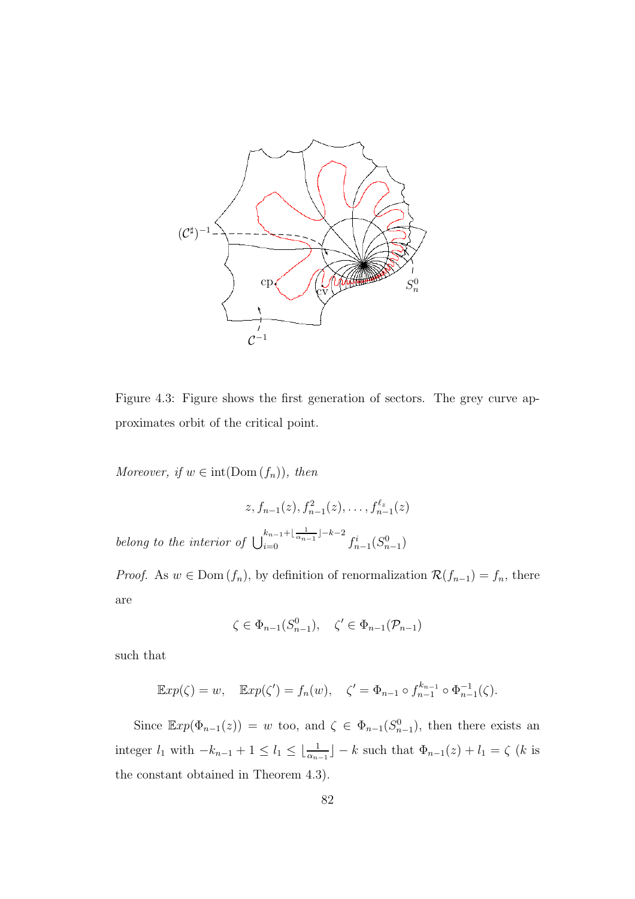$(\mathcal{C}^\sharp)^{-1}$

cp

cv

$S_n^0$

$\mathcal{C}^{-1}$

Figure 4.3: Figure shows the first generation of sectors. The grey curve approximates orbit of the critical point.

*Moreover, if* $w \in \operatorname{int}(\operatorname{Dom}(f_n))$*, then*

$$z, f_{n-1}(z), f_{n-1}^2(z), \ldots, f_{n-1}^{\ell_z}(z)$$

*belong to the interior of* $\bigcup_{i=0}^{k_{n-1}+\lfloor \frac{1}{\alpha_{n-1}} \rfloor - k-2} f_{n-1}^i(S_{n-1}^0)$

*Proof.* As $w \in \operatorname{Dom}(f_n)$, by definition of renormalization $\mathcal{R}(f_{n-1}) = f_n$, there are

$$\zeta \in \Phi_{n-1}(S_{n-1}^0), \quad \zeta' \in \Phi_{n-1}(\mathcal{P}_{n-1})$$

such that

$$\mathbb{E}xp(\zeta) = w, \quad \mathbb{E}xp(\zeta') = f_n(w), \quad \zeta' = \Phi_{n-1} \circ f_{n-1}^{k_{n-1}} \circ \Phi_{n-1}^{-1}(\zeta).$$

Since $\mathbb{E}xp(\Phi_{n-1}(z)) = w$ too, and $\zeta \in \Phi_{n-1}(S_{n-1}^0)$, then there exists an integer $l_1$ with $-k_{n-1} + 1 \leq l_1 \leq \lfloor \frac{1}{\alpha_{n-1}} \rfloor - k$ such that $\Phi_{n-1}(z) + l_1 = \zeta$ ($k$ is the constant obtained in Theorem 4.3).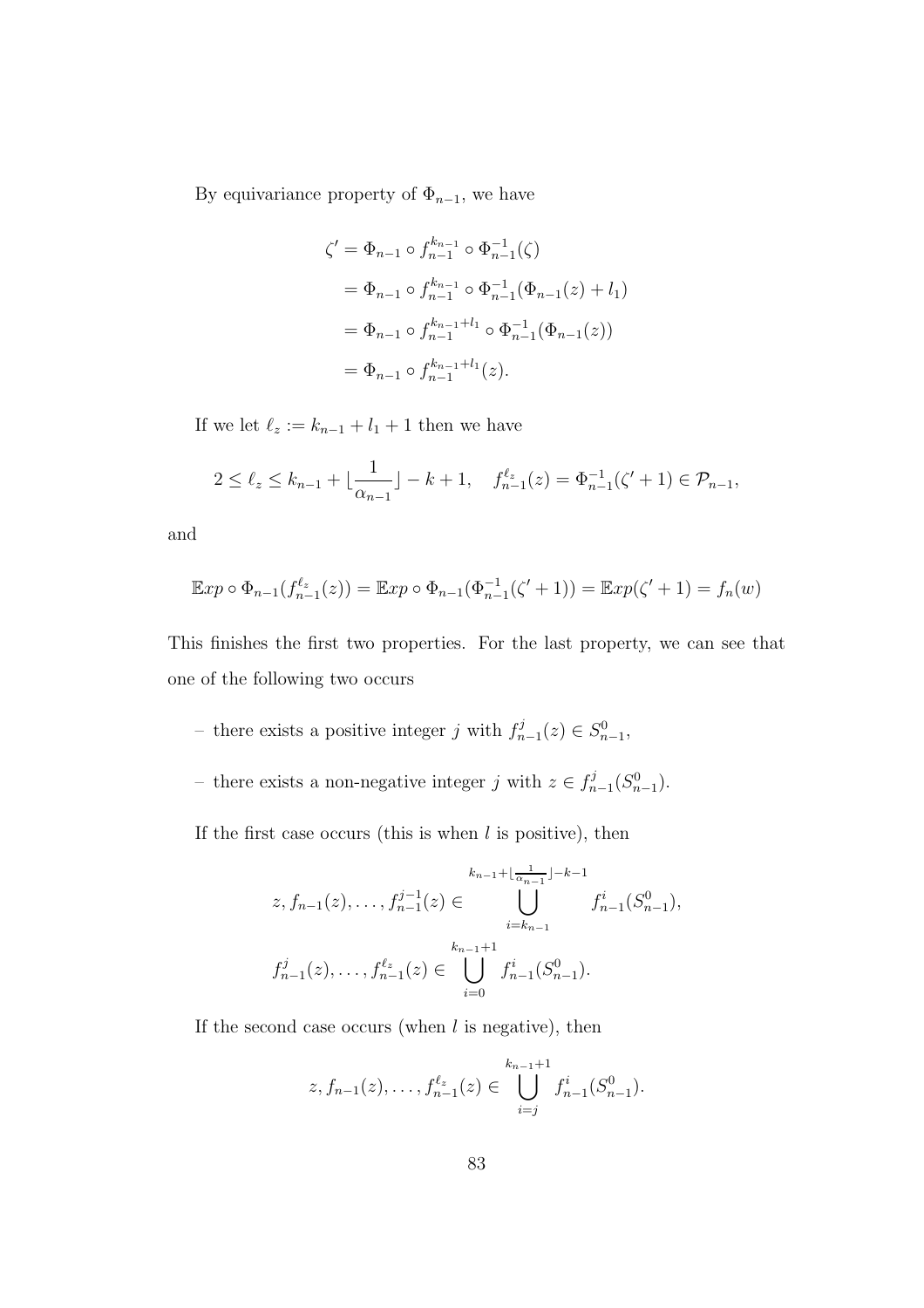By equivariance property of $\Phi_{n-1}$, we have

$$
\begin{aligned}
\zeta' &= \Phi_{n-1} \circ f_{n-1}^{k_{n-1}} \circ \Phi_{n-1}^{-1}(\zeta) \\
&= \Phi_{n-1} \circ f_{n-1}^{k_{n-1}} \circ \Phi_{n-1}^{-1}(\Phi_{n-1}(z) + l_1) \\
&= \Phi_{n-1} \circ f_{n-1}^{k_{n-1}+l_1} \circ \Phi_{n-1}^{-1}(\Phi_{n-1}(z)) \\
&= \Phi_{n-1} \circ f_{n-1}^{k_{n-1}+l_1}(z).
\end{aligned}
$$

If we let $\ell_z := k_{n-1} + l_1 + 1$ then we have

$$
2 \leq \ell_z \leq k_{n-1} + \lfloor \frac{1}{\alpha_{n-1}} \rfloor - k + 1, \quad f_{n-1}^{\ell_z}(z) = \Phi_{n-1}^{-1}(\zeta' + 1) \in \mathcal{P}_{n-1},
$$

and

$$
\mathbb{E}xp \circ \Phi_{n-1}(f_{n-1}^{\ell_z}(z)) = \mathbb{E}xp \circ \Phi_{n-1}(\Phi_{n-1}^{-1}(\zeta' + 1)) = \mathbb{E}xp(\zeta' + 1) = f_n(w)
$$

This finishes the first two properties. For the last property, we can see that one of the following two occurs

- there exists a positive integer $j$ with $f_{n-1}^{j}(z) \in S_{n-1}^{0}$,
- there exists a non-negative integer $j$ with $z \in f_{n-1}^{j}(S_{n-1}^{0})$.

If the first case occurs (this is when $l$ is positive), then

$$
z, f_{n-1}(z), \ldots, f_{n-1}^{j-1}(z) \in \bigcup_{i=k_{n-1}}^{k_{n-1}+\lfloor \frac{1}{\alpha_{n-1}} \rfloor - k - 1} f_{n-1}^{i}(S_{n-1}^{0}),
$$

$$
f_{n-1}^{j}(z), \ldots, f_{n-1}^{\ell_z}(z) \in \bigcup_{i=0}^{k_{n-1}+1} f_{n-1}^{i}(S_{n-1}^{0}).
$$

If the second case occurs (when $l$ is negative), then

$$
z, f_{n-1}(z), \ldots, f_{n-1}^{\ell_z}(z) \in \bigcup_{i=j}^{k_{n-1}+1} f_{n-1}^{i}(S_{n-1}^{0}).
$$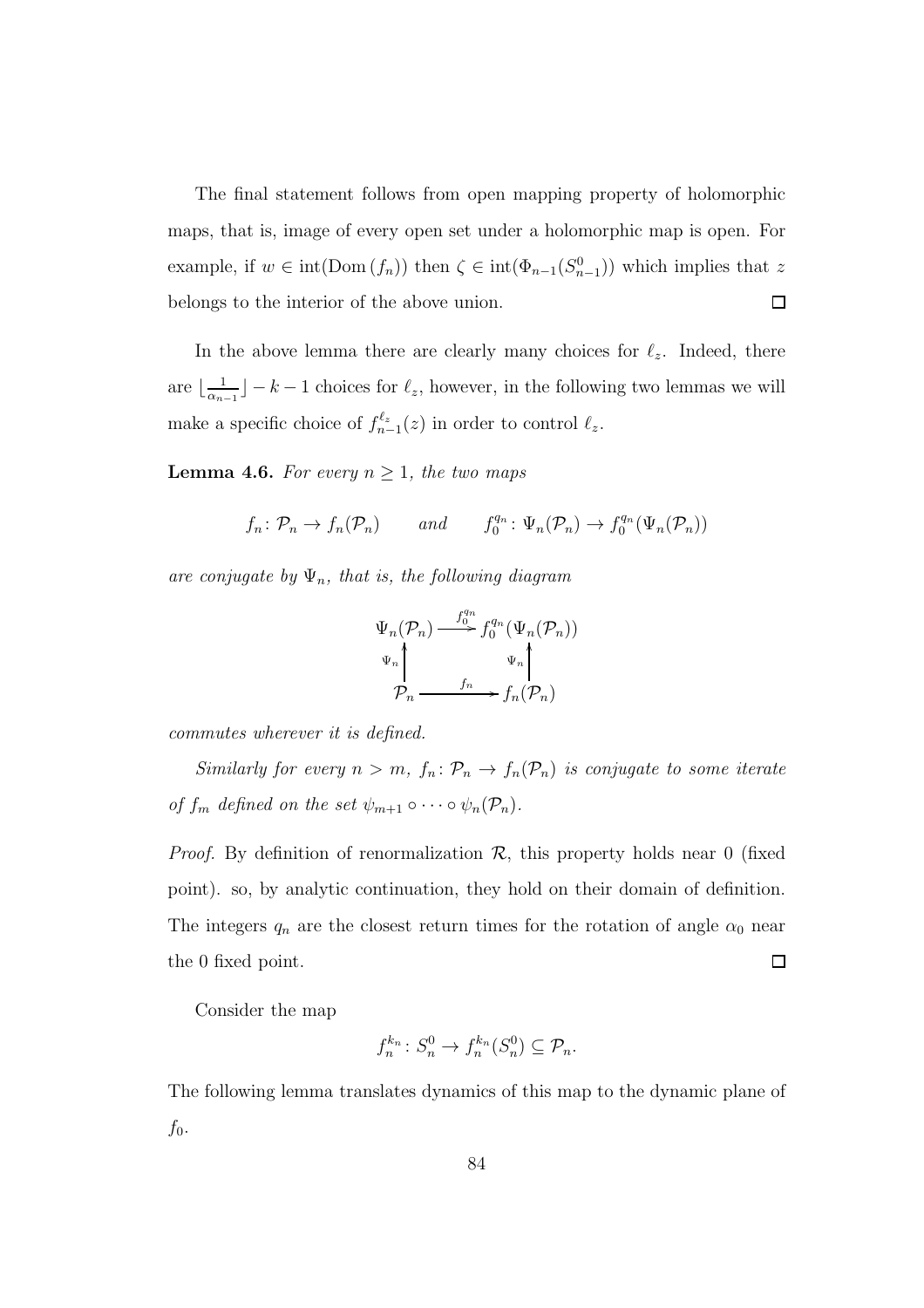The final statement follows from open mapping property of holomorphic maps, that is, image of every open set under a holomorphic map is open. For example, if $w \in \operatorname{int}(\operatorname{Dom}(f_n))$ then $\zeta \in \operatorname{int}(\Phi_{n-1}(S^0_{n-1}))$ which implies that $z$ belongs to the interior of the above union. $\square$

In the above lemma there are clearly many choices for $\ell_z$. Indeed, there are $\lfloor \frac{1}{\alpha_{n-1}} \rfloor - k - 1$ choices for $\ell_z$, however, in the following two lemmas we will make a specific choice of $f_{n-1}^{\ell_z}(z)$ in order to control $\ell_z$.

**Lemma 4.6.** *For every $n \geq 1$, the two maps*

$$f_n \colon \mathcal{P}_n \to f_n(\mathcal{P}_n) \qquad \text{and} \qquad f_0^{q_n} \colon \Psi_n(\mathcal{P}_n) \to f_0^{q_n}(\Psi_n(\mathcal{P}_n))$$

*are conjugate by $\Psi_n$, that is, the following diagram*

$$\begin{array}{ccc} \Psi_n(\mathcal{P}_n) & \xrightarrow{f_0^{q_n}} & f_0^{q_n}(\Psi_n(\mathcal{P}_n)) \\ \Psi_n \uparrow & & \uparrow \Psi_n \\ \mathcal{P}_n & \xrightarrow{f_n} & f_n(\mathcal{P}_n) \end{array}$$

*commutes wherever it is defined.*

*Similarly for every $n > m$, $f_n \colon \mathcal{P}_n \to f_n(\mathcal{P}_n)$ is conjugate to some iterate of $f_m$ defined on the set $\psi_{m+1} \circ \cdots \circ \psi_n(\mathcal{P}_n)$.*

*Proof.* By definition of renormalization $\mathcal{R}$, this property holds near 0 (fixed point). so, by analytic continuation, they hold on their domain of definition. The integers $q_n$ are the closest return times for the rotation of angle $\alpha_0$ near the 0 fixed point. $\square$

Consider the map

$$f_n^{k_n} \colon S_n^0 \to f_n^{k_n}(S_n^0) \subseteq \mathcal{P}_n.$$

The following lemma translates dynamics of this map to the dynamic plane of $f_0$.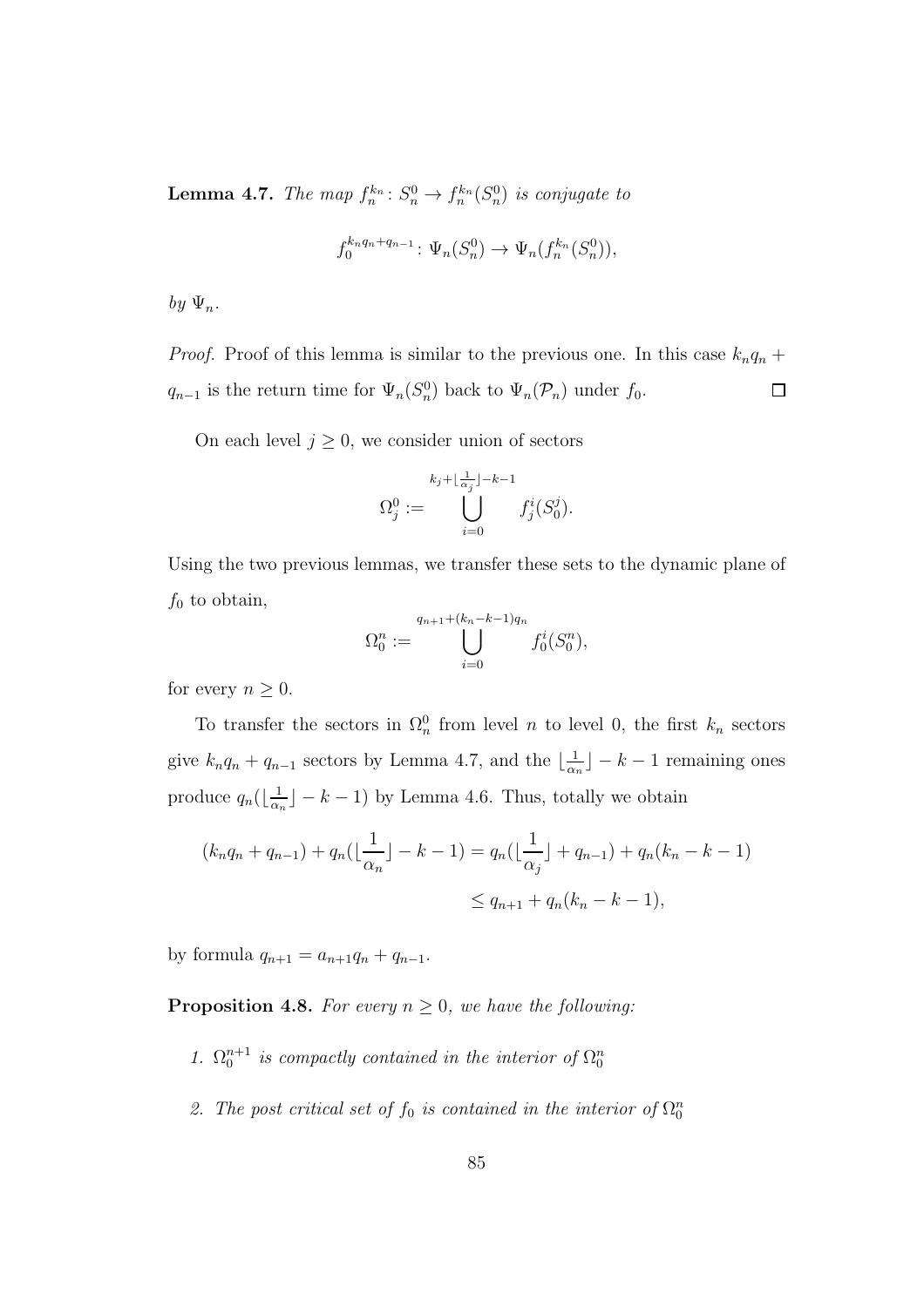**Lemma 4.7.** *The map $f_n^{k_n} \colon S_n^0 \to f_n^{k_n}(S_n^0)$ is conjugate to*

$$f_0^{k_n q_n + q_{n-1}} \colon \Psi_n(S_n^0) \to \Psi_n(f_n^{k_n}(S_n^0)),$$

*by $\Psi_n$.*

*Proof.* Proof of this lemma is similar to the previous one. In this case $k_n q_n + q_{n-1}$ is the return time for $\Psi_n(S_n^0)$ back to $\Psi_n(\mathcal{P}_n)$ under $f_0$. $\square$

On each level $j \geq 0$, we consider union of sectors

$$\Omega_j^0 := \bigcup_{i=0}^{k_j + \lfloor \frac{1}{\alpha_j} \rfloor - k - 1} f_j^i(S_0^j).$$

Using the two previous lemmas, we transfer these sets to the dynamic plane of $f_0$ to obtain,

$$\Omega_0^n := \bigcup_{i=0}^{q_{n+1} + (k_n - k - 1) q_n} f_0^i(S_0^n),$$

for every $n \geq 0$.

To transfer the sectors in $\Omega_n^0$ from level $n$ to level 0, the first $k_n$ sectors give $k_n q_n + q_{n-1}$ sectors by Lemma 4.7, and the $\lfloor \frac{1}{\alpha_n} \rfloor - k - 1$ remaining ones produce $q_n(\lfloor \frac{1}{\alpha_n} \rfloor - k - 1)$ by Lemma 4.6. Thus, totally we obtain

$$\begin{aligned}
(k_n q_n + q_{n-1}) + q_n(\lfloor \frac{1}{\alpha_n} \rfloor - k - 1) &= q_n(\lfloor \frac{1}{\alpha_j} \rfloor + q_{n-1}) + q_n(k_n - k - 1) \\
&\leq q_{n+1} + q_n(k_n - k - 1),
\end{aligned}$$

by formula $q_{n+1} = a_{n+1} q_n + q_{n-1}$.

**Proposition 4.8.** *For every $n \geq 0$, we have the following:*

1. *$\Omega_0^{n+1}$ is compactly contained in the interior of $\Omega_0^n$*
2. *The post critical set of $f_0$ is contained in the interior of $\Omega_0^n$*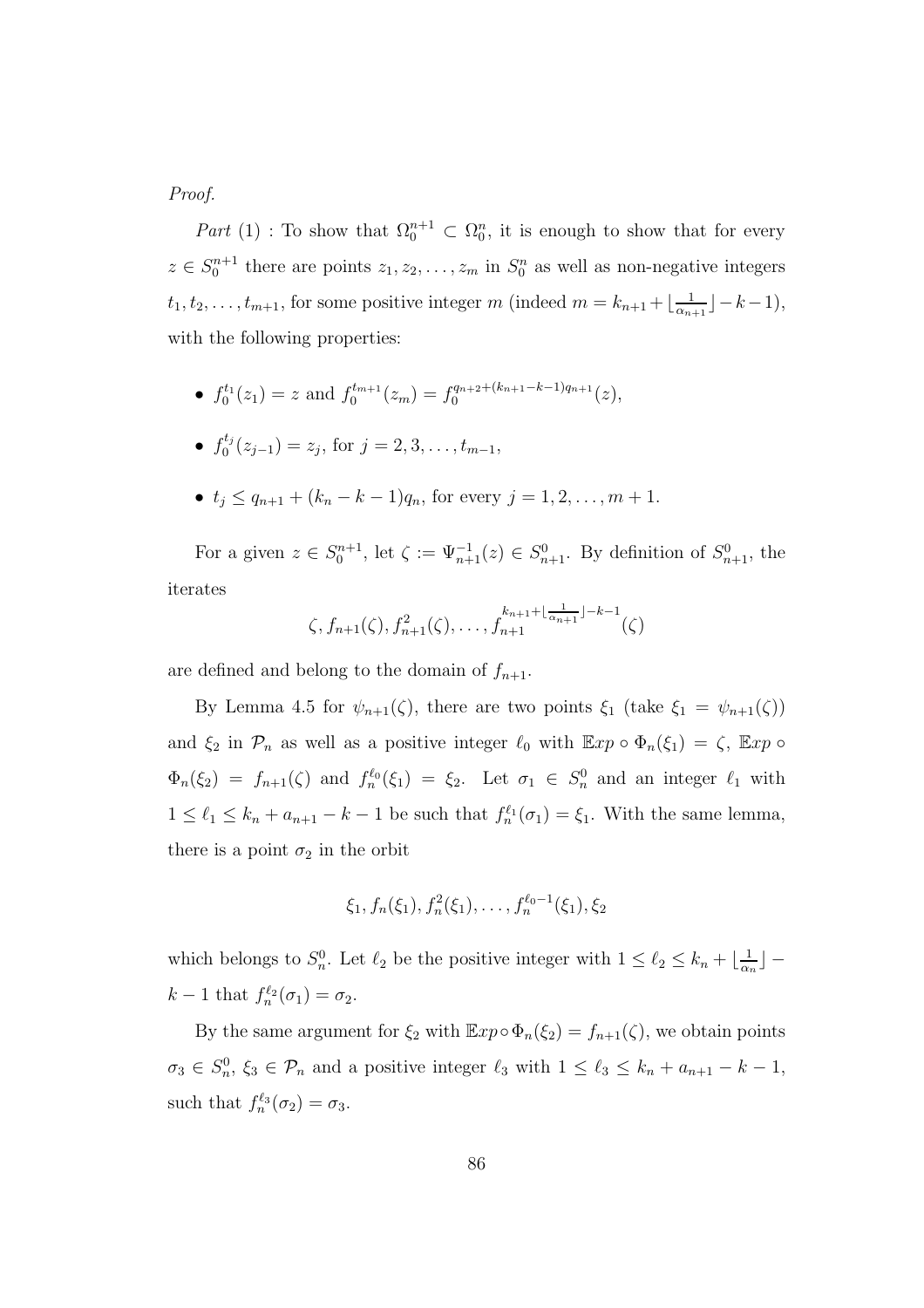*Proof.*

*Part* (1) : To show that $\Omega_0^{n+1} \subset \Omega_0^n$, it is enough to show that for every $z \in S_0^{n+1}$ there are points $z_1, z_2, \ldots, z_m$ in $S_0^n$ as well as non-negative integers $t_1, t_2, \ldots, t_{m+1}$, for some positive integer $m$ (indeed $m = k_{n+1} + \lfloor \frac{1}{\alpha_{n+1}} \rfloor - k - 1$), with the following properties:

- $f_0^{t_1}(z_1) = z$ and $f_0^{t_{m+1}}(z_m) = f_0^{q_{n+2}+(k_{n+1}-k-1)q_{n+1}}(z)$,
- $f_0^{t_j}(z_{j-1}) = z_j$, for $j = 2, 3, \ldots, t_{m-1}$,
- $t_j \leq q_{n+1} + (k_n - k - 1)q_n$, for every $j = 1, 2, \ldots, m+1$.

For a given $z \in S_0^{n+1}$, let $\zeta := \Psi_{n+1}^{-1}(z) \in S_{n+1}^0$. By definition of $S_{n+1}^0$, the iterates

$$\zeta, f_{n+1}(\zeta), f_{n+1}^2(\zeta), \ldots, f_{n+1}^{k_{n+1}+\lfloor \frac{1}{\alpha_{n+1}} \rfloor - k - 1}(\zeta)$$

are defined and belong to the domain of $f_{n+1}$.

By Lemma 4.5 for $\psi_{n+1}(\zeta)$, there are two points $\xi_1$ (take $\xi_1 = \psi_{n+1}(\zeta)$) and $\xi_2$ in $\mathcal{P}_n$ as well as a positive integer $\ell_0$ with $\mathbb{E}xp \circ \Phi_n(\xi_1) = \zeta$, $\mathbb{E}xp \circ \Phi_n(\xi_2) = f_{n+1}(\zeta)$ and $f_n^{\ell_0}(\xi_1) = \xi_2$. Let $\sigma_1 \in S_n^0$ and an integer $\ell_1$ with $1 \leq \ell_1 \leq k_n + a_{n+1} - k - 1$ be such that $f_n^{\ell_1}(\sigma_1) = \xi_1$. With the same lemma, there is a point $\sigma_2$ in the orbit

$$\xi_1, f_n(\xi_1), f_n^2(\xi_1), \ldots, f_n^{\ell_0 - 1}(\xi_1), \xi_2$$

which belongs to $S_n^0$. Let $\ell_2$ be the positive integer with $1 \leq \ell_2 \leq k_n + \lfloor \frac{1}{\alpha_n} \rfloor - k - 1$ that $f_n^{\ell_2}(\sigma_1) = \sigma_2$.

By the same argument for $\xi_2$ with $\mathbb{E}xp \circ \Phi_n(\xi_2) = f_{n+1}(\zeta)$, we obtain points $\sigma_3 \in S_n^0$, $\xi_3 \in \mathcal{P}_n$ and a positive integer $\ell_3$ with $1 \leq \ell_3 \leq k_n + a_{n+1} - k - 1$, such that $f_n^{\ell_3}(\sigma_2) = \sigma_3$.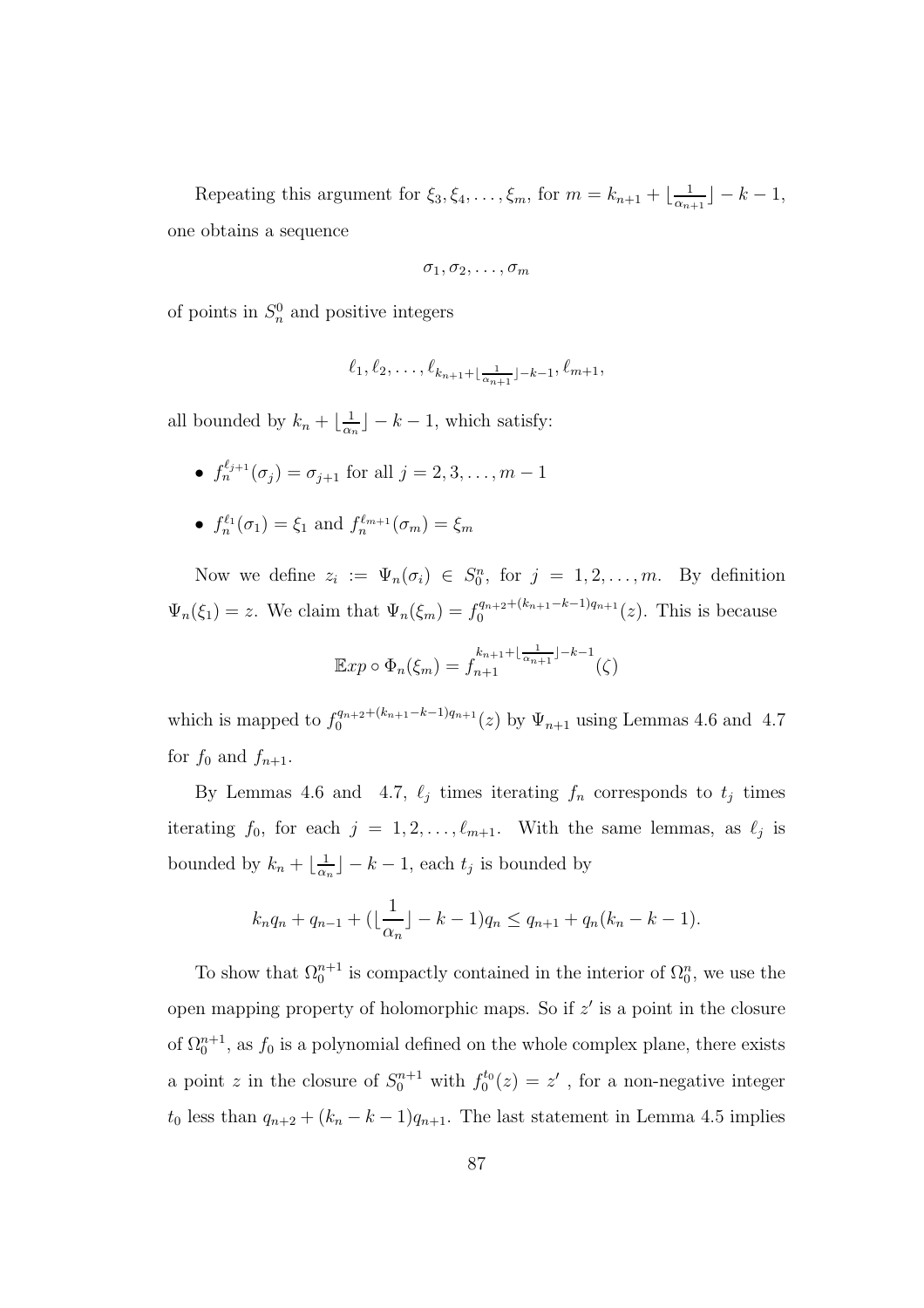Repeating this argument for $\xi_3, \xi_4, \ldots, \xi_m$, for $m = k_{n+1} + \lfloor \frac{1}{\alpha_{n+1}} \rfloor - k - 1$, one obtains a sequence

$$\sigma_1, \sigma_2, \ldots, \sigma_m$$

of points in $S_n^0$ and positive integers

$$\ell_1, \ell_2, \ldots, \ell_{k_{n+1}+\lfloor \frac{1}{\alpha_{n+1}} \rfloor - k-1}, \ell_{m+1},$$

all bounded by $k_n + \lfloor \frac{1}{\alpha_n} \rfloor - k - 1$, which satisfy:

- $f_n^{\ell_{j+1}}(\sigma_j) = \sigma_{j+1}$ for all $j = 2, 3, \ldots, m-1$
- $f_n^{\ell_1}(\sigma_1) = \xi_1$ and $f_n^{\ell_{m+1}}(\sigma_m) = \xi_m$

Now we define $z_i := \Psi_n(\sigma_i) \in S_0^n$, for $j = 1, 2, \ldots, m$. By definition $\Psi_n(\xi_1) = z$. We claim that $\Psi_n(\xi_m) = f_0^{q_{n+2}+(k_{n+1}-k-1)q_{n+1}}(z)$. This is because

$$\mathbb{E}xp \circ \Phi_n(\xi_m) = f_{n+1}^{k_{n+1}+\lfloor \frac{1}{\alpha_{n+1}} \rfloor - k-1}(\zeta)$$

which is mapped to $f_0^{q_{n+2}+(k_{n+1}-k-1)q_{n+1}}(z)$ by $\Psi_{n+1}$ using Lemmas 4.6 and 4.7 for $f_0$ and $f_{n+1}$.

By Lemmas 4.6 and 4.7, $\ell_j$ times iterating $f_n$ corresponds to $t_j$ times iterating $f_0$, for each $j = 1, 2, \ldots, \ell_{m+1}$. With the same lemmas, as $\ell_j$ is bounded by $k_n + \lfloor \frac{1}{\alpha_n} \rfloor - k - 1$, each $t_j$ is bounded by

$$k_n q_n + q_{n-1} + (\lfloor \frac{1}{\alpha_n} \rfloor - k - 1)q_n \leq q_{n+1} + q_n(k_n - k - 1).$$

To show that $\Omega_0^{n+1}$ is compactly contained in the interior of $\Omega_0^n$, we use the open mapping property of holomorphic maps. So if $z'$ is a point in the closure of $\Omega_0^{n+1}$, as $f_0$ is a polynomial defined on the whole complex plane, there exists a point $z$ in the closure of $S_0^{n+1}$ with $f_0^{t_0}(z) = z'$ , for a non-negative integer $t_0$ less than $q_{n+2} + (k_n - k - 1)q_{n+1}$. The last statement in Lemma 4.5 implies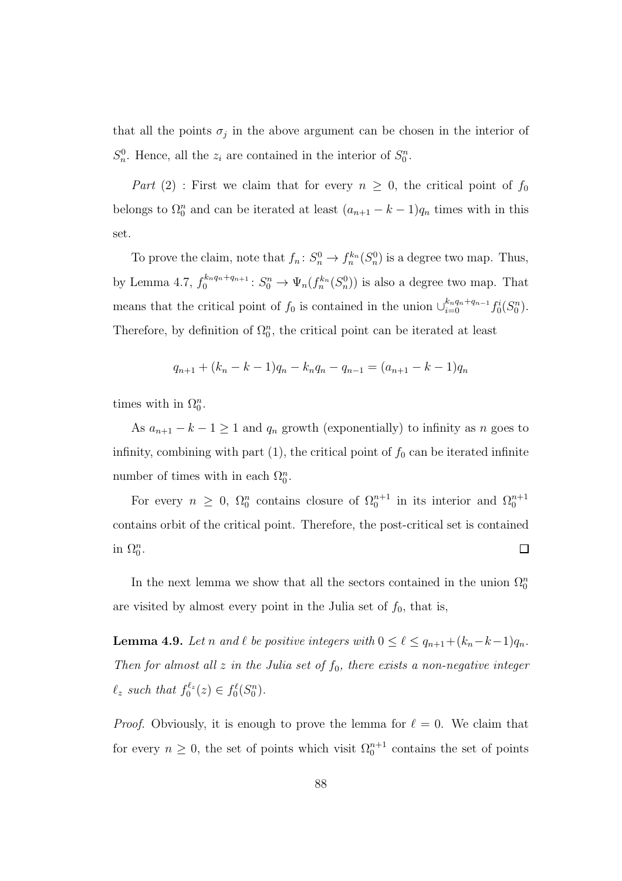that all the points $\sigma_j$ in the above argument can be chosen in the interior of $S_n^0$. Hence, all the $z_i$ are contained in the interior of $S_0^n$.

*Part* (2) : First we claim that for every $n \geq 0$, the critical point of $f_0$ belongs to $\Omega_0^n$ and can be iterated at least $(a_{n+1} - k - 1)q_n$ times with in this set.

To prove the claim, note that $f_n \colon S_n^0 \to f_n^{k_n}(S_n^0)$ is a degree two map. Thus, by Lemma 4.7, $f_0^{k_n q_n + q_{n+1}} \colon S_0^n \to \Psi_n(f_n^{k_n}(S_n^0))$ is also a degree two map. That means that the critical point of $f_0$ is contained in the union $\cup_{i=0}^{k_n q_n + q_{n-1}} f_0^i(S_0^n)$. Therefore, by definition of $\Omega_0^n$, the critical point can be iterated at least

$$q_{n+1} + (k_n - k - 1)q_n - k_n q_n - q_{n-1} = (a_{n+1} - k - 1)q_n$$

times with in $\Omega_0^n$.

As $a_{n+1} - k - 1 \geq 1$ and $q_n$ growth (exponentially) to infinity as $n$ goes to infinity, combining with part (1), the critical point of $f_0$ can be iterated infinite number of times with in each $\Omega_0^n$.

For every $n \geq 0$, $\Omega_0^n$ contains closure of $\Omega_0^{n+1}$ in its interior and $\Omega_0^{n+1}$ contains orbit of the critical point. Therefore, the post-critical set is contained in $\Omega_0^n$. $\square$

In the next lemma we show that all the sectors contained in the union $\Omega_0^n$ are visited by almost every point in the Julia set of $f_0$, that is,

**Lemma 4.9.** *Let $n$ and $\ell$ be positive integers with $0 \leq \ell \leq q_{n+1} + (k_n - k - 1)q_n$. Then for almost all $z$ in the Julia set of $f_0$, there exists a non-negative integer $\ell_z$ such that $f_0^{\ell_z}(z) \in f_0^{\ell}(S_0^n)$.*

*Proof.* Obviously, it is enough to prove the lemma for $\ell = 0$. We claim that for every $n \geq 0$, the set of points which visit $\Omega_0^{n+1}$ contains the set of points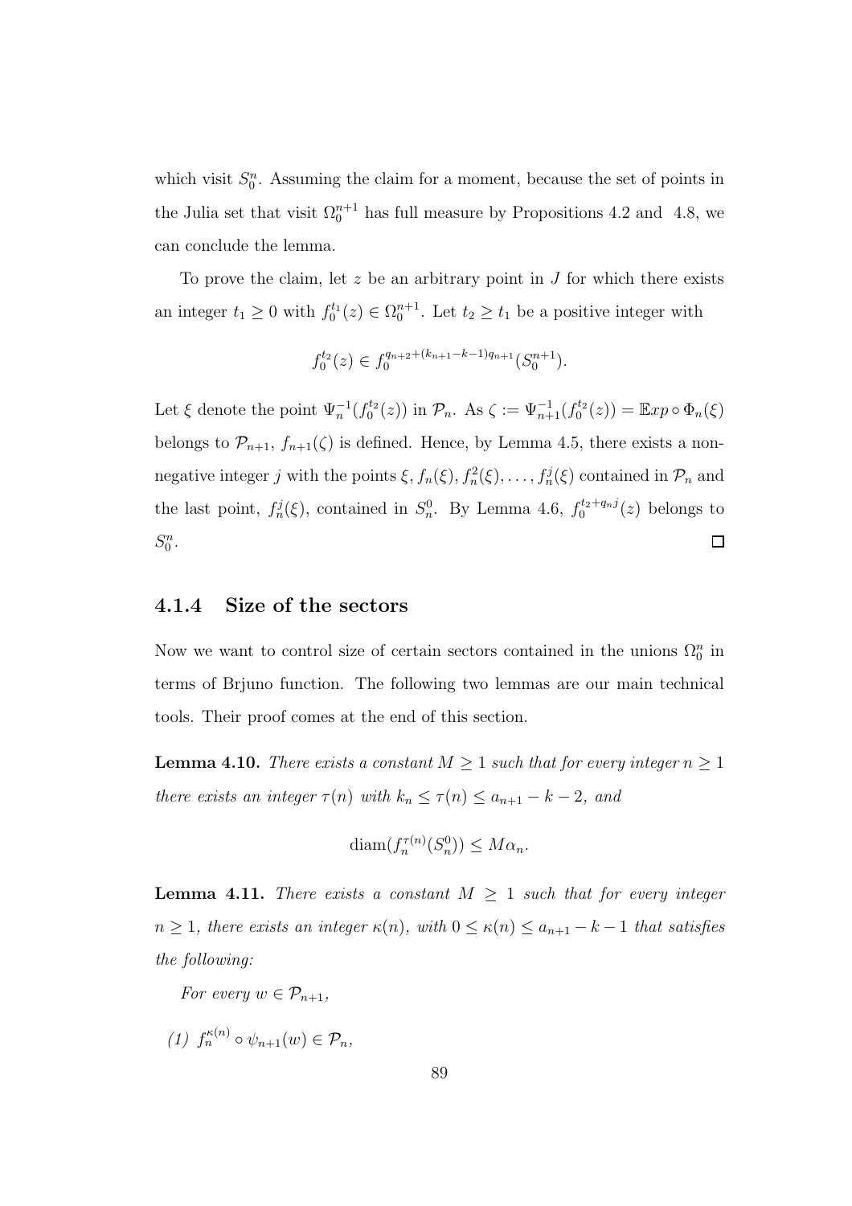which visit $S_0^n$. Assuming the claim for a moment, because the set of points in the Julia set that visit $\Omega_0^{n+1}$ has full measure by Propositions 4.2 and 4.8, we can conclude the lemma.

To prove the claim, let $z$ be an arbitrary point in $J$ for which there exists an integer $t_1 \geq 0$ with $f_0^{t_1}(z) \in \Omega_0^{n+1}$. Let $t_2 \geq t_1$ be a positive integer with

$$f_0^{t_2}(z) \in f_0^{q_{n+2}+(k_{n+1}-k-1)q_{n+1}}(S_0^{n+1}).$$

Let $\xi$ denote the point $\Psi_n^{-1}(f_0^{t_2}(z))$ in $\mathcal{P}_n$. As $\zeta := \Psi_{n+1}^{-1}(f_0^{t_2}(z)) = \mathbb{E}xp \circ \Phi_n(\xi)$ belongs to $\mathcal{P}_{n+1}$, $f_{n+1}(\zeta)$ is defined. Hence, by Lemma 4.5, there exists a non-negative integer $j$ with the points $\xi, f_n(\xi), f_n^2(\xi), \ldots, f_n^j(\xi)$ contained in $\mathcal{P}_n$ and the last point, $f_n^j(\xi)$, contained in $S_n^0$. By Lemma 4.6, $f_0^{t_2+q_nj}(z)$ belongs to $S_0^n$. $\square$

### 4.1.4 Size of the sectors

Now we want to control size of certain sectors contained in the unions $\Omega_0^n$ in terms of Brjuno function. The following two lemmas are our main technical tools. Their proof comes at the end of this section.

**Lemma 4.10.** *There exists a constant $M \geq 1$ such that for every integer $n \geq 1$ there exists an integer $\tau(n)$ with $k_n \leq \tau(n) \leq a_{n+1} - k - 2$, and*

$$\operatorname{diam}(f_n^{\tau(n)}(S_n^0)) \leq M\alpha_n.$$

**Lemma 4.11.** *There exists a constant $M \geq 1$ such that for every integer $n \geq 1$, there exists an integer $\kappa(n)$, with $0 \leq \kappa(n) \leq a_{n+1} - k - 1$ that satisfies the following:*

*For every $w \in \mathcal{P}_{n+1}$,*

*(1) $f_n^{\kappa(n)} \circ \psi_{n+1}(w) \in \mathcal{P}_n$,*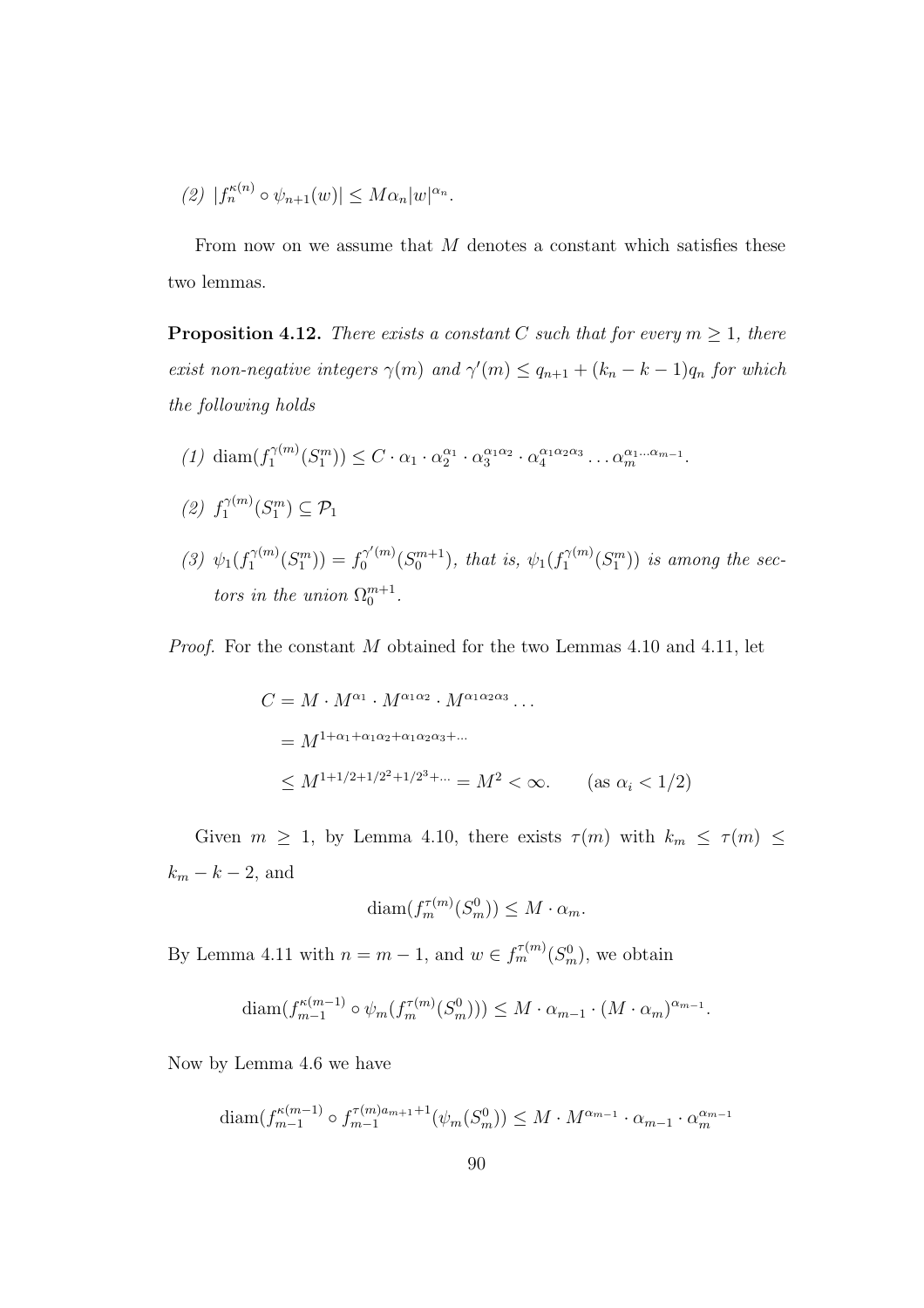(2) $|f_n^{\kappa(n)} \circ \psi_{n+1}(w)| \leq M\alpha_n |w|^{\alpha_n}$.

From now on we assume that $M$ denotes a constant which satisfies these two lemmas.

**Proposition 4.12.** *There exists a constant $C$ such that for every $m \geq 1$, there exist non-negative integers $\gamma(m)$ and $\gamma'(m) \leq q_{n+1} + (k_n - k - 1)q_n$ for which the following holds*

*(1)* $\operatorname{diam}(f_1^{\gamma(m)}(S_1^m)) \leq C \cdot \alpha_1 \cdot \alpha_2^{\alpha_1} \cdot \alpha_3^{\alpha_1\alpha_2} \cdot \alpha_4^{\alpha_1\alpha_2\alpha_3} \dots \alpha_m^{\alpha_1\dots\alpha_{m-1}}$.

*(2)* $f_1^{\gamma(m)}(S_1^m) \subseteq \mathcal{P}_1$

*(3)* $\psi_1(f_1^{\gamma(m)}(S_1^m)) = f_0^{\gamma'(m)}(S_0^{m+1})$*, that is,* $\psi_1(f_1^{\gamma(m)}(S_1^m))$ *is among the sectors in the union* $\Omega_0^{m+1}$.

*Proof.* For the constant $M$ obtained for the two Lemmas 4.10 and 4.11, let

$$
\begin{aligned}
C &= M \cdot M^{\alpha_1} \cdot M^{\alpha_1\alpha_2} \cdot M^{\alpha_1\alpha_2\alpha_3} \dots \\
&= M^{1+\alpha_1+\alpha_1\alpha_2+\alpha_1\alpha_2\alpha_3+\dots} \\
&\leq M^{1+1/2+1/2^2+1/2^3+\dots} = M^2 < \infty. \qquad (\text{as } \alpha_i < 1/2)
\end{aligned}
$$

Given $m \geq 1$, by Lemma 4.10, there exists $\tau(m)$ with $k_m \leq \tau(m) \leq k_m - k - 2$, and

$$\operatorname{diam}(f_m^{\tau(m)}(S_m^0)) \leq M \cdot \alpha_m.$$

By Lemma 4.11 with $n = m-1$, and $w \in f_m^{\tau(m)}(S_m^0)$, we obtain

$$\operatorname{diam}(f_{m-1}^{\kappa(m-1)} \circ \psi_m(f_m^{\tau(m)}(S_m^0))) \leq M \cdot \alpha_{m-1} \cdot (M \cdot \alpha_m)^{\alpha_{m-1}}.$$

Now by Lemma 4.6 we have

$$\operatorname{diam}(f_{m-1}^{\kappa(m-1)} \circ f_{m-1}^{\tau(m)a_{m+1}+1}(\psi_m(S_m^0)) \leq M \cdot M^{\alpha_{m-1}} \cdot \alpha_{m-1} \cdot \alpha_m^{\alpha_{m-1}}$$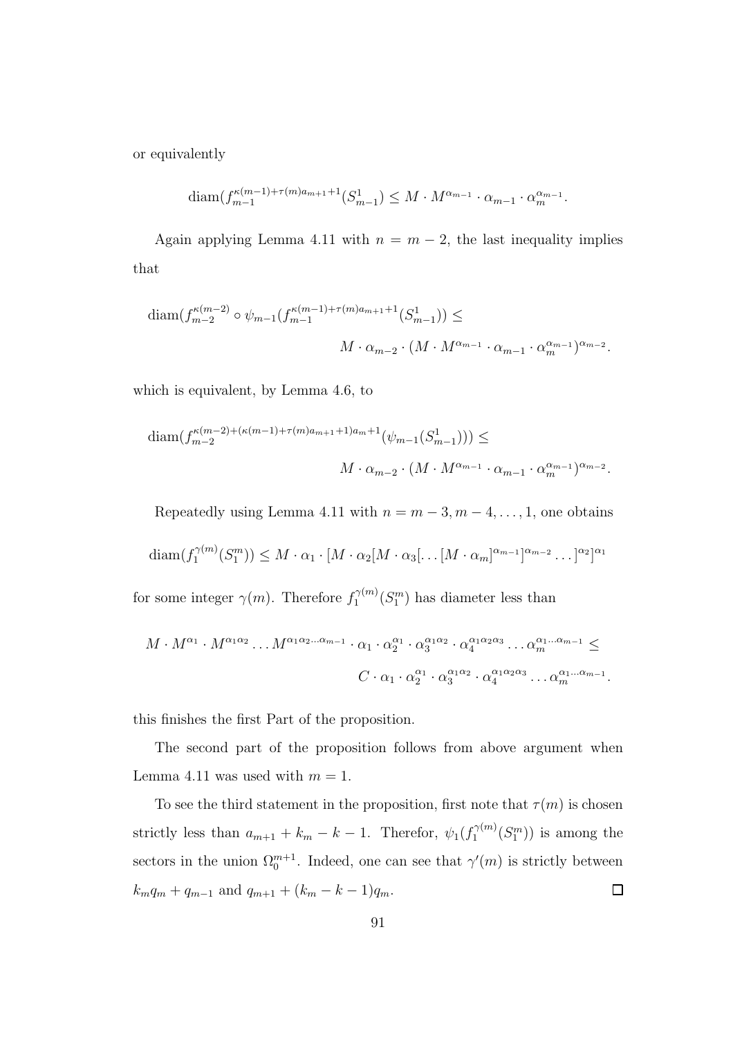or equivalently

$$\operatorname{diam}(f_{m-1}^{\kappa(m-1)+\tau(m)a_{m+1}+1}(S^1_{m-1}) \leq M \cdot M^{\alpha_{m-1}} \cdot \alpha_{m-1} \cdot \alpha_m^{\alpha_{m-1}}.$$

Again applying Lemma 4.11 with $n = m-2$, the last inequality implies that

$$\operatorname{diam}(f_{m-2}^{\kappa(m-2)} \circ \psi_{m-1}(f_{m-1}^{\kappa(m-1)+\tau(m)a_{m+1}+1}(S^1_{m-1})) \leq$$
$$M \cdot \alpha_{m-2} \cdot (M \cdot M^{\alpha_{m-1}} \cdot \alpha_{m-1} \cdot \alpha_m^{\alpha_{m-1}})^{\alpha_{m-2}}.$$

which is equivalent, by Lemma 4.6, to

$$\operatorname{diam}(f_{m-2}^{\kappa(m-2)+(\kappa(m-1)+\tau(m)a_{m+1}+1)a_m+1}(\psi_{m-1}(S^1_{m-1}))) \leq$$
$$M \cdot \alpha_{m-2} \cdot (M \cdot M^{\alpha_{m-1}} \cdot \alpha_{m-1} \cdot \alpha_m^{\alpha_{m-1}})^{\alpha_{m-2}}.$$

Repeatedly using Lemma 4.11 with $n = m-3, m-4, \ldots, 1$, one obtains

$$\operatorname{diam}(f_1^{\gamma(m)}(S_1^m)) \leq M \cdot \alpha_1 \cdot [M \cdot \alpha_2[M \cdot \alpha_3[\ldots[M \cdot \alpha_m]^{\alpha_{m-1}}]^{\alpha_{m-2}} \ldots]^{\alpha_2}]^{\alpha_1}$$

for some integer $\gamma(m)$. Therefore $f_1^{\gamma(m)}(S_1^m)$ has diameter less than

$$M \cdot M^{\alpha_1} \cdot M^{\alpha_1\alpha_2} \ldots M^{\alpha_1\alpha_2\ldots\alpha_{m-1}} \cdot \alpha_1 \cdot \alpha_2^{\alpha_1} \cdot \alpha_3^{\alpha_1\alpha_2} \cdot \alpha_4^{\alpha_1\alpha_2\alpha_3} \ldots \alpha_m^{\alpha_1\ldots\alpha_{m-1}} \leq$$
$$C \cdot \alpha_1 \cdot \alpha_2^{\alpha_1} \cdot \alpha_3^{\alpha_1\alpha_2} \cdot \alpha_4^{\alpha_1\alpha_2\alpha_3} \ldots \alpha_m^{\alpha_1\ldots\alpha_{m-1}}.$$

this finishes the first Part of the proposition.

The second part of the proposition follows from above argument when Lemma 4.11 was used with $m = 1$.

To see the third statement in the proposition, first note that $\tau(m)$ is chosen strictly less than $a_{m+1} + k_m - k - 1$. Therefor, $\psi_1(f_1^{\gamma(m)}(S_1^m))$ is among the sectors in the union $\Omega_0^{m+1}$. Indeed, one can see that $\gamma'(m)$ is strictly between $k_m q_m + q_{m-1}$ and $q_{m+1} + (k_m - k - 1)q_m$. $\square$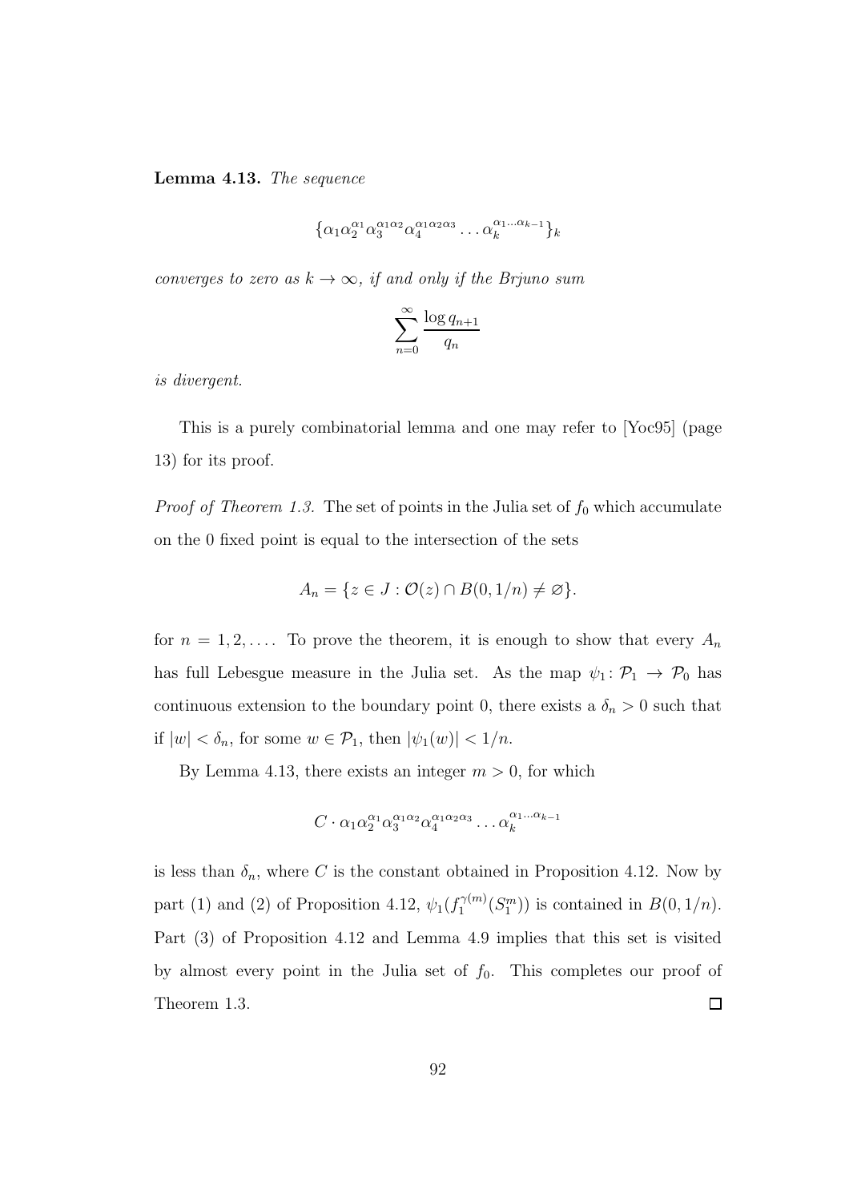**Lemma 4.13.** *The sequence*

$$\{\alpha_1 \alpha_2^{\alpha_1} \alpha_3^{\alpha_1 \alpha_2} \alpha_4^{\alpha_1 \alpha_2 \alpha_3} \dots \alpha_k^{\alpha_1 \dots \alpha_{k-1}}\}_k$$

*converges to zero as $k \to \infty$, if and only if the Brjuno sum*

$$\sum_{n=0}^{\infty} \frac{\log q_{n+1}}{q_n}$$

*is divergent.*

This is a purely combinatorial lemma and one may refer to [Yoc95] (page 13) for its proof.

*Proof of Theorem 1.3.* The set of points in the Julia set of $f_0$ which accumulate on the 0 fixed point is equal to the intersection of the sets

$$A_n = \{z \in J : \mathcal{O}(z) \cap B(0, 1/n) \neq \varnothing\}.$$

for $n = 1, 2, \dots$. To prove the theorem, it is enough to show that every $A_n$ has full Lebesgue measure in the Julia set. As the map $\psi_1 \colon \mathcal{P}_1 \to \mathcal{P}_0$ has continuous extension to the boundary point 0, there exists a $\delta_n > 0$ such that if $|w| < \delta_n$, for some $w \in \mathcal{P}_1$, then $|\psi_1(w)| < 1/n$.

By Lemma 4.13, there exists an integer $m > 0$, for which

$$C \cdot \alpha_1 \alpha_2^{\alpha_1} \alpha_3^{\alpha_1 \alpha_2} \alpha_4^{\alpha_1 \alpha_2 \alpha_3} \dots \alpha_k^{\alpha_1 \dots \alpha_{k-1}}$$

is less than $\delta_n$, where $C$ is the constant obtained in Proposition 4.12. Now by part (1) and (2) of Proposition 4.12, $\psi_1(f_1^{\gamma(m)}(S_1^m))$ is contained in $B(0, 1/n)$. Part (3) of Proposition 4.12 and Lemma 4.9 implies that this set is visited by almost every point in the Julia set of $f_0$. This completes our proof of Theorem 1.3. $\square$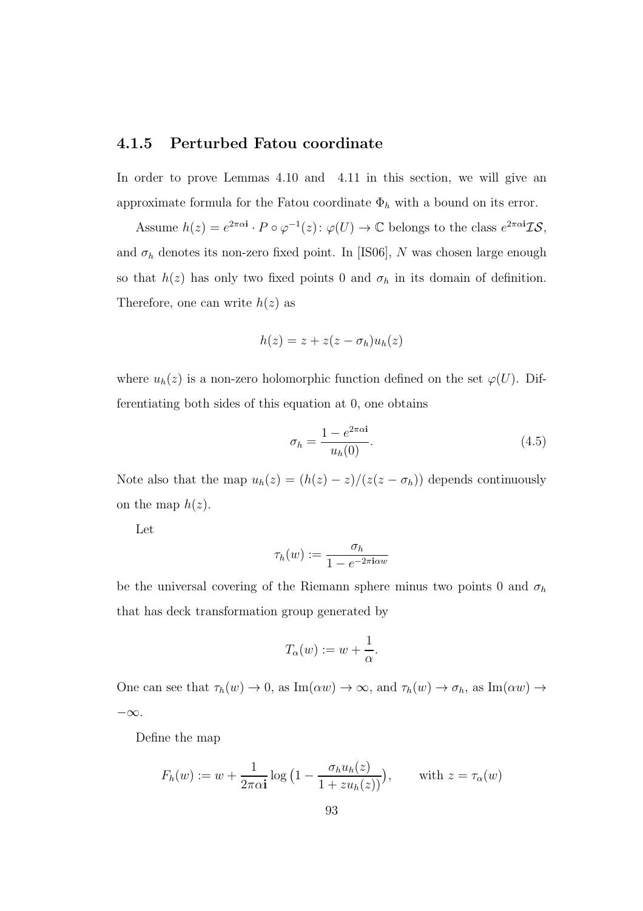### 4.1.5 Perturbed Fatou coordinate

In order to prove Lemmas 4.10 and 4.11 in this section, we will give an approximate formula for the Fatou coordinate $\Phi_h$ with a bound on its error.

Assume $h(z) = e^{2\pi\alpha\mathbf{i}} \cdot P \circ \varphi^{-1}(z) \colon \varphi(U) \to \mathbb{C}$ belongs to the class $e^{2\pi\alpha\mathbf{i}}\mathcal{IS}$, and $\sigma_h$ denotes its non-zero fixed point. In [IS06], $N$ was chosen large enough so that $h(z)$ has only two fixed points 0 and $\sigma_h$ in its domain of definition. Therefore, one can write $h(z)$ as

$$h(z) = z + z(z - \sigma_h)u_h(z)$$

where $u_h(z)$ is a non-zero holomorphic function defined on the set $\varphi(U)$. Differentiating both sides of this equation at 0, one obtains

$$\sigma_h = \frac{1 - e^{2\pi\alpha\mathbf{i}}}{u_h(0)}. \tag{4.5}$$

Note also that the map $u_h(z) = (h(z) - z)/(z(z - \sigma_h))$ depends continuously on the map $h(z)$.

Let

$$\tau_h(w) := \frac{\sigma_h}{1 - e^{-2\pi\mathbf{i}\alpha w}}$$

be the universal covering of the Riemann sphere minus two points 0 and $\sigma_h$ that has deck transformation group generated by

$$T_\alpha(w) := w + \frac{1}{\alpha}.$$

One can see that $\tau_h(w) \to 0$, as $\operatorname{Im}(\alpha w) \to \infty$, and $\tau_h(w) \to \sigma_h$, as $\operatorname{Im}(\alpha w) \to -\infty$.

Define the map

$$F_h(w) := w + \frac{1}{2\pi\alpha\mathbf{i}} \log\big(1 - \frac{\sigma_h u_h(z)}{1 + z u_h(z)}\big), \qquad \text{with } z = \tau_\alpha(w)$$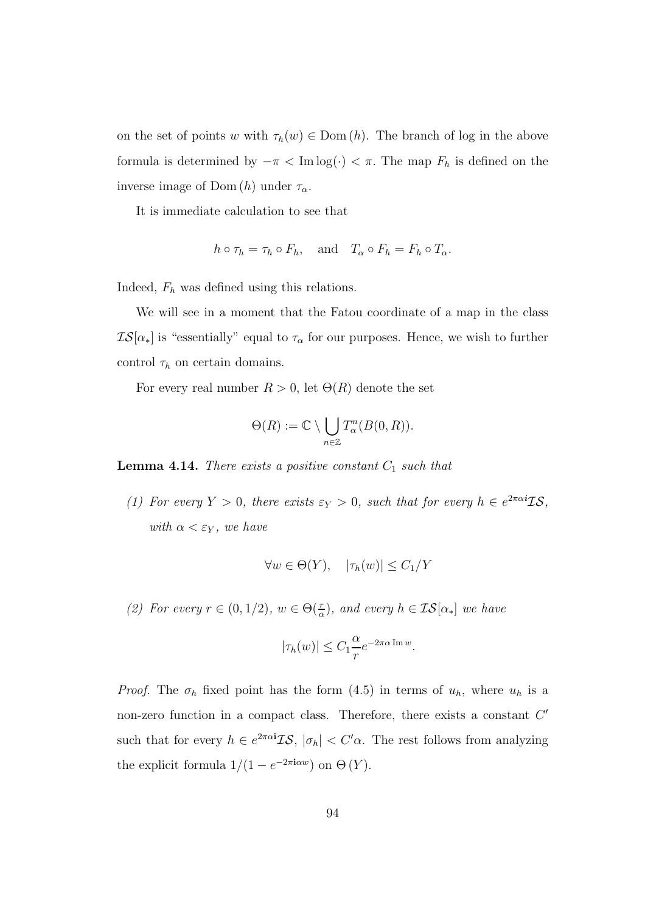on the set of points $w$ with $\tau_h(w) \in \mathrm{Dom}\,(h)$. The branch of log in the above formula is determined by $-\pi < \mathrm{Im}\log(\cdot) < \pi$. The map $F_h$ is defined on the inverse image of $\mathrm{Dom}\,(h)$ under $\tau_\alpha$.

It is immediate calculation to see that

$$h \circ \tau_h = \tau_h \circ F_h, \quad \text{and} \quad T_\alpha \circ F_h = F_h \circ T_\alpha.$$

Indeed, $F_h$ was defined using this relations.

We will see in a moment that the Fatou coordinate of a map in the class $\mathcal{IS}[\alpha_*]$ is "essentially" equal to $\tau_\alpha$ for our purposes. Hence, we wish to further control $\tau_h$ on certain domains.

For every real number $R > 0$, let $\Theta(R)$ denote the set

$$\Theta(R) := \mathbb{C} \setminus \bigcup_{n \in \mathbb{Z}} T_\alpha^n(B(0, R)).$$

**Lemma 4.14.** *There exists a positive constant $C_1$ such that*

*(1) For every $Y > 0$, there exists $\varepsilon_Y > 0$, such that for every $h \in e^{2\pi\alpha \mathbf{i}}\mathcal{IS}$, with $\alpha < \varepsilon_Y$, we have*

$$\forall w \in \Theta(Y), \quad |\tau_h(w)| \leq C_1/Y$$

*(2) For every $r \in (0, 1/2)$, $w \in \Theta(\frac{r}{\alpha})$, and every $h \in \mathcal{IS}[\alpha_*]$ we have*

$$|\tau_h(w)| \leq C_1 \frac{\alpha}{r} e^{-2\pi\alpha \,\mathrm{Im}\, w}.$$

*Proof.* The $\sigma_h$ fixed point has the form (4.5) in terms of $u_h$, where $u_h$ is a non-zero function in a compact class. Therefore, there exists a constant $C'$ such that for every $h \in e^{2\pi\alpha\mathbf{i}}\mathcal{IS}$, $|\sigma_h| < C'\alpha$. The rest follows from analyzing the explicit formula $1/(1 - e^{-2\pi\mathbf{i}\alpha w})$ on $\Theta\,(Y)$.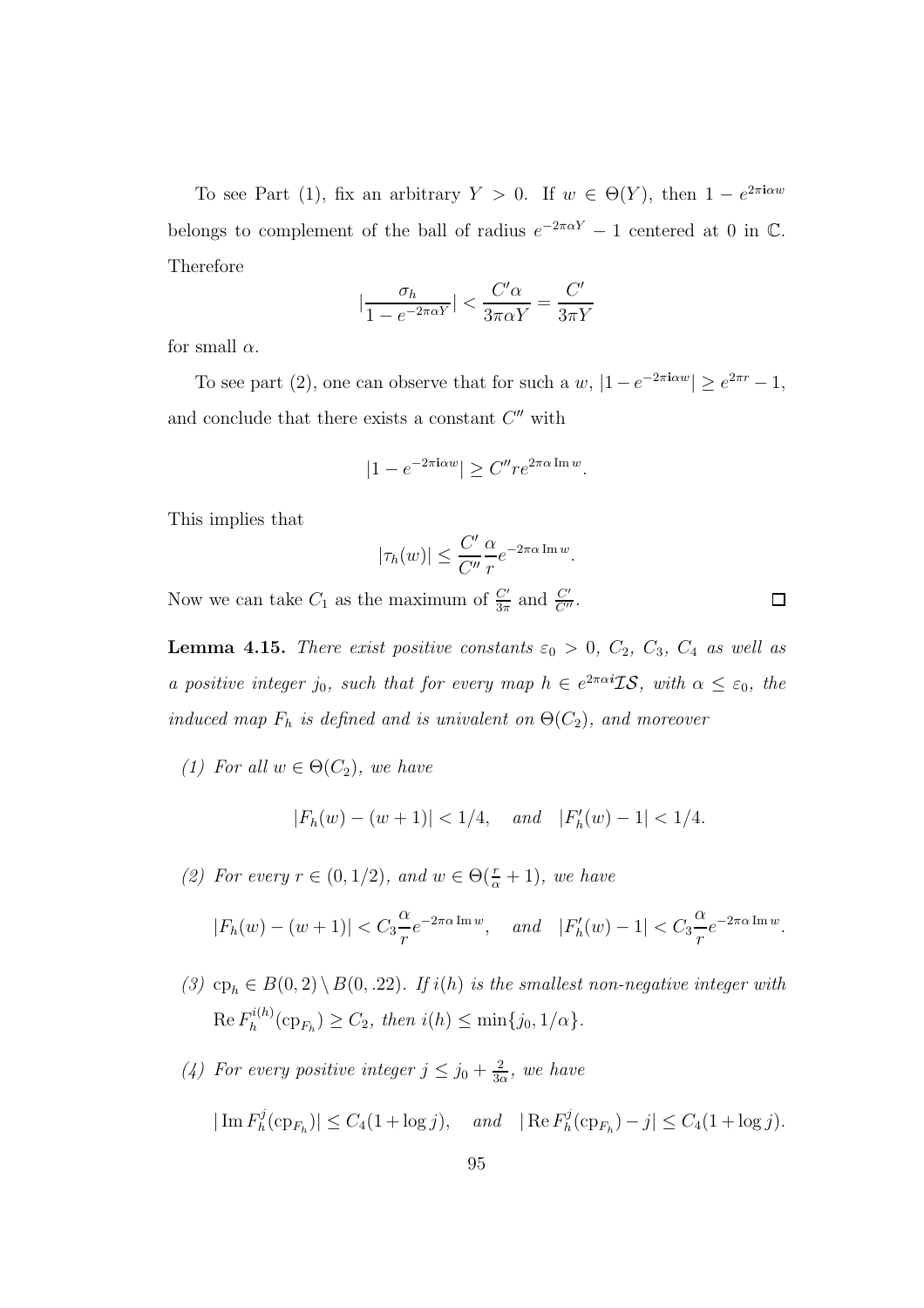To see Part (1), fix an arbitrary $Y > 0$. If $w \in \Theta(Y)$, then $1 - e^{2\pi \mathbf{i} \alpha w}$ belongs to complement of the ball of radius $e^{-2\pi\alpha Y} - 1$ centered at 0 in $\mathbb{C}$. Therefore

$$|\frac{\sigma_h}{1 - e^{-2\pi\alpha Y}}| < \frac{C'\alpha}{3\pi\alpha Y} = \frac{C'}{3\pi Y}$$

for small $\alpha$.

To see part (2), one can observe that for such a $w$, $|1 - e^{-2\pi \mathbf{i}\alpha w}| \geq e^{2\pi r} - 1$, and conclude that there exists a constant $C''$ with

$$|1 - e^{-2\pi \mathbf{i}\alpha w}| \geq C'' r e^{2\pi\alpha \operatorname{Im} w}.$$

This implies that

$$|\tau_h(w)| \leq \frac{C'}{C''}\frac{\alpha}{r} e^{-2\pi\alpha \operatorname{Im} w}.$$

Now we can take $C_1$ as the maximum of $\frac{C'}{3\pi}$ and $\frac{C'}{C''}$. $\square$

**Lemma 4.15.** *There exist positive constants $\varepsilon_0 > 0$, $C_2$, $C_3$, $C_4$ as well as a positive integer $j_0$, such that for every map $h \in e^{2\pi\alpha \mathbf{i}}\mathcal{IS}$, with $\alpha \leq \varepsilon_0$, the induced map $F_h$ is defined and is univalent on $\Theta(C_2)$, and moreover*

*(1) For all $w \in \Theta(C_2)$, we have*

$$|F_h(w) - (w+1)| < 1/4, \quad \text{and} \quad |F_h'(w) - 1| < 1/4.$$

*(2) For every $r \in (0, 1/2)$, and $w \in \Theta(\frac{r}{\alpha} + 1)$, we have*

$$|F_h(w) - (w+1)| < C_3 \frac{\alpha}{r} e^{-2\pi\alpha \operatorname{Im} w}, \quad \text{and} \quad |F_h'(w) - 1| < C_3\frac{\alpha}{r} e^{-2\pi\alpha \operatorname{Im} w}.$$

*(3) $\operatorname{cp}_h \in B(0,2) \setminus B(0, .22)$. If $i(h)$ is the smallest non-negative integer with $\operatorname{Re} F_h^{i(h)}(\operatorname{cp}_{F_h}) \geq C_2$, then $i(h) \leq \min\{j_0, 1/\alpha\}$.*

*(4) For every positive integer $j \leq j_0 + \frac{2}{3\alpha}$, we have*

$$|\operatorname{Im} F_h^j(\operatorname{cp}_{F_h})| \leq C_4(1 + \log j), \quad \text{and} \quad |\operatorname{Re} F_h^j(\operatorname{cp}_{F_h}) - j| \leq C_4(1 + \log j).$$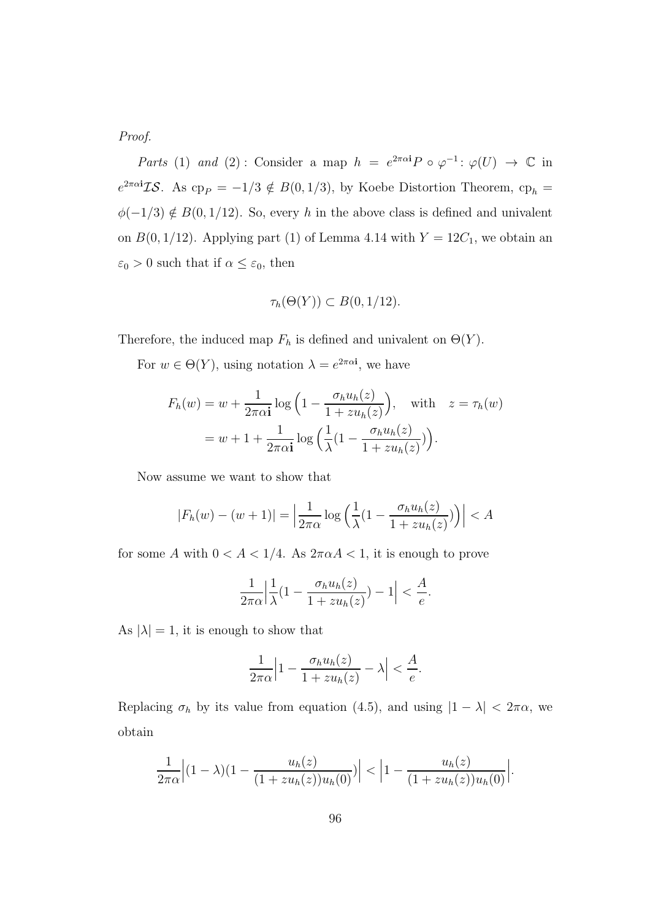*Proof.*

*Parts* (1) *and* (2) : Consider a map $h = e^{2\pi\alpha\mathbf{i}} P \circ \varphi^{-1} \colon \varphi(U) \to \mathbb{C}$ in $e^{2\pi\alpha\mathbf{i}}\mathcal{IS}$. As $\mathrm{cp}_P = -1/3 \notin B(0, 1/3)$, by Koebe Distortion Theorem, $\mathrm{cp}_h = \phi(-1/3) \notin B(0, 1/12)$. So, every $h$ in the above class is defined and univalent on $B(0, 1/12)$. Applying part (1) of Lemma 4.14 with $Y = 12C_1$, we obtain an $\varepsilon_0 > 0$ such that if $\alpha \leq \varepsilon_0$, then

$$\tau_h(\Theta(Y)) \subset B(0, 1/12).$$

Therefore, the induced map $F_h$ is defined and univalent on $\Theta(Y)$.

For $w \in \Theta(Y)$, using notation $\lambda = e^{2\pi\alpha\mathbf{i}}$, we have

$$\begin{aligned}
F_h(w) &= w + \frac{1}{2\pi\alpha\mathbf{i}} \log\Big(1 - \frac{\sigma_h u_h(z)}{1 + z u_h(z)}\Big), \quad \text{with} \quad z = \tau_h(w) \\
&= w + 1 + \frac{1}{2\pi\alpha\mathbf{i}} \log\Big(\frac{1}{\lambda}(1 - \frac{\sigma_h u_h(z)}{1 + z u_h(z)})\Big).
\end{aligned}$$

Now assume we want to show that

$$|F_h(w) - (w+1)| = \Big|\frac{1}{2\pi\alpha} \log\Big(\frac{1}{\lambda}(1 - \frac{\sigma_h u_h(z)}{1 + z u_h(z)})\Big)\Big| < A$$

for some $A$ with $0 < A < 1/4$. As $2\pi\alpha A < 1$, it is enough to prove

$$\frac{1}{2\pi\alpha}\Big|\frac{1}{\lambda}(1 - \frac{\sigma_h u_h(z)}{1 + z u_h(z)}) - 1\Big| < \frac{A}{e}.$$

As $|\lambda| = 1$, it is enough to show that

$$\frac{1}{2\pi\alpha}\Big|1 - \frac{\sigma_h u_h(z)}{1 + z u_h(z)} - \lambda\Big| < \frac{A}{e}.$$

Replacing $\sigma_h$ by its value from equation (4.5), and using $|1 - \lambda| < 2\pi\alpha$, we obtain

$$\frac{1}{2\pi\alpha}\Big|(1 - \lambda)(1 - \frac{u_h(z)}{(1 + z u_h(z)) u_h(0)})\Big| < \Big|1 - \frac{u_h(z)}{(1 + z u_h(z)) u_h(0)}\Big|.$$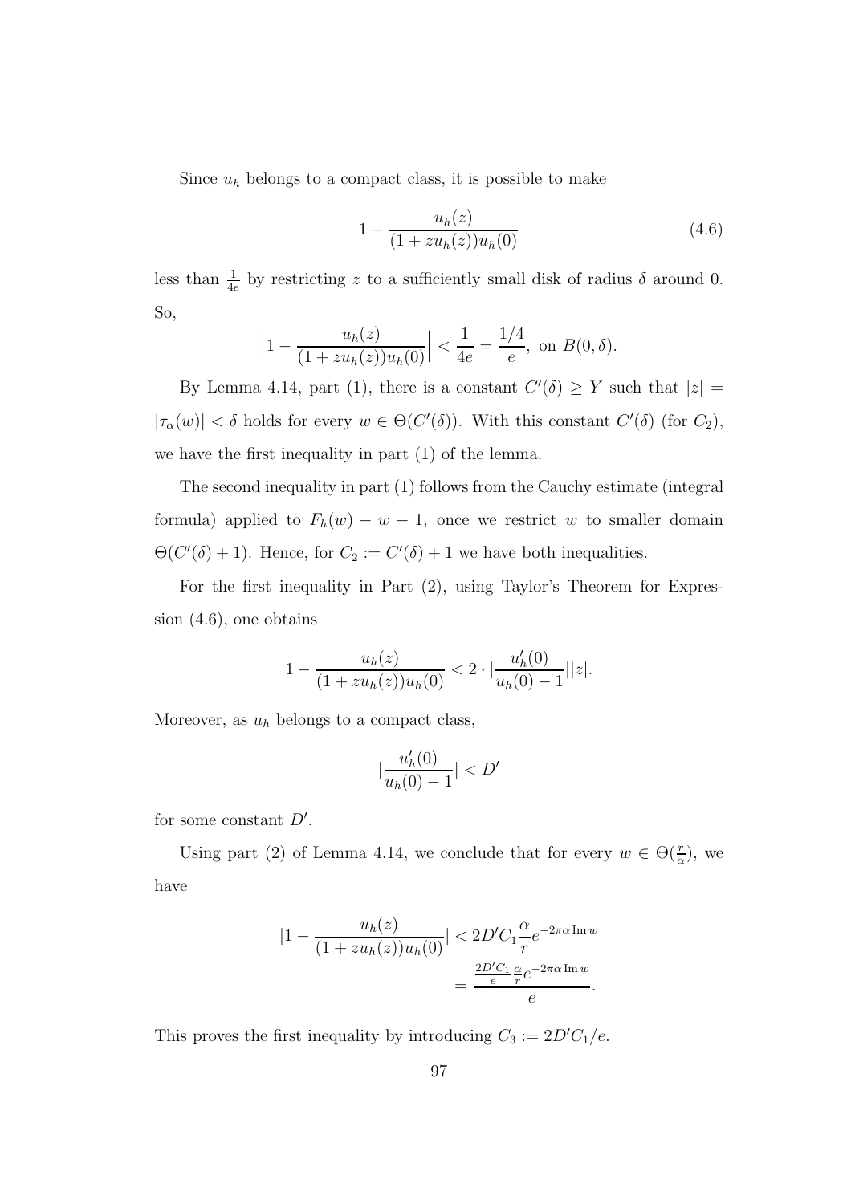Since $u_h$ belongs to a compact class, it is possible to make

$$1 - \frac{u_h(z)}{(1 + zu_h(z))u_h(0)} \tag{4.6}$$

less than $\frac{1}{4e}$ by restricting $z$ to a sufficiently small disk of radius $\delta$ around 0. So,

$$\Big|1 - \frac{u_h(z)}{(1 + zu_h(z))u_h(0)}\Big| < \frac{1}{4e} = \frac{1/4}{e}, \text{ on } B(0, \delta).$$

By Lemma 4.14, part (1), there is a constant $C'(\delta) \geq Y$ such that $|z| = |\tau_\alpha(w)| < \delta$ holds for every $w \in \Theta(C'(\delta))$. With this constant $C'(\delta)$ (for $C_2$), we have the first inequality in part (1) of the lemma.

The second inequality in part (1) follows from the Cauchy estimate (integral formula) applied to $F_h(w) - w - 1$, once we restrict $w$ to smaller domain $\Theta(C'(\delta) + 1)$. Hence, for $C_2 := C'(\delta) + 1$ we have both inequalities.

For the first inequality in Part (2), using Taylor's Theorem for Expression (4.6), one obtains

$$1 - \frac{u_h(z)}{(1 + zu_h(z))u_h(0)} < 2 \cdot |\frac{u_h'(0)}{u_h(0) - 1}||z|.$$

Moreover, as $u_h$ belongs to a compact class,

$$|\frac{u_h'(0)}{u_h(0) - 1}| < D'$$

for some constant $D'$.

Using part (2) of Lemma 4.14, we conclude that for every $w \in \Theta(\frac{r}{\alpha})$, we have

$$\begin{aligned}
|1 - \frac{u_h(z)}{(1 + zu_h(z))u_h(0)}| &< 2D'C_1 \frac{\alpha}{r} e^{-2\pi\alpha \operatorname{Im} w} \\
&= \frac{\frac{2D'C_1}{e} \frac{\alpha}{r} e^{-2\pi\alpha \operatorname{Im} w}}{e}.
\end{aligned}$$

This proves the first inequality by introducing $C_3 := 2D'C_1/e$.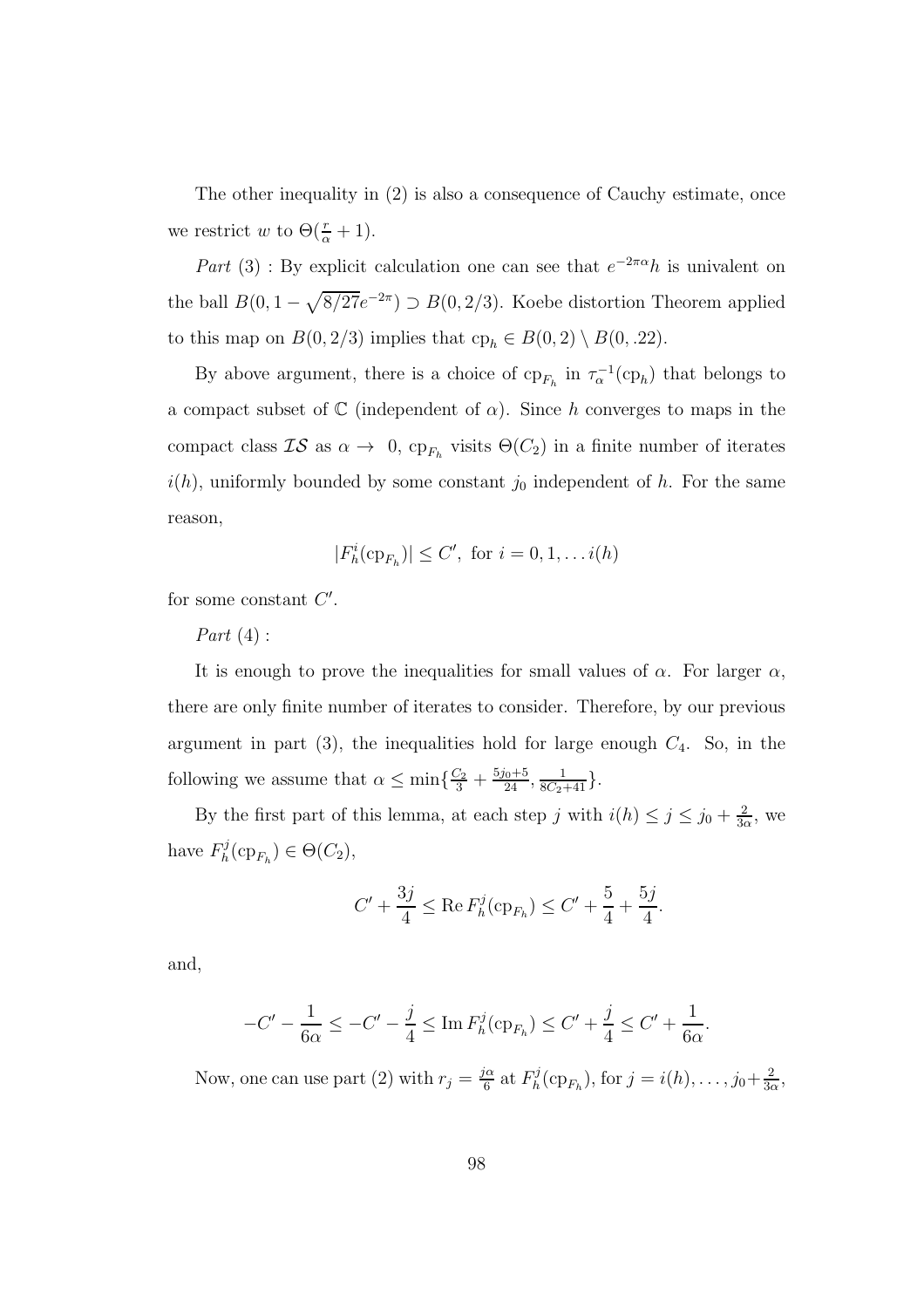The other inequality in (2) is also a consequence of Cauchy estimate, once we restrict $w$ to $\Theta(\frac{r}{\alpha}+1)$.

*Part* (3) : By explicit calculation one can see that $e^{-2\pi\alpha}h$ is univalent on the ball $B(0, 1-\sqrt{8/27}e^{-2\pi}) \supset B(0, 2/3)$. Koebe distortion Theorem applied to this map on $B(0, 2/3)$ implies that $\mathrm{cp}_h \in B(0,2) \setminus B(0, .22)$.

By above argument, there is a choice of $\mathrm{cp}_{F_h}$ in $\tau_\alpha^{-1}(\mathrm{cp}_h)$ that belongs to a compact subset of $\mathbb{C}$ (independent of $\alpha$). Since $h$ converges to maps in the compact class $\mathcal{IS}$ as $\alpha \to 0$, $\mathrm{cp}_{F_h}$ visits $\Theta(C_2)$ in a finite number of iterates $i(h)$, uniformly bounded by some constant $j_0$ independent of $h$. For the same reason,

$$|F_h^i(\mathrm{cp}_{F_h})| \leq C', \text{ for } i = 0, 1, \ldots i(h)$$

for some constant $C'$.

*Part* (4) :

It is enough to prove the inequalities for small values of $\alpha$. For larger $\alpha$, there are only finite number of iterates to consider. Therefore, by our previous argument in part (3), the inequalities hold for large enough $C_4$. So, in the following we assume that $\alpha \leq \min\{\frac{C_2}{3} + \frac{5j_0+5}{24}, \frac{1}{8C_2+41}\}$.

By the first part of this lemma, at each step $j$ with $i(h) \leq j \leq j_0 + \frac{2}{3\alpha}$, we have $F_h^j(\mathrm{cp}_{F_h}) \in \Theta(C_2)$,

$$C' + \frac{3j}{4} \leq \operatorname{Re} F_h^j(\mathrm{cp}_{F_h}) \leq C' + \frac{5}{4} + \frac{5j}{4}.$$

and,

$$-C' - \frac{1}{6\alpha} \leq -C' - \frac{j}{4} \leq \operatorname{Im} F_h^j(\mathrm{cp}_{F_h}) \leq C' + \frac{j}{4} \leq C' + \frac{1}{6\alpha}.$$

Now, one can use part (2) with $r_j = \frac{j\alpha}{6}$ at $F_h^j(\mathrm{cp}_{F_h})$, for $j = i(h), \ldots, j_0 + \frac{2}{3\alpha}$,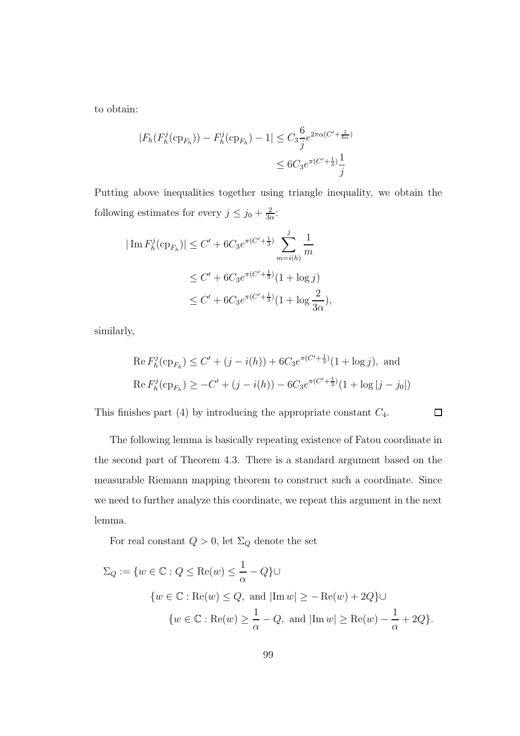to obtain:

$$
\begin{aligned}
|F_h(F_h^j(\mathrm{cp}_{F_h})) - F_h^j(\mathrm{cp}_{F_h}) - 1| &\le C_3 \frac{6}{j} e^{2\pi\alpha(C' + \frac{1}{6\alpha})} \\
&\le 6C_3 e^{\pi(C' + \frac{1}{3})} \frac{1}{j}
\end{aligned}
$$

Putting above inequalities together using triangle inequality, we obtain the following estimates for every $j \le j_0 + \frac{2}{3\alpha}$:

$$
\begin{aligned}
|\operatorname{Im} F_h^j(\mathrm{cp}_{F_h})| &\le C' + 6C_3 e^{\pi(C' + \frac{1}{3})} \sum_{m=i(h)}^{j} \frac{1}{m} \\
&\le C' + 6C_3 e^{\pi(C' + \frac{1}{3})} (1 + \log j) \\
&\le C' + 6C_3 e^{\pi(C' + \frac{1}{3})} (1 + \log \frac{2}{3\alpha}),
\end{aligned}
$$

similarly,

$$
\begin{aligned}
&\operatorname{Re} F_h^j(\mathrm{cp}_{F_h}) \le C' + (j - i(h)) + 6C_3 e^{\pi(C' + \frac{1}{3})} (1 + \log j), \text{ and} \\
&\operatorname{Re} F_h^j(\mathrm{cp}_{F_h}) \ge -C' + (j - i(h)) - 6C_3 e^{\pi(C' + \frac{1}{3})} (1 + \log |j - j_0|)
\end{aligned}
$$

This finishes part (4) by introducing the appropriate constant $C_4$. □

The following lemma is basically repeating existence of Fatou coordinate in the second part of Theorem 4.3. There is a standard argument based on the measurable Riemann mapping theorem to construct such a coordinate. Since we need to further analyze this coordinate, we repeat this argument in the next lemma.

For real constant $Q > 0$, let $\Sigma_Q$ denote the set

$$
\begin{aligned}
\Sigma_Q := \{w \in \mathbb{C} : Q \le \operatorname{Re}(w) \le \frac{1}{\alpha} - Q\} &\cup \\
\{w \in \mathbb{C} : \operatorname{Re}(w) \le Q, \text{ and } |\operatorname{Im} w| \ge -\operatorname{Re}(w) + 2Q\} &\cup \\
\{w \in \mathbb{C} : \operatorname{Re}(w) \ge \frac{1}{\alpha} - Q, \text{ and } |\operatorname{Im} w| \ge \operatorname{Re}(w) - \frac{1}{\alpha} + 2Q\}&.
\end{aligned}
$$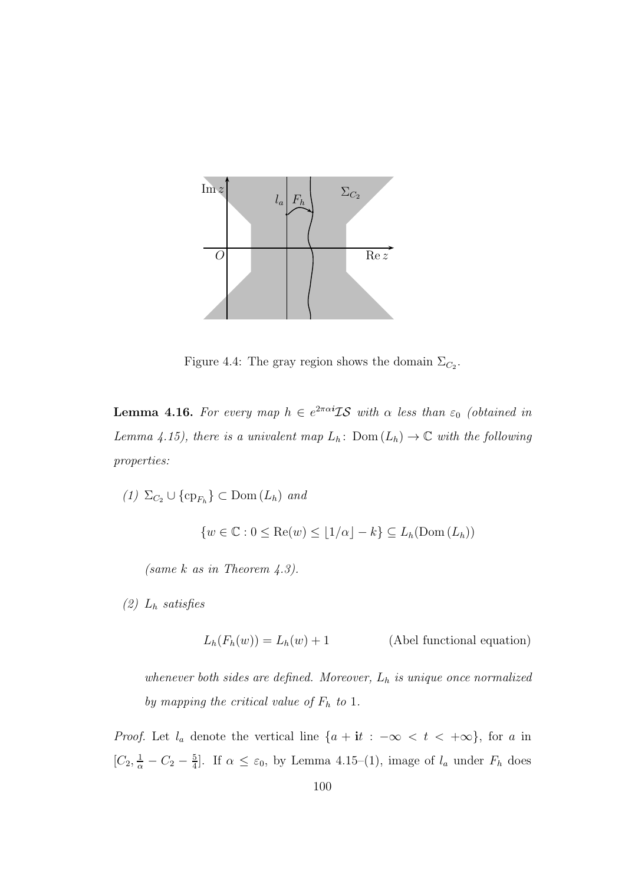Im $z$

$l_a$ $F_h$

$\Sigma_{C_2}$

$O$

Re $z$

Figure 4.4: The gray region shows the domain $\Sigma_{C_2}$.

**Lemma 4.16.** *For every map $h \in e^{2\pi\alpha \mathbf{i}}\mathcal{IS}$ with $\alpha$ less than $\varepsilon_0$ (obtained in Lemma 4.15), there is a univalent map $L_h \colon \operatorname{Dom}(L_h) \to \mathbb{C}$ with the following properties:*

*(1) $\Sigma_{C_2} \cup \{\mathrm{cp}_{F_h}\} \subset \operatorname{Dom}(L_h)$ and*

$$\{w \in \mathbb{C} : 0 \leq \operatorname{Re}(w) \leq \lfloor 1/\alpha \rfloor - k\} \subseteq L_h(\operatorname{Dom}(L_h))$$

*(same $k$ as in Theorem 4.3).*

*(2) $L_h$ satisfies*

$$L_h(F_h(w)) = L_h(w) + 1 \qquad \text{(Abel functional equation)}$$

*whenever both sides are defined. Moreover, $L_h$ is unique once normalized by mapping the critical value of $F_h$ to 1.*

*Proof.* Let $l_a$ denote the vertical line $\{a + \mathbf{i}t : -\infty < t < +\infty\}$, for $a$ in $[C_2, \frac{1}{\alpha} - C_2 - \frac{5}{4}]$. If $\alpha \leq \varepsilon_0$, by Lemma 4.15–(1), image of $l_a$ under $F_h$ does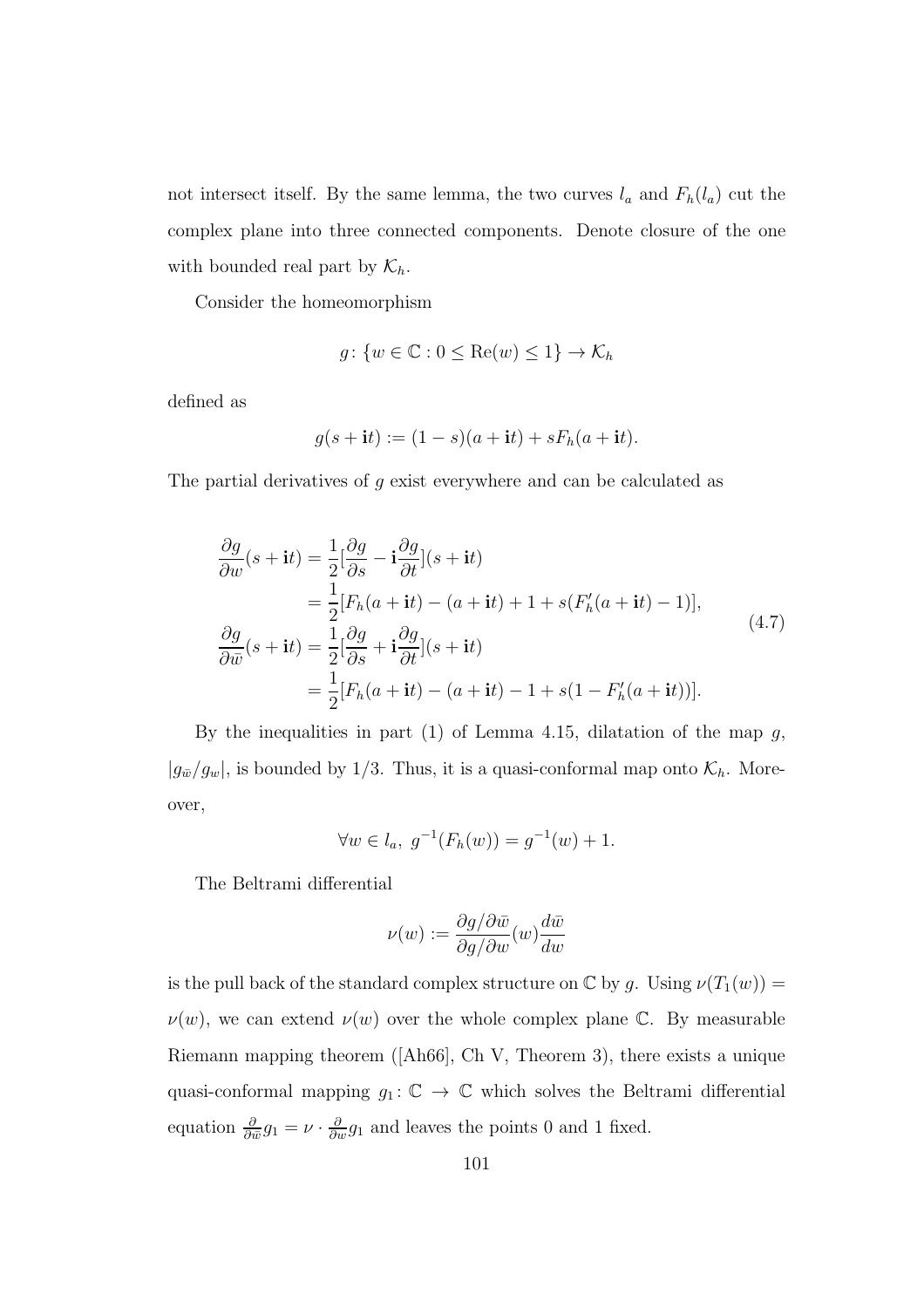not intersect itself. By the same lemma, the two curves $l_a$ and $F_h(l_a)$ cut the complex plane into three connected components. Denote closure of the one with bounded real part by $\mathcal{K}_h$.

Consider the homeomorphism

$$g\colon \{w \in \mathbb{C} : 0 \leq \mathrm{Re}(w) \leq 1\} \to \mathcal{K}_h$$

defined as

$$g(s + \mathbf{i}t) := (1 - s)(a + \mathbf{i}t) + sF_h(a + \mathbf{i}t).$$

The partial derivatives of $g$ exist everywhere and can be calculated as

$$\begin{aligned}
\frac{\partial g}{\partial w}(s + \mathbf{i}t) &= \frac{1}{2}[\frac{\partial g}{\partial s} - \mathbf{i}\frac{\partial g}{\partial t}](s + \mathbf{i}t) \\
&= \frac{1}{2}[F_h(a + \mathbf{i}t) - (a + \mathbf{i}t) + 1 + s(F_h'(a + \mathbf{i}t) - 1)], \\
\frac{\partial g}{\partial \bar{w}}(s + \mathbf{i}t) &= \frac{1}{2}[\frac{\partial g}{\partial s} + \mathbf{i}\frac{\partial g}{\partial t}](s + \mathbf{i}t) \\
&= \frac{1}{2}[F_h(a + \mathbf{i}t) - (a + \mathbf{i}t) - 1 + s(1 - F_h'(a + \mathbf{i}t))].
\end{aligned} \tag{4.7}$$

By the inequalities in part (1) of Lemma 4.15, dilatation of the map $g$, $|g_{\bar{w}}/g_w|$, is bounded by $1/3$. Thus, it is a quasi-conformal map onto $\mathcal{K}_h$. Moreover,

$$\forall w \in l_a,\ g^{-1}(F_h(w)) = g^{-1}(w) + 1.$$

The Beltrami differential

$$\nu(w) := \frac{\partial g/\partial \bar{w}}{\partial g/\partial w}(w)\frac{d\bar{w}}{dw}$$

is the pull back of the standard complex structure on $\mathbb{C}$ by $g$. Using $\nu(T_1(w)) = \nu(w)$, we can extend $\nu(w)$ over the whole complex plane $\mathbb{C}$. By measurable Riemann mapping theorem ([Ah66], Ch V, Theorem 3), there exists a unique quasi-conformal mapping $g_1\colon \mathbb{C} \to \mathbb{C}$ which solves the Beltrami differential equation $\frac{\partial}{\partial \bar{w}}g_1 = \nu \cdot \frac{\partial}{\partial w}g_1$ and leaves the points 0 and 1 fixed.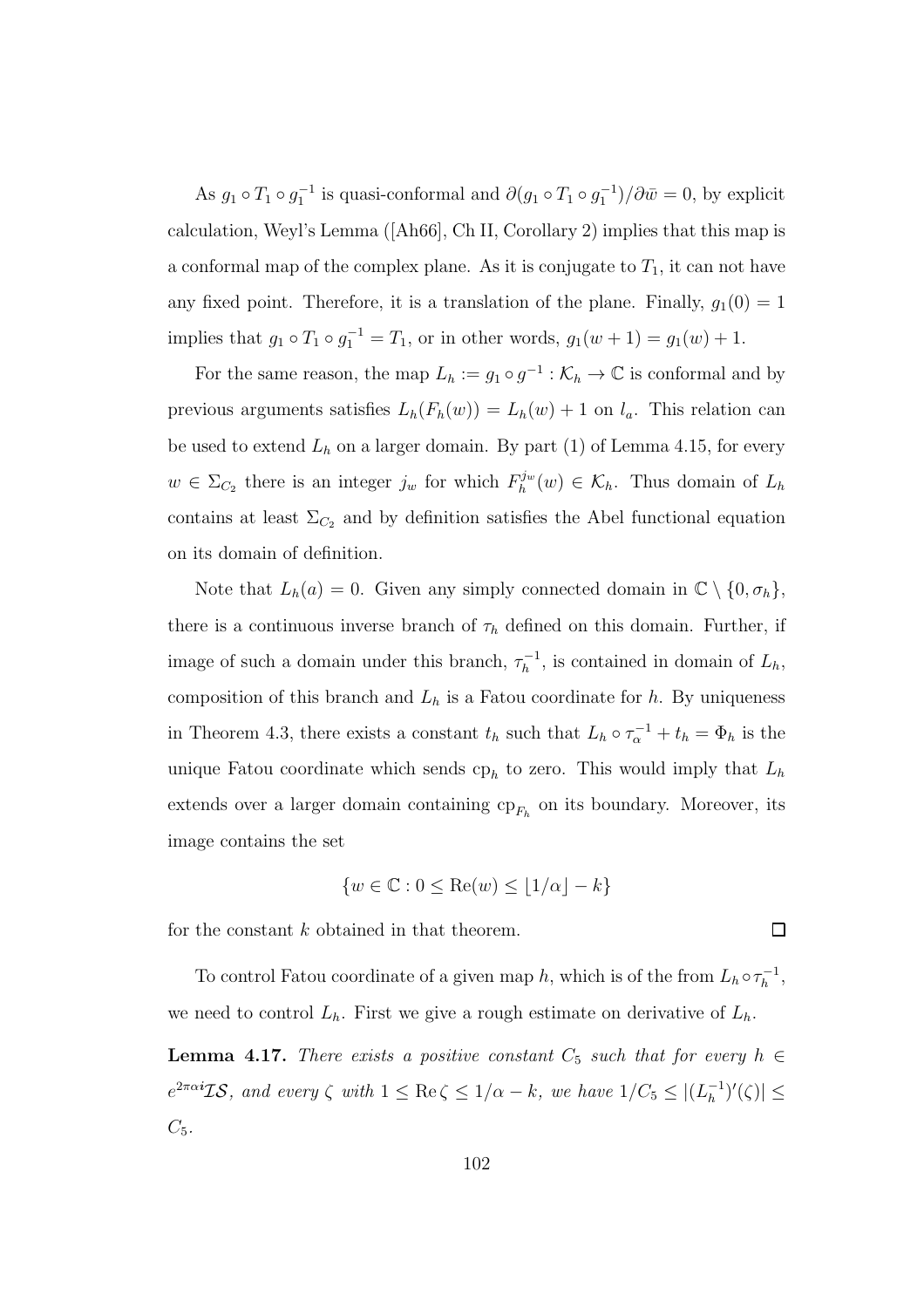As $g_1 \circ T_1 \circ g_1^{-1}$ is quasi-conformal and $\partial(g_1 \circ T_1 \circ g_1^{-1})/\partial \bar{w} = 0$, by explicit calculation, Weyl's Lemma ([Ah66], Ch II, Corollary 2) implies that this map is a conformal map of the complex plane. As it is conjugate to $T_1$, it can not have any fixed point. Therefore, it is a translation of the plane. Finally, $g_1(0) = 1$ implies that $g_1 \circ T_1 \circ g_1^{-1} = T_1$, or in other words, $g_1(w + 1) = g_1(w) + 1$.

For the same reason, the map $L_h := g_1 \circ g^{-1} : \mathcal{K}_h \to \mathbb{C}$ is conformal and by previous arguments satisfies $L_h(F_h(w)) = L_h(w) + 1$ on $l_a$. This relation can be used to extend $L_h$ on a larger domain. By part (1) of Lemma 4.15, for every $w \in \Sigma_{C_2}$ there is an integer $j_w$ for which $F_h^{j_w}(w) \in \mathcal{K}_h$. Thus domain of $L_h$ contains at least $\Sigma_{C_2}$ and by definition satisfies the Abel functional equation on its domain of definition.

Note that $L_h(a) = 0$. Given any simply connected domain in $\mathbb{C} \setminus \{0, \sigma_h\}$, there is a continuous inverse branch of $\tau_h$ defined on this domain. Further, if image of such a domain under this branch, $\tau_h^{-1}$, is contained in domain of $L_h$, composition of this branch and $L_h$ is a Fatou coordinate for $h$. By uniqueness in Theorem 4.3, there exists a constant $t_h$ such that $L_h \circ \tau_\alpha^{-1} + t_h = \Phi_h$ is the unique Fatou coordinate which sends $\mathrm{cp}_h$ to zero. This would imply that $L_h$ extends over a larger domain containing $\mathrm{cp}_{F_h}$ on its boundary. Moreover, its image contains the set

$$\{w \in \mathbb{C} : 0 \leq \mathrm{Re}(w) \leq \lfloor 1/\alpha \rfloor - k\}$$

for the constant $k$ obtained in that theorem. $\square$

To control Fatou coordinate of a given map $h$, which is of the from $L_h \circ \tau_h^{-1}$, we need to control $L_h$. First we give a rough estimate on derivative of $L_h$.

**Lemma 4.17.** *There exists a positive constant $C_5$ such that for every $h \in e^{2\pi\alpha i}\mathcal{IS}$, and every $\zeta$ with $1 \leq \mathrm{Re}\, \zeta \leq 1/\alpha - k$, we have $1/C_5 \leq |(L_h^{-1})'(\zeta)| \leq C_5$.*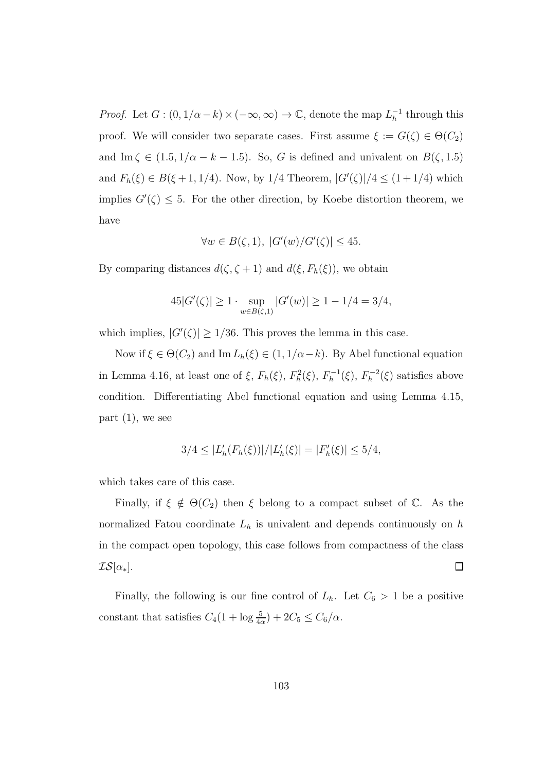*Proof.* Let $G : (0, 1/\alpha - k) \times (-\infty, \infty) \to \mathbb{C}$, denote the map $L_h^{-1}$ through this proof. We will consider two separate cases. First assume $\xi := G(\zeta) \in \Theta(C_2)$ and $\operatorname{Im} \zeta \in (1.5, 1/\alpha - k - 1.5)$. So, $G$ is defined and univalent on $B(\zeta, 1.5)$ and $F_h(\xi) \in B(\xi + 1, 1/4)$. Now, by 1/4 Theorem, $|G'(\zeta)|/4 \leq (1 + 1/4)$ which implies $G'(\zeta) \leq 5$. For the other direction, by Koebe distortion theorem, we have

$$\forall w \in B(\zeta, 1),\ |G'(w)/G'(\zeta)| \leq 45.$$

By comparing distances $d(\zeta, \zeta + 1)$ and $d(\xi, F_h(\xi))$, we obtain

$$45|G'(\zeta)| \geq 1 \cdot \sup_{w \in B(\zeta,1)} |G'(w)| \geq 1 - 1/4 = 3/4,$$

which implies, $|G'(\zeta)| \geq 1/36$. This proves the lemma in this case.

Now if $\xi \in \Theta(C_2)$ and $\operatorname{Im} L_h(\xi) \in (1, 1/\alpha - k)$. By Abel functional equation in Lemma 4.16, at least one of $\xi$, $F_h(\xi)$, $F_h^2(\xi)$, $F_h^{-1}(\xi)$, $F_h^{-2}(\xi)$ satisfies above condition. Differentiating Abel functional equation and using Lemma 4.15, part (1), we see

$$3/4 \leq |L_h'(F_h(\xi))|/|L_h'(\xi)| = |F_h'(\xi)| \leq 5/4,$$

which takes care of this case.

Finally, if $\xi \notin \Theta(C_2)$ then $\xi$ belong to a compact subset of $\mathbb{C}$. As the normalized Fatou coordinate $L_h$ is univalent and depends continuously on $h$ in the compact open topology, this case follows from compactness of the class $\mathcal{IS}[\alpha_*]$. ◻

Finally, the following is our fine control of $L_h$. Let $C_6 > 1$ be a positive constant that satisfies $C_4(1 + \log \frac{5}{4\alpha}) + 2C_5 \leq C_6/\alpha$.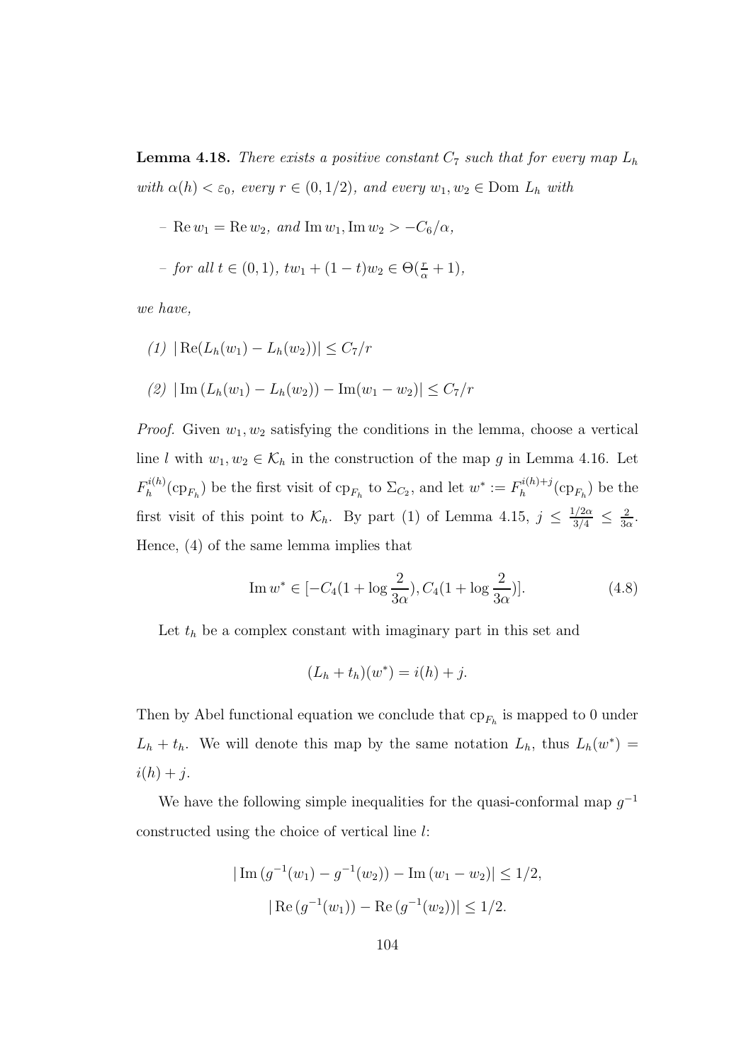**Lemma 4.18.** *There exists a positive constant $C_7$ such that for every map $L_h$ with $\alpha(h) < \varepsilon_0$, every $r \in (0, 1/2)$, and every $w_1, w_2 \in \operatorname{Dom} L_h$ with*

- *$\operatorname{Re} w_1 = \operatorname{Re} w_2$, and $\operatorname{Im} w_1, \operatorname{Im} w_2 > -C_6/\alpha$,*
- *for all $t \in (0, 1)$, $tw_1 + (1-t)w_2 \in \Theta(\frac{r}{\alpha} + 1)$,*

*we have,*

*(1)* $|\operatorname{Re}(L_h(w_1) - L_h(w_2))| \leq C_7/r$

*(2)* $|\operatorname{Im}(L_h(w_1) - L_h(w_2)) - \operatorname{Im}(w_1 - w_2)| \leq C_7/r$

*Proof.* Given $w_1, w_2$ satisfying the conditions in the lemma, choose a vertical line $l$ with $w_1, w_2 \in \mathcal{K}_h$ in the construction of the map $g$ in Lemma 4.16. Let $F_h^{i(h)}(\mathrm{cp}_{F_h})$ be the first visit of $\mathrm{cp}_{F_h}$ to $\Sigma_{C_2}$, and let $w^* := F_h^{i(h)+j}(\mathrm{cp}_{F_h})$ be the first visit of this point to $\mathcal{K}_h$. By part (1) of Lemma 4.15, $j \leq \frac{1/2\alpha}{3/4} \leq \frac{2}{3\alpha}$. Hence, (4) of the same lemma implies that

$$\operatorname{Im} w^* \in [-C_4(1 + \log \frac{2}{3\alpha}), C_4(1 + \log \frac{2}{3\alpha})]. \tag{4.8}$$

Let $t_h$ be a complex constant with imaginary part in this set and

$$(L_h + t_h)(w^*) = i(h) + j.$$

Then by Abel functional equation we conclude that $\mathrm{cp}_{F_h}$ is mapped to 0 under $L_h + t_h$. We will denote this map by the same notation $L_h$, thus $L_h(w^*) = i(h) + j$.

We have the following simple inequalities for the quasi-conformal map $g^{-1}$ constructed using the choice of vertical line $l$:

$$|\operatorname{Im}(g^{-1}(w_1) - g^{-1}(w_2)) - \operatorname{Im}(w_1 - w_2)| \leq 1/2,$$
$$|\operatorname{Re}(g^{-1}(w_1)) - \operatorname{Re}(g^{-1}(w_2))| \leq 1/2.$$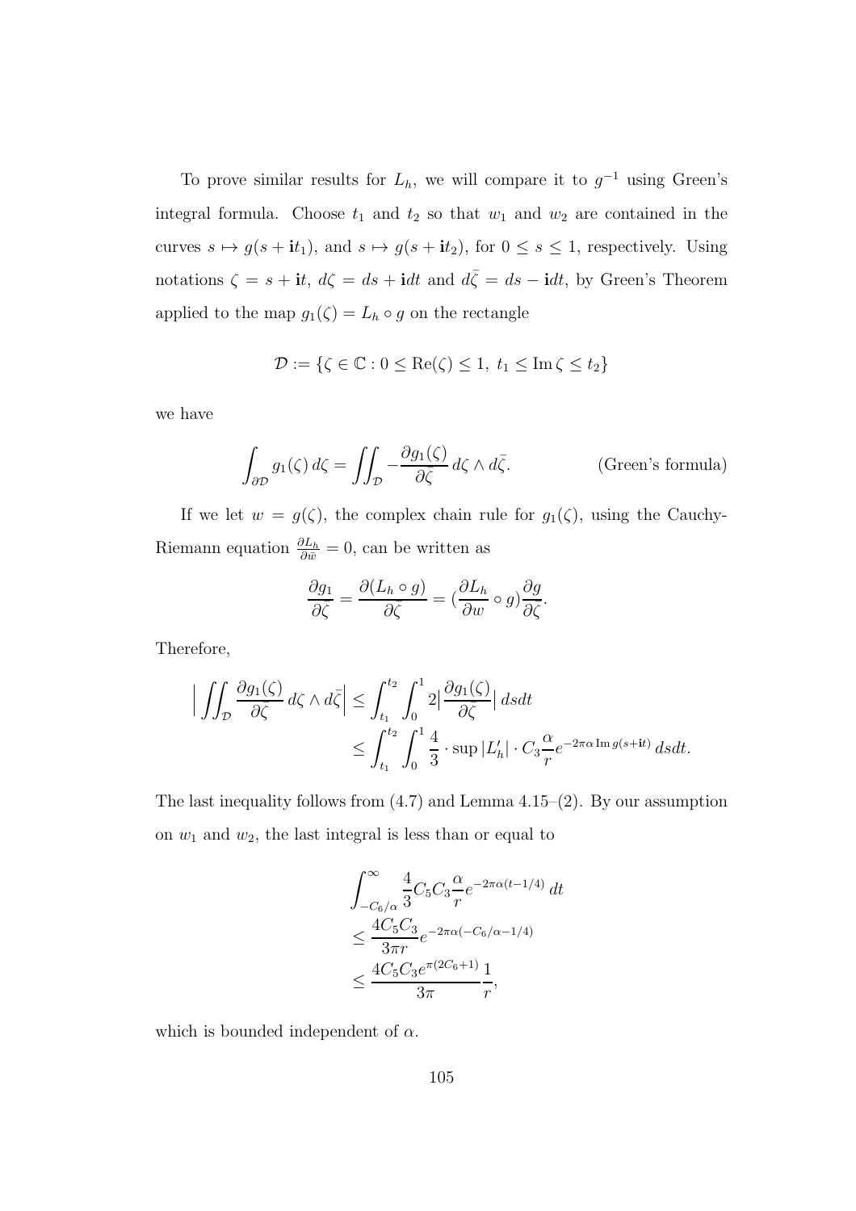To prove similar results for $L_h$, we will compare it to $g^{-1}$ using Green's integral formula. Choose $t_1$ and $t_2$ so that $w_1$ and $w_2$ are contained in the curves $s \mapsto g(s + \mathbf{i}t_1)$, and $s \mapsto g(s + \mathbf{i}t_2)$, for $0 \le s \le 1$, respectively. Using notations $\zeta = s + \mathbf{i}t$, $d\zeta = ds + \mathbf{i}dt$ and $d\bar{\zeta} = ds - \mathbf{i}dt$, by Green's Theorem applied to the map $g_1(\zeta) = L_h \circ g$ on the rectangle

$$\mathcal{D} := \{\zeta \in \mathbb{C} : 0 \le \operatorname{Re}(\zeta) \le 1,\ t_1 \le \operatorname{Im} \zeta \le t_2\}$$

we have

$$\int_{\partial \mathcal{D}} g_1(\zeta)\, d\zeta = \iint_{\mathcal{D}} -\frac{\partial g_1(\zeta)}{\partial \bar{\zeta}}\, d\zeta \wedge d\bar{\zeta}. \qquad \text{(Green's formula)}$$

If we let $w = g(\zeta)$, the complex chain rule for $g_1(\zeta)$, using the Cauchy-Riemann equation $\frac{\partial L_h}{\partial \bar{w}} = 0$, can be written as

$$\frac{\partial g_1}{\partial \bar{\zeta}} = \frac{\partial (L_h \circ g)}{\partial \bar{\zeta}} = (\frac{\partial L_h}{\partial w} \circ g)\frac{\partial g}{\partial \bar{\zeta}}.$$

Therefore,

$$\begin{aligned}
\Big| \iint_{\mathcal{D}} \frac{\partial g_1(\zeta)}{\partial \bar{\zeta}}\, d\zeta \wedge d\bar{\zeta} \Big| &\le \int_{t_1}^{t_2} \int_0^1 2 \Big| \frac{\partial g_1(\zeta)}{\partial \bar{\zeta}} \Big|\, ds dt \\
&\le \int_{t_1}^{t_2} \int_0^1 \frac{4}{3} \cdot \sup |L_h'| \cdot C_3 \frac{\alpha}{r} e^{-2\pi\alpha \operatorname{Im} g(s+\mathbf{i}t)}\, ds dt.
\end{aligned}$$

The last inequality follows from (4.7) and Lemma 4.15–(2). By our assumption on $w_1$ and $w_2$, the last integral is less than or equal to

$$\begin{aligned}
&\int_{-C_6/\alpha}^{\infty} \frac{4}{3} C_5 C_3 \frac{\alpha}{r} e^{-2\pi\alpha(t-1/4)}\, dt \\
&\le \frac{4C_5C_3}{3\pi r} e^{-2\pi\alpha(-C_6/\alpha - 1/4)} \\
&\le \frac{4C_5C_3 e^{\pi(2C_6+1)}}{3\pi} \frac{1}{r},
\end{aligned}$$

which is bounded independent of $\alpha$.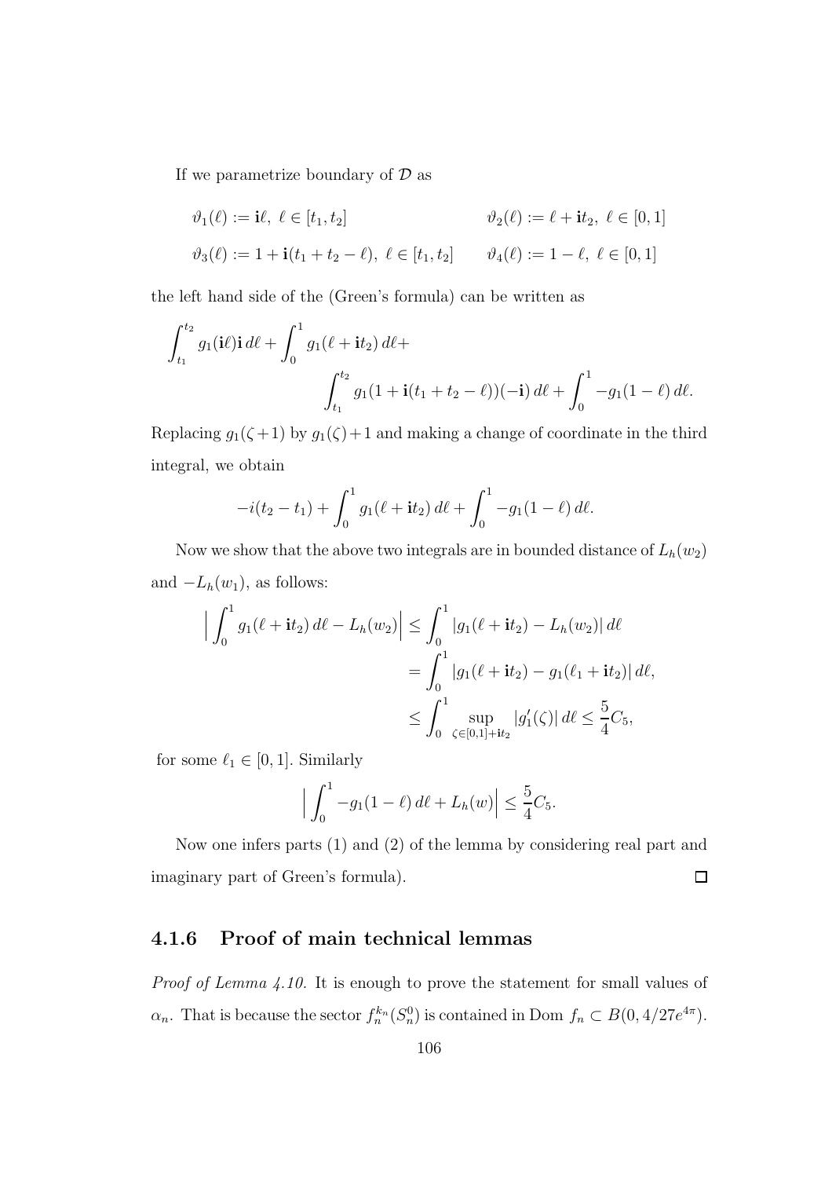If we parametrize boundary of $\mathcal{D}$ as

$$\vartheta_1(\ell) := \mathbf{i}\ell,\ \ell \in [t_1, t_2] \qquad\qquad \vartheta_2(\ell) := \ell + \mathbf{i}t_2,\ \ell \in [0,1]$$

$$\vartheta_3(\ell) := 1 + \mathbf{i}(t_1 + t_2 - \ell),\ \ell \in [t_1, t_2] \qquad \vartheta_4(\ell) := 1 - \ell,\ \ell \in [0,1]$$

the left hand side of the (Green's formula) can be written as

$$\int_{t_1}^{t_2} g_1(\mathbf{i}\ell)\mathbf{i}\, d\ell + \int_0^1 g_1(\ell + \mathbf{i}t_2)\, d\ell + \int_{t_1}^{t_2} g_1(1 + \mathbf{i}(t_1 + t_2 - \ell))(-\mathbf{i})\, d\ell + \int_0^1 -g_1(1-\ell)\, d\ell.$$

Replacing $g_1(\zeta+1)$ by $g_1(\zeta)+1$ and making a change of coordinate in the third integral, we obtain

$$-i(t_2 - t_1) + \int_0^1 g_1(\ell + \mathbf{i}t_2)\, d\ell + \int_0^1 -g_1(1-\ell)\, d\ell.$$

Now we show that the above two integrals are in bounded distance of $L_h(w_2)$ and $-L_h(w_1)$, as follows:

$$\begin{aligned}
\Big| \int_0^1 g_1(\ell + \mathbf{i}t_2)\, d\ell - L_h(w_2) \Big| &\leq \int_0^1 |g_1(\ell + \mathbf{i}t_2) - L_h(w_2)|\, d\ell \\
&= \int_0^1 |g_1(\ell + \mathbf{i}t_2) - g_1(\ell_1 + \mathbf{i}t_2)|\, d\ell, \\
&\leq \int_0^1 \sup_{\zeta \in [0,1] + \mathbf{i}t_2} |g_1'(\zeta)|\, d\ell \leq \frac{5}{4} C_5,
\end{aligned}$$

for some $\ell_1 \in [0,1]$. Similarly

$$\Big| \int_0^1 -g_1(1-\ell)\, d\ell + L_h(w) \Big| \leq \frac{5}{4} C_5.$$

Now one infers parts (1) and (2) of the lemma by considering real part and imaginary part of Green's formula). $\square$

### 4.1.6 Proof of main technical lemmas

*Proof of Lemma 4.10.* It is enough to prove the statement for small values of $\alpha_n$. That is because the sector $f_n^{k_n}(S_n^0)$ is contained in $\operatorname{Dom} f_n \subset B(0, 4/27e^{4\pi})$.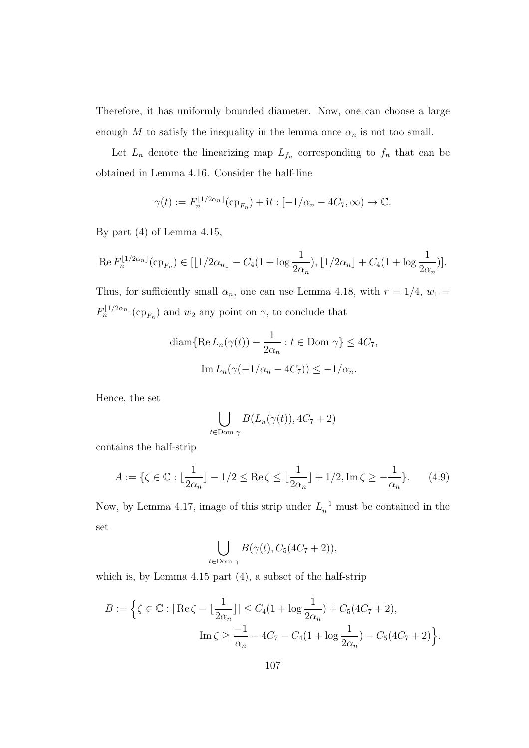Therefore, it has uniformly bounded diameter. Now, one can choose a large enough $M$ to satisfy the inequality in the lemma once $\alpha_n$ is not too small.

Let $L_n$ denote the linearizing map $L_{f_n}$ corresponding to $f_n$ that can be obtained in Lemma 4.16. Consider the half-line

$$\gamma(t) := F_n^{\lfloor 1/2\alpha_n \rfloor}(\mathrm{cp}_{F_n}) + \mathbf{i}t : [-1/\alpha_n - 4C_7, \infty) \to \mathbb{C}.$$

By part (4) of Lemma 4.15,

$$\operatorname{Re} F_n^{\lfloor 1/2\alpha_n \rfloor}(\mathrm{cp}_{F_n}) \in [\lfloor 1/2\alpha_n \rfloor - C_4(1 + \log \frac{1}{2\alpha_n}), \lfloor 1/2\alpha_n \rfloor + C_4(1 + \log \frac{1}{2\alpha_n})].$$

Thus, for sufficiently small $\alpha_n$, one can use Lemma 4.18, with $r = 1/4$, $w_1 = F_n^{\lfloor 1/2\alpha_n \rfloor}(\mathrm{cp}_{F_n})$ and $w_2$ any point on $\gamma$, to conclude that

$$\operatorname{diam}\{\operatorname{Re} L_n(\gamma(t)) - \frac{1}{2\alpha_n} : t \in \operatorname{Dom} \gamma\} \le 4C_7,$$

$$\operatorname{Im} L_n(\gamma(-1/\alpha_n - 4C_7)) \le -1/\alpha_n.$$

Hence, the set

$$\bigcup_{t \in \operatorname{Dom} \gamma} B(L_n(\gamma(t)), 4C_7 + 2)$$

contains the half-strip

$$A := \{\zeta \in \mathbb{C} : \lfloor \frac{1}{2\alpha_n} \rfloor - 1/2 \le \operatorname{Re} \zeta \le \lfloor \frac{1}{2\alpha_n} \rfloor + 1/2, \operatorname{Im} \zeta \ge -\frac{1}{\alpha_n}\}. \tag{4.9}$$

Now, by Lemma 4.17, image of this strip under $L_n^{-1}$ must be contained in the set

$$\bigcup_{t \in \operatorname{Dom} \gamma} B(\gamma(t), C_5(4C_7 + 2)),$$

which is, by Lemma 4.15 part (4), a subset of the half-strip

$$B := \Big\{\zeta \in \mathbb{C} : |\operatorname{Re} \zeta - \lfloor \frac{1}{2\alpha_n} \rfloor| \le C_4(1 + \log \frac{1}{2\alpha_n}) + C_5(4C_7 + 2),$$
$$\operatorname{Im} \zeta \ge \frac{-1}{\alpha_n} - 4C_7 - C_4(1 + \log \frac{1}{2\alpha_n}) - C_5(4C_7 + 2)\Big\}.$$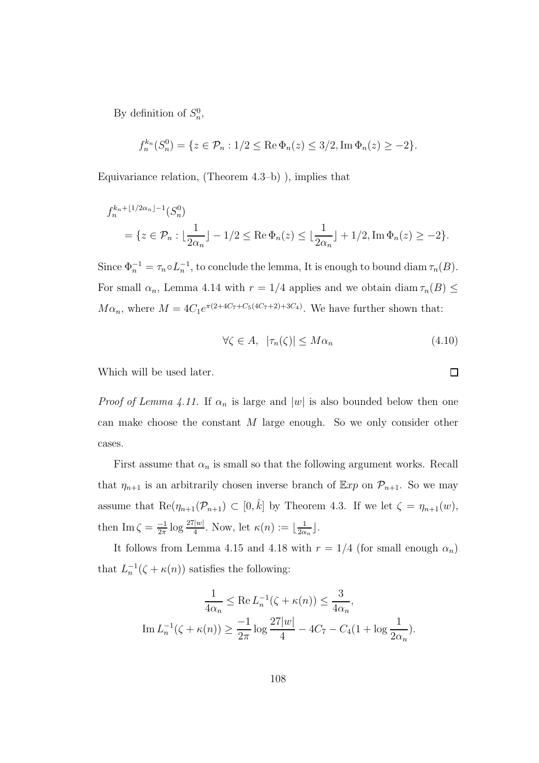By definition of $S_n^0$,

$$f_n^{k_n}(S_n^0) = \{z \in \mathcal{P}_n : 1/2 \leq \operatorname{Re} \Phi_n(z) \leq 3/2, \operatorname{Im} \Phi_n(z) \geq -2\}.$$

Equivariance relation, (Theorem 4.3–b) ), implies that

$$\begin{aligned}
&f_n^{k_n + \lfloor 1/2\alpha_n \rfloor - 1}(S_n^0) \\
&= \{z \in \mathcal{P}_n : \lfloor \frac{1}{2\alpha_n} \rfloor - 1/2 \leq \operatorname{Re} \Phi_n(z) \leq \lfloor \frac{1}{2\alpha_n} \rfloor + 1/2, \operatorname{Im} \Phi_n(z) \geq -2\}.
\end{aligned}$$

Since $\Phi_n^{-1} = \tau_n \circ L_n^{-1}$, to conclude the lemma, It is enough to bound $\operatorname{diam} \tau_n(B)$. For small $\alpha_n$, Lemma 4.14 with $r = 1/4$ applies and we obtain $\operatorname{diam} \tau_n(B) \leq M\alpha_n$, where $M = 4C_1 e^{\pi(2+4C_7+C_5(4C_7+2)+3C_4)}$. We have further shown that:

$$\forall \zeta \in A, \quad |\tau_n(\zeta)| \leq M\alpha_n \tag{4.10}$$

Which will be used later. □

*Proof of Lemma 4.11.* If $\alpha_n$ is large and $|w|$ is also bounded below then one can make choose the constant $M$ large enough. So we only consider other cases.

First assume that $\alpha_n$ is small so that the following argument works. Recall that $\eta_{n+1}$ is an arbitrarily chosen inverse branch of $\mathbb{E}xp$ on $\mathcal{P}_{n+1}$. So we may assume that $\operatorname{Re}(\eta_{n+1}(\mathcal{P}_{n+1}) \subset [0, \hat{k}]$ by Theorem 4.3. If we let $\zeta = \eta_{n+1}(w)$, then $\operatorname{Im} \zeta = \frac{-1}{2\pi} \log \frac{27|w|}{4}$. Now, let $\kappa(n) := \lfloor \frac{1}{2\alpha_n} \rfloor$.

It follows from Lemma 4.15 and 4.18 with $r = 1/4$ (for small enough $\alpha_n$) that $L_n^{-1}(\zeta + \kappa(n))$ satisfies the following:

$$\begin{aligned}
\frac{1}{4\alpha_n} \leq \operatorname{Re} L_n^{-1}(\zeta + \kappa(n)) \leq \frac{3}{4\alpha_n}, \\
\operatorname{Im} L_n^{-1}(\zeta + \kappa(n)) \geq \frac{-1}{2\pi} \log \frac{27|w|}{4} - 4C_7 - C_4(1 + \log \frac{1}{2\alpha_n}).
\end{aligned}$$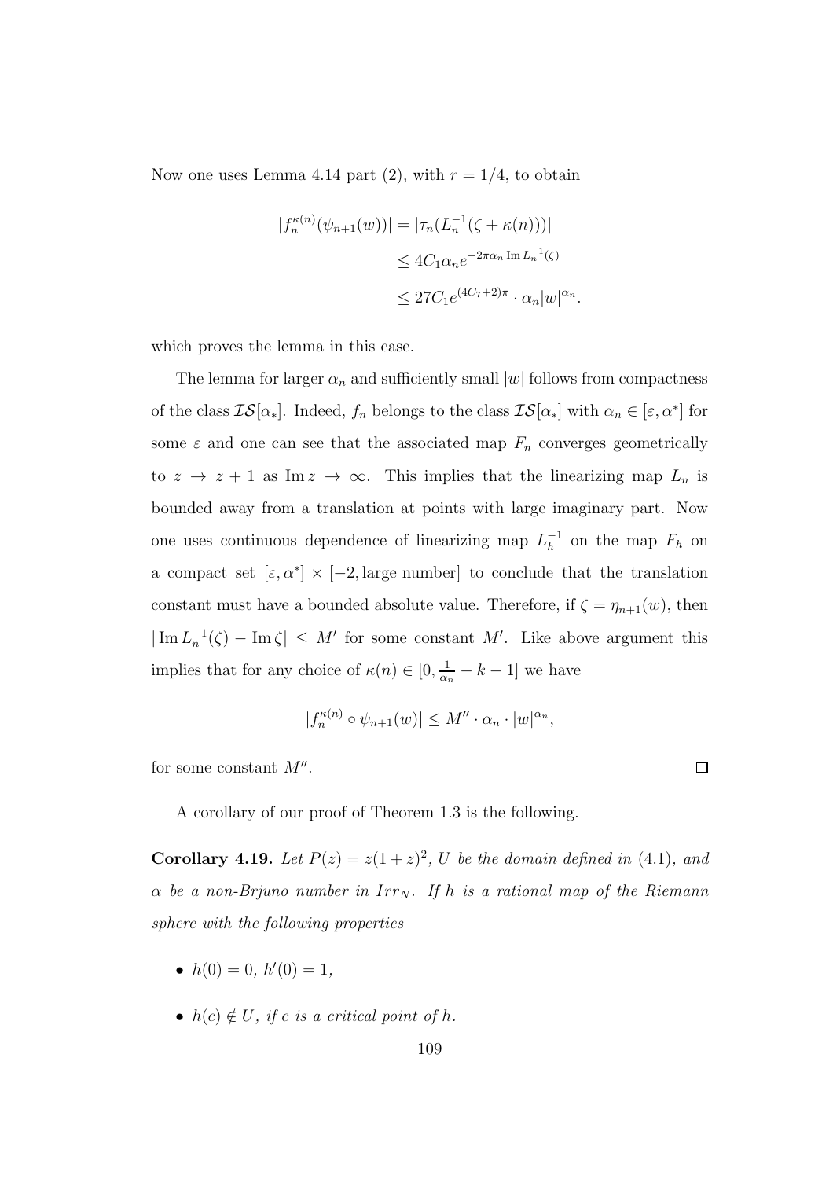Now one uses Lemma 4.14 part (2), with $r = 1/4$, to obtain

$$
\begin{aligned}
|f_n^{\kappa(n)}(\psi_{n+1}(w))| &= |\tau_n(L_n^{-1}(\zeta + \kappa(n)))| \\
&\leq 4C_1\alpha_n e^{-2\pi\alpha_n \operatorname{Im} L_n^{-1}(\zeta)} \\
&\leq 27C_1 e^{(4C_7+2)\pi} \cdot \alpha_n |w|^{\alpha_n}.
\end{aligned}
$$

which proves the lemma in this case.

The lemma for larger $\alpha_n$ and sufficiently small $|w|$ follows from compactness of the class $\mathcal{IS}[\alpha_*]$. Indeed, $f_n$ belongs to the class $\mathcal{IS}[\alpha_*]$ with $\alpha_n \in [\varepsilon, \alpha^*]$ for some $\varepsilon$ and one can see that the associated map $F_n$ converges geometrically to $z \to z+1$ as $\operatorname{Im} z \to \infty$. This implies that the linearizing map $L_n$ is bounded away from a translation at points with large imaginary part. Now one uses continuous dependence of linearizing map $L_h^{-1}$ on the map $F_h$ on a compact set $[\varepsilon, \alpha^*] \times [-2, \text{large number}]$ to conclude that the translation constant must have a bounded absolute value. Therefore, if $\zeta = \eta_{n+1}(w)$, then $|\operatorname{Im} L_n^{-1}(\zeta) - \operatorname{Im} \zeta| \leq M'$ for some constant $M'$. Like above argument this implies that for any choice of $\kappa(n) \in [0, \frac{1}{\alpha_n} - k - 1]$ we have

$$
|f_n^{\kappa(n)} \circ \psi_{n+1}(w)| \leq M'' \cdot \alpha_n \cdot |w|^{\alpha_n},
$$

for some constant $M''$. $\square$

A corollary of our proof of Theorem 1.3 is the following.

**Corollary 4.19.** *Let $P(z) = z(1+z)^2$, $U$ be the domain defined in (4.1), and $\alpha$ be a non-Brjuno number in $Irr_N$. If $h$ is a rational map of the Riemann sphere with the following properties*

- $h(0) = 0$, $h'(0) = 1$,
- $h(c) \notin U$, *if $c$ is a critical point of $h$.*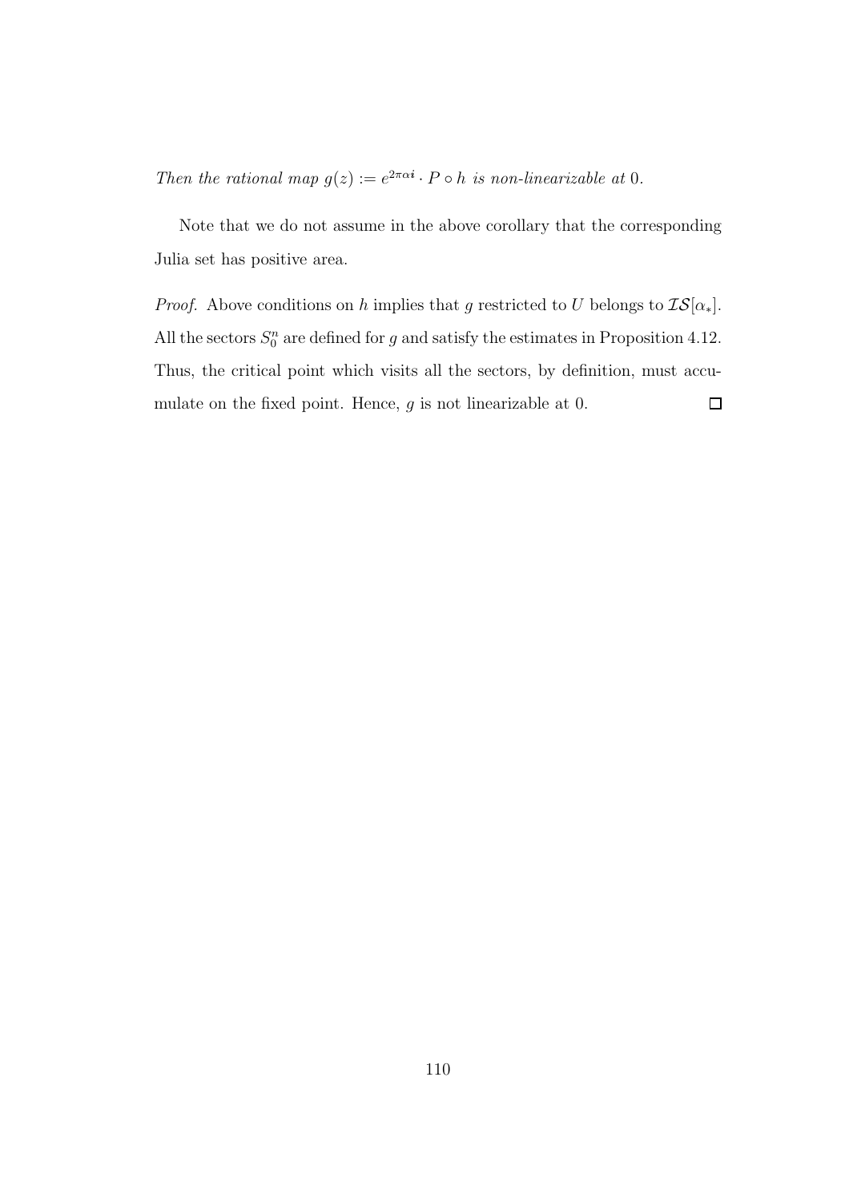*Then the rational map $g(z) := e^{2\pi\alpha i} \cdot P \circ h$ is non-linearizable at* 0.

Note that we do not assume in the above corollary that the corresponding Julia set has positive area.

*Proof.* Above conditions on $h$ implies that $g$ restricted to $U$ belongs to $\mathcal{IS}[\alpha_*]$. All the sectors $S_0^n$ are defined for $g$ and satisfy the estimates in Proposition 4.12. Thus, the critical point which visits all the sectors, by definition, must accumulate on the fixed point. Hence, $g$ is not linearizable at 0. $\square$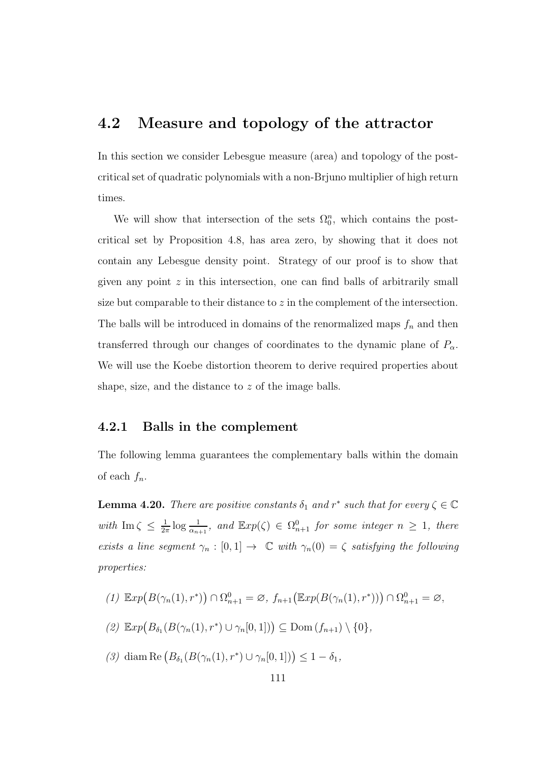## 4.2 Measure and topology of the attractor

In this section we consider Lebesgue measure (area) and topology of the post-critical set of quadratic polynomials with a non-Brjuno multiplier of high return times.

We will show that intersection of the sets $\Omega_0^n$, which contains the post-critical set by Proposition 4.8, has area zero, by showing that it does not contain any Lebesgue density point. Strategy of our proof is to show that given any point $z$ in this intersection, one can find balls of arbitrarily small size but comparable to their distance to $z$ in the complement of the intersection. The balls will be introduced in domains of the renormalized maps $f_n$ and then transferred through our changes of coordinates to the dynamic plane of $P_\alpha$. We will use the Koebe distortion theorem to derive required properties about shape, size, and the distance to $z$ of the image balls.

### 4.2.1 Balls in the complement

The following lemma guarantees the complementary balls within the domain of each $f_n$.

**Lemma 4.20.** *There are positive constants $\delta_1$ and $r^*$ such that for every $\zeta \in \mathbb{C}$ with $\operatorname{Im} \zeta \leq \frac{1}{2\pi} \log \frac{1}{\alpha_{n+1}}$, and $\mathbb{E}xp(\zeta) \in \Omega_{n+1}^0$ for some integer $n \geq 1$, there exists a line segment $\gamma_n : [0, 1] \to \mathbb{C}$ with $\gamma_n(0) = \zeta$ satisfying the following properties:*

*(1)* $\mathbb{E}xp\big(B(\gamma_n(1), r^*)\big) \cap \Omega_{n+1}^0 = \varnothing$, $f_{n+1}\big(\mathbb{E}xp(B(\gamma_n(1), r^*))\big) \cap \Omega_{n+1}^0 = \varnothing$,

*(2)* $\mathbb{E}xp\big(B_{\delta_1}(B(\gamma_n(1), r^*) \cup \gamma_n[0, 1])\big) \subseteq \operatorname{Dom}(f_{n+1}) \setminus \{0\}$,

*(3)* $\operatorname{diam} \operatorname{Re}\big(B_{\delta_1}(B(\gamma_n(1), r^*) \cup \gamma_n[0, 1])\big) \leq 1 - \delta_1$,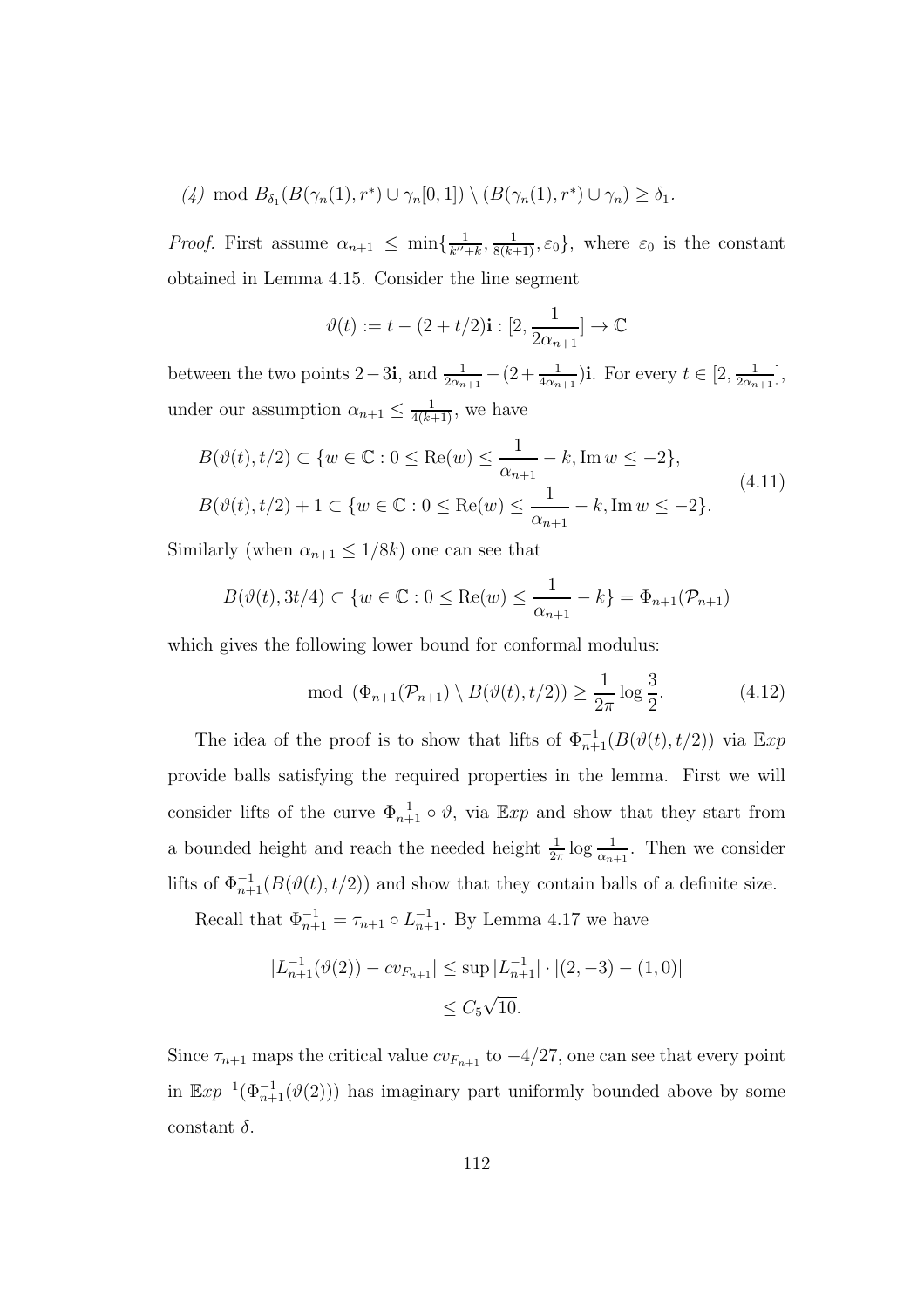*(4)* mod $B_{\delta_1}(B(\gamma_n(1), r^*) \cup \gamma_n[0,1]) \setminus (B(\gamma_n(1), r^*) \cup \gamma_n) \geq \delta_1$.

*Proof.* First assume $\alpha_{n+1} \leq \min\{\frac{1}{k''+k}, \frac{1}{8(k+1)}, \varepsilon_0\}$, where $\varepsilon_0$ is the constant obtained in Lemma 4.15. Consider the line segment

$$\vartheta(t) := t - (2 + t/2)\mathbf{i} : [2, \frac{1}{2\alpha_{n+1}}] \to \mathbb{C}$$

between the two points $2 - 3\mathbf{i}$, and $\frac{1}{2\alpha_{n+1}} - (2 + \frac{1}{4\alpha_{n+1}})\mathbf{i}$. For every $t \in [2, \frac{1}{2\alpha_{n+1}}]$, under our assumption $\alpha_{n+1} \leq \frac{1}{4(k+1)}$, we have

$$\begin{aligned}
&B(\vartheta(t), t/2) \subset \{w \in \mathbb{C} : 0 \leq \mathrm{Re}(w) \leq \frac{1}{\alpha_{n+1}} - k, \mathrm{Im}\, w \leq -2\}, \\
&B(\vartheta(t), t/2) + 1 \subset \{w \in \mathbb{C} : 0 \leq \mathrm{Re}(w) \leq \frac{1}{\alpha_{n+1}} - k, \mathrm{Im}\, w \leq -2\}.
\end{aligned} \tag{4.11}$$

Similarly (when $\alpha_{n+1} \leq 1/8k$) one can see that

$$B(\vartheta(t), 3t/4) \subset \{w \in \mathbb{C} : 0 \leq \mathrm{Re}(w) \leq \frac{1}{\alpha_{n+1}} - k\} = \Phi_{n+1}(\mathcal{P}_{n+1})$$

which gives the following lower bound for conformal modulus:

$$\text{mod } (\Phi_{n+1}(\mathcal{P}_{n+1}) \setminus B(\vartheta(t), t/2)) \geq \frac{1}{2\pi} \log \frac{3}{2}. \tag{4.12}$$

The idea of the proof is to show that lifts of $\Phi_{n+1}^{-1}(B(\vartheta(t), t/2))$ via $\mathbb{E}xp$ provide balls satisfying the required properties in the lemma. First we will consider lifts of the curve $\Phi_{n+1}^{-1} \circ \vartheta$, via $\mathbb{E}xp$ and show that they start from a bounded height and reach the needed height $\frac{1}{2\pi} \log \frac{1}{\alpha_{n+1}}$. Then we consider lifts of $\Phi_{n+1}^{-1}(B(\vartheta(t), t/2))$ and show that they contain balls of a definite size.

Recall that $\Phi_{n+1}^{-1} = \tau_{n+1} \circ L_{n+1}^{-1}$. By Lemma 4.17 we have

$$\begin{aligned}
|L_{n+1}^{-1}(\vartheta(2)) - cv_{F_{n+1}}| &\leq \sup |L_{n+1}^{-1}| \cdot |(2, -3) - (1, 0)| \\
&\leq C_5 \sqrt{10}.
\end{aligned}$$

Since $\tau_{n+1}$ maps the critical value $cv_{F_{n+1}}$ to $-4/27$, one can see that every point in $\mathbb{E}xp^{-1}(\Phi_{n+1}^{-1}(\vartheta(2)))$ has imaginary part uniformly bounded above by some constant $\delta$.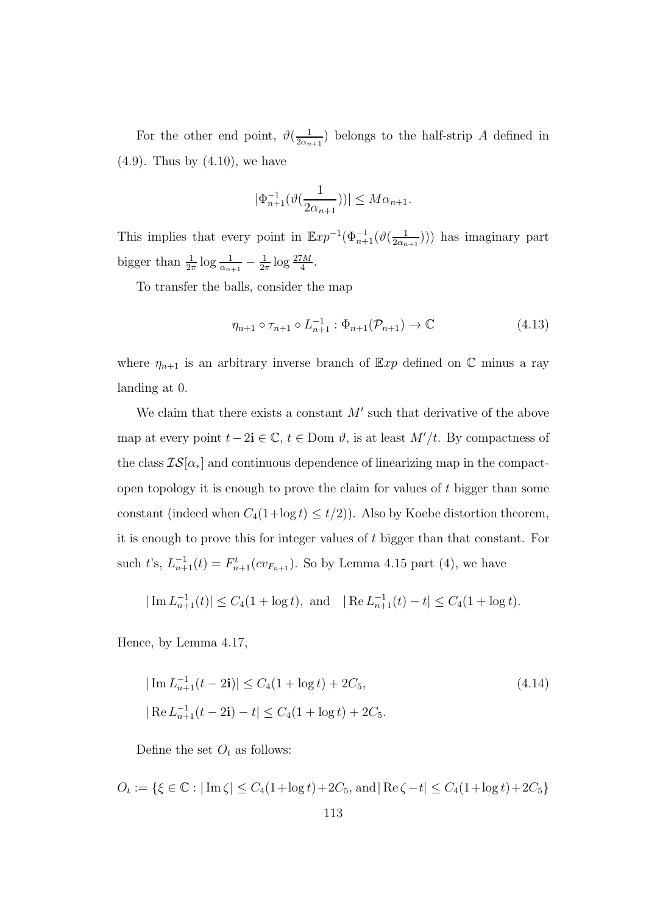For the other end point, $\vartheta(\frac{1}{2\alpha_{n+1}})$ belongs to the half-strip $A$ defined in (4.9). Thus by (4.10), we have

$$|\Phi_{n+1}^{-1}(\vartheta(\frac{1}{2\alpha_{n+1}}))| \leq M\alpha_{n+1}.$$

This implies that every point in $\mathbb{E}xp^{-1}(\Phi_{n+1}^{-1}(\vartheta(\frac{1}{2\alpha_{n+1}})))$ has imaginary part bigger than $\frac{1}{2\pi}\log\frac{1}{\alpha_{n+1}} - \frac{1}{2\pi}\log\frac{27M}{4}$.

To transfer the balls, consider the map

$$\eta_{n+1} \circ \tau_{n+1} \circ L_{n+1}^{-1} : \Phi_{n+1}(\mathcal{P}_{n+1}) \to \mathbb{C} \tag{4.13}$$

where $\eta_{n+1}$ is an arbitrary inverse branch of $\mathbb{E}xp$ defined on $\mathbb{C}$ minus a ray landing at 0.

We claim that there exists a constant $M'$ such that derivative of the above map at every point $t - 2\mathbf{i} \in \mathbb{C}$, $t \in \operatorname{Dom} \vartheta$, is at least $M'/t$. By compactness of the class $\mathcal{IS}[\alpha_*]$ and continuous dependence of linearizing map in the compact-open topology it is enough to prove the claim for values of $t$ bigger than some constant (indeed when $C_4(1+\log t) \leq t/2$)). Also by Koebe distortion theorem, it is enough to prove this for integer values of $t$ bigger than that constant. For such $t$'s, $L_{n+1}^{-1}(t) = F_{n+1}^{t}(cv_{F_{n+1}})$. So by Lemma 4.15 part (4), we have

$$|\operatorname{Im} L_{n+1}^{-1}(t)| \leq C_4(1 + \log t), \text{ and } \quad |\operatorname{Re} L_{n+1}^{-1}(t) - t| \leq C_4(1 + \log t).$$

Hence, by Lemma 4.17,

$$\begin{aligned} &|\operatorname{Im} L_{n+1}^{-1}(t - 2\mathbf{i})| \leq C_4(1 + \log t) + 2C_5, \\ &|\operatorname{Re} L_{n+1}^{-1}(t - 2\mathbf{i}) - t| \leq C_4(1 + \log t) + 2C_5. \end{aligned} \tag{4.14}$$

Define the set $O_t$ as follows:

$$O_t := \{\xi \in \mathbb{C} : |\operatorname{Im} \zeta| \leq C_4(1+\log t)+2C_5, \text{and} |\operatorname{Re} \zeta - t| \leq C_4(1+\log t)+2C_5\}$$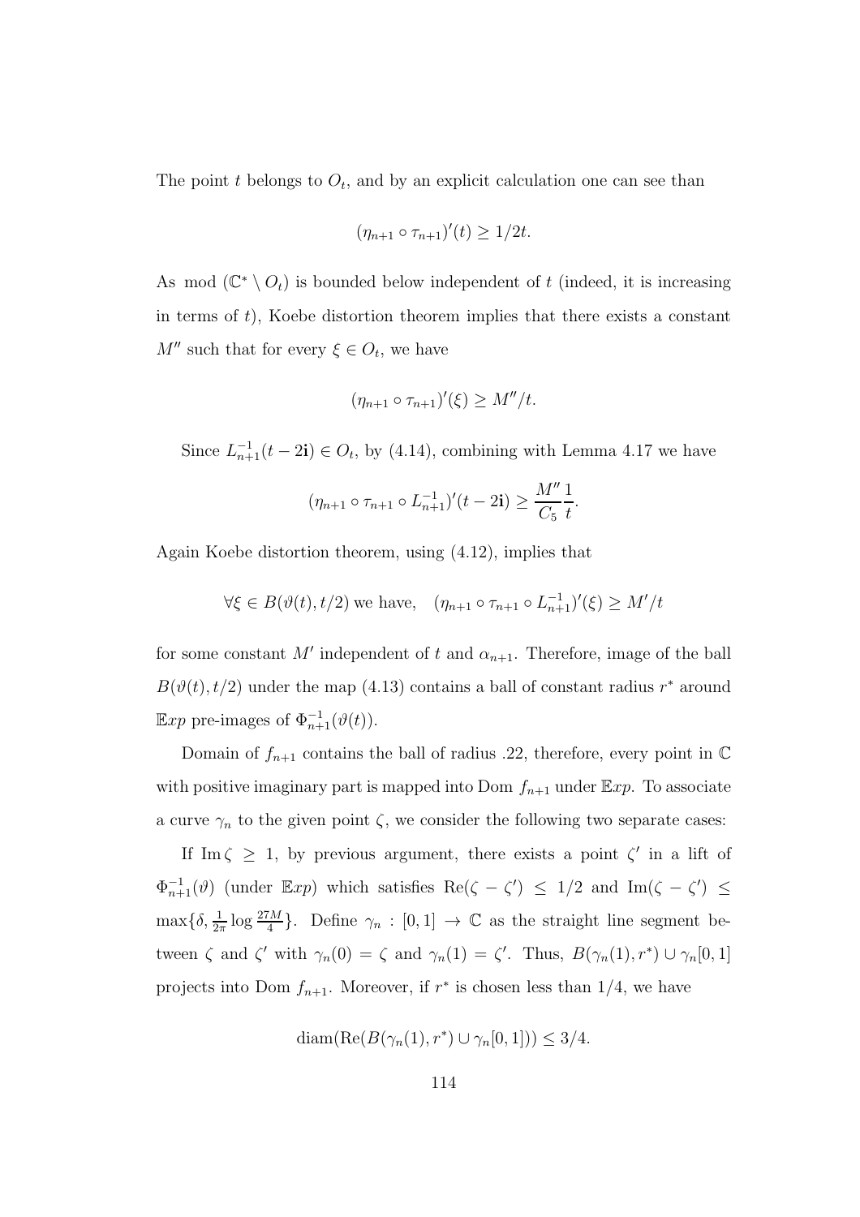The point $t$ belongs to $O_t$, and by an explicit calculation one can see than

$$(\eta_{n+1} \circ \tau_{n+1})'(t) \geq 1/2t.$$

As $\mod (\mathbb{C}^* \setminus O_t)$ is bounded below independent of $t$ (indeed, it is increasing in terms of $t$), Koebe distortion theorem implies that there exists a constant $M''$ such that for every $\xi \in O_t$, we have

$$(\eta_{n+1} \circ \tau_{n+1})'(\xi) \geq M''/t.$$

Since $L_{n+1}^{-1}(t - 2\mathbf{i}) \in O_t$, by (4.14), combining with Lemma 4.17 we have

$$(\eta_{n+1} \circ \tau_{n+1} \circ L_{n+1}^{-1})'(t - 2\mathbf{i}) \geq \frac{M''}{C_5} \frac{1}{t}.$$

Again Koebe distortion theorem, using (4.12), implies that

$$\forall \xi \in B(\vartheta(t), t/2) \text{ we have}, \quad (\eta_{n+1} \circ \tau_{n+1} \circ L_{n+1}^{-1})'(\xi) \geq M'/t$$

for some constant $M'$ independent of $t$ and $\alpha_{n+1}$. Therefore, image of the ball $B(\vartheta(t), t/2)$ under the map (4.13) contains a ball of constant radius $r^*$ around $\mathbb{E}xp$ pre-images of $\Phi_{n+1}^{-1}(\vartheta(t))$.

Domain of $f_{n+1}$ contains the ball of radius .22, therefore, every point in $\mathbb{C}$ with positive imaginary part is mapped into $\text{Dom } f_{n+1}$ under $\mathbb{E}xp$. To associate a curve $\gamma_n$ to the given point $\zeta$, we consider the following two separate cases:

If $\text{Im}\, \zeta \geq 1$, by previous argument, there exists a point $\zeta'$ in a lift of $\Phi_{n+1}^{-1}(\vartheta)$ (under $\mathbb{E}xp$) which satisfies $\text{Re}(\zeta - \zeta') \leq 1/2$ and $\text{Im}(\zeta - \zeta') \leq \max\{\delta, \frac{1}{2\pi} \log \frac{27M}{4}\}$. Define $\gamma_n : [0, 1] \to \mathbb{C}$ as the straight line segment between $\zeta$ and $\zeta'$ with $\gamma_n(0) = \zeta$ and $\gamma_n(1) = \zeta'$. Thus, $B(\gamma_n(1), r^*) \cup \gamma_n[0, 1]$ projects into $\text{Dom } f_{n+1}$. Moreover, if $r^*$ is chosen less than $1/4$, we have

$$\text{diam}(\text{Re}(B(\gamma_n(1), r^*) \cup \gamma_n[0, 1])) \leq 3/4.$$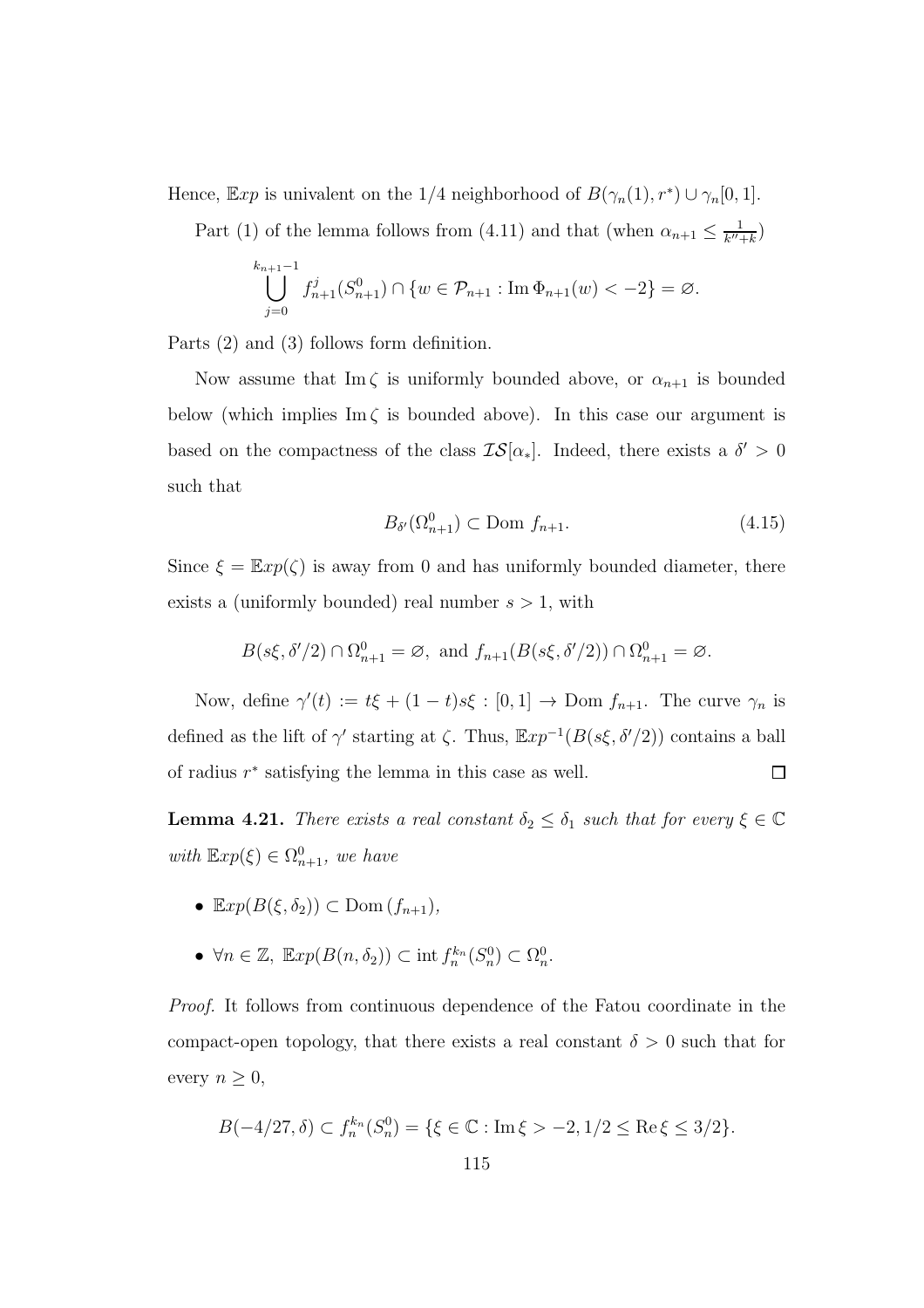Hence, $\mathbb{E}xp$ is univalent on the 1/4 neighborhood of $B(\gamma_n(1), r^*) \cup \gamma_n[0,1]$.

Part (1) of the lemma follows from (4.11) and that (when $\alpha_{n+1} \leq \frac{1}{k''+k}$)

$$\bigcup_{j=0}^{k_{n+1}-1} f_{n+1}^j(S_{n+1}^0) \cap \{w \in \mathcal{P}_{n+1} : \operatorname{Im} \Phi_{n+1}(w) < -2\} = \varnothing.$$

Parts (2) and (3) follows form definition.

Now assume that $\operatorname{Im} \zeta$ is uniformly bounded above, or $\alpha_{n+1}$ is bounded below (which implies $\operatorname{Im} \zeta$ is bounded above). In this case our argument is based on the compactness of the class $\mathcal{IS}[\alpha_*]$. Indeed, there exists a $\delta' > 0$ such that

$$B_{\delta'}(\Omega_{n+1}^0) \subset \text{Dom } f_{n+1}. \tag{4.15}$$

Since $\xi = \mathbb{E}xp(\zeta)$ is away from 0 and has uniformly bounded diameter, there exists a (uniformly bounded) real number $s > 1$, with

$$B(s\xi, \delta'/2) \cap \Omega_{n+1}^0 = \varnothing, \text{ and } f_{n+1}(B(s\xi, \delta'/2)) \cap \Omega_{n+1}^0 = \varnothing.$$

Now, define $\gamma'(t) := t\xi + (1-t)s\xi : [0,1] \to \text{Dom } f_{n+1}$. The curve $\gamma_n$ is defined as the lift of $\gamma'$ starting at $\zeta$. Thus, $\mathbb{E}xp^{-1}(B(s\xi, \delta'/2))$ contains a ball of radius $r^*$ satisfying the lemma in this case as well. ◻

**Lemma 4.21.** *There exists a real constant $\delta_2 \leq \delta_1$ such that for every $\xi \in \mathbb{C}$ with $\mathbb{E}xp(\xi) \in \Omega_{n+1}^0$, we have*

- $\mathbb{E}xp(B(\xi, \delta_2)) \subset \text{Dom}\,(f_{n+1})$,
- $\forall n \in \mathbb{Z},\ \mathbb{E}xp(B(n, \delta_2)) \subset \text{int}\, f_n^{k_n}(S_n^0) \subset \Omega_n^0$.

*Proof.* It follows from continuous dependence of the Fatou coordinate in the compact-open topology, that there exists a real constant $\delta > 0$ such that for every $n \geq 0$,

$$B(-4/27, \delta) \subset f_n^{k_n}(S_n^0) = \{\xi \in \mathbb{C} : \operatorname{Im} \xi > -2, 1/2 \leq \operatorname{Re} \xi \leq 3/2\}.$$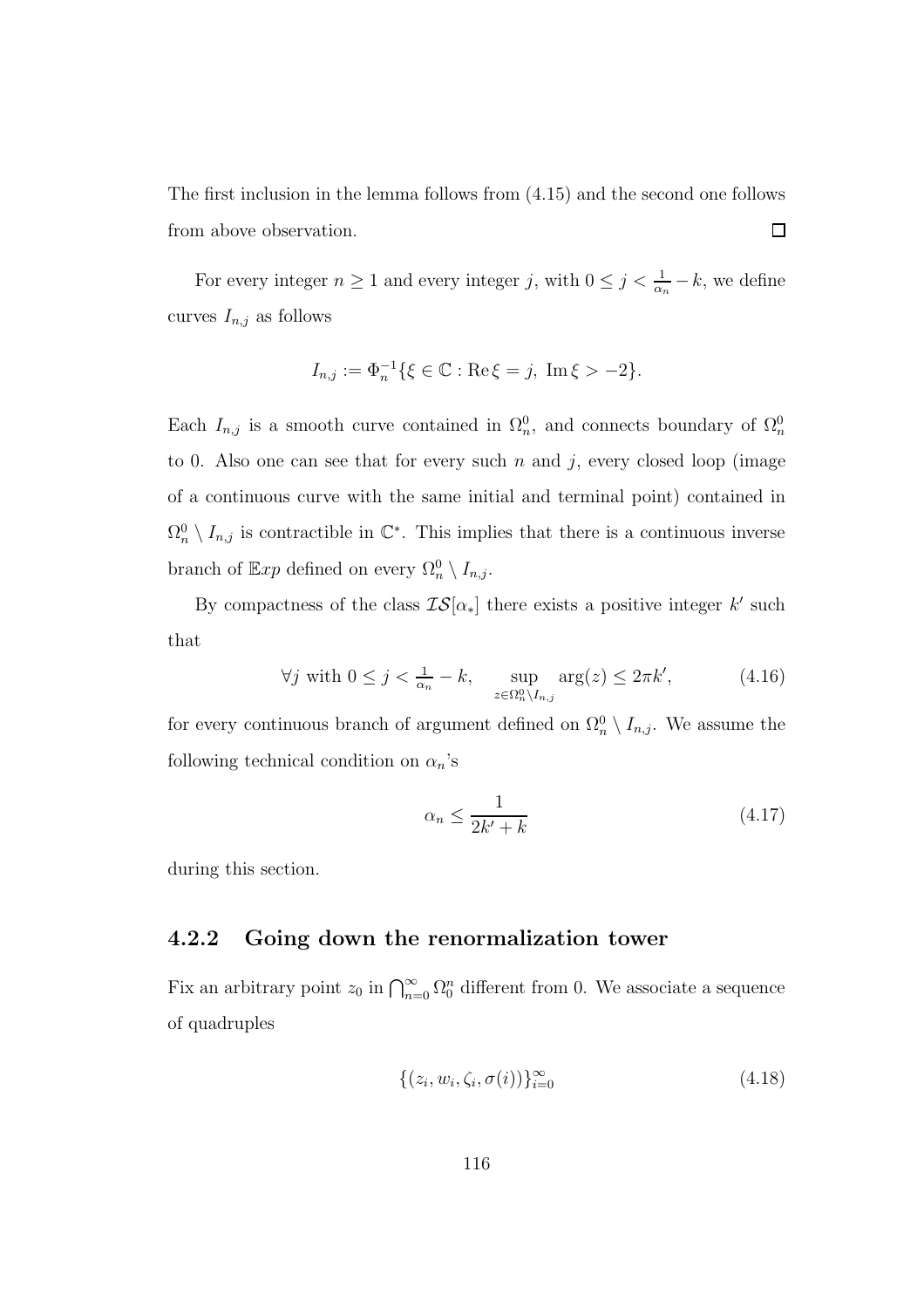The first inclusion in the lemma follows from (4.15) and the second one follows from above observation. $\square$

For every integer $n \geq 1$ and every integer $j$, with $0 \leq j < \frac{1}{\alpha_n} - k$, we define curves $I_{n,j}$ as follows

$$I_{n,j} := \Phi_n^{-1}\{\xi \in \mathbb{C} : \operatorname{Re} \xi = j, \ \operatorname{Im} \xi > -2\}.$$

Each $I_{n,j}$ is a smooth curve contained in $\Omega_n^0$, and connects boundary of $\Omega_n^0$ to 0. Also one can see that for every such $n$ and $j$, every closed loop (image of a continuous curve with the same initial and terminal point) contained in $\Omega_n^0 \setminus I_{n,j}$ is contractible in $\mathbb{C}^*$. This implies that there is a continuous inverse branch of $\mathbb{E}xp$ defined on every $\Omega_n^0 \setminus I_{n,j}$.

By compactness of the class $\mathcal{IS}[\alpha_*]$ there exists a positive integer $k'$ such that

$$\forall j \text{ with } 0 \leq j < \tfrac{1}{\alpha_n} - k, \quad \sup_{z \in \Omega_n^0 \setminus I_{n,j}} \arg(z) \leq 2\pi k', \tag{4.16}$$

for every continuous branch of argument defined on $\Omega_n^0 \setminus I_{n,j}$. We assume the following technical condition on $\alpha_n$'s

$$\alpha_n \leq \frac{1}{2k' + k} \tag{4.17}$$

during this section.

### 4.2.2 Going down the renormalization tower

Fix an arbitrary point $z_0$ in $\bigcap_{n=0}^{\infty} \Omega_0^n$ different from 0. We associate a sequence of quadruples

$$\{(z_i, w_i, \zeta_i, \sigma(i))\}_{i=0}^{\infty} \tag{4.18}$$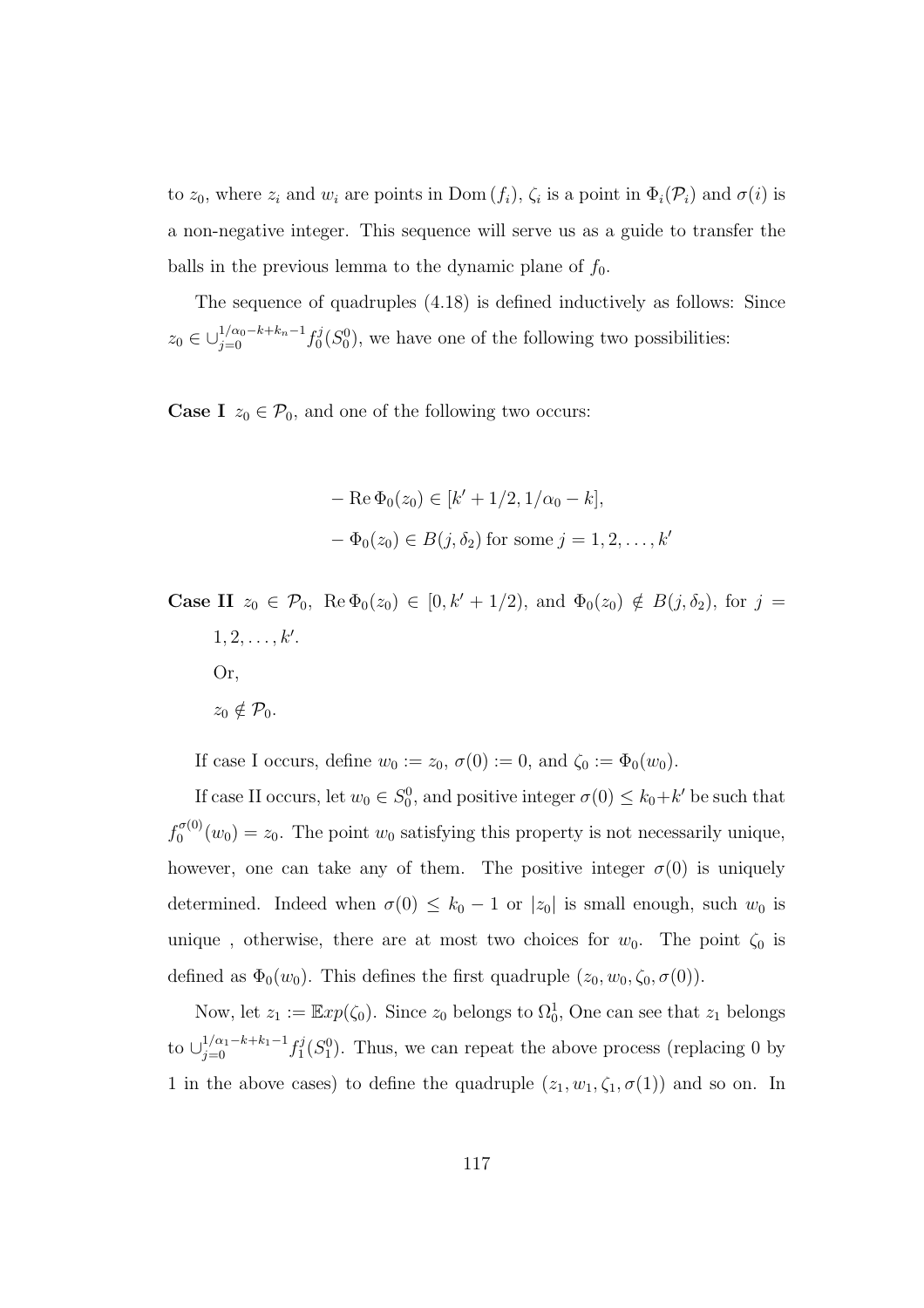to $z_0$, where $z_i$ and $w_i$ are points in $\mathrm{Dom}\,(f_i)$, $\zeta_i$ is a point in $\Phi_i(\mathcal{P}_i)$ and $\sigma(i)$ is a non-negative integer. This sequence will serve us as a guide to transfer the balls in the previous lemma to the dynamic plane of $f_0$.

The sequence of quadruples (4.18) is defined inductively as follows: Since $z_0 \in \cup_{j=0}^{1/\alpha_0 - k + k_n - 1} f_0^j(S_0^0)$, we have one of the following two possibilities:

**Case I** $z_0 \in \mathcal{P}_0$, and one of the following two occurs:

$$- \operatorname{Re}\Phi_0(z_0) \in [k' + 1/2, 1/\alpha_0 - k],$$

$$- \Phi_0(z_0) \in B(j, \delta_2) \text{ for some } j = 1, 2, \ldots, k'$$

**Case II** $z_0 \in \mathcal{P}_0$, $\operatorname{Re}\Phi_0(z_0) \in [0, k' + 1/2)$, and $\Phi_0(z_0) \notin B(j, \delta_2)$, for $j = 1, 2, \ldots, k'$.

Or,

$z_0 \notin \mathcal{P}_0$.

If case I occurs, define $w_0 := z_0$, $\sigma(0) := 0$, and $\zeta_0 := \Phi_0(w_0)$.

If case II occurs, let $w_0 \in S_0^0$, and positive integer $\sigma(0) \leq k_0 + k'$ be such that $f_0^{\sigma(0)}(w_0) = z_0$. The point $w_0$ satisfying this property is not necessarily unique, however, one can take any of them. The positive integer $\sigma(0)$ is uniquely determined. Indeed when $\sigma(0) \leq k_0 - 1$ or $|z_0|$ is small enough, such $w_0$ is unique , otherwise, there are at most two choices for $w_0$. The point $\zeta_0$ is defined as $\Phi_0(w_0)$. This defines the first quadruple $(z_0, w_0, \zeta_0, \sigma(0))$.

Now, let $z_1 := \mathbb{E}xp(\zeta_0)$. Since $z_0$ belongs to $\Omega_0^1$, One can see that $z_1$ belongs to $\cup_{j=0}^{1/\alpha_1 - k + k_1 - 1} f_1^j(S_1^0)$. Thus, we can repeat the above process (replacing 0 by 1 in the above cases) to define the quadruple $(z_1, w_1, \zeta_1, \sigma(1))$ and so on. In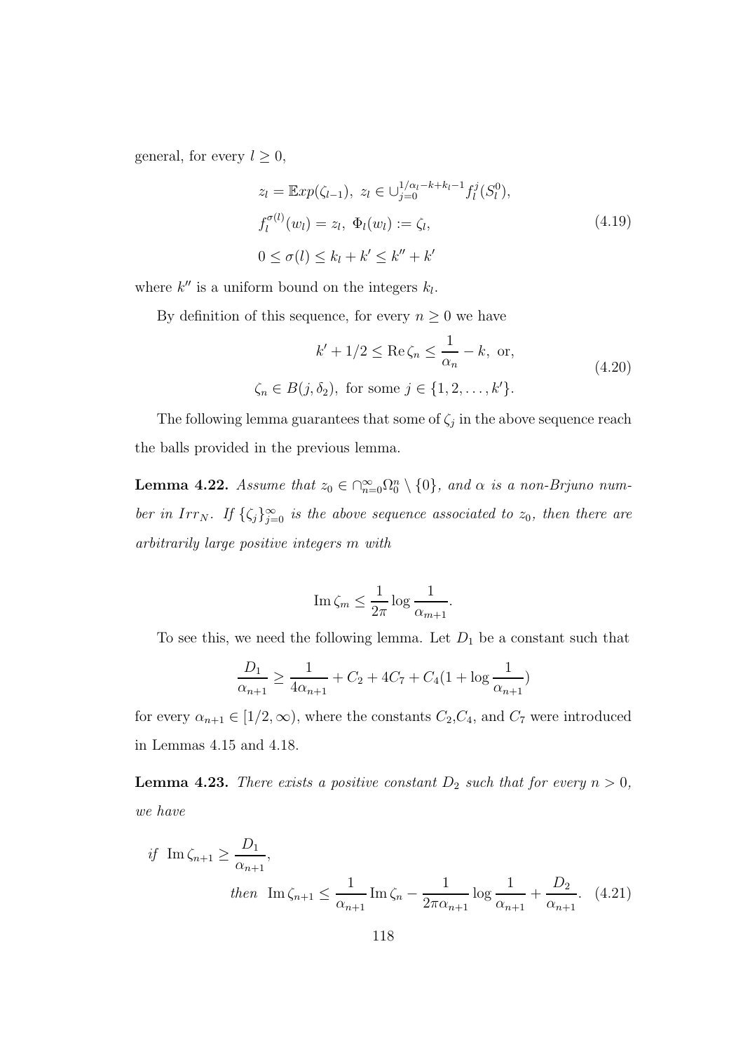general, for every $l \geq 0$,

$$
\begin{aligned}
& z_l = \mathbb{E}xp(\zeta_{l-1}),\ z_l \in \cup_{j=0}^{1/\alpha_l - k + k_l - 1} f_l^j(S_l^0), \\
& f_l^{\sigma(l)}(w_l) = z_l,\ \Phi_l(w_l) := \zeta_l, \\
& 0 \leq \sigma(l) \leq k_l + k' \leq k'' + k'
\end{aligned} \tag{4.19}
$$

where $k''$ is a uniform bound on the integers $k_l$.

By definition of this sequence, for every $n \geq 0$ we have

$$
\begin{aligned}
& k' + 1/2 \leq \operatorname{Re} \zeta_n \leq \frac{1}{\alpha_n} - k, \text{ or,} \\
& \zeta_n \in B(j, \delta_2), \text{ for some } j \in \{1, 2, \ldots, k'\}.
\end{aligned} \tag{4.20}
$$

The following lemma guarantees that some of $\zeta_j$ in the above sequence reach the balls provided in the previous lemma.

**Lemma 4.22.** *Assume that $z_0 \in \cap_{n=0}^{\infty} \Omega_0^n \setminus \{0\}$, and $\alpha$ is a non-Brjuno number in $Irr_N$. If $\{\zeta_j\}_{j=0}^{\infty}$ is the above sequence associated to $z_0$, then there are arbitrarily large positive integers $m$ with*

$$
\operatorname{Im} \zeta_m \leq \frac{1}{2\pi} \log \frac{1}{\alpha_{m+1}}.
$$

To see this, we need the following lemma. Let $D_1$ be a constant such that

$$
\frac{D_1}{\alpha_{n+1}} \geq \frac{1}{4\alpha_{n+1}} + C_2 + 4C_7 + C_4(1 + \log \frac{1}{\alpha_{n+1}})
$$

for every $\alpha_{n+1} \in [1/2, \infty)$, where the constants $C_2$, $C_4$, and $C_7$ were introduced in Lemmas 4.15 and 4.18.

**Lemma 4.23.** *There exists a positive constant $D_2$ such that for every $n > 0$, we have*

$$
\begin{aligned}
& \textit{if } \operatorname{Im} \zeta_{n+1} \geq \frac{D_1}{\alpha_{n+1}}, \\
& \qquad \textit{then } \operatorname{Im} \zeta_{n+1} \leq \frac{1}{\alpha_{n+1}} \operatorname{Im} \zeta_n - \frac{1}{2\pi \alpha_{n+1}} \log \frac{1}{\alpha_{n+1}} + \frac{D_2}{\alpha_{n+1}}.
\end{aligned} \tag{4.21}
$$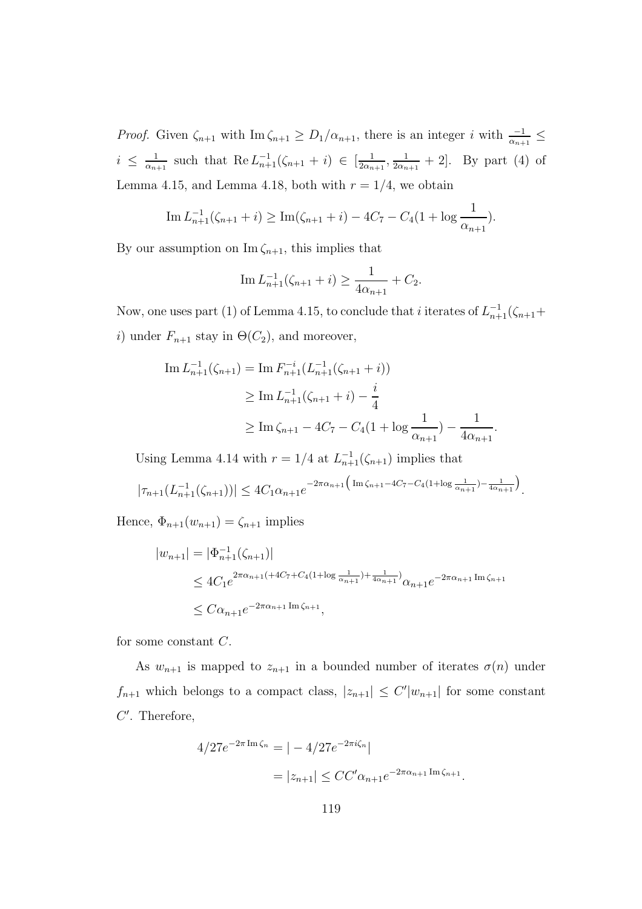*Proof.* Given $\zeta_{n+1}$ with $\operatorname{Im}\zeta_{n+1} \geq D_1/\alpha_{n+1}$, there is an integer $i$ with $\frac{-1}{\alpha_{n+1}} \leq i \leq \frac{1}{\alpha_{n+1}}$ such that $\operatorname{Re} L_{n+1}^{-1}(\zeta_{n+1}+i) \in [\frac{1}{2\alpha_{n+1}}, \frac{1}{2\alpha_{n+1}}+2]$. By part (4) of Lemma 4.15, and Lemma 4.18, both with $r = 1/4$, we obtain

$$\operatorname{Im} L_{n+1}^{-1}(\zeta_{n+1}+i) \geq \operatorname{Im}(\zeta_{n+1}+i) - 4C_7 - C_4(1+\log\frac{1}{\alpha_{n+1}}).$$

By our assumption on $\operatorname{Im}\zeta_{n+1}$, this implies that

$$\operatorname{Im} L_{n+1}^{-1}(\zeta_{n+1}+i) \geq \frac{1}{4\alpha_{n+1}} + C_2.$$

Now, one uses part (1) of Lemma 4.15, to conclude that $i$ iterates of $L_{n+1}^{-1}(\zeta_{n+1}+i)$ under $F_{n+1}$ stay in $\Theta(C_2)$, and moreover,

$$\begin{aligned}
\operatorname{Im} L_{n+1}^{-1}(\zeta_{n+1}) &= \operatorname{Im} F_{n+1}^{-i}(L_{n+1}^{-1}(\zeta_{n+1}+i)) \\
&\geq \operatorname{Im} L_{n+1}^{-1}(\zeta_{n+1}+i) - \frac{i}{4} \\
&\geq \operatorname{Im}\zeta_{n+1} - 4C_7 - C_4(1+\log\frac{1}{\alpha_{n+1}}) - \frac{1}{4\alpha_{n+1}}.
\end{aligned}$$

Using Lemma 4.14 with $r = 1/4$ at $L_{n+1}^{-1}(\zeta_{n+1})$ implies that

$$|\tau_{n+1}(L_{n+1}^{-1}(\zeta_{n+1}))| \leq 4C_1\alpha_{n+1}e^{-2\pi\alpha_{n+1}\left(\operatorname{Im}\zeta_{n+1} - 4C_7 - C_4(1+\log\frac{1}{\alpha_{n+1}}) - \frac{1}{4\alpha_{n+1}}\right)}.$$

Hence, $\Phi_{n+1}(w_{n+1}) = \zeta_{n+1}$ implies

$$\begin{aligned}
|w_{n+1}| &= |\Phi_{n+1}^{-1}(\zeta_{n+1})| \\
&\leq 4C_1 e^{2\pi\alpha_{n+1}(+4C_7 + C_4(1+\log\frac{1}{\alpha_{n+1}}) + \frac{1}{4\alpha_{n+1}})}\alpha_{n+1}e^{-2\pi\alpha_{n+1}\operatorname{Im}\zeta_{n+1}} \\
&\leq C\alpha_{n+1}e^{-2\pi\alpha_{n+1}\operatorname{Im}\zeta_{n+1}},
\end{aligned}$$

for some constant $C$.

As $w_{n+1}$ is mapped to $z_{n+1}$ in a bounded number of iterates $\sigma(n)$ under $f_{n+1}$ which belongs to a compact class, $|z_{n+1}| \leq C'|w_{n+1}|$ for some constant $C'$. Therefore,

$$\begin{aligned}
4/27e^{-2\pi\operatorname{Im}\zeta_n} &= |-4/27e^{-2\pi i\zeta_n}| \\
&= |z_{n+1}| \leq CC'\alpha_{n+1}e^{-2\pi\alpha_{n+1}\operatorname{Im}\zeta_{n+1}}.
\end{aligned}$$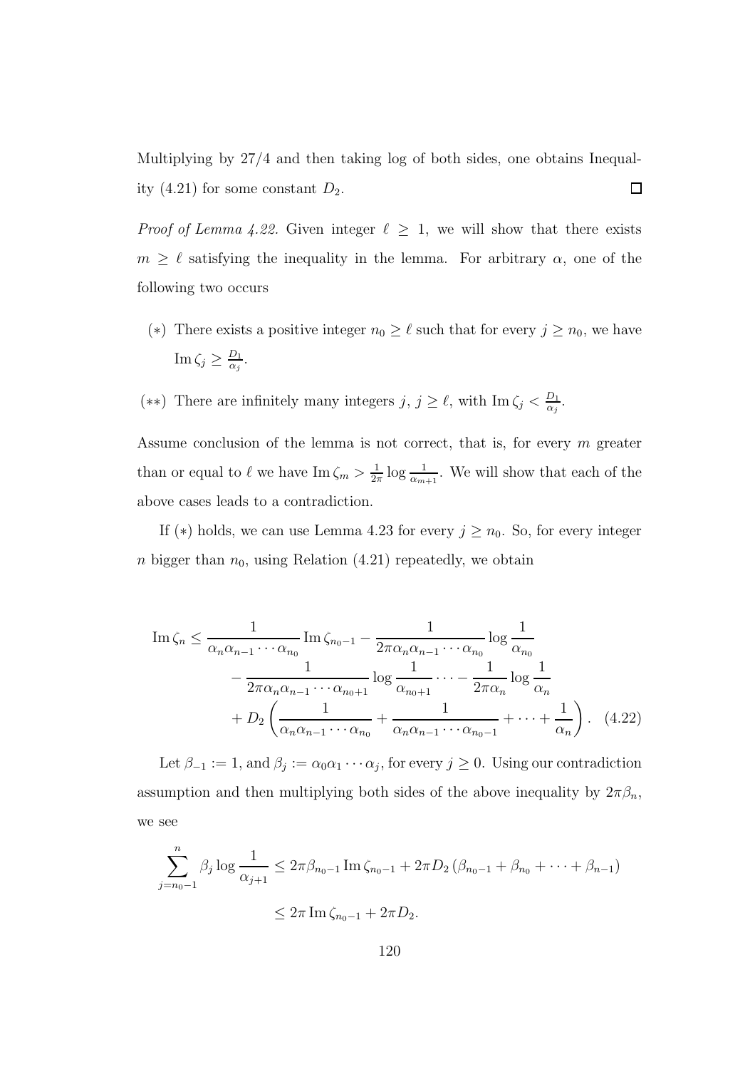Multiplying by 27/4 and then taking log of both sides, one obtains Inequality (4.21) for some constant $D_2$. $\square$

*Proof of Lemma 4.22.* Given integer $\ell \geq 1$, we will show that there exists $m \geq \ell$ satisfying the inequality in the lemma. For arbitrary $\alpha$, one of the following two occurs

- (*) There exists a positive integer $n_0 \geq \ell$ such that for every $j \geq n_0$, we have $\operatorname{Im} \zeta_j \geq \frac{D_1}{\alpha_j}$.

- (**) There are infinitely many integers $j$, $j \geq \ell$, with $\operatorname{Im} \zeta_j < \frac{D_1}{\alpha_j}$.

Assume conclusion of the lemma is not correct, that is, for every $m$ greater than or equal to $\ell$ we have $\operatorname{Im} \zeta_m > \frac{1}{2\pi} \log \frac{1}{\alpha_{m+1}}$. We will show that each of the above cases leads to a contradiction.

If (*) holds, we can use Lemma 4.23 for every $j \geq n_0$. So, for every integer $n$ bigger than $n_0$, using Relation (4.21) repeatedly, we obtain

$$
\begin{aligned}
\operatorname{Im} \zeta_n \leq \frac{1}{\alpha_n \alpha_{n-1} \cdots \alpha_{n_0}} \operatorname{Im} \zeta_{n_0-1} &- \frac{1}{2\pi \alpha_n \alpha_{n-1} \cdots \alpha_{n_0}} \log \frac{1}{\alpha_{n_0}} \\
&- \frac{1}{2\pi \alpha_n \alpha_{n-1} \cdots \alpha_{n_0+1}} \log \frac{1}{\alpha_{n_0+1}} \cdots - \frac{1}{2\pi \alpha_n} \log \frac{1}{\alpha_n} \\
&+ D_2 \left( \frac{1}{\alpha_n \alpha_{n-1} \cdots \alpha_{n_0}} + \frac{1}{\alpha_n \alpha_{n-1} \cdots \alpha_{n_0-1}} + \cdots + \frac{1}{\alpha_n} \right). \quad (4.22)
\end{aligned}
$$

Let $\beta_{-1} := 1$, and $\beta_j := \alpha_0 \alpha_1 \cdots \alpha_j$, for every $j \geq 0$. Using our contradiction assumption and then multiplying both sides of the above inequality by $2\pi\beta_n$, we see

$$
\begin{aligned}
\sum_{j=n_0-1}^{n} \beta_j \log \frac{1}{\alpha_{j+1}} &\leq 2\pi \beta_{n_0-1} \operatorname{Im} \zeta_{n_0-1} + 2\pi D_2 \left( \beta_{n_0-1} + \beta_{n_0} + \cdots + \beta_{n-1} \right) \\
&\leq 2\pi \operatorname{Im} \zeta_{n_0-1} + 2\pi D_2.
\end{aligned}
$$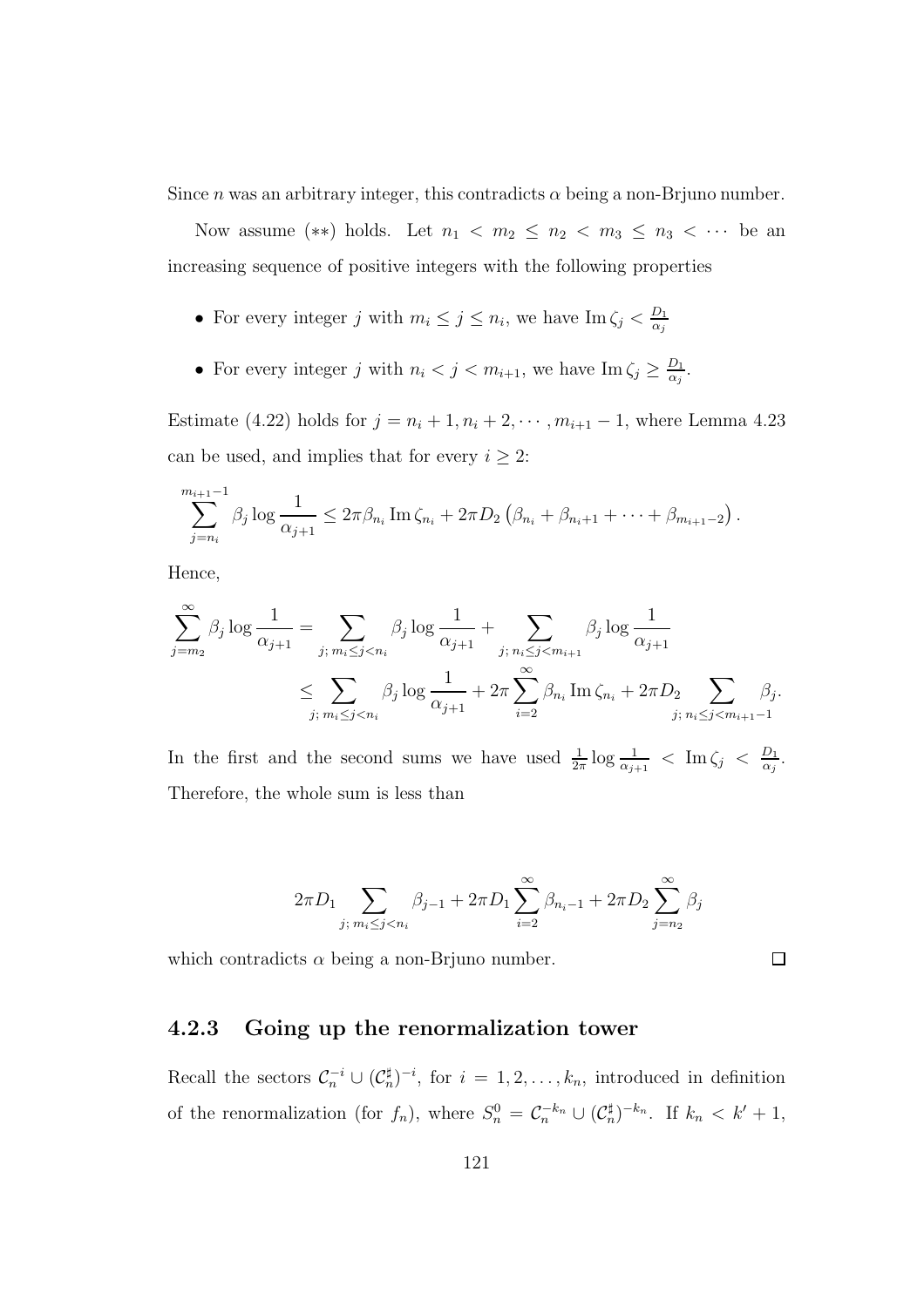Since $n$ was an arbitrary integer, this contradicts $\alpha$ being a non-Brjuno number.

Now assume $(**)$ holds. Let $n_1 < m_2 \leq n_2 < m_3 \leq n_3 < \cdots$ be an increasing sequence of positive integers with the following properties

- For every integer $j$ with $m_i \leq j \leq n_i$, we have $\operatorname{Im} \zeta_j < \frac{D_1}{\alpha_j}$
- For every integer $j$ with $n_i < j < m_{i+1}$, we have $\operatorname{Im} \zeta_j \geq \frac{D_1}{\alpha_j}$.

Estimate (4.22) holds for $j = n_i + 1, n_i + 2, \cdots, m_{i+1} - 1$, where Lemma 4.23 can be used, and implies that for every $i \geq 2$:

$$\sum_{j=n_i}^{m_{i+1}-1} \beta_j \log \frac{1}{\alpha_{j+1}} \leq 2\pi \beta_{n_i} \operatorname{Im} \zeta_{n_i} + 2\pi D_2 \left( \beta_{n_i} + \beta_{n_i+1} + \cdots + \beta_{m_{i+1}-2} \right).$$

Hence,

$$\begin{aligned}
\sum_{j=m_2}^{\infty} \beta_j \log \frac{1}{\alpha_{j+1}} &= \sum_{j;\, m_i \leq j < n_i} \beta_j \log \frac{1}{\alpha_{j+1}} + \sum_{j;\, n_i \leq j < m_{i+1}} \beta_j \log \frac{1}{\alpha_{j+1}} \\
&\leq \sum_{j;\, m_i \leq j < n_i} \beta_j \log \frac{1}{\alpha_{j+1}} + 2\pi \sum_{i=2}^{\infty} \beta_{n_i} \operatorname{Im} \zeta_{n_i} + 2\pi D_2 \sum_{j;\, n_i \leq j < m_{i+1}-1} \beta_j.
\end{aligned}$$

In the first and the second sums we have used $\frac{1}{2\pi} \log \frac{1}{\alpha_{j+1}} < \operatorname{Im} \zeta_j < \frac{D_1}{\alpha_j}$. Therefore, the whole sum is less than

$$2\pi D_1 \sum_{j;\, m_i \leq j < n_i} \beta_{j-1} + 2\pi D_1 \sum_{i=2}^{\infty} \beta_{n_i - 1} + 2\pi D_2 \sum_{j=n_2}^{\infty} \beta_j$$

which contradicts $\alpha$ being a non-Brjuno number. $\square$

### 4.2.3 Going up the renormalization tower

Recall the sectors $\mathcal{C}_n^{-i} \cup (\mathcal{C}_n^\sharp)^{-i}$, for $i = 1, 2, \ldots, k_n$, introduced in definition of the renormalization (for $f_n$), where $S_n^0 = \mathcal{C}_n^{-k_n} \cup (\mathcal{C}_n^\sharp)^{-k_n}$. If $k_n < k' + 1$,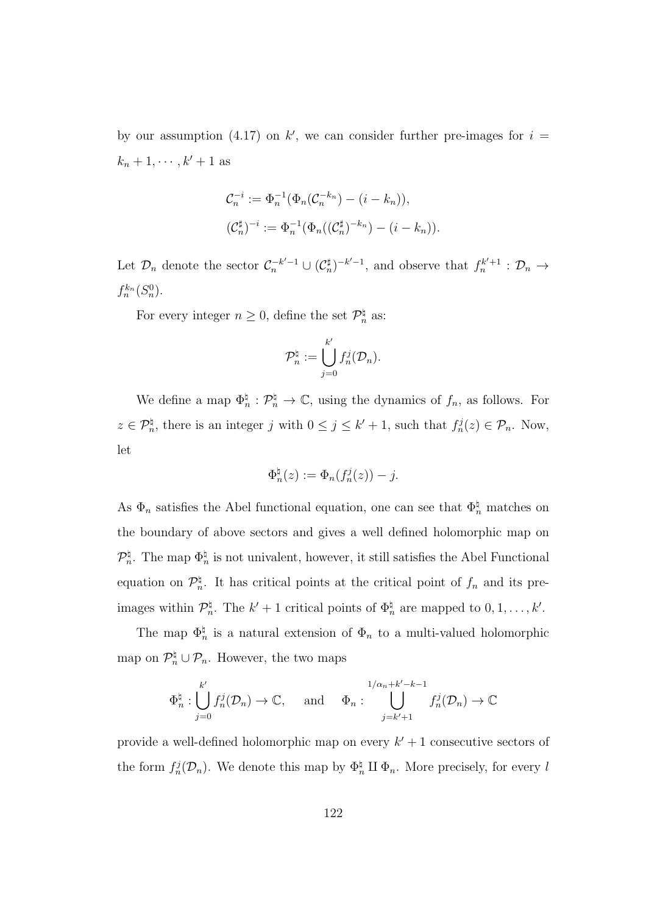by our assumption (4.17) on $k'$, we can consider further pre-images for $i = k_n + 1, \cdots, k' + 1$ as

$$\mathcal{C}_n^{-i} := \Phi_n^{-1}(\Phi_n(\mathcal{C}_n^{-k_n}) - (i - k_n)),$$
$$(\mathcal{C}_n^\sharp)^{-i} := \Phi_n^{-1}(\Phi_n((\mathcal{C}_n^\sharp)^{-k_n}) - (i - k_n)).$$

Let $\mathcal{D}_n$ denote the sector $\mathcal{C}_n^{-k'-1} \cup (\mathcal{C}_n^\sharp)^{-k'-1}$, and observe that $f_n^{k'+1} : \mathcal{D}_n \to f_n^{k_n}(S_n^0)$.

For every integer $n \geq 0$, define the set $\mathcal{P}_n^\natural$ as:

$$\mathcal{P}_n^\natural := \bigcup_{j=0}^{k'} f_n^j(\mathcal{D}_n).$$

We define a map $\Phi_n^\natural : \mathcal{P}_n^\natural \to \mathbb{C}$, using the dynamics of $f_n$, as follows. For $z \in \mathcal{P}_n^\natural$, there is an integer $j$ with $0 \leq j \leq k' + 1$, such that $f_n^j(z) \in \mathcal{P}_n$. Now, let

$$\Phi_n^\natural(z) := \Phi_n(f_n^j(z)) - j.$$

As $\Phi_n$ satisfies the Abel functional equation, one can see that $\Phi_n^\natural$ matches on the boundary of above sectors and gives a well defined holomorphic map on $\mathcal{P}_n^\natural$. The map $\Phi_n^\natural$ is not univalent, however, it still satisfies the Abel Functional equation on $\mathcal{P}_n^\natural$. It has critical points at the critical point of $f_n$ and its pre-images within $\mathcal{P}_n^\natural$. The $k' + 1$ critical points of $\Phi_n^\natural$ are mapped to $0, 1, \ldots, k'$.

The map $\Phi_n^\natural$ is a natural extension of $\Phi_n$ to a multi-valued holomorphic map on $\mathcal{P}_n^\natural \cup \mathcal{P}_n$. However, the two maps

$$\Phi_n^\natural : \bigcup_{j=0}^{k'} f_n^j(\mathcal{D}_n) \to \mathbb{C}, \quad \text{ and } \quad \Phi_n : \bigcup_{j=k'+1}^{1/\alpha_n + k' - k - 1} f_n^j(\mathcal{D}_n) \to \mathbb{C}$$

provide a well-defined holomorphic map on every $k' + 1$ consecutive sectors of the form $f_n^j(\mathcal{D}_n)$. We denote this map by $\Phi_n^\natural \amalg \Phi_n$. More precisely, for every $l$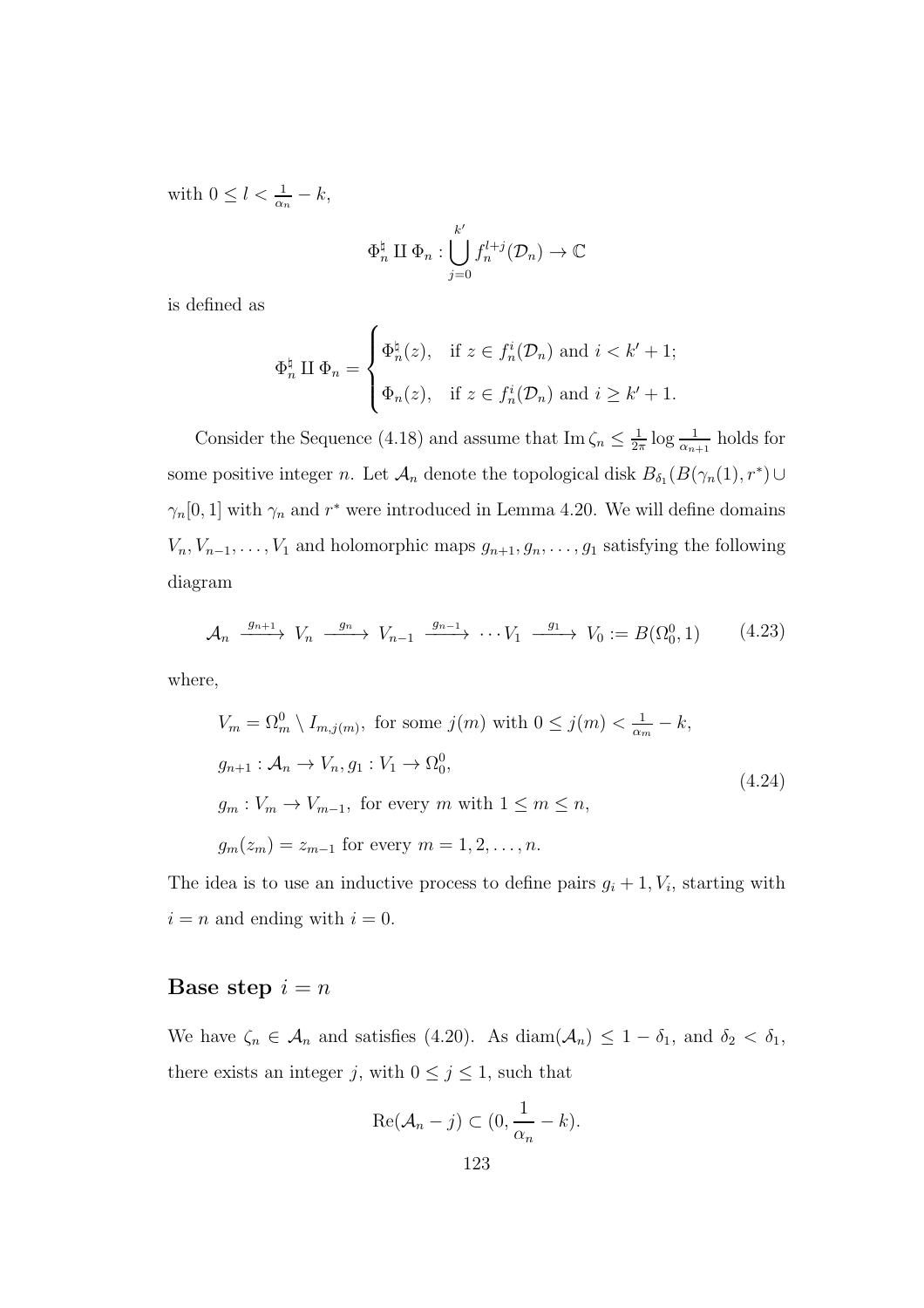with $0 \leq l < \frac{1}{\alpha_n} - k$,

$$\Phi_n^\natural \amalg \Phi_n : \bigcup_{j=0}^{k'} f_n^{l+j}(\mathcal{D}_n) \to \mathbb{C}$$

is defined as

$$\Phi_n^\natural \amalg \Phi_n = \begin{cases} \Phi_n^\natural(z), & \text{if } z \in f_n^i(\mathcal{D}_n) \text{ and } i < k'+1; \\ \Phi_n(z), & \text{if } z \in f_n^i(\mathcal{D}_n) \text{ and } i \geq k'+1. \end{cases}$$

Consider the Sequence (4.18) and assume that $\operatorname{Im} \zeta_n \leq \frac{1}{2\pi} \log \frac{1}{\alpha_{n+1}}$ holds for some positive integer $n$. Let $\mathcal{A}_n$ denote the topological disk $B_{\delta_1}(B(\gamma_n(1), r^*) \cup \gamma_n[0,1]$ with $\gamma_n$ and $r^*$ were introduced in Lemma 4.20. We will define domains $V_n, V_{n-1}, \ldots, V_1$ and holomorphic maps $g_{n+1}, g_n, \ldots, g_1$ satisfying the following diagram

$$\mathcal{A}_n \xrightarrow{g_{n+1}} V_n \xrightarrow{g_n} V_{n-1} \xrightarrow{g_{n-1}} \cdots V_1 \xrightarrow{g_1} V_0 := B(\Omega_0^0, 1) \tag{4.23}$$

where,

$$\begin{aligned} &V_m = \Omega_m^0 \setminus I_{m,j(m)}, \text{ for some } j(m) \text{ with } 0 \leq j(m) < \tfrac{1}{\alpha_m} - k, \\ &g_{n+1} : \mathcal{A}_n \to V_n, g_1 : V_1 \to \Omega_0^0, \\ &g_m : V_m \to V_{m-1}, \text{ for every } m \text{ with } 1 \leq m \leq n, \\ &g_m(z_m) = z_{m-1} \text{ for every } m = 1, 2, \ldots, n. \end{aligned} \tag{4.24}$$

The idea is to use an inductive process to define pairs $g_i + 1, V_i$, starting with $i = n$ and ending with $i = 0$.

## Base step $i = n$

We have $\zeta_n \in \mathcal{A}_n$ and satisfies (4.20). As $\operatorname{diam}(\mathcal{A}_n) \leq 1 - \delta_1$, and $\delta_2 < \delta_1$, there exists an integer $j$, with $0 \leq j \leq 1$, such that

$$\operatorname{Re}(\mathcal{A}_n - j) \subset (0, \frac{1}{\alpha_n} - k).$$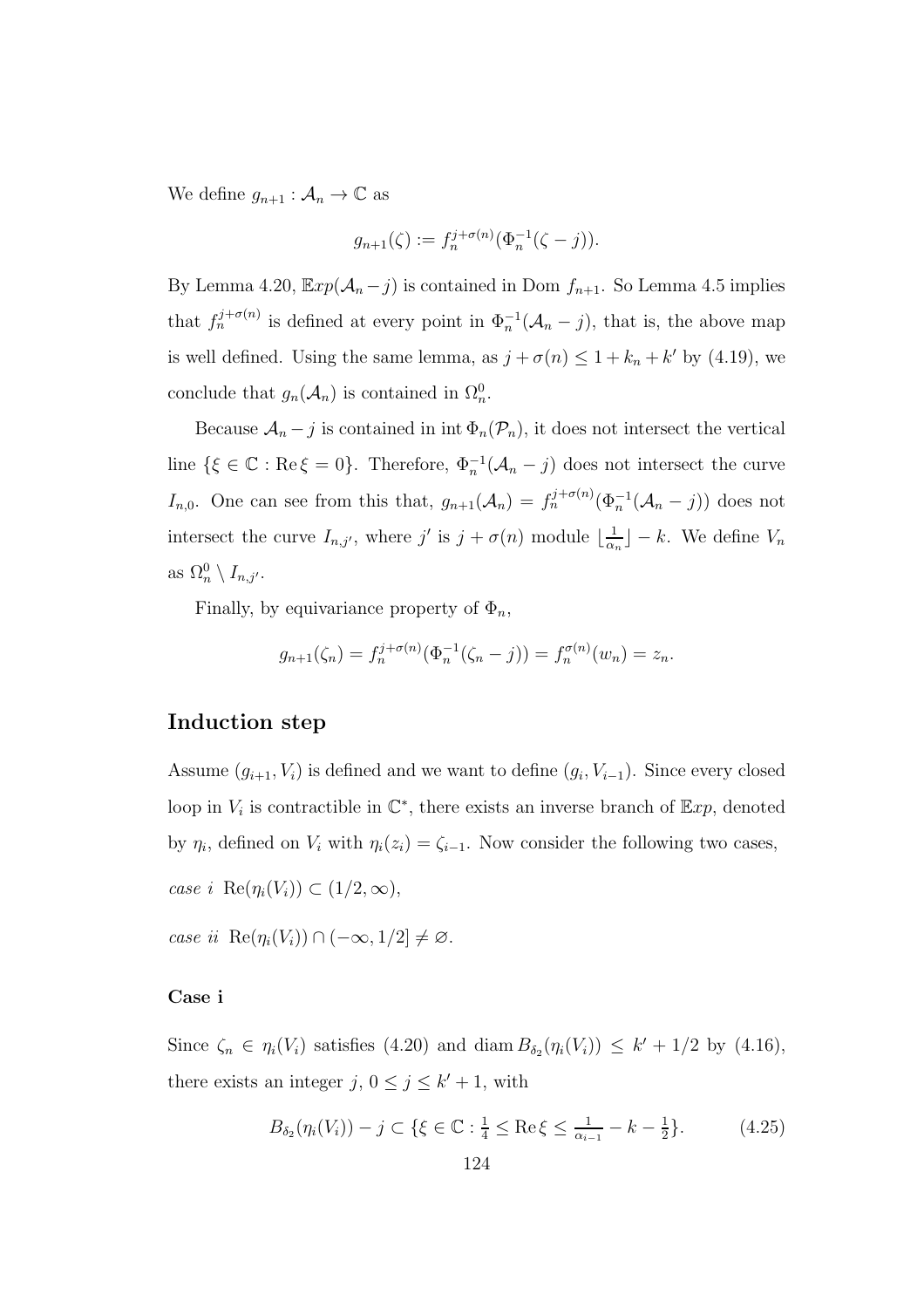We define $g_{n+1} : \mathcal{A}_n \to \mathbb{C}$ as

$$g_{n+1}(\zeta) := f_n^{j+\sigma(n)}(\Phi_n^{-1}(\zeta - j)).$$

By Lemma 4.20, $\mathbb{E}xp(\mathcal{A}_n - j)$ is contained in Dom $f_{n+1}$. So Lemma 4.5 implies that $f_n^{j+\sigma(n)}$ is defined at every point in $\Phi_n^{-1}(\mathcal{A}_n - j)$, that is, the above map is well defined. Using the same lemma, as $j + \sigma(n) \leq 1 + k_n + k'$ by (4.19), we conclude that $g_n(\mathcal{A}_n)$ is contained in $\Omega_n^0$.

Because $\mathcal{A}_n - j$ is contained in int $\Phi_n(\mathcal{P}_n)$, it does not intersect the vertical line $\{\xi \in \mathbb{C} : \operatorname{Re} \xi = 0\}$. Therefore, $\Phi_n^{-1}(\mathcal{A}_n - j)$ does not intersect the curve $I_{n,0}$. One can see from this that, $g_{n+1}(\mathcal{A}_n) = f_n^{j+\sigma(n)}(\Phi_n^{-1}(\mathcal{A}_n - j))$ does not intersect the curve $I_{n,j'}$, where $j'$ is $j + \sigma(n)$ module $\lfloor \frac{1}{\alpha_n} \rfloor - k$. We define $V_n$ as $\Omega_n^0 \setminus I_{n,j'}$.

Finally, by equivariance property of $\Phi_n$,

$$g_{n+1}(\zeta_n) = f_n^{j+\sigma(n)}(\Phi_n^{-1}(\zeta_n - j)) = f_n^{\sigma(n)}(w_n) = z_n.$$

## Induction step

Assume $(g_{i+1}, V_i)$ is defined and we want to define $(g_i, V_{i-1})$. Since every closed loop in $V_i$ is contractible in $\mathbb{C}^*$, there exists an inverse branch of $\mathbb{E}xp$, denoted by $\eta_i$, defined on $V_i$ with $\eta_i(z_i) = \zeta_{i-1}$. Now consider the following two cases,

*case i* $\operatorname{Re}(\eta_i(V_i)) \subset (1/2, \infty)$,

*case ii* $\operatorname{Re}(\eta_i(V_i)) \cap (-\infty, 1/2] \neq \varnothing$.

### Case i

Since $\zeta_n \in \eta_i(V_i)$ satisfies (4.20) and $\operatorname{diam} B_{\delta_2}(\eta_i(V_i)) \leq k' + 1/2$ by (4.16), there exists an integer $j$, $0 \leq j \leq k' + 1$, with

$$B_{\delta_2}(\eta_i(V_i)) - j \subset \{\xi \in \mathbb{C} : \tfrac{1}{4} \leq \operatorname{Re} \xi \leq \tfrac{1}{\alpha_{i-1}} - k - \tfrac{1}{2}\}. \tag{4.25}$$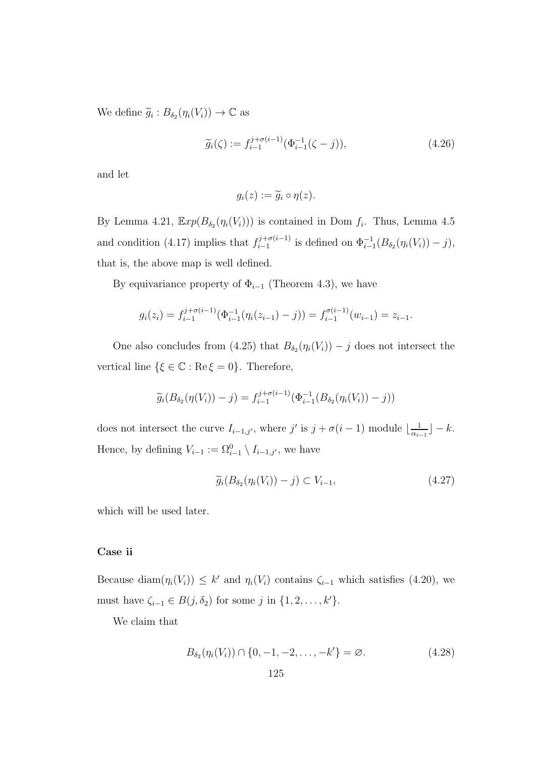We define $\widetilde{g}_i : B_{\delta_2}(\eta_i(V_i)) \to \mathbb{C}$ as

$$\widetilde{g}_i(\zeta) := f_{i-1}^{j+\sigma(i-1)}(\Phi_{i-1}^{-1}(\zeta - j)), \tag{4.26}$$

and let

$$g_i(z) := \widetilde{g}_i \circ \eta(z).$$

By Lemma 4.21, $\mathbb{E}xp(B_{\delta_2}(\eta_i(V_i)))$ is contained in Dom $f_i$. Thus, Lemma 4.5 and condition (4.17) implies that $f_{i-1}^{j+\sigma(i-1)}$ is defined on $\Phi_{i-1}^{-1}(B_{\delta_2}(\eta_i(V_i)) - j)$, that is, the above map is well defined.

By equivariance property of $\Phi_{i-1}$ (Theorem 4.3), we have

$$g_i(z_i) = f_{i-1}^{j+\sigma(i-1)}(\Phi_{i-1}^{-1}(\eta_i(z_{i-1}) - j)) = f_{i-1}^{\sigma(i-1)}(w_{i-1}) = z_{i-1}.$$

One also concludes from (4.25) that $B_{\delta_2}(\eta_i(V_i)) - j$ does not intersect the vertical line $\{\xi \in \mathbb{C} : \operatorname{Re} \xi = 0\}$. Therefore,

$$\widetilde{g}_i(B_{\delta_2}(\eta(V_i)) - j) = f_{i-1}^{j+\sigma(i-1)}(\Phi_{i-1}^{-1}(B_{\delta_2}(\eta_i(V_i)) - j))$$

does not intersect the curve $I_{i-1,j'}$, where $j'$ is $j + \sigma(i-1)$ module $\lfloor \frac{1}{\alpha_{i-1}} \rfloor - k$. Hence, by defining $V_{i-1} := \Omega_{i-1}^0 \setminus I_{i-1,j'}$, we have

$$\widetilde{g}_i(B_{\delta_2}(\eta_i(V_i)) - j) \subset V_{i-1}, \tag{4.27}$$

which will be used later.

### Case ii

Because $\operatorname{diam}(\eta_i(V_i)) \leq k'$ and $\eta_i(V_i)$ contains $\zeta_{i-1}$ which satisfies (4.20), we must have $\zeta_{i-1} \in B(j, \delta_2)$ for some $j$ in $\{1, 2, \ldots, k'\}$.

We claim that

$$B_{\delta_2}(\eta_i(V_i)) \cap \{0, -1, -2, \ldots, -k'\} = \varnothing. \tag{4.28}$$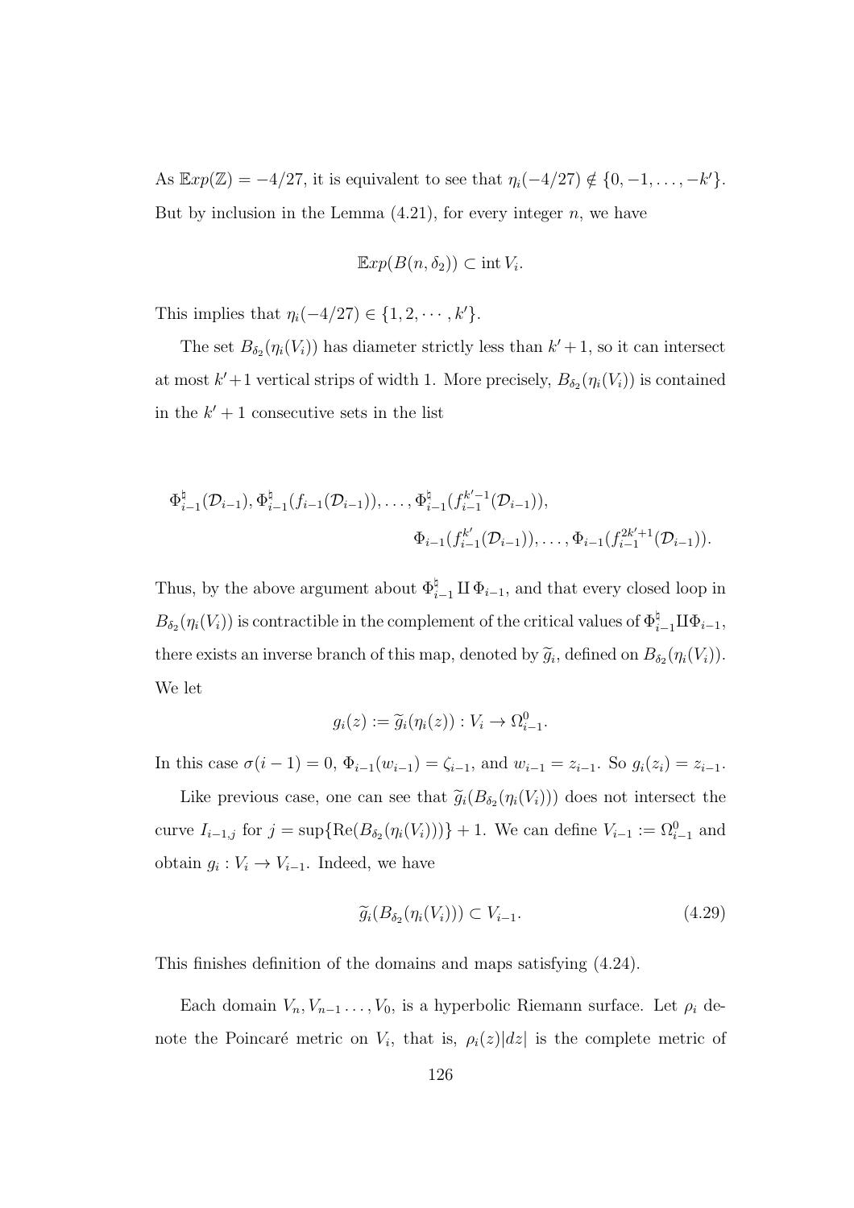As $\mathbb{E}xp(\mathbb{Z}) = -4/27$, it is equivalent to see that $\eta_i(-4/27) \notin \{0, -1, \dots, -k'\}$. But by inclusion in the Lemma (4.21), for every integer $n$, we have

$$\mathbb{E}xp(B(n, \delta_2)) \subset \operatorname{int} V_i.$$

This implies that $\eta_i(-4/27) \in \{1, 2, \cdots, k'\}$.

The set $B_{\delta_2}(\eta_i(V_i))$ has diameter strictly less than $k'+1$, so it can intersect at most $k'+1$ vertical strips of width 1. More precisely, $B_{\delta_2}(\eta_i(V_i))$ is contained in the $k'+1$ consecutive sets in the list

$$\Phi^\natural_{i-1}(\mathcal{D}_{i-1}), \Phi^\natural_{i-1}(f_{i-1}(\mathcal{D}_{i-1})), \dots, \Phi^\natural_{i-1}(f_{i-1}^{k'-1}(\mathcal{D}_{i-1})),$$
$$\Phi_{i-1}(f_{i-1}^{k'}(\mathcal{D}_{i-1})), \dots, \Phi_{i-1}(f_{i-1}^{2k'+1}(\mathcal{D}_{i-1})).$$

Thus, by the above argument about $\Phi^\natural_{i-1} \amalg \Phi_{i-1}$, and that every closed loop in $B_{\delta_2}(\eta_i(V_i))$ is contractible in the complement of the critical values of $\Phi^\natural_{i-1} \amalg \Phi_{i-1}$, there exists an inverse branch of this map, denoted by $\widetilde{g}_i$, defined on $B_{\delta_2}(\eta_i(V_i))$. We let

$$g_i(z) := \widetilde{g}_i(\eta_i(z)) : V_i \to \Omega^0_{i-1}.$$

In this case $\sigma(i-1) = 0$, $\Phi_{i-1}(w_{i-1}) = \zeta_{i-1}$, and $w_{i-1} = z_{i-1}$. So $g_i(z_i) = z_{i-1}$.

Like previous case, one can see that $\widetilde{g}_i(B_{\delta_2}(\eta_i(V_i)))$ does not intersect the curve $I_{i-1,j}$ for $j = \sup\{\operatorname{Re}(B_{\delta_2}(\eta_i(V_i)))\} + 1$. We can define $V_{i-1} := \Omega^0_{i-1}$ and obtain $g_i : V_i \to V_{i-1}$. Indeed, we have

$$\widetilde{g}_i(B_{\delta_2}(\eta_i(V_i))) \subset V_{i-1}. \tag{4.29}$$

This finishes definition of the domains and maps satisfying (4.24).

Each domain $V_n, V_{n-1} \dots, V_0$, is a hyperbolic Riemann surface. Let $\rho_i$ denote the Poincaré metric on $V_i$, that is, $\rho_i(z)|dz|$ is the complete metric of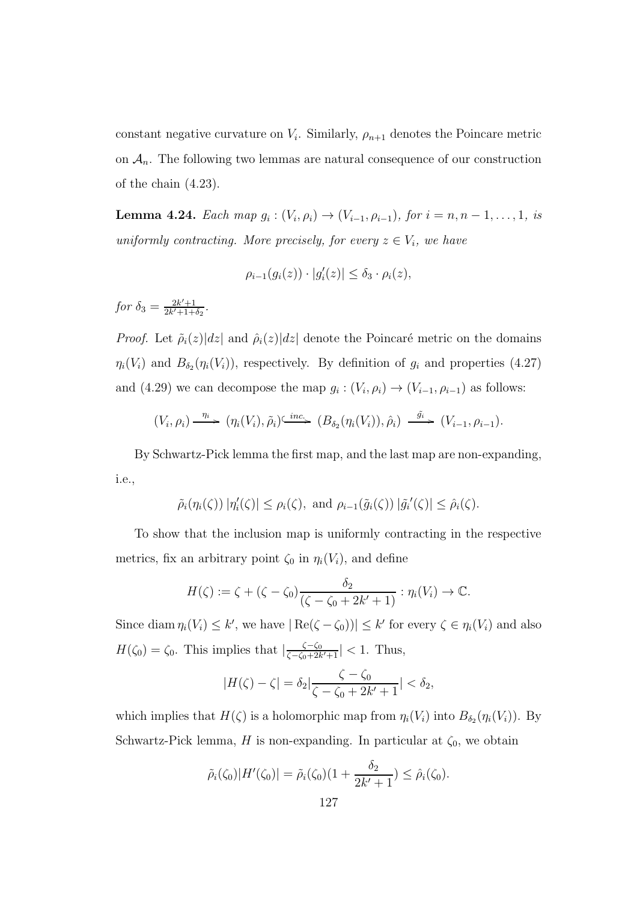constant negative curvature on $V_i$. Similarly, $\rho_{n+1}$ denotes the Poincare metric on $\mathcal{A}_n$. The following two lemmas are natural consequence of our construction of the chain (4.23).

**Lemma 4.24.** *Each map $g_i : (V_i, \rho_i) \to (V_{i-1}, \rho_{i-1})$, for $i = n, n-1, \dots, 1$, is uniformly contracting. More precisely, for every $z \in V_i$, we have*

$$\rho_{i-1}(g_i(z)) \cdot |g_i'(z)| \leq \delta_3 \cdot \rho_i(z),$$

*for $\delta_3 = \frac{2k'+1}{2k'+1+\delta_2}$.*

*Proof.* Let $\tilde{\rho}_i(z)|dz|$ and $\hat{\rho}_i(z)|dz|$ denote the Poincaré metric on the domains $\eta_i(V_i)$ and $B_{\delta_2}(\eta_i(V_i))$, respectively. By definition of $g_i$ and properties (4.27) and (4.29) we can decompose the map $g_i : (V_i, \rho_i) \to (V_{i-1}, \rho_{i-1})$ as follows:

$$(V_i, \rho_i) \xrightarrow{\eta_i} (\eta_i(V_i), \tilde{\rho}_i) \xhookrightarrow{inc.} (B_{\delta_2}(\eta_i(V_i)), \hat{\rho}_i) \xrightarrow{\tilde{g}_i} (V_{i-1}, \rho_{i-1}).$$

By Schwartz-Pick lemma the first map, and the last map are non-expanding, i.e.,

$$\tilde{\rho}_i(\eta_i(\zeta))\, |\eta_i'(\zeta)| \leq \rho_i(\zeta), \text{ and } \rho_{i-1}(\tilde{g}_i(\zeta))\, |\tilde{g}_i{}'(\zeta)| \leq \hat{\rho}_i(\zeta).$$

To show that the inclusion map is uniformly contracting in the respective metrics, fix an arbitrary point $\zeta_0$ in $\eta_i(V_i)$, and define

$$H(\zeta) := \zeta + (\zeta - \zeta_0)\frac{\delta_2}{(\zeta - \zeta_0 + 2k' + 1)} : \eta_i(V_i) \to \mathbb{C}.$$

Since $\operatorname{diam} \eta_i(V_i) \leq k'$, we have $|\operatorname{Re}(\zeta - \zeta_0))| \leq k'$ for every $\zeta \in \eta_i(V_i)$ and also $H(\zeta_0) = \zeta_0$. This implies that $|\frac{\zeta - \zeta_0}{\zeta - \zeta_0 + 2k' + 1}| < 1$. Thus,

$$|H(\zeta) - \zeta| = \delta_2 |\frac{\zeta - \zeta_0}{\zeta - \zeta_0 + 2k' + 1}| < \delta_2,$$

which implies that $H(\zeta)$ is a holomorphic map from $\eta_i(V_i)$ into $B_{\delta_2}(\eta_i(V_i))$. By Schwartz-Pick lemma, $H$ is non-expanding. In particular at $\zeta_0$, we obtain

$$\tilde{\rho}_i(\zeta_0)|H'(\zeta_0)| = \tilde{\rho}_i(\zeta_0)(1 + \frac{\delta_2}{2k' + 1}) \leq \hat{\rho}_i(\zeta_0).$$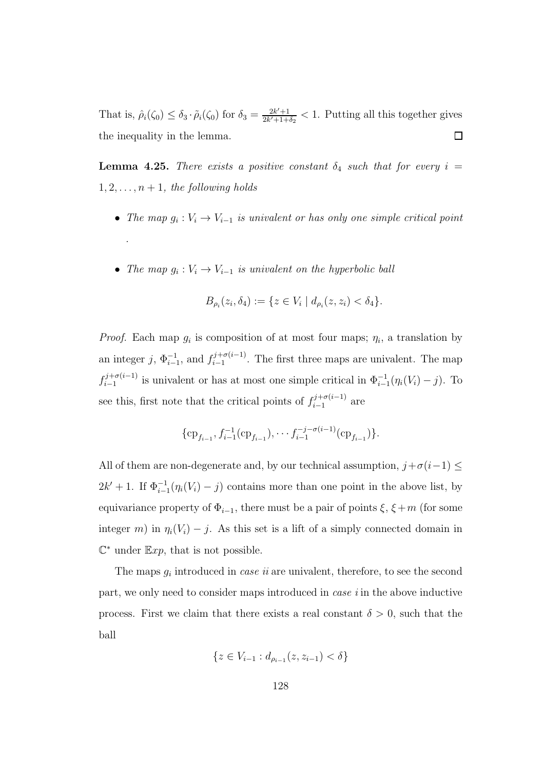That is, $\hat{\rho}_i(\zeta_0) \leq \delta_3 \cdot \tilde{\rho}_i(\zeta_0)$ for $\delta_3 = \frac{2k'+1}{2k'+1+\delta_2} < 1$. Putting all this together gives the inequality in the lemma. $\square$

**Lemma 4.25.** *There exists a positive constant $\delta_4$ such that for every $i = 1, 2, \ldots, n+1$, the following holds*

- *The map $g_i : V_i \to V_{i-1}$ is univalent or has only one simple critical point .*
- *The map $g_i : V_i \to V_{i-1}$ is univalent on the hyperbolic ball*

$$B_{\rho_i}(z_i, \delta_4) := \{z \in V_i \mid d_{\rho_i}(z, z_i) < \delta_4\}.$$

*Proof.* Each map $g_i$ is composition of at most four maps; $\eta_i$, a translation by an integer $j$, $\Phi_{i-1}^{-1}$, and $f_{i-1}^{j+\sigma(i-1)}$. The first three maps are univalent. The map $f_{i-1}^{j+\sigma(i-1)}$ is univalent or has at most one simple critical in $\Phi_{i-1}^{-1}(\eta_i(V_i) - j)$. To see this, first note that the critical points of $f_{i-1}^{j+\sigma(i-1)}$ are

$$\{\mathrm{cp}_{f_{i-1}}, f_{i-1}^{-1}(\mathrm{cp}_{f_{i-1}}), \cdots f_{i-1}^{-j-\sigma(i-1)}(\mathrm{cp}_{f_{i-1}})\}.$$

All of them are non-degenerate and, by our technical assumption, $j+\sigma(i-1) \leq 2k'+1$. If $\Phi_{i-1}^{-1}(\eta_i(V_i) - j)$ contains more than one point in the above list, by equivariance property of $\Phi_{i-1}$, there must be a pair of points $\xi$, $\xi + m$ (for some integer $m$) in $\eta_i(V_i) - j$. As this set is a lift of a simply connected domain in $\mathbb{C}^*$ under $\mathbb{E}xp$, that is not possible.

The maps $g_i$ introduced in *case ii* are univalent, therefore, to see the second part, we only need to consider maps introduced in *case i* in the above inductive process. First we claim that there exists a real constant $\delta > 0$, such that the ball

$$\{z \in V_{i-1} : d_{\rho_{i-1}}(z, z_{i-1}) < \delta\}$$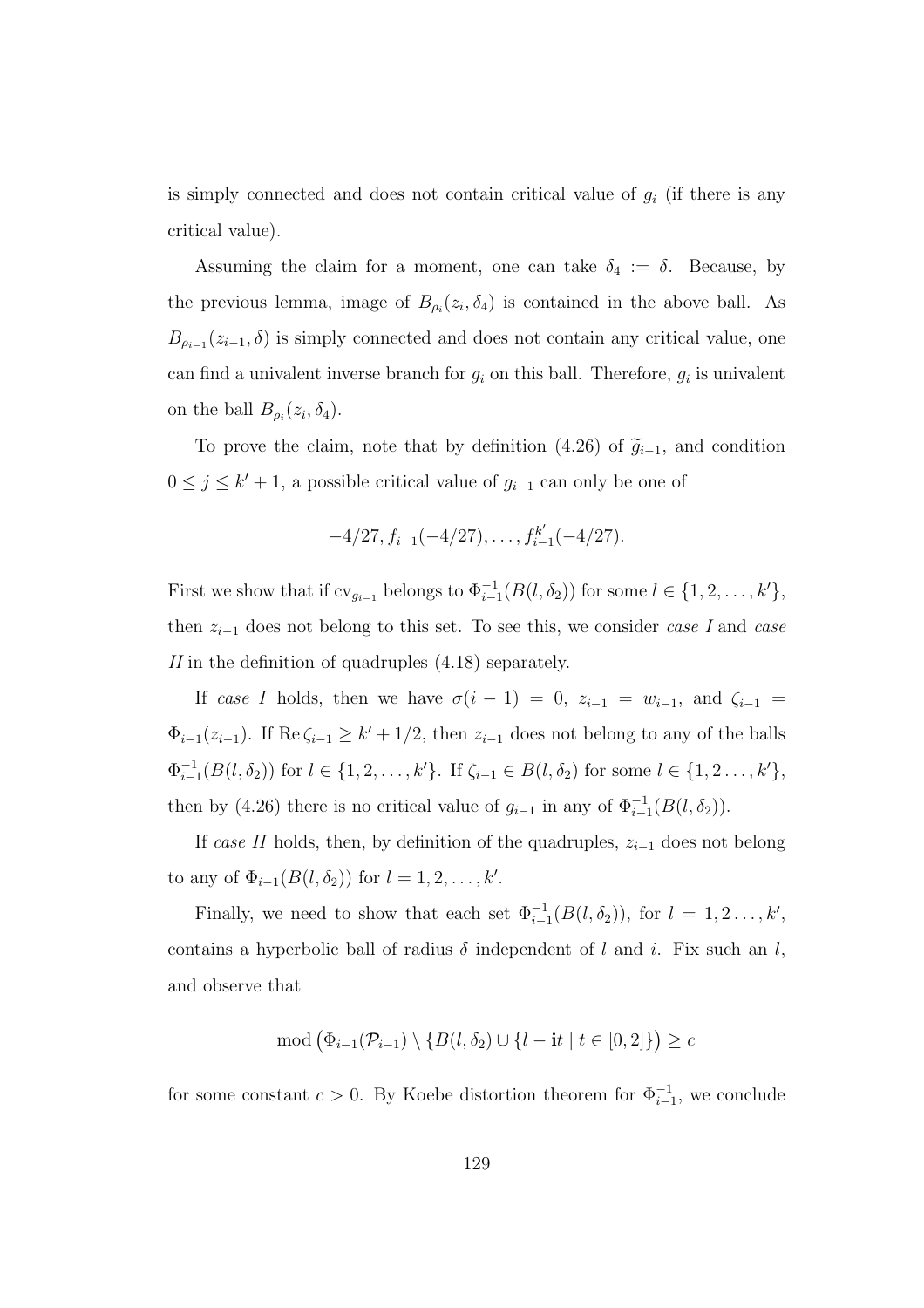is simply connected and does not contain critical value of $g_i$ (if there is any critical value).

Assuming the claim for a moment, one can take $\delta_4 := \delta$. Because, by the previous lemma, image of $B_{\rho_i}(z_i, \delta_4)$ is contained in the above ball. As $B_{\rho_{i-1}}(z_{i-1}, \delta)$ is simply connected and does not contain any critical value, one can find a univalent inverse branch for $g_i$ on this ball. Therefore, $g_i$ is univalent on the ball $B_{\rho_i}(z_i, \delta_4)$.

To prove the claim, note that by definition (4.26) of $\widetilde{g}_{i-1}$, and condition $0 \leq j \leq k' + 1$, a possible critical value of $g_{i-1}$ can only be one of

$$-4/27, f_{i-1}(-4/27), \ldots, f_{i-1}^{k'}(-4/27).$$

First we show that if $\mathrm{cv}_{g_{i-1}}$ belongs to $\Phi_{i-1}^{-1}(B(l, \delta_2))$ for some $l \in \{1, 2, \ldots, k'\}$, then $z_{i-1}$ does not belong to this set. To see this, we consider *case I* and *case II* in the definition of quadruples (4.18) separately.

If *case I* holds, then we have $\sigma(i-1) = 0$, $z_{i-1} = w_{i-1}$, and $\zeta_{i-1} = \Phi_{i-1}(z_{i-1})$. If $\operatorname{Re} \zeta_{i-1} \geq k' + 1/2$, then $z_{i-1}$ does not belong to any of the balls $\Phi_{i-1}^{-1}(B(l, \delta_2))$ for $l \in \{1, 2, \ldots, k'\}$. If $\zeta_{i-1} \in B(l, \delta_2)$ for some $l \in \{1, 2 \ldots, k'\}$, then by (4.26) there is no critical value of $g_{i-1}$ in any of $\Phi_{i-1}^{-1}(B(l, \delta_2))$.

If *case II* holds, then, by definition of the quadruples, $z_{i-1}$ does not belong to any of $\Phi_{i-1}(B(l, \delta_2))$ for $l = 1, 2, \ldots, k'$.

Finally, we need to show that each set $\Phi_{i-1}^{-1}(B(l, \delta_2))$, for $l = 1, 2 \ldots, k'$, contains a hyperbolic ball of radius $\delta$ independent of $l$ and $i$. Fix such an $l$, and observe that

$$\operatorname{mod}\left(\Phi_{i-1}(\mathcal{P}_{i-1}) \setminus \{B(l, \delta_2) \cup \{l - \mathbf{i}t \mid t \in [0, 2]\}\right) \geq c$$

for some constant $c > 0$. By Koebe distortion theorem for $\Phi_{i-1}^{-1}$, we conclude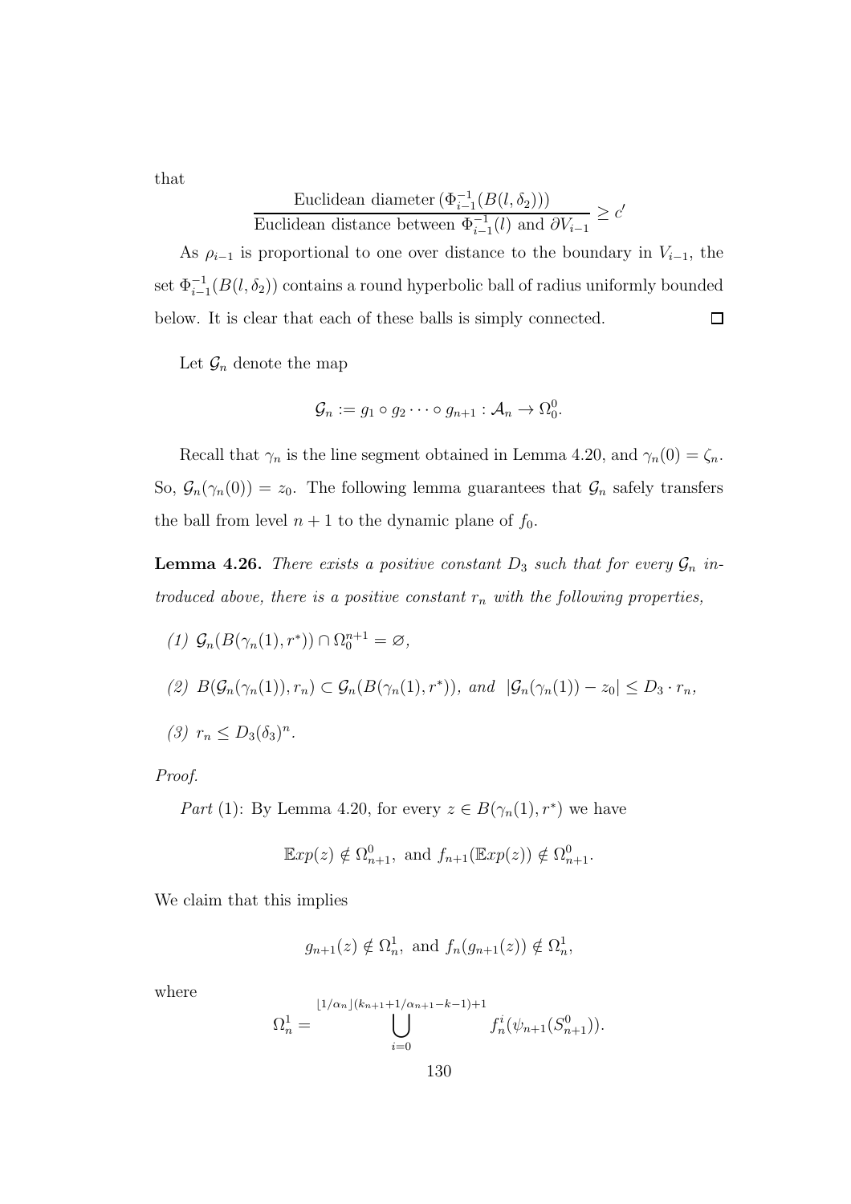that

$$\frac{\text{Euclidean diameter}\,(\Phi_{i-1}^{-1}(B(l,\delta_2)))}{\text{Euclidean distance between } \Phi_{i-1}^{-1}(l) \text{ and } \partial V_{i-1}} \geq c'$$

As $\rho_{i-1}$ is proportional to one over distance to the boundary in $V_{i-1}$, the set $\Phi_{i-1}^{-1}(B(l,\delta_2))$ contains a round hyperbolic ball of radius uniformly bounded below. It is clear that each of these balls is simply connected. □

Let $\mathcal{G}_n$ denote the map

$$\mathcal{G}_n := g_1 \circ g_2 \cdots \circ g_{n+1} : \mathcal{A}_n \to \Omega_0^0.$$

Recall that $\gamma_n$ is the line segment obtained in Lemma 4.20, and $\gamma_n(0) = \zeta_n$. So, $\mathcal{G}_n(\gamma_n(0)) = z_0$. The following lemma guarantees that $\mathcal{G}_n$ safely transfers the ball from level $n+1$ to the dynamic plane of $f_0$.

**Lemma 4.26.** *There exists a positive constant $D_3$ such that for every $\mathcal{G}_n$ introduced above, there is a positive constant $r_n$ with the following properties,*

*(1)* $\mathcal{G}_n(B(\gamma_n(1), r^*)) \cap \Omega_0^{n+1} = \varnothing$,

*(2)* $B(\mathcal{G}_n(\gamma_n(1)), r_n) \subset \mathcal{G}_n(B(\gamma_n(1), r^*))$, *and* $|\mathcal{G}_n(\gamma_n(1)) - z_0| \leq D_3 \cdot r_n$,

*(3)* $r_n \leq D_3(\delta_3)^n$.

*Proof.*

*Part* (1): By Lemma 4.20, for every $z \in B(\gamma_n(1), r^*)$ we have

$$\mathbb{E}xp(z) \notin \Omega_{n+1}^0, \text{ and } f_{n+1}(\mathbb{E}xp(z)) \notin \Omega_{n+1}^0.$$

We claim that this implies

$$g_{n+1}(z) \notin \Omega_n^1, \text{ and } f_n(g_{n+1}(z)) \notin \Omega_n^1,$$

where

$$\Omega_n^1 = \bigcup_{i=0}^{\lfloor 1/\alpha_n \rfloor (k_{n+1}+1/\alpha_{n+1}-k-1)+1} f_n^i(\psi_{n+1}(S_{n+1}^0)).$$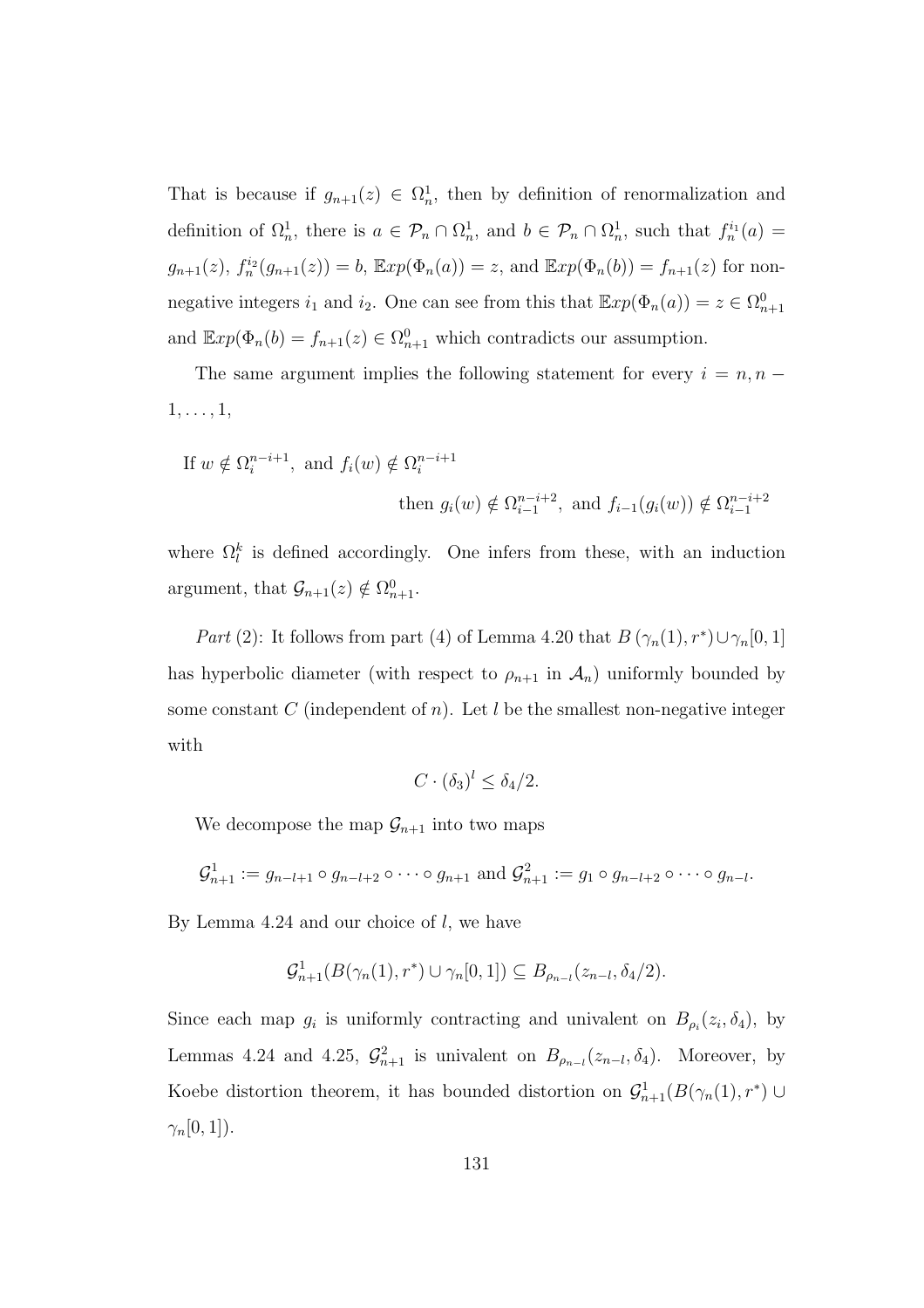That is because if $g_{n+1}(z) \in \Omega_n^1$, then by definition of renormalization and definition of $\Omega_n^1$, there is $a \in \mathcal{P}_n \cap \Omega_n^1$, and $b \in \mathcal{P}_n \cap \Omega_n^1$, such that $f_n^{i_1}(a) = g_{n+1}(z)$, $f_n^{i_2}(g_{n+1}(z)) = b$, $\mathbb{E}xp(\Phi_n(a)) = z$, and $\mathbb{E}xp(\Phi_n(b)) = f_{n+1}(z)$ for non-negative integers $i_1$ and $i_2$. One can see from this that $\mathbb{E}xp(\Phi_n(a)) = z \in \Omega_{n+1}^0$ and $\mathbb{E}xp(\Phi_n(b) = f_{n+1}(z) \in \Omega_{n+1}^0$ which contradicts our assumption.

The same argument implies the following statement for every $i = n, n-1, \ldots, 1$,

$$\text{If } w \notin \Omega_i^{n-i+1}, \text{ and } f_i(w) \notin \Omega_i^{n-i+1}$$

$$\text{then } g_i(w) \notin \Omega_{i-1}^{n-i+2}, \text{ and } f_{i-1}(g_i(w)) \notin \Omega_{i-1}^{n-i+2}$$

where $\Omega_l^k$ is defined accordingly. One infers from these, with an induction argument, that $\mathcal{G}_{n+1}(z) \notin \Omega_{n+1}^0$.

*Part* (2): It follows from part (4) of Lemma 4.20 that $B(\gamma_n(1), r^*) \cup \gamma_n[0,1]$ has hyperbolic diameter (with respect to $\rho_{n+1}$ in $\mathcal{A}_n$) uniformly bounded by some constant $C$ (independent of $n$). Let $l$ be the smallest non-negative integer with

$$C \cdot (\delta_3)^l \leq \delta_4/2.$$

We decompose the map $\mathcal{G}_{n+1}$ into two maps

$$\mathcal{G}_{n+1}^1 := g_{n-l+1} \circ g_{n-l+2} \circ \cdots \circ g_{n+1} \text{ and } \mathcal{G}_{n+1}^2 := g_1 \circ g_{n-l+2} \circ \cdots \circ g_{n-l}.$$

By Lemma 4.24 and our choice of $l$, we have

$$\mathcal{G}_{n+1}^1(B(\gamma_n(1), r^*) \cup \gamma_n[0,1]) \subseteq B_{\rho_{n-l}}(z_{n-l}, \delta_4/2).$$

Since each map $g_i$ is uniformly contracting and univalent on $B_{\rho_i}(z_i, \delta_4)$, by Lemmas 4.24 and 4.25, $\mathcal{G}_{n+1}^2$ is univalent on $B_{\rho_{n-l}}(z_{n-l}, \delta_4)$. Moreover, by Koebe distortion theorem, it has bounded distortion on $\mathcal{G}_{n+1}^1(B(\gamma_n(1), r^*) \cup \gamma_n[0,1])$.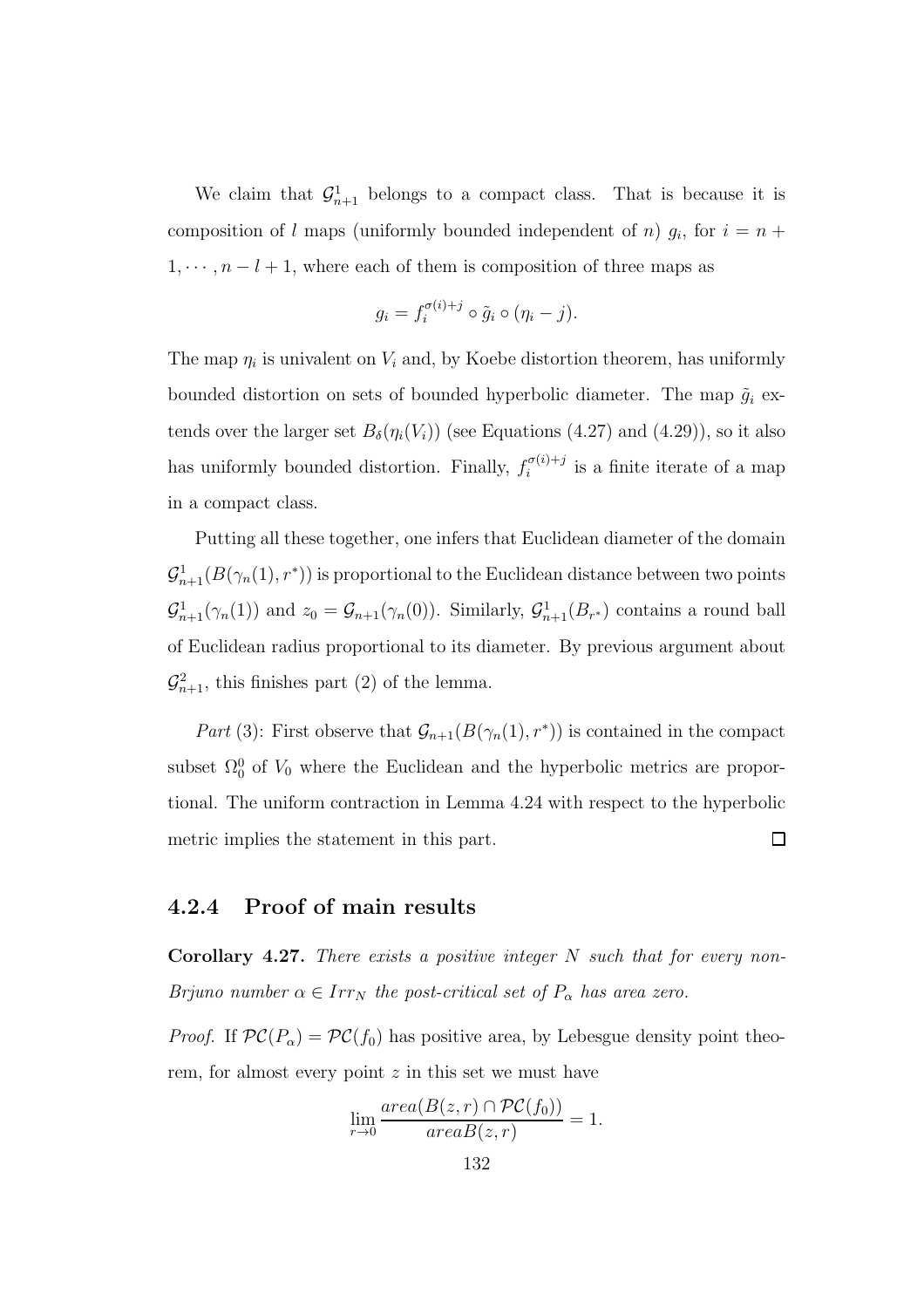We claim that $\mathcal{G}^1_{n+1}$ belongs to a compact class. That is because it is composition of $l$ maps (uniformly bounded independent of $n$) $g_i$, for $i = n+1, \cdots, n-l+1$, where each of them is composition of three maps as

$$g_i = f_i^{\sigma(i)+j} \circ \tilde{g}_i \circ (\eta_i - j).$$

The map $\eta_i$ is univalent on $V_i$ and, by Koebe distortion theorem, has uniformly bounded distortion on sets of bounded hyperbolic diameter. The map $\tilde{g}_i$ extends over the larger set $B_\delta(\eta_i(V_i))$ (see Equations (4.27) and (4.29)), so it also has uniformly bounded distortion. Finally, $f_i^{\sigma(i)+j}$ is a finite iterate of a map in a compact class.

Putting all these together, one infers that Euclidean diameter of the domain $\mathcal{G}^1_{n+1}(B(\gamma_n(1), r^*))$ is proportional to the Euclidean distance between two points $\mathcal{G}^1_{n+1}(\gamma_n(1))$ and $z_0 = \mathcal{G}_{n+1}(\gamma_n(0))$. Similarly, $\mathcal{G}^1_{n+1}(B_{r^*})$ contains a round ball of Euclidean radius proportional to its diameter. By previous argument about $\mathcal{G}^2_{n+1}$, this finishes part (2) of the lemma.

*Part* (3): First observe that $\mathcal{G}_{n+1}(B(\gamma_n(1), r^*))$ is contained in the compact subset $\Omega^0_0$ of $V_0$ where the Euclidean and the hyperbolic metrics are proportional. The uniform contraction in Lemma 4.24 with respect to the hyperbolic metric implies the statement in this part. □

### 4.2.4 Proof of main results

**Corollary 4.27.** *There exists a positive integer $N$ such that for every non-Brjuno number $\alpha \in Irr_N$ the post-critical set of $P_\alpha$ has area zero.*

*Proof.* If $\mathcal{PC}(P_\alpha) = \mathcal{PC}(f_0)$ has positive area, by Lebesgue density point theorem, for almost every point $z$ in this set we must have

$$\lim_{r\to 0} \frac{area(B(z,r) \cap \mathcal{PC}(f_0))}{area B(z,r)} = 1.$$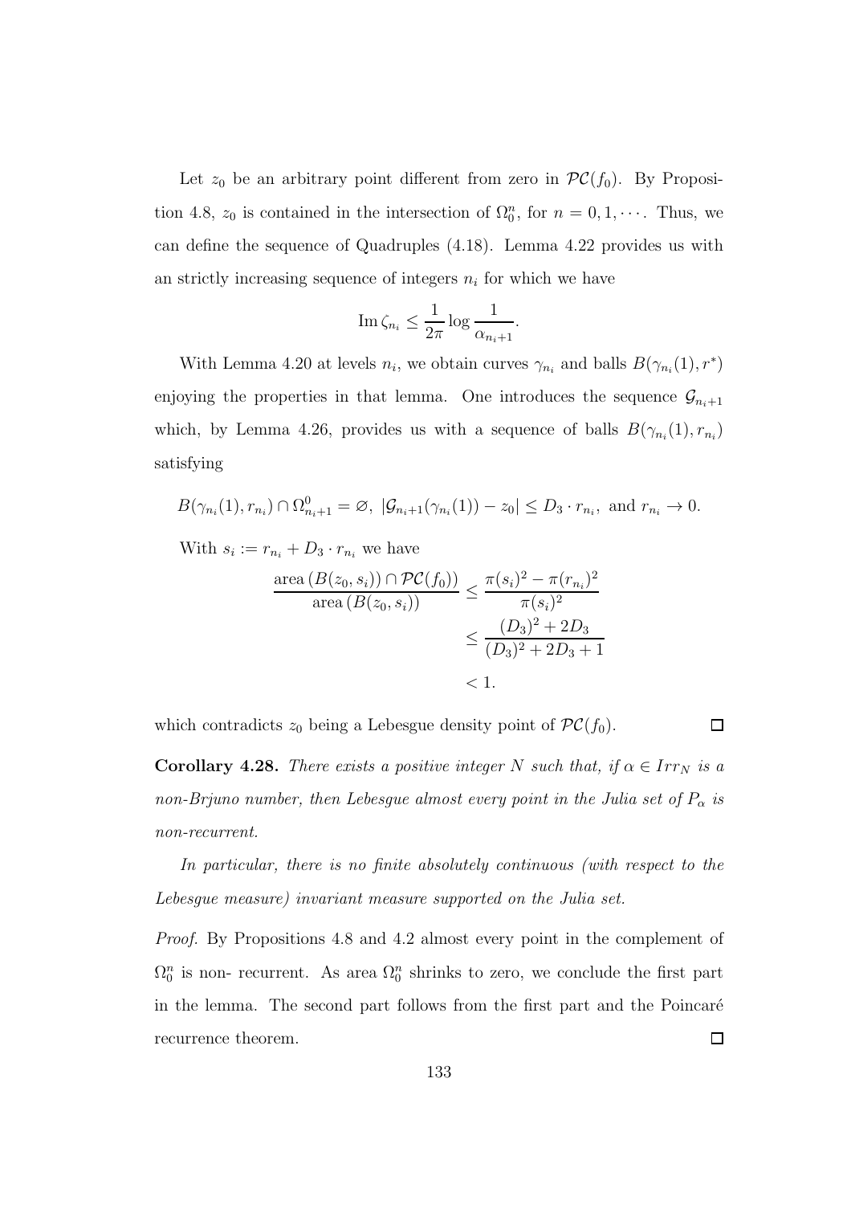Let $z_0$ be an arbitrary point different from zero in $\mathcal{PC}(f_0)$. By Proposition 4.8, $z_0$ is contained in the intersection of $\Omega_0^n$, for $n = 0, 1, \cdots$. Thus, we can define the sequence of Quadruples (4.18). Lemma 4.22 provides us with an strictly increasing sequence of integers $n_i$ for which we have

$$\operatorname{Im} \zeta_{n_i} \leq \frac{1}{2\pi} \log \frac{1}{\alpha_{n_i+1}}.$$

With Lemma 4.20 at levels $n_i$, we obtain curves $\gamma_{n_i}$ and balls $B(\gamma_{n_i}(1), r^*)$ enjoying the properties in that lemma. One introduces the sequence $\mathcal{G}_{n_i+1}$ which, by Lemma 4.26, provides us with a sequence of balls $B(\gamma_{n_i}(1), r_{n_i})$ satisfying

$$B(\gamma_{n_i}(1), r_{n_i}) \cap \Omega_{n_i+1}^0 = \varnothing,\ |\mathcal{G}_{n_i+1}(\gamma_{n_i}(1)) - z_0| \leq D_3 \cdot r_{n_i},\ \text{and } r_{n_i} \to 0.$$

With $s_i := r_{n_i} + D_3 \cdot r_{n_i}$ we have

$$\begin{aligned}
\frac{\operatorname{area}(B(z_0, s_i)) \cap \mathcal{PC}(f_0))}{\operatorname{area}(B(z_0, s_i))} &\leq \frac{\pi(s_i)^2 - \pi(r_{n_i})^2}{\pi(s_i)^2} \\
&\leq \frac{(D_3)^2 + 2D_3}{(D_3)^2 + 2D_3 + 1} \\
&< 1.
\end{aligned}$$

which contradicts $z_0$ being a Lebesgue density point of $\mathcal{PC}(f_0)$. $\square$

**Corollary 4.28.** *There exists a positive integer $N$ such that, if $\alpha \in Irr_N$ is a non-Brjuno number, then Lebesgue almost every point in the Julia set of $P_\alpha$ is non-recurrent.*

*In particular, there is no finite absolutely continuous (with respect to the Lebesgue measure) invariant measure supported on the Julia set.*

*Proof.* By Propositions 4.8 and 4.2 almost every point in the complement of $\Omega_0^n$ is non- recurrent. As area $\Omega_0^n$ shrinks to zero, we conclude the first part in the lemma. The second part follows from the first part and the Poincaré recurrence theorem. $\square$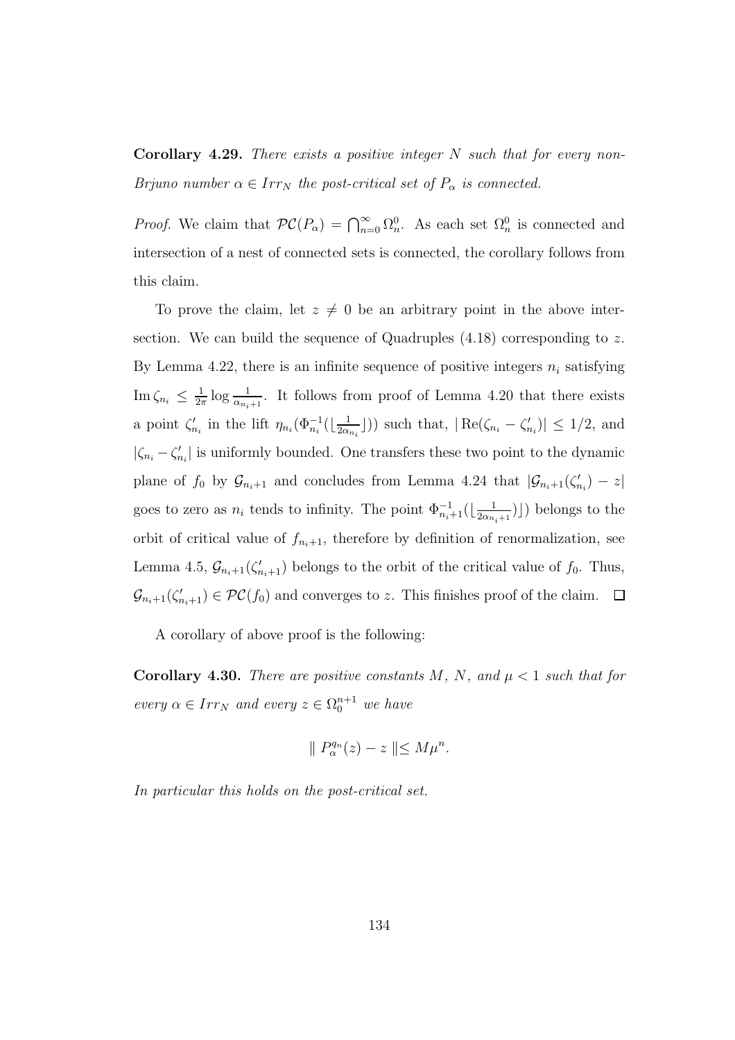**Corollary 4.29.** *There exists a positive integer $N$ such that for every non-Brjuno number $\alpha \in Irr_N$ the post-critical set of $P_\alpha$ is connected.*

*Proof.* We claim that $\mathcal{PC}(P_\alpha) = \bigcap_{n=0}^{\infty} \Omega_n^0$. As each set $\Omega_n^0$ is connected and intersection of a nest of connected sets is connected, the corollary follows from this claim.

To prove the claim, let $z \neq 0$ be an arbitrary point in the above intersection. We can build the sequence of Quadruples (4.18) corresponding to $z$. By Lemma 4.22, there is an infinite sequence of positive integers $n_i$ satisfying $\operatorname{Im} \zeta_{n_i} \leq \frac{1}{2\pi} \log \frac{1}{\alpha_{n_i+1}}$. It follows from proof of Lemma 4.20 that there exists a point $\zeta'_{n_i}$ in the lift $\eta_{n_i}(\Phi_{n_i}^{-1}(\lfloor \frac{1}{2\alpha_{n_i}} \rfloor))$ such that, $|\operatorname{Re}(\zeta_{n_i} - \zeta'_{n_i})| \leq 1/2$, and $|\zeta_{n_i} - \zeta'_{n_i}|$ is uniformly bounded. One transfers these two point to the dynamic plane of $f_0$ by $\mathcal{G}_{n_i+1}$ and concludes from Lemma 4.24 that $|\mathcal{G}_{n_i+1}(\zeta'_{n_i}) - z|$ goes to zero as $n_i$ tends to infinity. The point $\Phi_{n_i+1}^{-1}(\lfloor \frac{1}{2\alpha_{n_i+1}}) \rfloor)$ belongs to the orbit of critical value of $f_{n_i+1}$, therefore by definition of renormalization, see Lemma 4.5, $\mathcal{G}_{n_i+1}(\zeta'_{n_i+1})$ belongs to the orbit of the critical value of $f_0$. Thus, $\mathcal{G}_{n_i+1}(\zeta'_{n_i+1}) \in \mathcal{PC}(f_0)$ and converges to $z$. This finishes proof of the claim. $\square$

A corollary of above proof is the following:

**Corollary 4.30.** *There are positive constants $M$, $N$, and $\mu < 1$ such that for every $\alpha \in Irr_N$ and every $z \in \Omega_0^{n+1}$ we have*

$$\| P_\alpha^{q_n}(z) - z \| \leq M\mu^n.$$

*In particular this holds on the post-critical set.*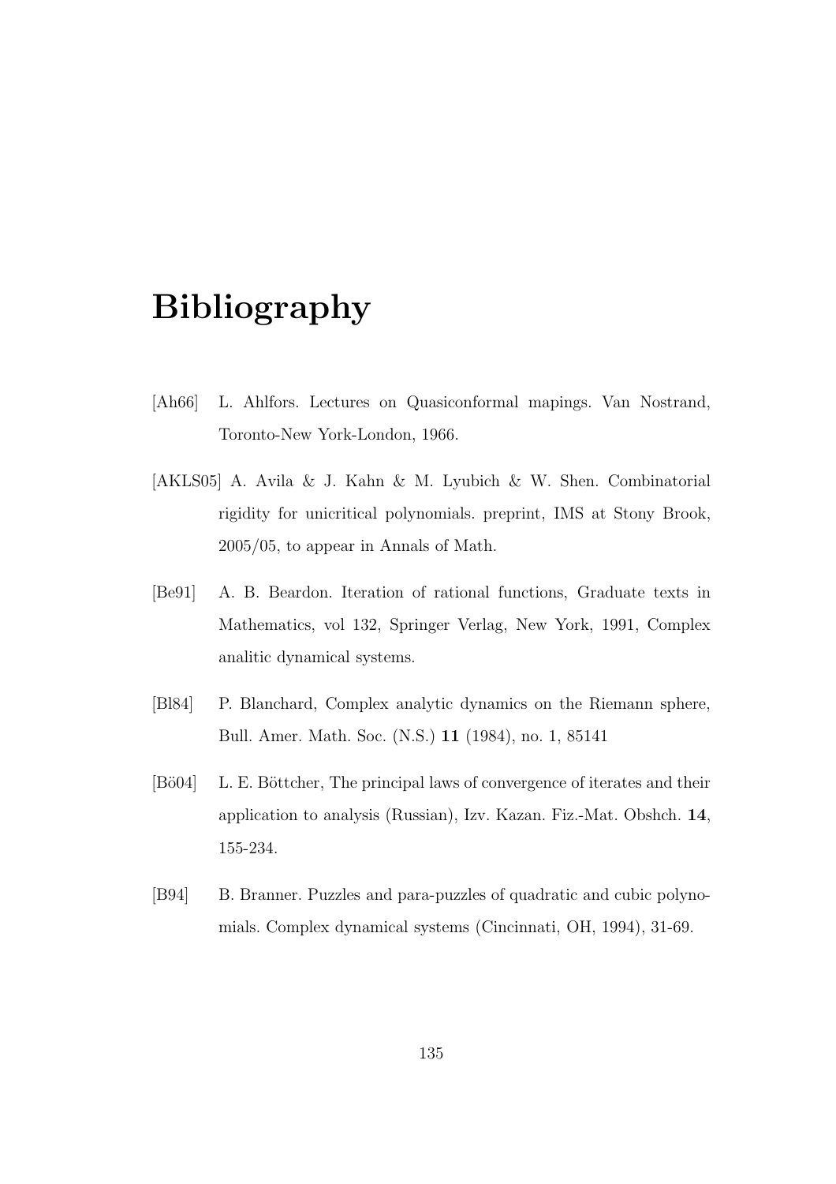# Bibliography

[Ah66] L. Ahlfors. Lectures on Quasiconformal mapings. Van Nostrand, Toronto-New York-London, 1966.

[AKLS05] A. Avila & J. Kahn & M. Lyubich & W. Shen. Combinatorial rigidity for unicritical polynomials. preprint, IMS at Stony Brook, 2005/05, to appear in Annals of Math.

[Be91] A. B. Beardon. Iteration of rational functions, Graduate texts in Mathematics, vol 132, Springer Verlag, New York, 1991, Complex analitic dynamical systems.

[Bl84] P. Blanchard, Complex analytic dynamics on the Riemann sphere, Bull. Amer. Math. Soc. (N.S.) **11** (1984), no. 1, 85141

[Bö04] L. E. Böttcher, The principal laws of convergence of iterates and their application to analysis (Russian), Izv. Kazan. Fiz.-Mat. Obshch. **14**, 155-234.

[B94] B. Branner. Puzzles and para-puzzles of quadratic and cubic polynomials. Complex dynamical systems (Cincinnati, OH, 1994), 31-69.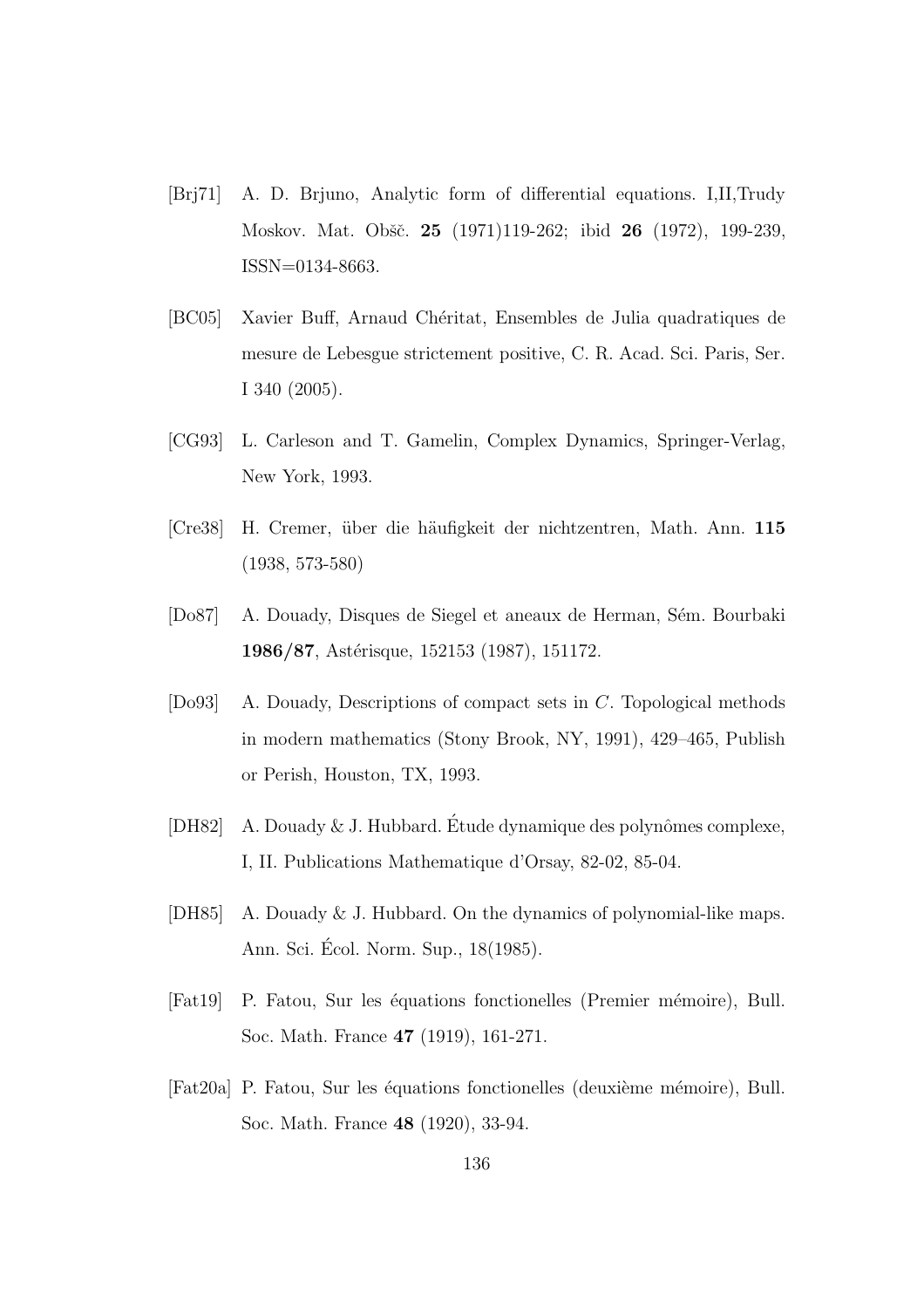[Brj71] A. D. Brjuno, Analytic form of differential equations. I,II,Trudy Moskov. Mat. Obšč. **25** (1971)119-262; ibid **26** (1972), 199-239, ISSN=0134-8663.

[BC05] Xavier Buff, Arnaud Chéritat, Ensembles de Julia quadratiques de mesure de Lebesgue strictement positive, C. R. Acad. Sci. Paris, Ser. I 340 (2005).

[CG93] L. Carleson and T. Gamelin, Complex Dynamics, Springer-Verlag, New York, 1993.

[Cre38] H. Cremer, über die häufigkeit der nichtzentren, Math. Ann. **115** (1938, 573-580)

[Do87] A. Douady, Disques de Siegel et aneaux de Herman, Sém. Bourbaki **1986/87**, Astérisque, 152153 (1987), 151172.

[Do93] A. Douady, Descriptions of compact sets in $C$. Topological methods in modern mathematics (Stony Brook, NY, 1991), 429–465, Publish or Perish, Houston, TX, 1993.

[DH82] A. Douady & J. Hubbard. Étude dynamique des polynômes complexe, I, II. Publications Mathematique d'Orsay, 82-02, 85-04.

[DH85] A. Douady & J. Hubbard. On the dynamics of polynomial-like maps. Ann. Sci. École. Norm. Sup., 18(1985).

[Fat19] P. Fatou, Sur les équations fonctionelles (Premier mémoire), Bull. Soc. Math. France **47** (1919), 161-271.

[Fat20a] P. Fatou, Sur les équations fonctionelles (deuxième mémoire), Bull. Soc. Math. France **48** (1920), 33-94.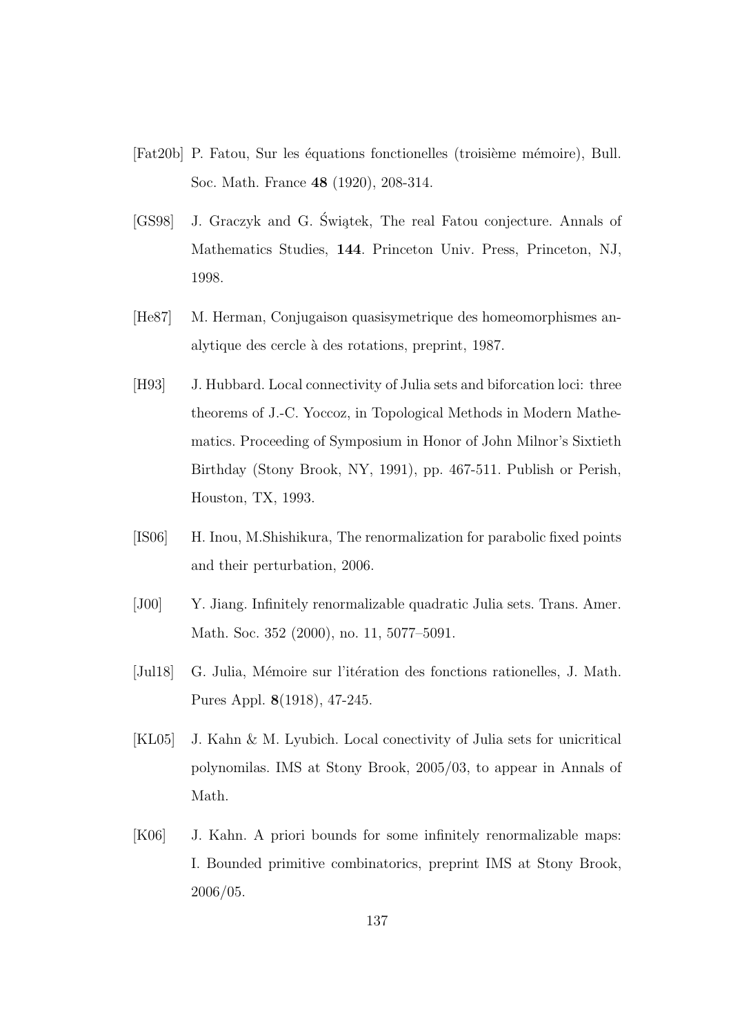[Fat20b] P. Fatou, Sur les équations fonctionelles (troisième mémoire), Bull. Soc. Math. France **48** (1920), 208-314.

[GS98] J. Graczyk and G. Świątek, The real Fatou conjecture. Annals of Mathematics Studies, **144**. Princeton Univ. Press, Princeton, NJ, 1998.

[He87] M. Herman, Conjugaison quasisymetrique des homeomorphismes analytique des cercle à des rotations, preprint, 1987.

[H93] J. Hubbard. Local connectivity of Julia sets and biforcation loci: three theorems of J.-C. Yoccoz, in Topological Methods in Modern Mathematics. Proceeding of Symposium in Honor of John Milnor's Sixtieth Birthday (Stony Brook, NY, 1991), pp. 467-511. Publish or Perish, Houston, TX, 1993.

[IS06] H. Inou, M.Shishikura, The renormalization for parabolic fixed points and their perturbation, 2006.

[J00] Y. Jiang. Infinitely renormalizable quadratic Julia sets. Trans. Amer. Math. Soc. 352 (2000), no. 11, 5077–5091.

[Jul18] G. Julia, Mémoire sur l'itération des fonctions rationelles, J. Math. Pures Appl. **8**(1918), 47-245.

[KL05] J. Kahn & M. Lyubich. Local conectivity of Julia sets for unicritical polynomilas. IMS at Stony Brook, 2005/03, to appear in Annals of Math.

[K06] J. Kahn. A priori bounds for some infinitely renormalizable maps: I. Bounded primitive combinatorics, preprint IMS at Stony Brook, 2006/05.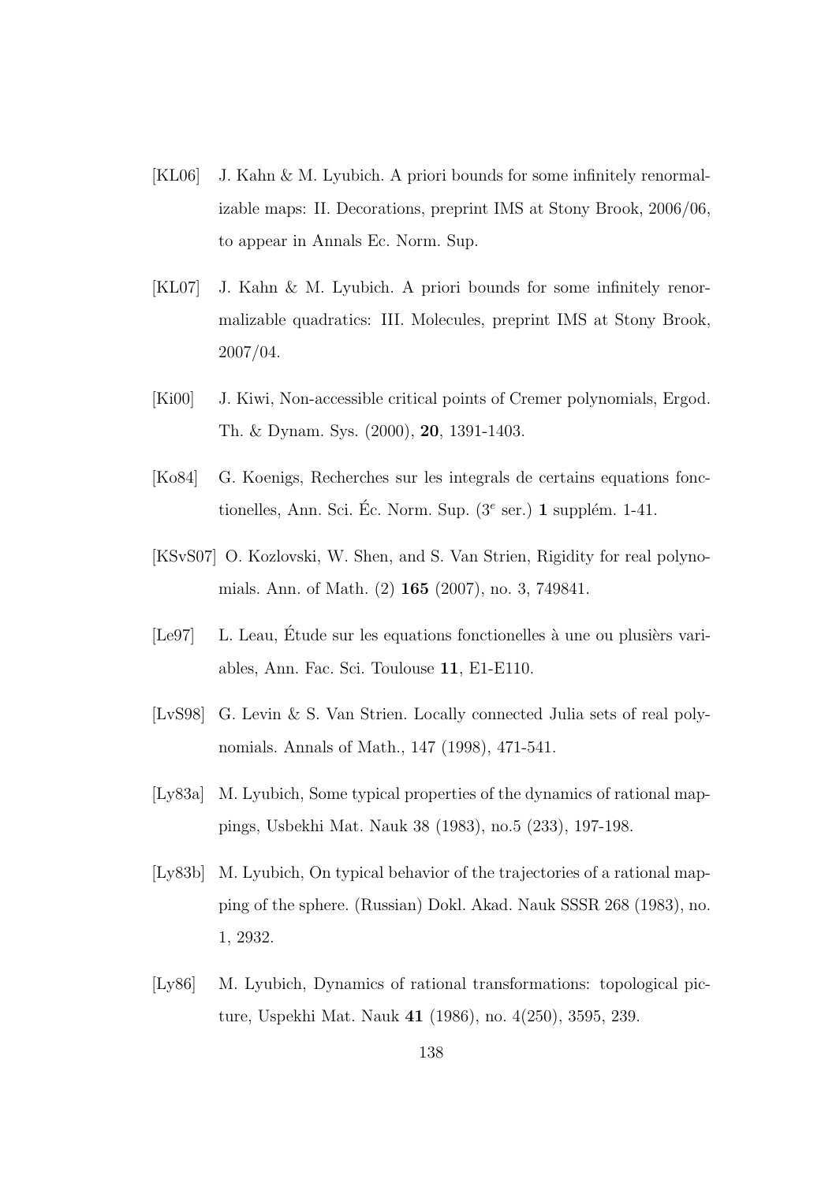[KL06] J. Kahn & M. Lyubich. A priori bounds for some infinitely renormalizable maps: II. Decorations, preprint IMS at Stony Brook, 2006/06, to appear in Annals Ec. Norm. Sup.

[KL07] J. Kahn & M. Lyubich. A priori bounds for some infinitely renormalizable quadratics: III. Molecules, preprint IMS at Stony Brook, 2007/04.

[Ki00] J. Kiwi, Non-accessible critical points of Cremer polynomials, Ergod. Th. & Dynam. Sys. (2000), **20**, 1391-1403.

[Ko84] G. Koenigs, Recherches sur les integrals de certains equations fonctionelles, Ann. Sci. Éc. Norm. Sup. ($3^e$ ser.) **1** supplém. 1-41.

[KSvS07] O. Kozlovski, W. Shen, and S. Van Strien, Rigidity for real polynomials. Ann. of Math. (2) **165** (2007), no. 3, 749841.

[Le97] L. Leau, Étude sur les equations fonctionelles à une ou plusièrs variables, Ann. Fac. Sci. Toulouse **11**, E1-E110.

[LvS98] G. Levin & S. Van Strien. Locally connected Julia sets of real polynomials. Annals of Math., 147 (1998), 471-541.

[Ly83a] M. Lyubich, Some typical properties of the dynamics of rational mappings, Usbekhi Mat. Nauk 38 (1983), no.5 (233), 197-198.

[Ly83b] M. Lyubich, On typical behavior of the trajectories of a rational mapping of the sphere. (Russian) Dokl. Akad. Nauk SSSR 268 (1983), no. 1, 2932.

[Ly86] M. Lyubich, Dynamics of rational transformations: topological picture, Uspekhi Mat. Nauk **41** (1986), no. 4(250), 3595, 239.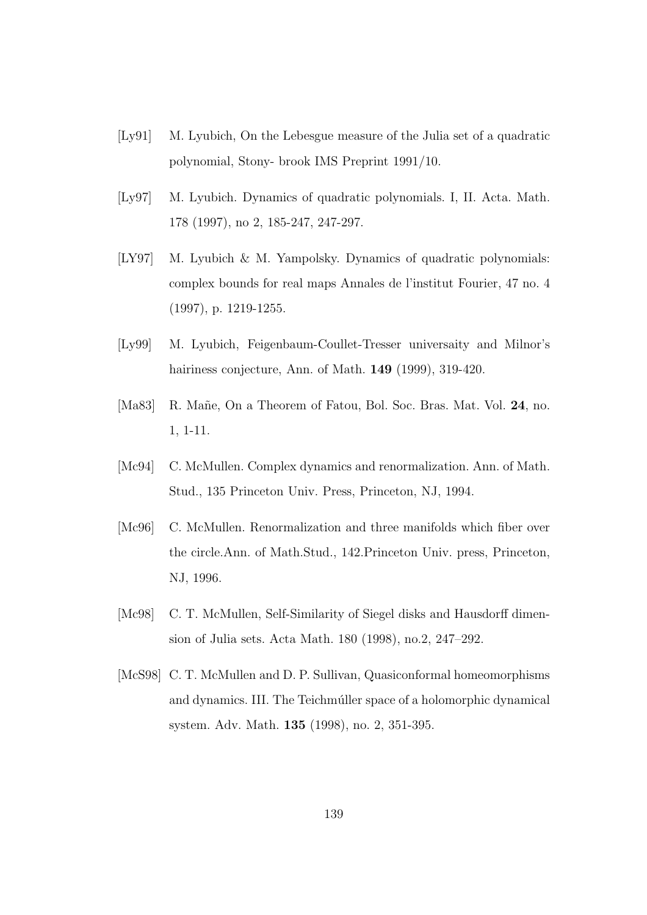[Ly91] M. Lyubich, On the Lebesgue measure of the Julia set of a quadratic polynomial, Stony- brook IMS Preprint 1991/10.

[Ly97] M. Lyubich. Dynamics of quadratic polynomials. I, II. Acta. Math. 178 (1997), no 2, 185-247, 247-297.

[LY97] M. Lyubich & M. Yampolsky. Dynamics of quadratic polynomials: complex bounds for real maps Annales de l'institut Fourier, 47 no. 4 (1997), p. 1219-1255.

[Ly99] M. Lyubich, Feigenbaum-Coullet-Tresser universaity and Milnor's hairiness conjecture, Ann. of Math. **149** (1999), 319-420.

[Ma83] R. Mañe, On a Theorem of Fatou, Bol. Soc. Bras. Mat. Vol. **24**, no. 1, 1-11.

[Mc94] C. McMullen. Complex dynamics and renormalization. Ann. of Math. Stud., 135 Princeton Univ. Press, Princeton, NJ, 1994.

[Mc96] C. McMullen. Renormalization and three manifolds which fiber over the circle.Ann. of Math.Stud., 142.Princeton Univ. press, Princeton, NJ, 1996.

[Mc98] C. T. McMullen, Self-Similarity of Siegel disks and Hausdorff dimension of Julia sets. Acta Math. 180 (1998), no.2, 247–292.

[McS98] C. T. McMullen and D. P. Sullivan, Quasiconformal homeomorphisms and dynamics. III. The Teichmúller space of a holomorphic dynamical system. Adv. Math. **135** (1998), no. 2, 351-395.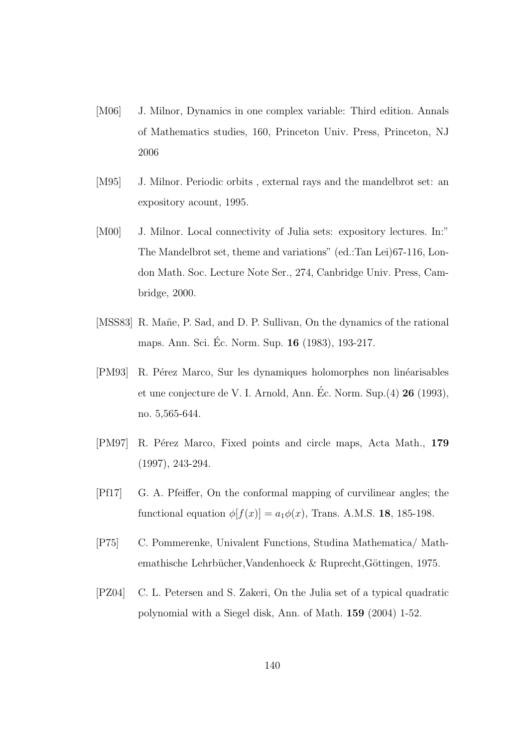[M06] J. Milnor, Dynamics in one complex variable: Third edition. Annals of Mathematics studies, 160, Princeton Univ. Press, Princeton, NJ 2006

[M95] J. Milnor. Periodic orbits , external rays and the mandelbrot set: an expository acount, 1995.

[M00] J. Milnor. Local connectivity of Julia sets: expository lectures. In:" The Mandelbrot set, theme and variations" (ed.:Tan Lei)67-116, London Math. Soc. Lecture Note Ser., 274, Canbridge Univ. Press, Cambridge, 2000.

[MSS83] R. Mañe, P. Sad, and D. P. Sullivan, On the dynamics of the rational maps. Ann. Sci. Éc. Norm. Sup. **16** (1983), 193-217.

[PM93] R. Pérez Marco, Sur les dynamiques holomorphes non linéarisables et une conjecture de V. I. Arnold, Ann. Éc. Norm. Sup.(4) **26** (1993), no. 5,565-644.

[PM97] R. Pérez Marco, Fixed points and circle maps, Acta Math., **179** (1997), 243-294.

[Pf17] G. A. Pfeiffer, On the conformal mapping of curvilinear angles; the functional equation $\phi[f(x)] = a_1\phi(x)$, Trans. A.M.S. **18**, 185-198.

[P75] C. Pommerenke, Univalent Functions, Studina Mathematica/ Mathemathische Lehrbücher,Vandenhoeck & Ruprecht,Göttingen, 1975.

[PZ04] C. L. Petersen and S. Zakeri, On the Julia set of a typical quadratic polynomial with a Siegel disk, Ann. of Math. **159** (2004) 1-52.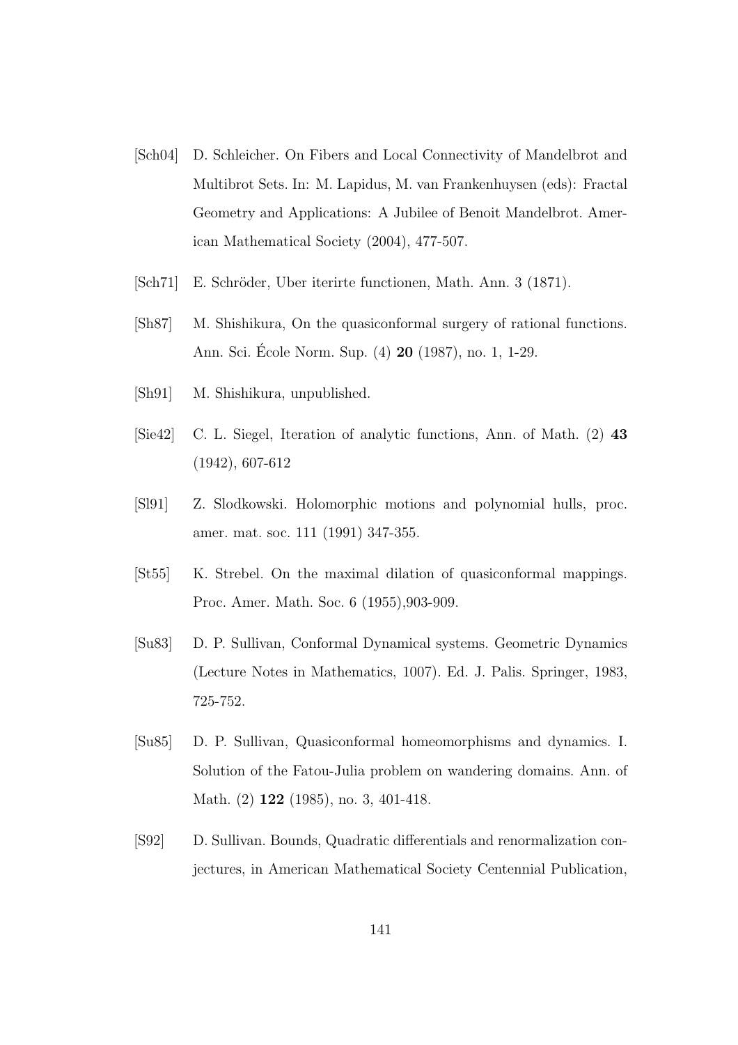[Sch04] D. Schleicher. On Fibers and Local Connectivity of Mandelbrot and Multibrot Sets. In: M. Lapidus, M. van Frankenhuysen (eds): Fractal Geometry and Applications: A Jubilee of Benoit Mandelbrot. American Mathematical Society (2004), 477-507.

[Sch71] E. Schröder, Uber iterirte functionen, Math. Ann. 3 (1871).

[Sh87] M. Shishikura, On the quasiconformal surgery of rational functions. Ann. Sci. École Norm. Sup. (4) **20** (1987), no. 1, 1-29.

[Sh91] M. Shishikura, unpublished.

[Sie42] C. L. Siegel, Iteration of analytic functions, Ann. of Math. (2) **43** (1942), 607-612

[Sl91] Z. Slodkowski. Holomorphic motions and polynomial hulls, proc. amer. mat. soc. 111 (1991) 347-355.

[St55] K. Strebel. On the maximal dilation of quasiconformal mappings. Proc. Amer. Math. Soc. 6 (1955),903-909.

[Su83] D. P. Sullivan, Conformal Dynamical systems. Geometric Dynamics (Lecture Notes in Mathematics, 1007). Ed. J. Palis. Springer, 1983, 725-752.

[Su85] D. P. Sullivan, Quasiconformal homeomorphisms and dynamics. I. Solution of the Fatou-Julia problem on wandering domains. Ann. of Math. (2) **122** (1985), no. 3, 401-418.

[S92] D. Sullivan. Bounds, Quadratic differentials and renormalization conjectures, in American Mathematical Society Centennial Publication,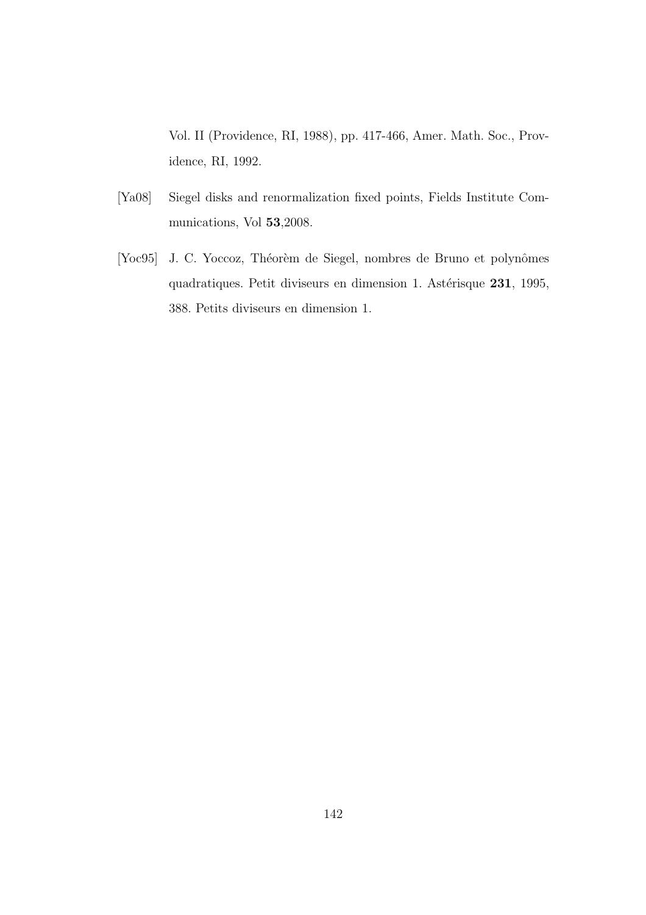Vol. II (Providence, RI, 1988), pp. 417-466, Amer. Math. Soc., Providence, RI, 1992.

[Ya08] Siegel disks and renormalization fixed points, Fields Institute Communications, Vol **53**,2008.

[Yoc95] J. C. Yoccoz, Théorèm de Siegel, nombres de Bruno et polynômes quadratiques. Petit diviseurs en dimension 1. Astérisque **231**, 1995, 388. Petits diviseurs en dimension 1.